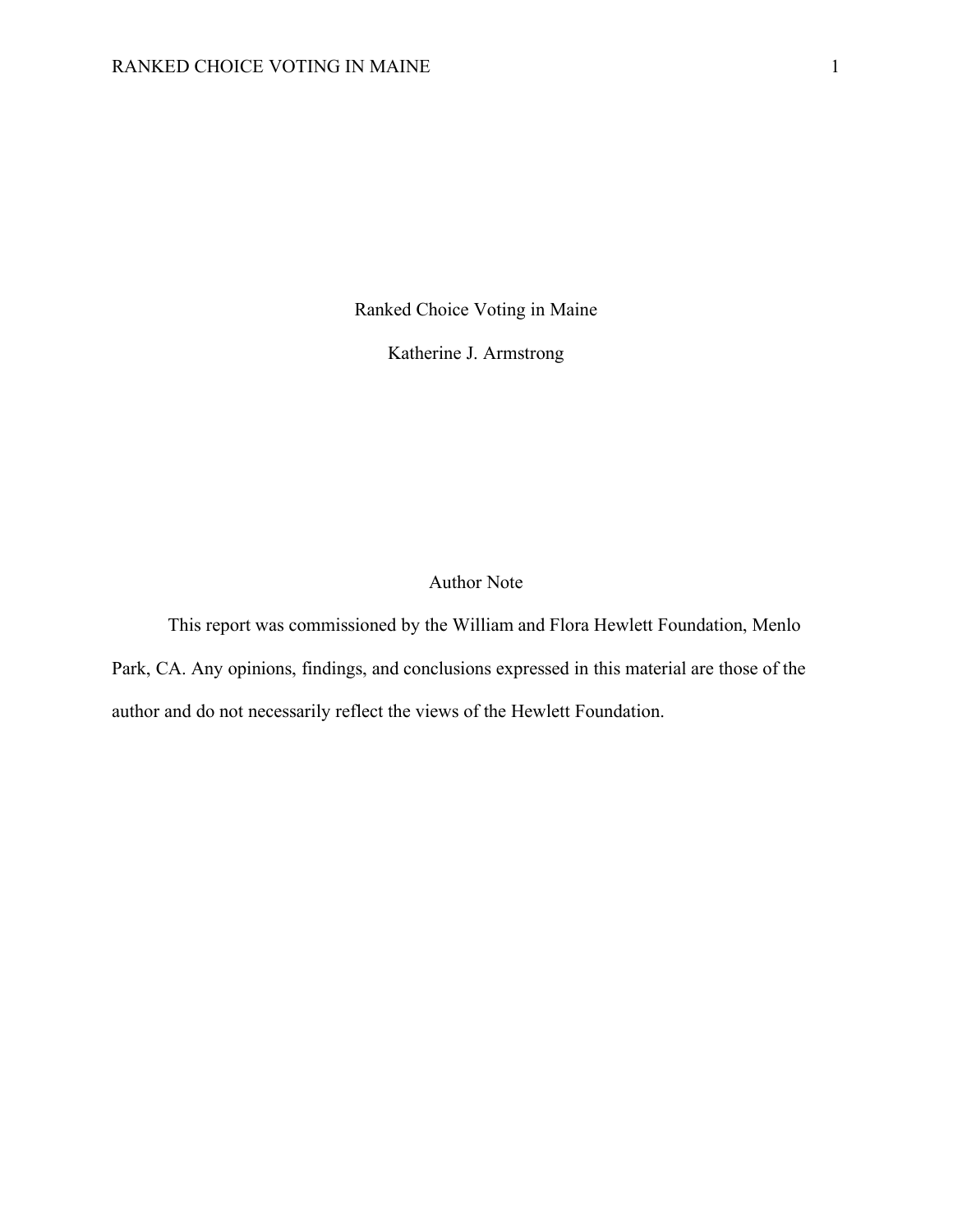# Ranked Choice Voting in Maine

Katherine J. Armstrong

## Author Note

This report was commissioned by the William and Flora Hewlett Foundation, Menlo Park, CA. Any opinions, findings, and conclusions expressed in this material are those of the author and do not necessarily reflect the views of the Hewlett Foundation.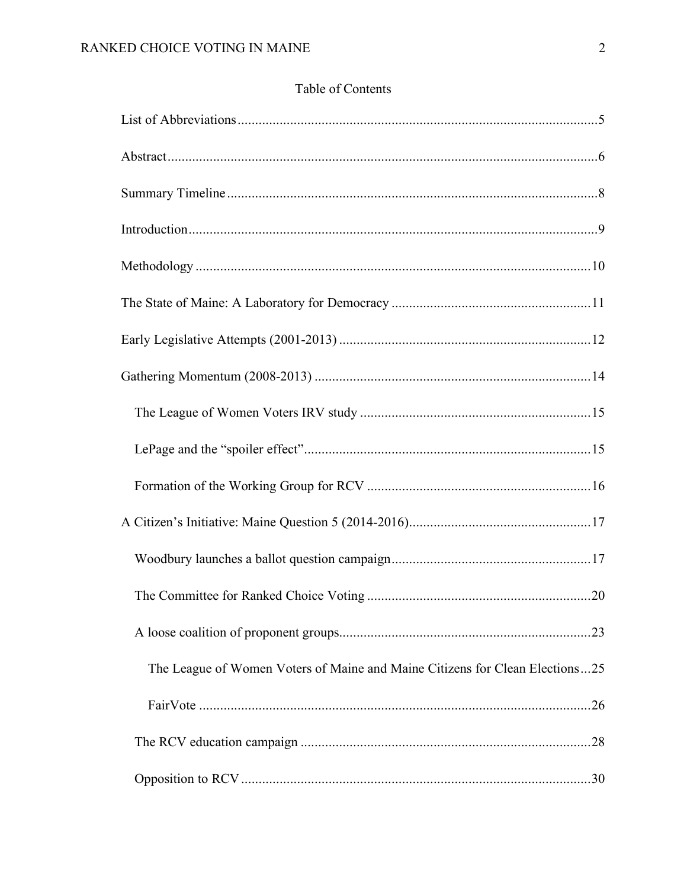# Table of Contents

List of Abbreviations ........................................ 5

Abstract ........................................ 6

Summary Timeline ........................................ 8

Introduction ........................................ 9

Methodology ........................................ 10

The State of Maine: A Laboratory for Democracy ........................................ 11

Early Legislative Attempts (2001-2013) ........................................ 12

Gathering Momentum (2008-2013) ........................................ 14

- The League of Women Voters IRV study ........................................ 15
- LePage and the "spoiler effect" ........................................ 15
- Formation of the Working Group for RCV ........................................ 16

A Citizen's Initiative: Maine Question 5 (2014-2016) ........................................ 17

- Woodbury launches a ballot question campaign ........................................ 17
- The Committee for Ranked Choice Voting ........................................ 20
- A loose coalition of proponent groups ........................................ 23
  - The League of Women Voters of Maine and Maine Citizens for Clean Elections ... 25
  - FairVote ........................................ 26
- The RCV education campaign ........................................ 28
- Opposition to RCV ........................................ 30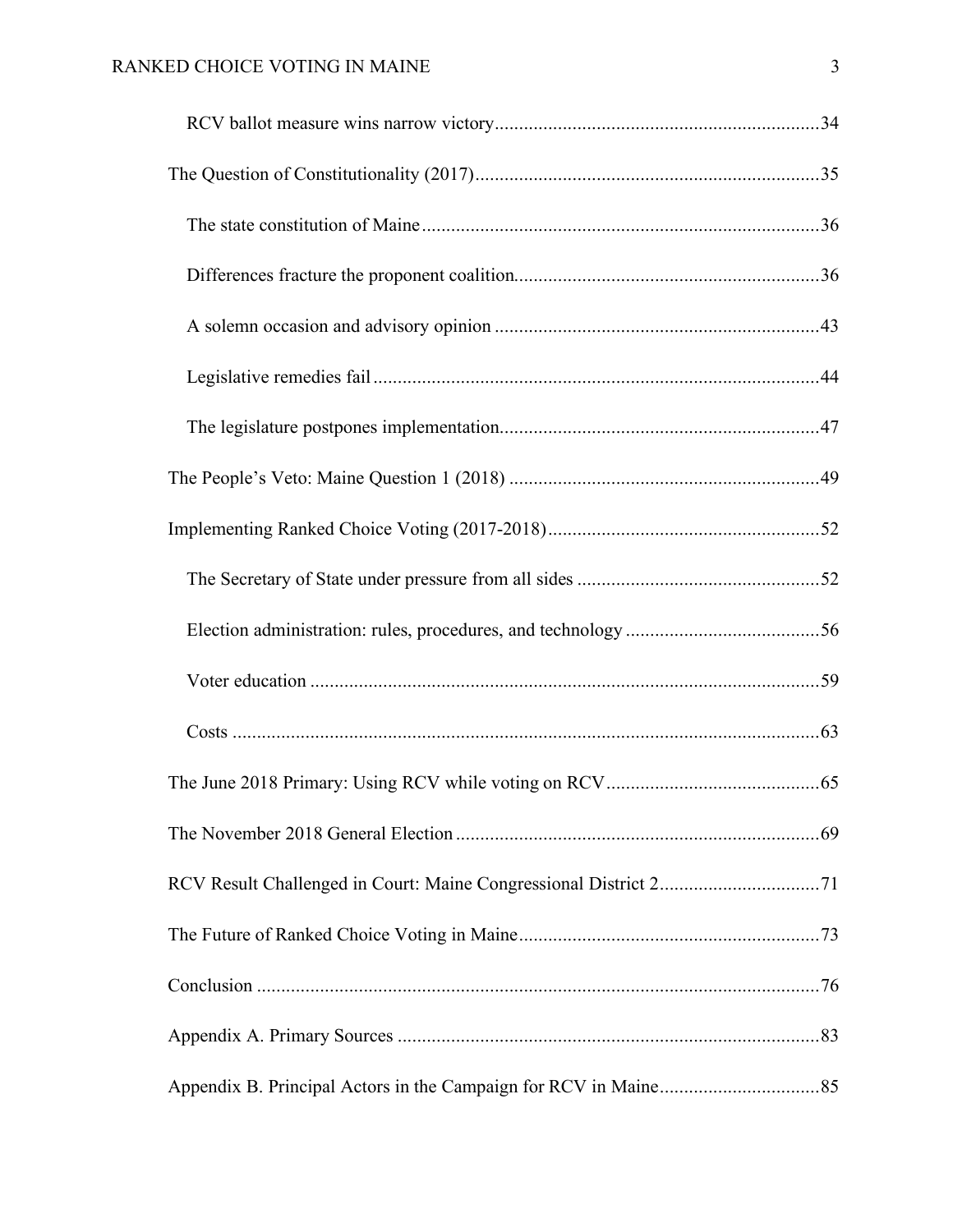RCV ballot measure wins narrow victory .................................................................. 34

The Question of Constitutionality (2017) ...................................................................... 35

The state constitution of Maine .................................................................................. 36

Differences fracture the proponent coalition.............................................................. 36

A solemn occasion and advisory opinion .................................................................. 43

Legislative remedies fail ........................................................................................... 44

The legislature postpones implementation................................................................. 47

The People's Veto: Maine Question 1 (2018) ............................................................... 49

Implementing Ranked Choice Voting (2017-2018) ....................................................... 52

The Secretary of State under pressure from all sides .................................................. 52

Election administration: rules, procedures, and technology ........................................ 56

Voter education ......................................................................................................... 59

Costs ......................................................................................................................... 63

The June 2018 Primary: Using RCV while voting on RCV ............................................ 65

The November 2018 General Election .......................................................................... 69

RCV Result Challenged in Court: Maine Congressional District 2 ................................. 71

The Future of Ranked Choice Voting in Maine ............................................................. 73

Conclusion ................................................................................................................... 76

Appendix A. Primary Sources ...................................................................................... 83

Appendix B. Principal Actors in the Campaign for RCV in Maine ................................. 85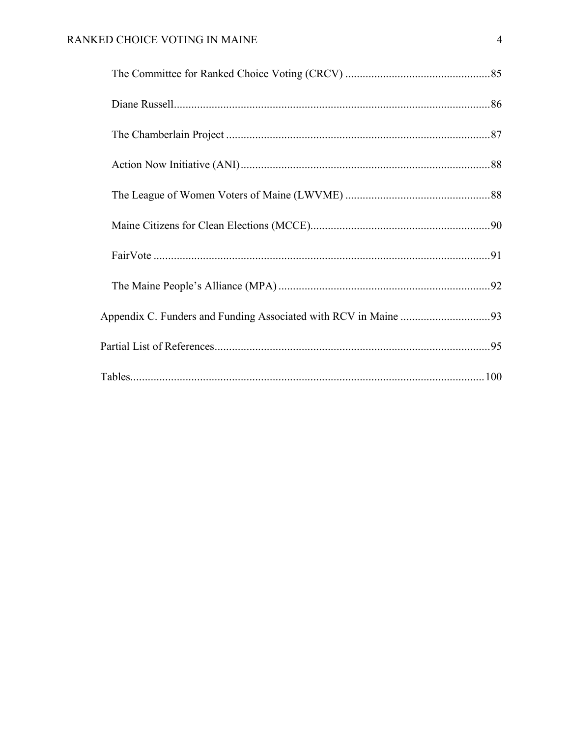The Committee for Ranked Choice Voting (CRCV) .................................................85

Diane Russell...........................................................................................................86

The Chamberlain Project ..........................................................................................87

Action Now Initiative (ANI).....................................................................................88

The League of Women Voters of Maine (LWVME) .................................................88

Maine Citizens for Clean Elections (MCCE).............................................................90

FairVote ...................................................................................................................91

The Maine People's Alliance (MPA) .........................................................................92

Appendix C. Funders and Funding Associated with RCV in Maine ...............................93

Partial List of References...............................................................................................95

Tables.........................................................................................................................100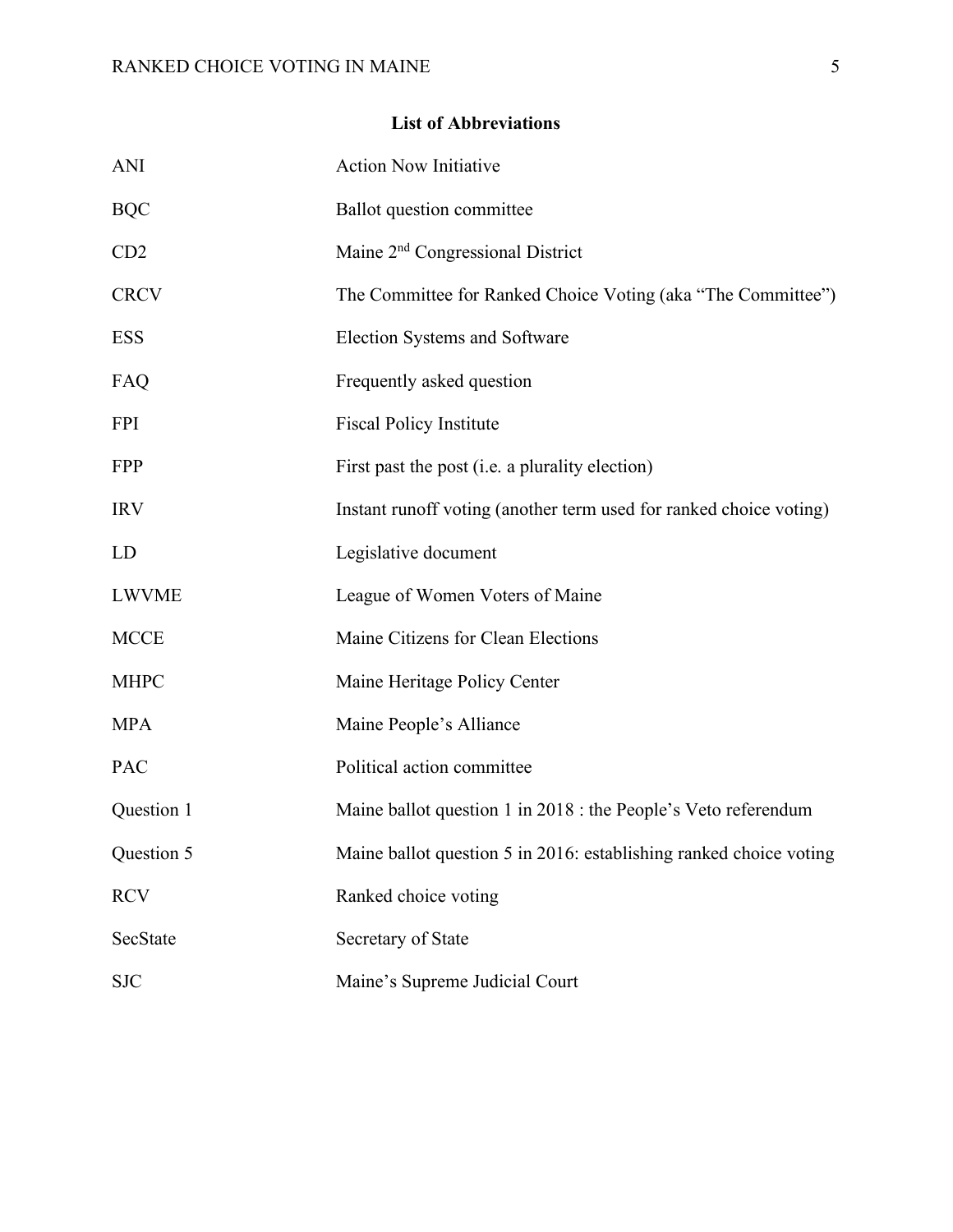## List of Abbreviations

| | |
|---|---|
| ANI | Action Now Initiative |
| BQC | Ballot question committee |
| CD2 | Maine 2nd Congressional District |
| CRCV | The Committee for Ranked Choice Voting (aka "The Committee") |
| ESS | Election Systems and Software |
| FAQ | Frequently asked question |
| FPI | Fiscal Policy Institute |
| FPP | First past the post (i.e. a plurality election) |
| IRV | Instant runoff voting (another term used for ranked choice voting) |
| LD | Legislative document |
| LWVME | League of Women Voters of Maine |
| MCCE | Maine Citizens for Clean Elections |
| MHPC | Maine Heritage Policy Center |
| MPA | Maine People's Alliance |
| PAC | Political action committee |
| Question 1 | Maine ballot question 1 in 2018 : the People's Veto referendum |
| Question 5 | Maine ballot question 5 in 2016: establishing ranked choice voting |
| RCV | Ranked choice voting |
| SecState | Secretary of State |
| SJC | Maine's Supreme Judicial Court |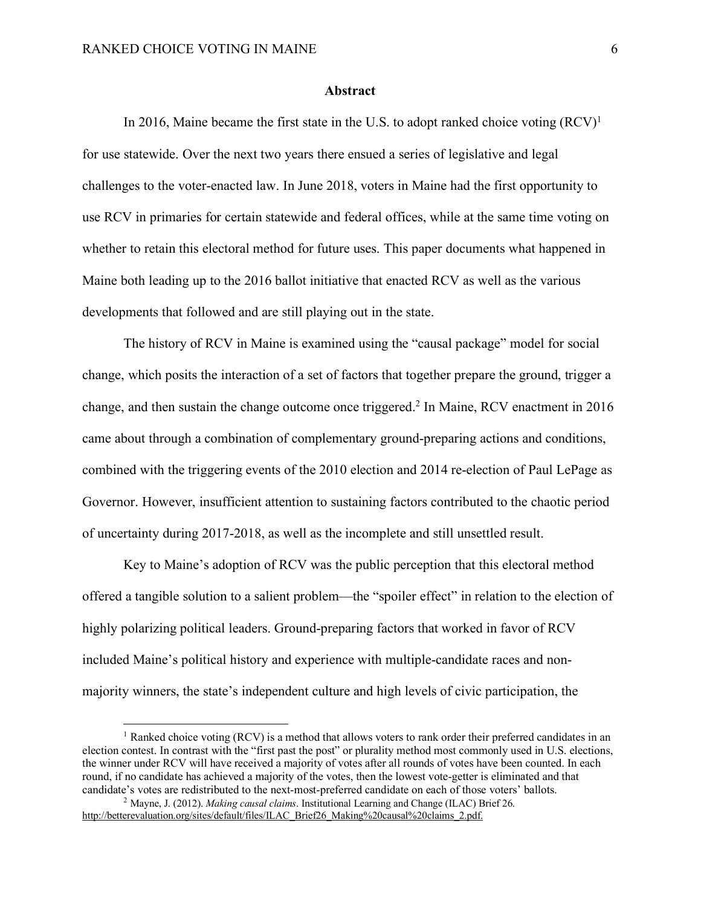## Abstract

In 2016, Maine became the first state in the U.S. to adopt ranked choice voting (RCV)[1] for use statewide. Over the next two years there ensued a series of legislative and legal challenges to the voter-enacted law. In June 2018, voters in Maine had the first opportunity to use RCV in primaries for certain statewide and federal offices, while at the same time voting on whether to retain this electoral method for future uses. This paper documents what happened in Maine both leading up to the 2016 ballot initiative that enacted RCV as well as the various developments that followed and are still playing out in the state.

The history of RCV in Maine is examined using the "causal package" model for social change, which posits the interaction of a set of factors that together prepare the ground, trigger a change, and then sustain the change outcome once triggered.[2] In Maine, RCV enactment in 2016 came about through a combination of complementary ground-preparing actions and conditions, combined with the triggering events of the 2010 election and 2014 re-election of Paul LePage as Governor. However, insufficient attention to sustaining factors contributed to the chaotic period of uncertainty during 2017-2018, as well as the incomplete and still unsettled result.

Key to Maine's adoption of RCV was the public perception that this electoral method offered a tangible solution to a salient problem—the "spoiler effect" in relation to the election of highly polarizing political leaders. Ground-preparing factors that worked in favor of RCV included Maine's political history and experience with multiple-candidate races and non-majority winners, the state's independent culture and high levels of civic participation, the

---

[1] Ranked choice voting (RCV) is a method that allows voters to rank order their preferred candidates in an election contest. In contrast with the "first past the post" or plurality method most commonly used in U.S. elections, the winner under RCV will have received a majority of votes after all rounds of votes have been counted. In each round, if no candidate has achieved a majority of the votes, then the lowest vote-getter is eliminated and that candidate's votes are redistributed to the next-most-preferred candidate on each of those voters' ballots.

[2] Mayne, J. (2012). *Making causal claims*. Institutional Learning and Change (ILAC) Brief 26. http://betterevaluation.org/sites/default/files/ILAC_Brief26_Making%20causal%20claims_2.pdf.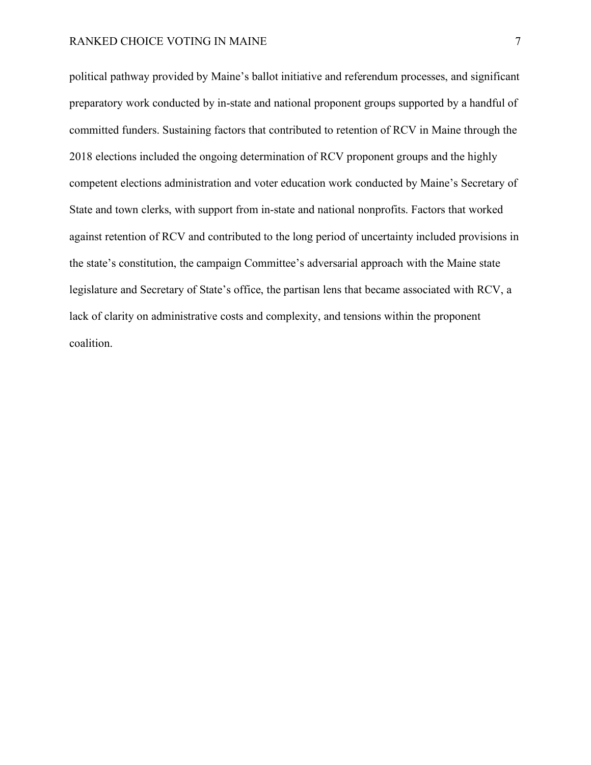political pathway provided by Maine's ballot initiative and referendum processes, and significant preparatory work conducted by in-state and national proponent groups supported by a handful of committed funders. Sustaining factors that contributed to retention of RCV in Maine through the 2018 elections included the ongoing determination of RCV proponent groups and the highly competent elections administration and voter education work conducted by Maine's Secretary of State and town clerks, with support from in-state and national nonprofits. Factors that worked against retention of RCV and contributed to the long period of uncertainty included provisions in the state's constitution, the campaign Committee's adversarial approach with the Maine state legislature and Secretary of State's office, the partisan lens that became associated with RCV, a lack of clarity on administrative costs and complexity, and tensions within the proponent coalition.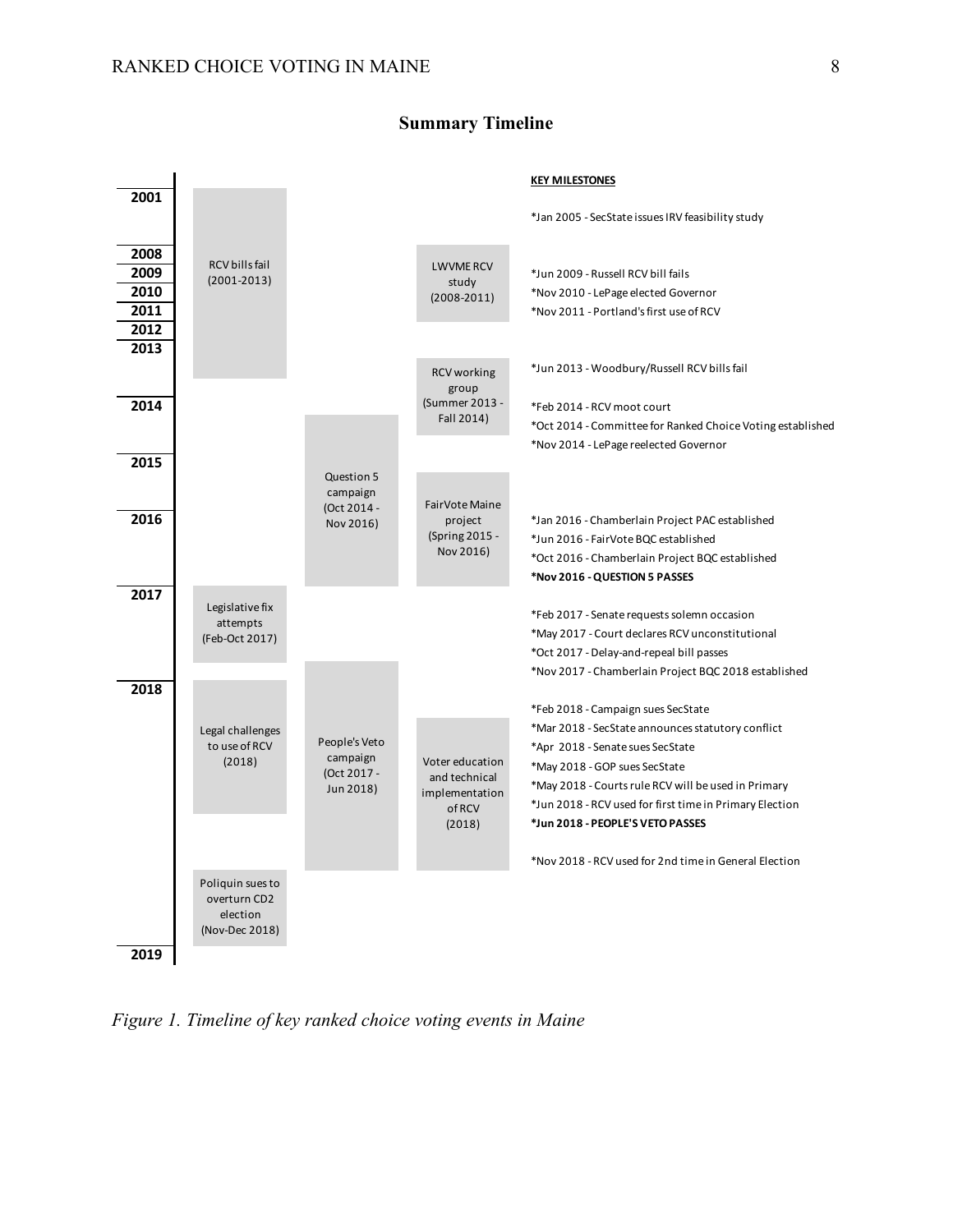## Summary Timeline

| Year | Phase | Campaign | Project | KEY MILESTONES |
|---|---|---|---|---|
| 2001 | RCV bills fail (2001-2013) | | | *Jan 2005 - SecState issues IRV feasibility study |
| 2008–2011 | | | LWVME RCV study (2008-2011) | *Jun 2009 - Russell RCV bill fails<br>*Nov 2010 - LePage elected Governor<br>*Nov 2011 - Portland's first use of RCV |
| 2012–2013 | | | RCV working group (Summer 2013 - Fall 2014) | *Jun 2013 - Woodbury/Russell RCV bills fail |
| 2014 | | Question 5 campaign (Oct 2014 - Nov 2016) | | *Feb 2014 - RCV moot court<br>*Oct 2014 - Committee for Ranked Choice Voting established<br>*Nov 2014 - LePage reelected Governor |
| 2015–2016 | | | FairVote Maine project (Spring 2015 - Nov 2016) | *Jan 2016 - Chamberlain Project PAC established<br>*Jun 2016 - FairVote BQC established<br>*Oct 2016 - Chamberlain Project BQC established<br>**\*Nov 2016 - QUESTION 5 PASSES** |
| 2017 | Legislative fix attempts (Feb-Oct 2017) | People's Veto campaign (Oct 2017 - Jun 2018) | | *Feb 2017 - Senate requests solemn occasion<br>*May 2017 - Court declares RCV unconstitutional<br>*Oct 2017 - Delay-and-repeal bill passes<br>*Nov 2017 - Chamberlain Project BQC 2018 established |
| 2018 | Legal challenges to use of RCV (2018) | | Voter education and technical implementation of RCV (2018) | *Feb 2018 - Campaign sues SecState<br>*Mar 2018 - SecState announces statutory conflict<br>*Apr 2018 - Senate sues SecState<br>*May 2018 - GOP sues SecState<br>*May 2018 - Courts rule RCV will be used in Primary<br>*Jun 2018 - RCV used for first time in Primary Election<br>**\*Jun 2018 - PEOPLE'S VETO PASSES**<br>*Nov 2018 - RCV used for 2nd time in General Election |
| 2018–2019 | Poliquin sues to overturn CD2 election (Nov-Dec 2018) | | | |

*Figure 1. Timeline of key ranked choice voting events in Maine*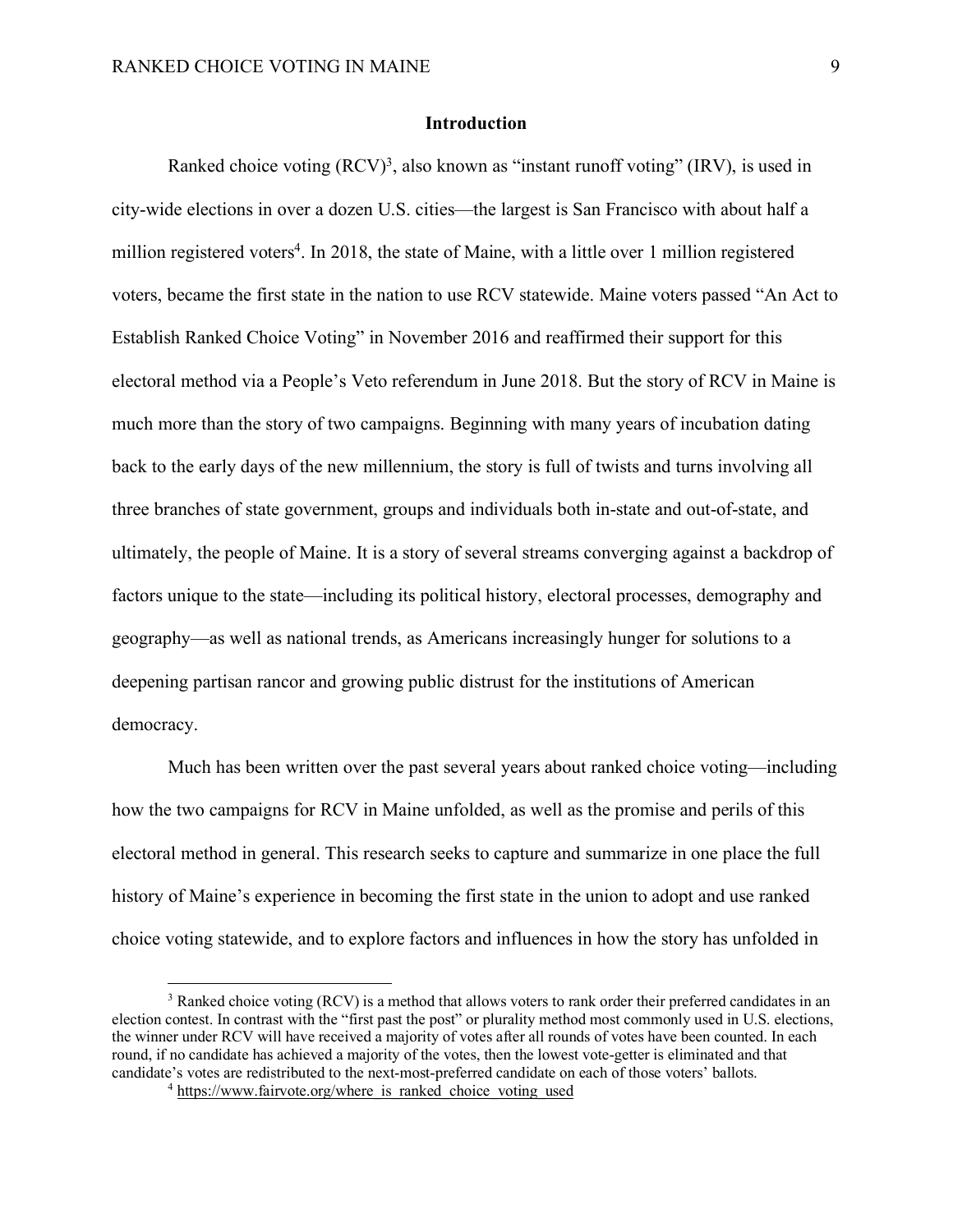## Introduction

Ranked choice voting (RCV)[3], also known as "instant runoff voting" (IRV), is used in city-wide elections in over a dozen U.S. cities—the largest is San Francisco with about half a million registered voters[4]. In 2018, the state of Maine, with a little over 1 million registered voters, became the first state in the nation to use RCV statewide. Maine voters passed "An Act to Establish Ranked Choice Voting" in November 2016 and reaffirmed their support for this electoral method via a People's Veto referendum in June 2018. But the story of RCV in Maine is much more than the story of two campaigns. Beginning with many years of incubation dating back to the early days of the new millennium, the story is full of twists and turns involving all three branches of state government, groups and individuals both in-state and out-of-state, and ultimately, the people of Maine. It is a story of several streams converging against a backdrop of factors unique to the state—including its political history, electoral processes, demography and geography—as well as national trends, as Americans increasingly hunger for solutions to a deepening partisan rancor and growing public distrust for the institutions of American democracy.

Much has been written over the past several years about ranked choice voting—including how the two campaigns for RCV in Maine unfolded, as well as the promise and perils of this electoral method in general. This research seeks to capture and summarize in one place the full history of Maine's experience in becoming the first state in the union to adopt and use ranked choice voting statewide, and to explore factors and influences in how the story has unfolded in

---

[3] Ranked choice voting (RCV) is a method that allows voters to rank order their preferred candidates in an election contest. In contrast with the "first past the post" or plurality method most commonly used in U.S. elections, the winner under RCV will have received a majority of votes after all rounds of votes have been counted. In each round, if no candidate has achieved a majority of the votes, then the lowest vote-getter is eliminated and that candidate's votes are redistributed to the next-most-preferred candidate on each of those voters' ballots.

[4] https://www.fairvote.org/where_is_ranked_choice_voting_used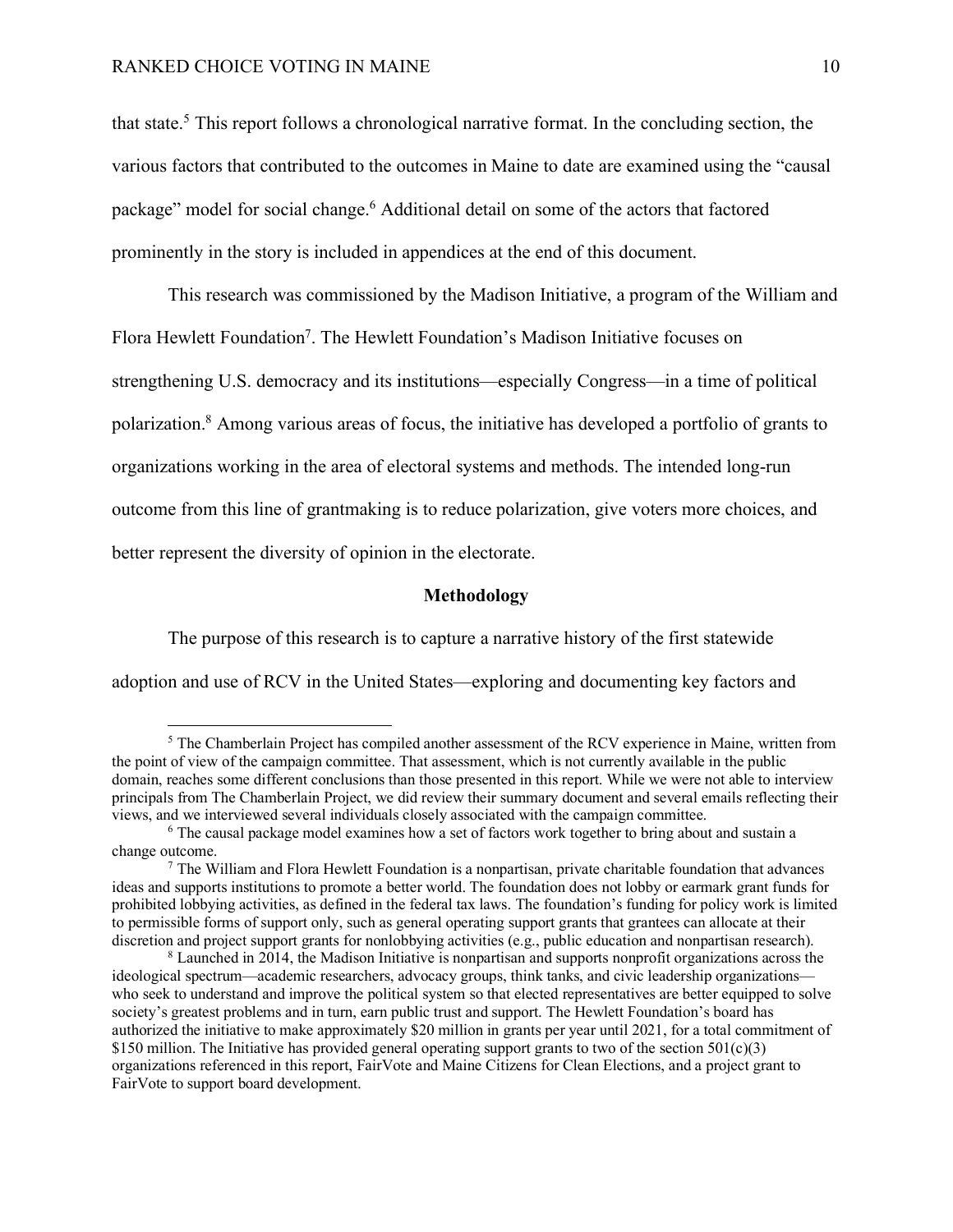that state.[5] This report follows a chronological narrative format. In the concluding section, the various factors that contributed to the outcomes in Maine to date are examined using the "causal package" model for social change.[6] Additional detail on some of the actors that factored prominently in the story is included in appendices at the end of this document.

This research was commissioned by the Madison Initiative, a program of the William and Flora Hewlett Foundation[7]. The Hewlett Foundation's Madison Initiative focuses on strengthening U.S. democracy and its institutions—especially Congress—in a time of political polarization.[8] Among various areas of focus, the initiative has developed a portfolio of grants to organizations working in the area of electoral systems and methods. The intended long-run outcome from this line of grantmaking is to reduce polarization, give voters more choices, and better represent the diversity of opinion in the electorate.

## Methodology

The purpose of this research is to capture a narrative history of the first statewide adoption and use of RCV in the United States—exploring and documenting key factors and

---

[5] The Chamberlain Project has compiled another assessment of the RCV experience in Maine, written from the point of view of the campaign committee. That assessment, which is not currently available in the public domain, reaches some different conclusions than those presented in this report. While we were not able to interview principals from The Chamberlain Project, we did review their summary document and several emails reflecting their views, and we interviewed several individuals closely associated with the campaign committee.

[6] The causal package model examines how a set of factors work together to bring about and sustain a change outcome.

[7] The William and Flora Hewlett Foundation is a nonpartisan, private charitable foundation that advances ideas and supports institutions to promote a better world. The foundation does not lobby or earmark grant funds for prohibited lobbying activities, as defined in the federal tax laws. The foundation's funding for policy work is limited to permissible forms of support only, such as general operating support grants that grantees can allocate at their discretion and project support grants for nonlobbying activities (e.g., public education and nonpartisan research).

[8] Launched in 2014, the Madison Initiative is nonpartisan and supports nonprofit organizations across the ideological spectrum—academic researchers, advocacy groups, think tanks, and civic leadership organizations—who seek to understand and improve the political system so that elected representatives are better equipped to solve society's greatest problems and in turn, earn public trust and support. The Hewlett Foundation's board has authorized the initiative to make approximately $20 million in grants per year until 2021, for a total commitment of $150 million. The Initiative has provided general operating support grants to two of the section 501(c)(3) organizations referenced in this report, FairVote and Maine Citizens for Clean Elections, and a project grant to FairVote to support board development.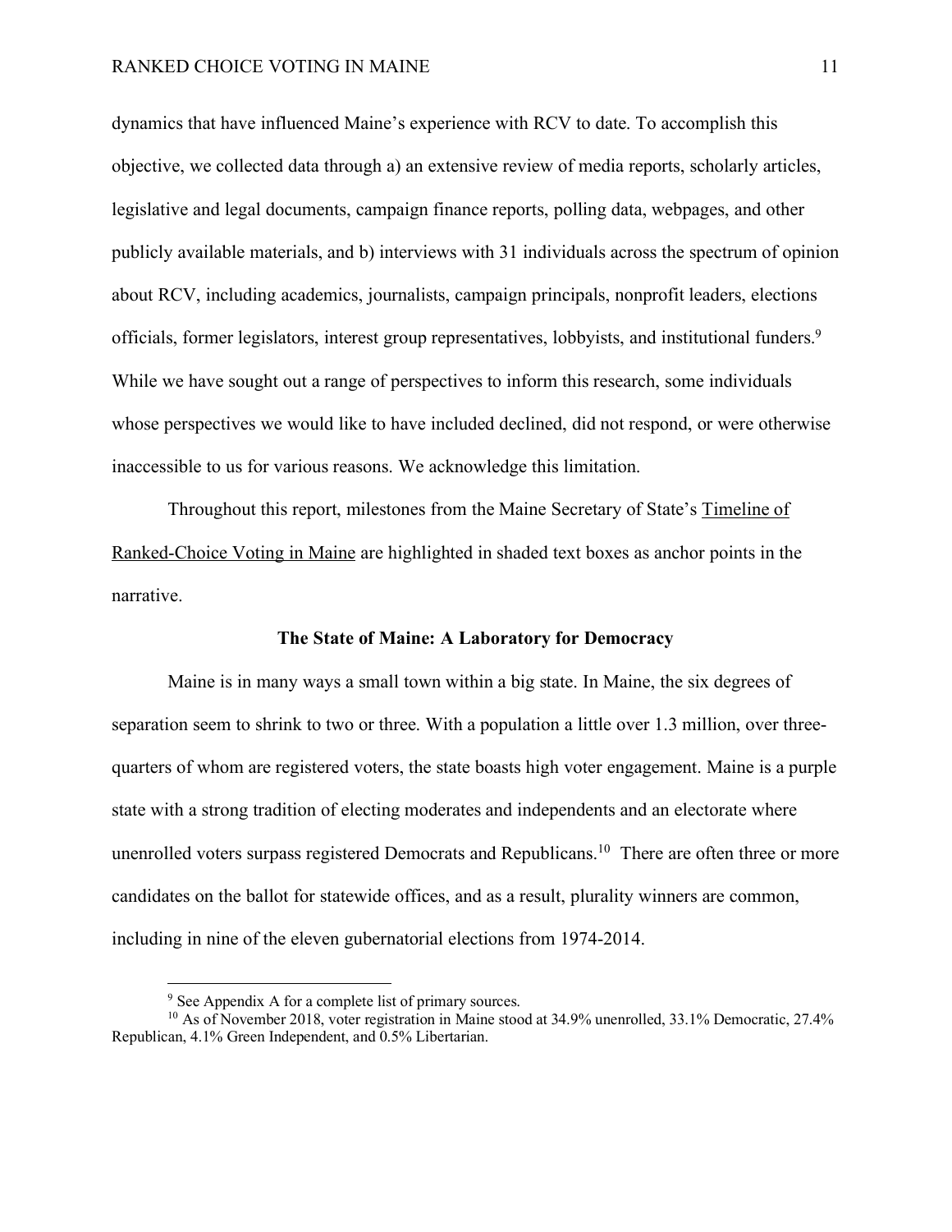dynamics that have influenced Maine's experience with RCV to date. To accomplish this objective, we collected data through a) an extensive review of media reports, scholarly articles, legislative and legal documents, campaign finance reports, polling data, webpages, and other publicly available materials, and b) interviews with 31 individuals across the spectrum of opinion about RCV, including academics, journalists, campaign principals, nonprofit leaders, elections officials, former legislators, interest group representatives, lobbyists, and institutional funders.[9] While we have sought out a range of perspectives to inform this research, some individuals whose perspectives we would like to have included declined, did not respond, or were otherwise inaccessible to us for various reasons. We acknowledge this limitation.

Throughout this report, milestones from the Maine Secretary of State's Timeline of Ranked-Choice Voting in Maine are highlighted in shaded text boxes as anchor points in the narrative.

## The State of Maine: A Laboratory for Democracy

Maine is in many ways a small town within a big state. In Maine, the six degrees of separation seem to shrink to two or three. With a population a little over 1.3 million, over three-quarters of whom are registered voters, the state boasts high voter engagement. Maine is a purple state with a strong tradition of electing moderates and independents and an electorate where unenrolled voters surpass registered Democrats and Republicans.[10] There are often three or more candidates on the ballot for statewide offices, and as a result, plurality winners are common, including in nine of the eleven gubernatorial elections from 1974-2014.

---

[9] See Appendix A for a complete list of primary sources.

[10] As of November 2018, voter registration in Maine stood at 34.9% unenrolled, 33.1% Democratic, 27.4% Republican, 4.1% Green Independent, and 0.5% Libertarian.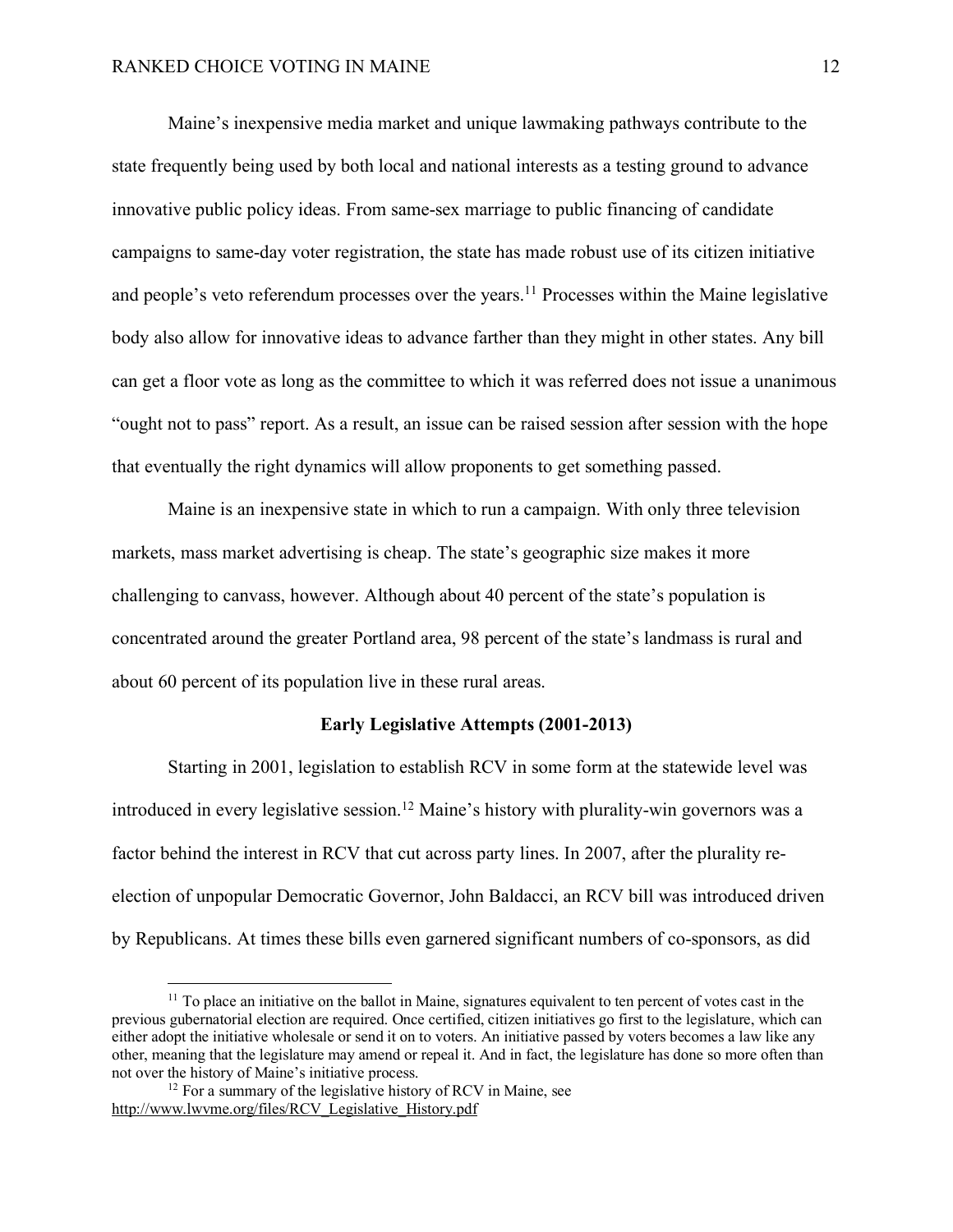Maine's inexpensive media market and unique lawmaking pathways contribute to the state frequently being used by both local and national interests as a testing ground to advance innovative public policy ideas. From same-sex marriage to public financing of candidate campaigns to same-day voter registration, the state has made robust use of its citizen initiative and people's veto referendum processes over the years.[11] Processes within the Maine legislative body also allow for innovative ideas to advance farther than they might in other states. Any bill can get a floor vote as long as the committee to which it was referred does not issue a unanimous "ought not to pass" report. As a result, an issue can be raised session after session with the hope that eventually the right dynamics will allow proponents to get something passed.

Maine is an inexpensive state in which to run a campaign. With only three television markets, mass market advertising is cheap. The state's geographic size makes it more challenging to canvass, however. Although about 40 percent of the state's population is concentrated around the greater Portland area, 98 percent of the state's landmass is rural and about 60 percent of its population live in these rural areas.

**Early Legislative Attempts (2001-2013)**

Starting in 2001, legislation to establish RCV in some form at the statewide level was introduced in every legislative session.[12] Maine's history with plurality-win governors was a factor behind the interest in RCV that cut across party lines. In 2007, after the plurality re-election of unpopular Democratic Governor, John Baldacci, an RCV bill was introduced driven by Republicans. At times these bills even garnered significant numbers of co-sponsors, as did

[11] To place an initiative on the ballot in Maine, signatures equivalent to ten percent of votes cast in the previous gubernatorial election are required. Once certified, citizen initiatives go first to the legislature, which can either adopt the initiative wholesale or send it on to voters. An initiative passed by voters becomes a law like any other, meaning that the legislature may amend or repeal it. And in fact, the legislature has done so more often than not over the history of Maine's initiative process.

[12] For a summary of the legislative history of RCV in Maine, see http://www.lwvme.org/files/RCV_Legislative_History.pdf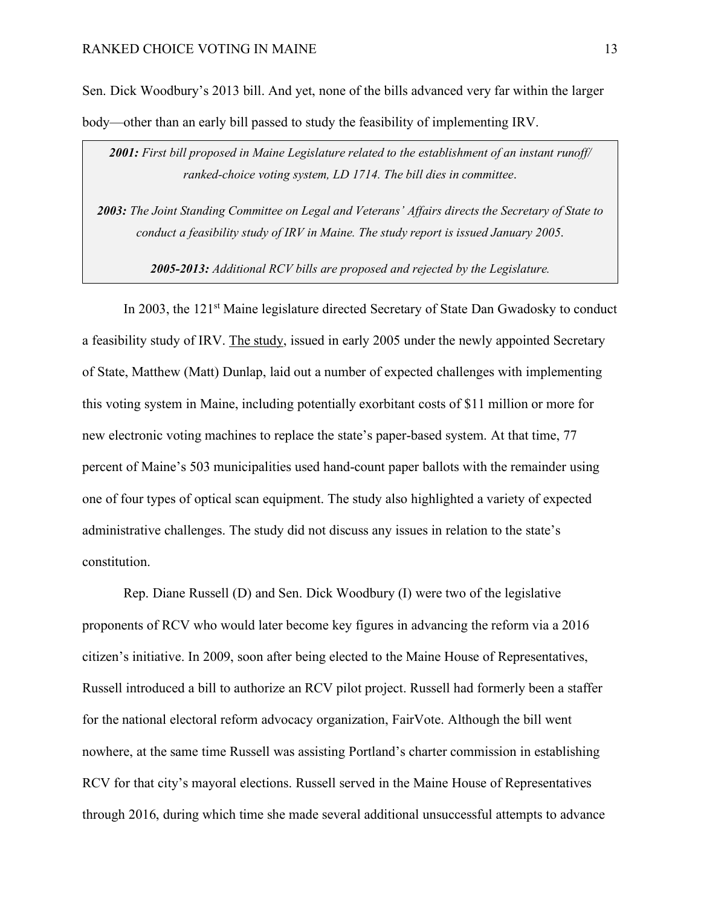Sen. Dick Woodbury's 2013 bill. And yet, none of the bills advanced very far within the larger body—other than an early bill passed to study the feasibility of implementing IRV.

> ***2001:*** *First bill proposed in Maine Legislature related to the establishment of an instant runoff/ ranked-choice voting system, LD 1714. The bill dies in committee.*
>
> ***2003:*** *The Joint Standing Committee on Legal and Veterans' Affairs directs the Secretary of State to conduct a feasibility study of IRV in Maine. The study report is issued January 2005.*
>
> ***2005-2013:*** *Additional RCV bills are proposed and rejected by the Legislature.*

In 2003, the 121st Maine legislature directed Secretary of State Dan Gwadosky to conduct a feasibility study of IRV. The study, issued in early 2005 under the newly appointed Secretary of State, Matthew (Matt) Dunlap, laid out a number of expected challenges with implementing this voting system in Maine, including potentially exorbitant costs of $11 million or more for new electronic voting machines to replace the state's paper-based system. At that time, 77 percent of Maine's 503 municipalities used hand-count paper ballots with the remainder using one of four types of optical scan equipment. The study also highlighted a variety of expected administrative challenges. The study did not discuss any issues in relation to the state's constitution.

Rep. Diane Russell (D) and Sen. Dick Woodbury (I) were two of the legislative proponents of RCV who would later become key figures in advancing the reform via a 2016 citizen's initiative. In 2009, soon after being elected to the Maine House of Representatives, Russell introduced a bill to authorize an RCV pilot project. Russell had formerly been a staffer for the national electoral reform advocacy organization, FairVote. Although the bill went nowhere, at the same time Russell was assisting Portland's charter commission in establishing RCV for that city's mayoral elections. Russell served in the Maine House of Representatives through 2016, during which time she made several additional unsuccessful attempts to advance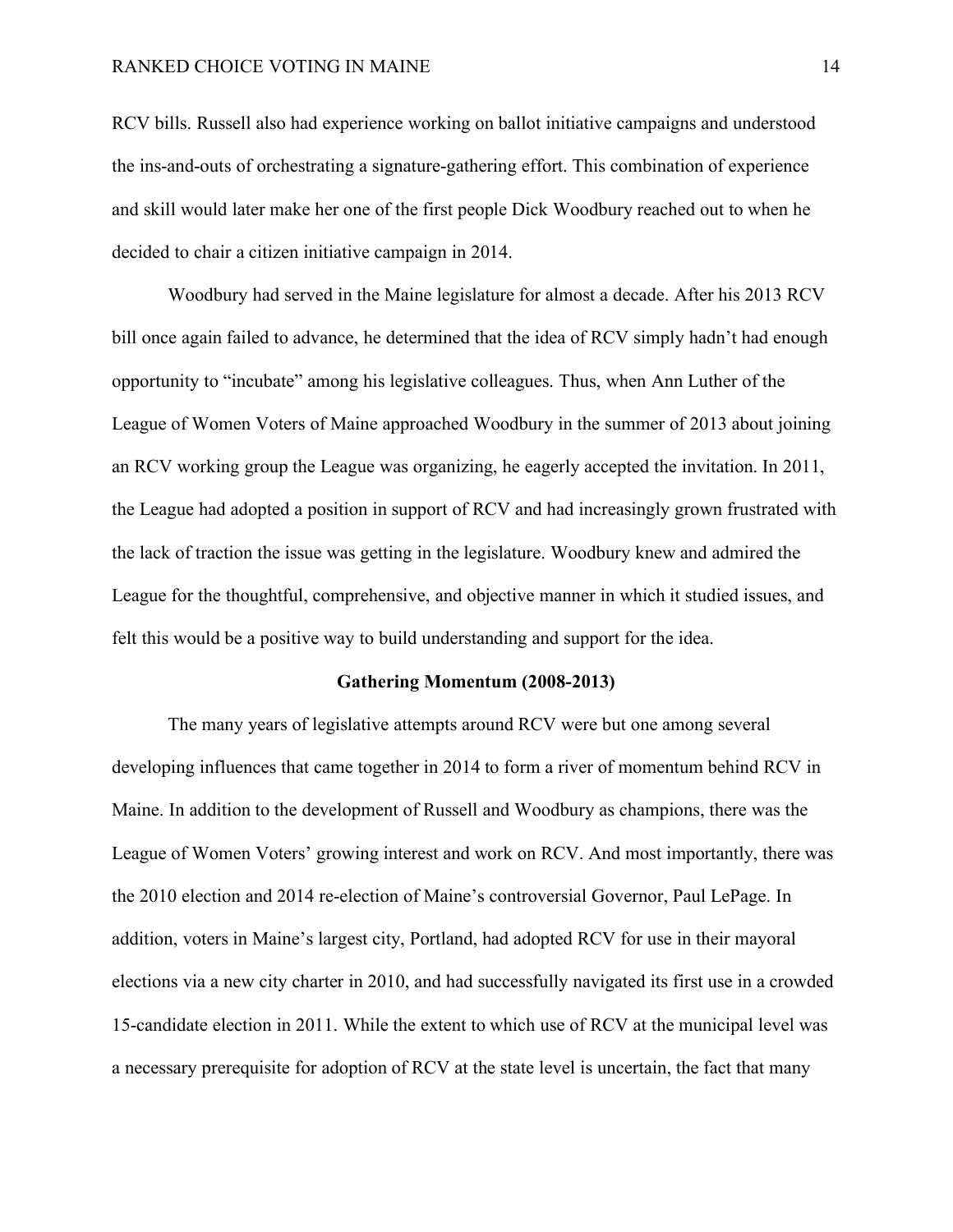RCV bills. Russell also had experience working on ballot initiative campaigns and understood the ins-and-outs of orchestrating a signature-gathering effort. This combination of experience and skill would later make her one of the first people Dick Woodbury reached out to when he decided to chair a citizen initiative campaign in 2014.

Woodbury had served in the Maine legislature for almost a decade. After his 2013 RCV bill once again failed to advance, he determined that the idea of RCV simply hadn't had enough opportunity to "incubate" among his legislative colleagues. Thus, when Ann Luther of the League of Women Voters of Maine approached Woodbury in the summer of 2013 about joining an RCV working group the League was organizing, he eagerly accepted the invitation. In 2011, the League had adopted a position in support of RCV and had increasingly grown frustrated with the lack of traction the issue was getting in the legislature. Woodbury knew and admired the League for the thoughtful, comprehensive, and objective manner in which it studied issues, and felt this would be a positive way to build understanding and support for the idea.

## Gathering Momentum (2008-2013)

The many years of legislative attempts around RCV were but one among several developing influences that came together in 2014 to form a river of momentum behind RCV in Maine. In addition to the development of Russell and Woodbury as champions, there was the League of Women Voters' growing interest and work on RCV. And most importantly, there was the 2010 election and 2014 re-election of Maine's controversial Governor, Paul LePage. In addition, voters in Maine's largest city, Portland, had adopted RCV for use in their mayoral elections via a new city charter in 2010, and had successfully navigated its first use in a crowded 15-candidate election in 2011. While the extent to which use of RCV at the municipal level was a necessary prerequisite for adoption of RCV at the state level is uncertain, the fact that many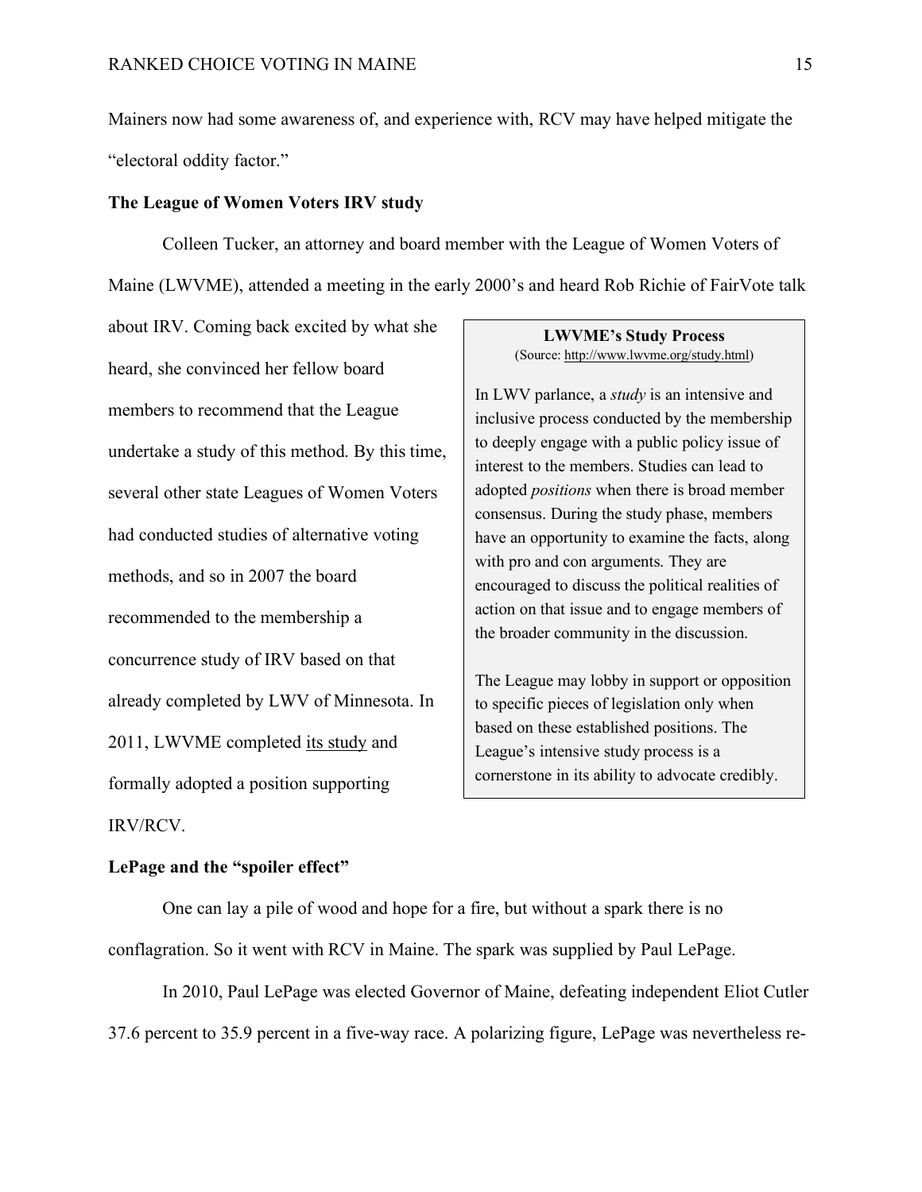Mainers now had some awareness of, and experience with, RCV may have helped mitigate the "electoral oddity factor."

**The League of Women Voters IRV study**

Colleen Tucker, an attorney and board member with the League of Women Voters of Maine (LWVME), attended a meeting in the early 2000's and heard Rob Richie of FairVote talk about IRV. Coming back excited by what she heard, she convinced her fellow board members to recommend that the League undertake a study of this method. By this time, several other state Leagues of Women Voters had conducted studies of alternative voting methods, and so in 2007 the board recommended to the membership a concurrence study of IRV based on that already completed by LWV of Minnesota. In 2011, LWVME completed its study and formally adopted a position supporting IRV/RCV.

> **LWVME's Study Process**
> (Source: http://www.lwvme.org/study.html)
>
> In LWV parlance, a *study* is an intensive and inclusive process conducted by the membership to deeply engage with a public policy issue of interest to the members. Studies can lead to adopted *positions* when there is broad member consensus. During the study phase, members have an opportunity to examine the facts, along with pro and con arguments. They are encouraged to discuss the political realities of action on that issue and to engage members of the broader community in the discussion.
>
> The League may lobby in support or opposition to specific pieces of legislation only when based on these established positions. The League's intensive study process is a cornerstone in its ability to advocate credibly.

**LePage and the "spoiler effect"**

One can lay a pile of wood and hope for a fire, but without a spark there is no conflagration. So it went with RCV in Maine. The spark was supplied by Paul LePage.

In 2010, Paul LePage was elected Governor of Maine, defeating independent Eliot Cutler 37.6 percent to 35.9 percent in a five-way race. A polarizing figure, LePage was nevertheless re-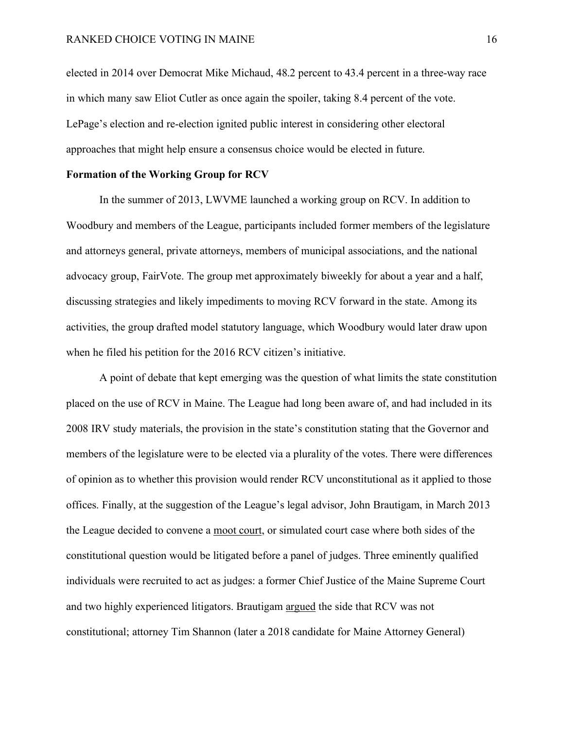elected in 2014 over Democrat Mike Michaud, 48.2 percent to 43.4 percent in a three-way race in which many saw Eliot Cutler as once again the spoiler, taking 8.4 percent of the vote. LePage's election and re-election ignited public interest in considering other electoral approaches that might help ensure a consensus choice would be elected in future.

**Formation of the Working Group for RCV**

In the summer of 2013, LWVME launched a working group on RCV. In addition to Woodbury and members of the League, participants included former members of the legislature and attorneys general, private attorneys, members of municipal associations, and the national advocacy group, FairVote. The group met approximately biweekly for about a year and a half, discussing strategies and likely impediments to moving RCV forward in the state. Among its activities, the group drafted model statutory language, which Woodbury would later draw upon when he filed his petition for the 2016 RCV citizen's initiative.

A point of debate that kept emerging was the question of what limits the state constitution placed on the use of RCV in Maine. The League had long been aware of, and had included in its 2008 IRV study materials, the provision in the state's constitution stating that the Governor and members of the legislature were to be elected via a plurality of the votes. There were differences of opinion as to whether this provision would render RCV unconstitutional as it applied to those offices. Finally, at the suggestion of the League's legal advisor, John Brautigam, in March 2013 the League decided to convene a moot court, or simulated court case where both sides of the constitutional question would be litigated before a panel of judges. Three eminently qualified individuals were recruited to act as judges: a former Chief Justice of the Maine Supreme Court and two highly experienced litigators. Brautigam argued the side that RCV was not constitutional; attorney Tim Shannon (later a 2018 candidate for Maine Attorney General)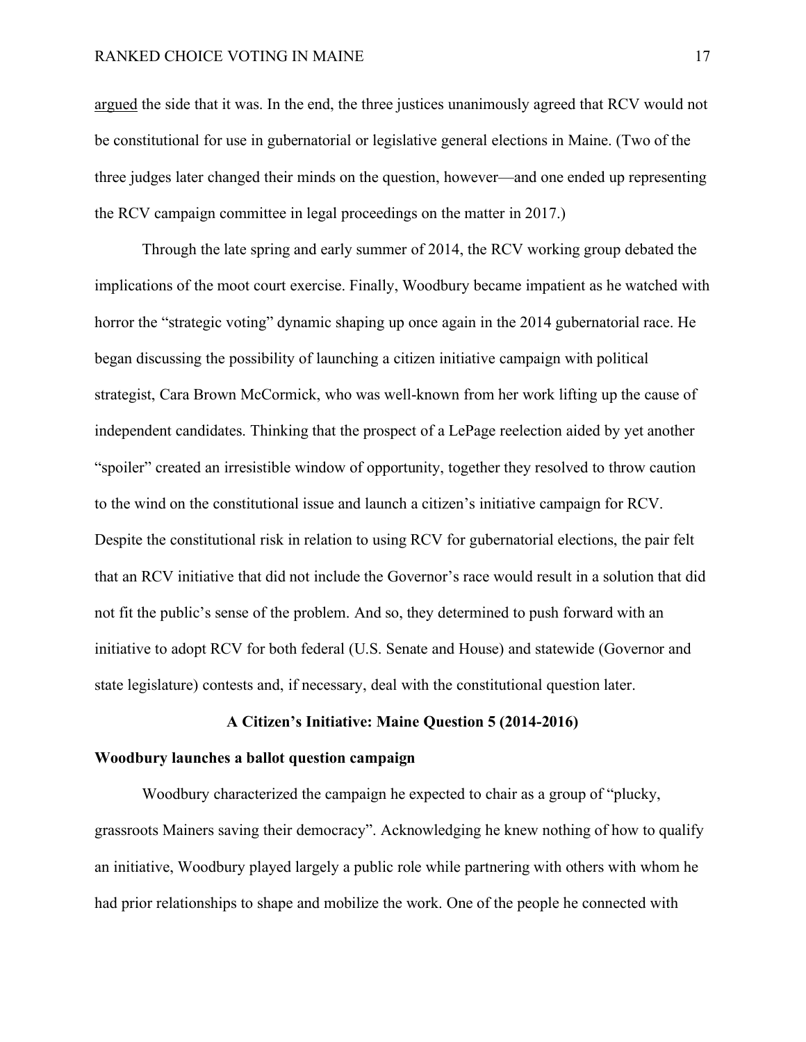argued the side that it was. In the end, the three justices unanimously agreed that RCV would not be constitutional for use in gubernatorial or legislative general elections in Maine. (Two of the three judges later changed their minds on the question, however—and one ended up representing the RCV campaign committee in legal proceedings on the matter in 2017.)

Through the late spring and early summer of 2014, the RCV working group debated the implications of the moot court exercise. Finally, Woodbury became impatient as he watched with horror the "strategic voting" dynamic shaping up once again in the 2014 gubernatorial race. He began discussing the possibility of launching a citizen initiative campaign with political strategist, Cara Brown McCormick, who was well-known from her work lifting up the cause of independent candidates. Thinking that the prospect of a LePage reelection aided by yet another "spoiler" created an irresistible window of opportunity, together they resolved to throw caution to the wind on the constitutional issue and launch a citizen's initiative campaign for RCV. Despite the constitutional risk in relation to using RCV for gubernatorial elections, the pair felt that an RCV initiative that did not include the Governor's race would result in a solution that did not fit the public's sense of the problem. And so, they determined to push forward with an initiative to adopt RCV for both federal (U.S. Senate and House) and statewide (Governor and state legislature) contests and, if necessary, deal with the constitutional question later.

## A Citizen's Initiative: Maine Question 5 (2014-2016)

### Woodbury launches a ballot question campaign

Woodbury characterized the campaign he expected to chair as a group of "plucky, grassroots Mainers saving their democracy". Acknowledging he knew nothing of how to qualify an initiative, Woodbury played largely a public role while partnering with others with whom he had prior relationships to shape and mobilize the work. One of the people he connected with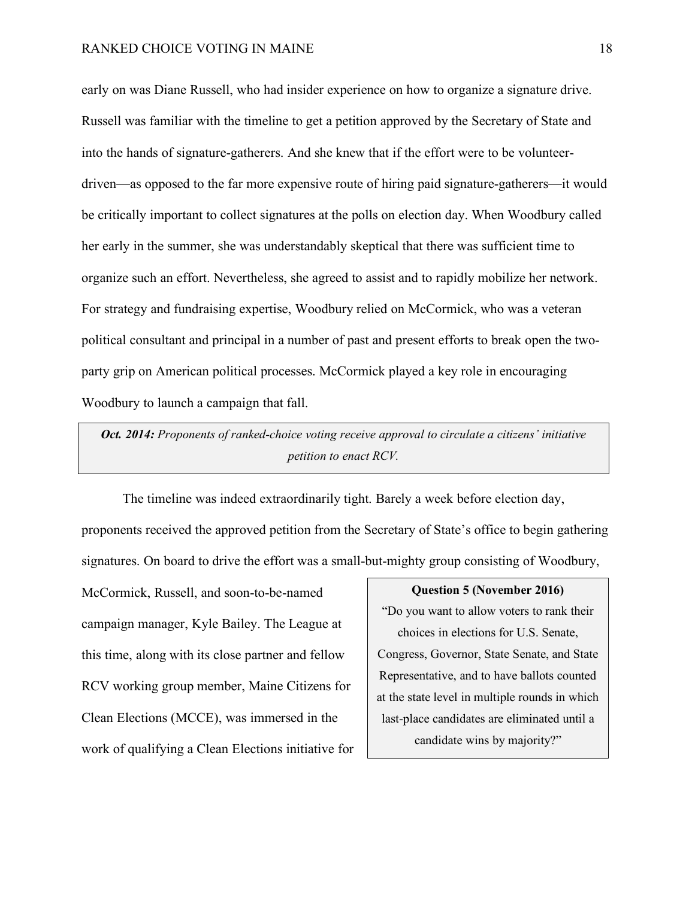early on was Diane Russell, who had insider experience on how to organize a signature drive. Russell was familiar with the timeline to get a petition approved by the Secretary of State and into the hands of signature-gatherers. And she knew that if the effort were to be volunteer-driven—as opposed to the far more expensive route of hiring paid signature-gatherers—it would be critically important to collect signatures at the polls on election day. When Woodbury called her early in the summer, she was understandably skeptical that there was sufficient time to organize such an effort. Nevertheless, she agreed to assist and to rapidly mobilize her network. For strategy and fundraising expertise, Woodbury relied on McCormick, who was a veteran political consultant and principal in a number of past and present efforts to break open the two-party grip on American political processes. McCormick played a key role in encouraging Woodbury to launch a campaign that fall.

> ***Oct. 2014:*** *Proponents of ranked-choice voting receive approval to circulate a citizens' initiative petition to enact RCV.*

The timeline was indeed extraordinarily tight. Barely a week before election day, proponents received the approved petition from the Secretary of State's office to begin gathering signatures. On board to drive the effort was a small-but-mighty group consisting of Woodbury, McCormick, Russell, and soon-to-be-named campaign manager, Kyle Bailey. The League at this time, along with its close partner and fellow RCV working group member, Maine Citizens for Clean Elections (MCCE), was immersed in the work of qualifying a Clean Elections initiative for

> **Question 5 (November 2016)**
> "Do you want to allow voters to rank their choices in elections for U.S. Senate, Congress, Governor, State Senate, and State Representative, and to have ballots counted at the state level in multiple rounds in which last-place candidates are eliminated until a candidate wins by majority?"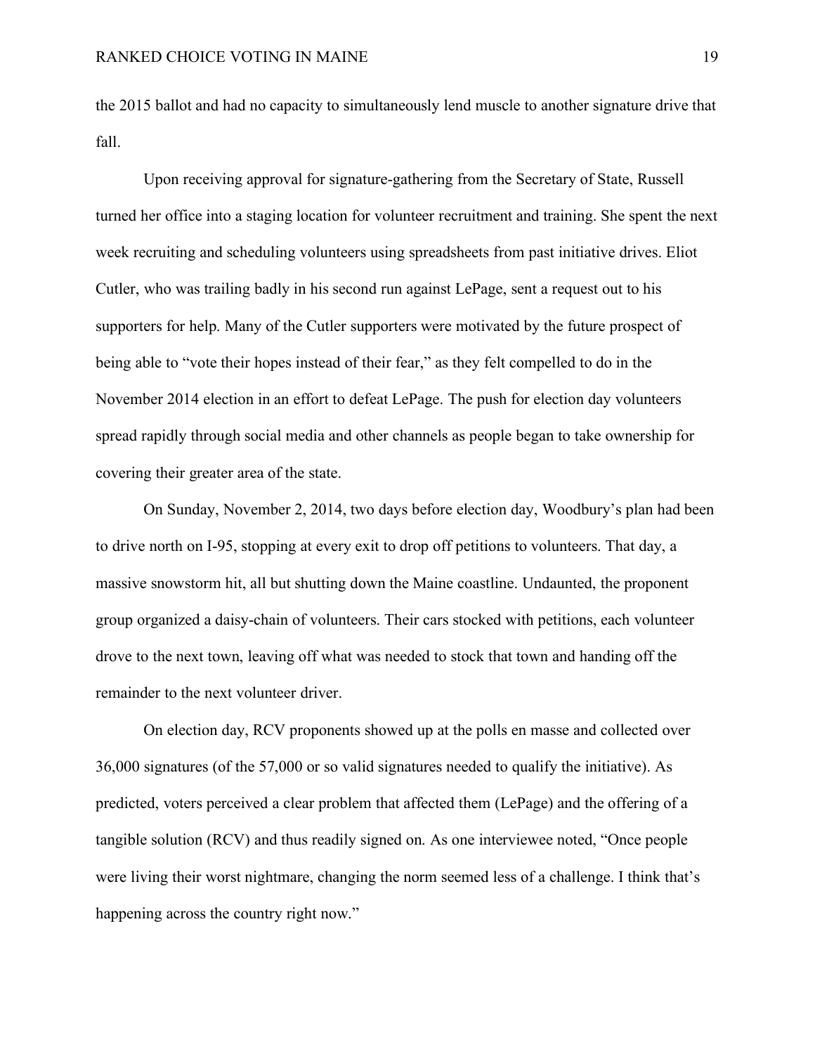the 2015 ballot and had no capacity to simultaneously lend muscle to another signature drive that fall.

Upon receiving approval for signature-gathering from the Secretary of State, Russell turned her office into a staging location for volunteer recruitment and training. She spent the next week recruiting and scheduling volunteers using spreadsheets from past initiative drives. Eliot Cutler, who was trailing badly in his second run against LePage, sent a request out to his supporters for help. Many of the Cutler supporters were motivated by the future prospect of being able to "vote their hopes instead of their fear," as they felt compelled to do in the November 2014 election in an effort to defeat LePage. The push for election day volunteers spread rapidly through social media and other channels as people began to take ownership for covering their greater area of the state.

On Sunday, November 2, 2014, two days before election day, Woodbury's plan had been to drive north on I-95, stopping at every exit to drop off petitions to volunteers. That day, a massive snowstorm hit, all but shutting down the Maine coastline. Undaunted, the proponent group organized a daisy-chain of volunteers. Their cars stocked with petitions, each volunteer drove to the next town, leaving off what was needed to stock that town and handing off the remainder to the next volunteer driver.

On election day, RCV proponents showed up at the polls en masse and collected over 36,000 signatures (of the 57,000 or so valid signatures needed to qualify the initiative). As predicted, voters perceived a clear problem that affected them (LePage) and the offering of a tangible solution (RCV) and thus readily signed on. As one interviewee noted, "Once people were living their worst nightmare, changing the norm seemed less of a challenge. I think that's happening across the country right now."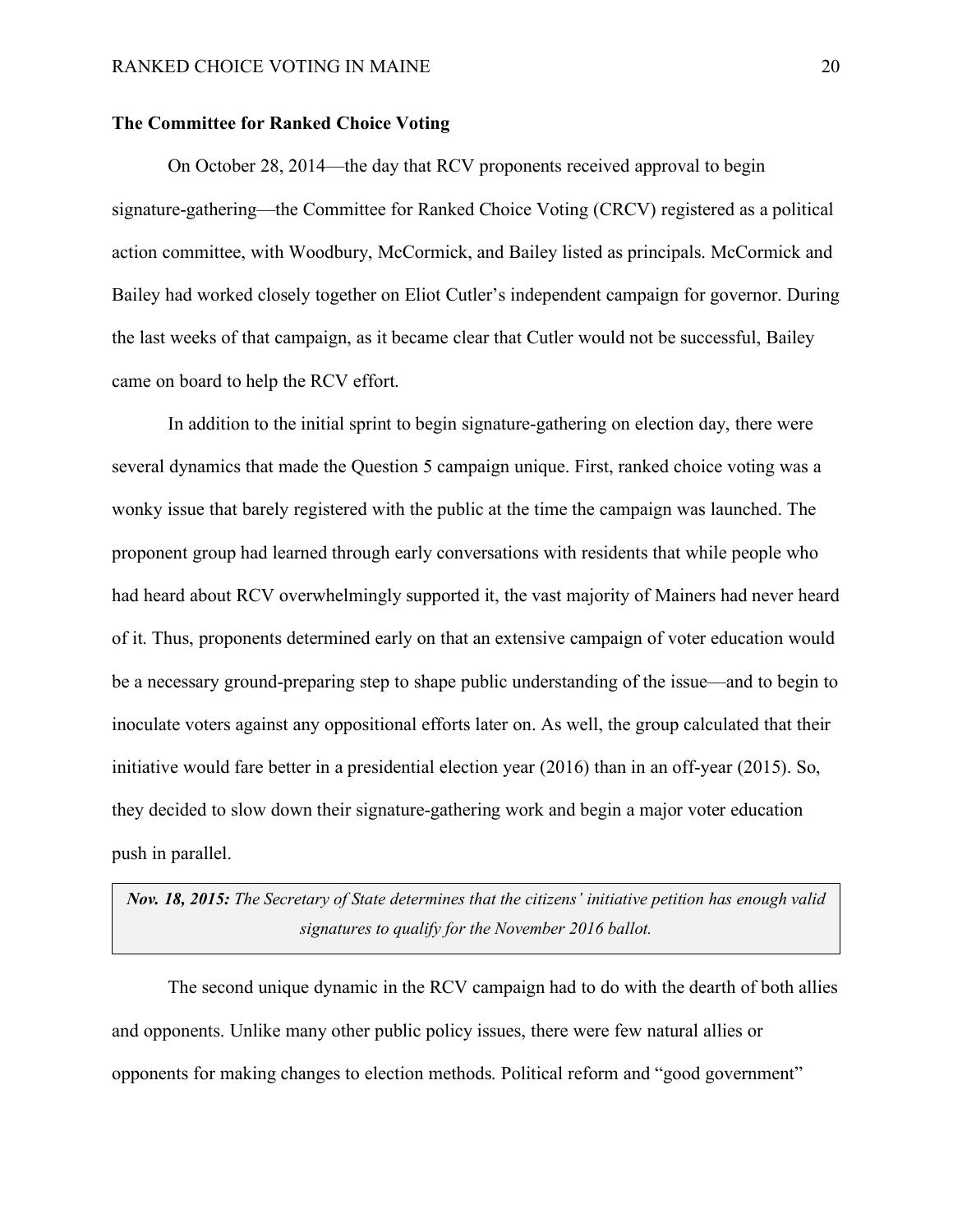**The Committee for Ranked Choice Voting**

On October 28, 2014—the day that RCV proponents received approval to begin signature-gathering—the Committee for Ranked Choice Voting (CRCV) registered as a political action committee, with Woodbury, McCormick, and Bailey listed as principals. McCormick and Bailey had worked closely together on Eliot Cutler's independent campaign for governor. During the last weeks of that campaign, as it became clear that Cutler would not be successful, Bailey came on board to help the RCV effort.

In addition to the initial sprint to begin signature-gathering on election day, there were several dynamics that made the Question 5 campaign unique. First, ranked choice voting was a wonky issue that barely registered with the public at the time the campaign was launched. The proponent group had learned through early conversations with residents that while people who had heard about RCV overwhelmingly supported it, the vast majority of Mainers had never heard of it. Thus, proponents determined early on that an extensive campaign of voter education would be a necessary ground-preparing step to shape public understanding of the issue—and to begin to inoculate voters against any oppositional efforts later on. As well, the group calculated that their initiative would fare better in a presidential election year (2016) than in an off-year (2015). So, they decided to slow down their signature-gathering work and begin a major voter education push in parallel.

> ***Nov. 18, 2015:*** *The Secretary of State determines that the citizens' initiative petition has enough valid signatures to qualify for the November 2016 ballot.*

The second unique dynamic in the RCV campaign had to do with the dearth of both allies and opponents. Unlike many other public policy issues, there were few natural allies or opponents for making changes to election methods. Political reform and "good government"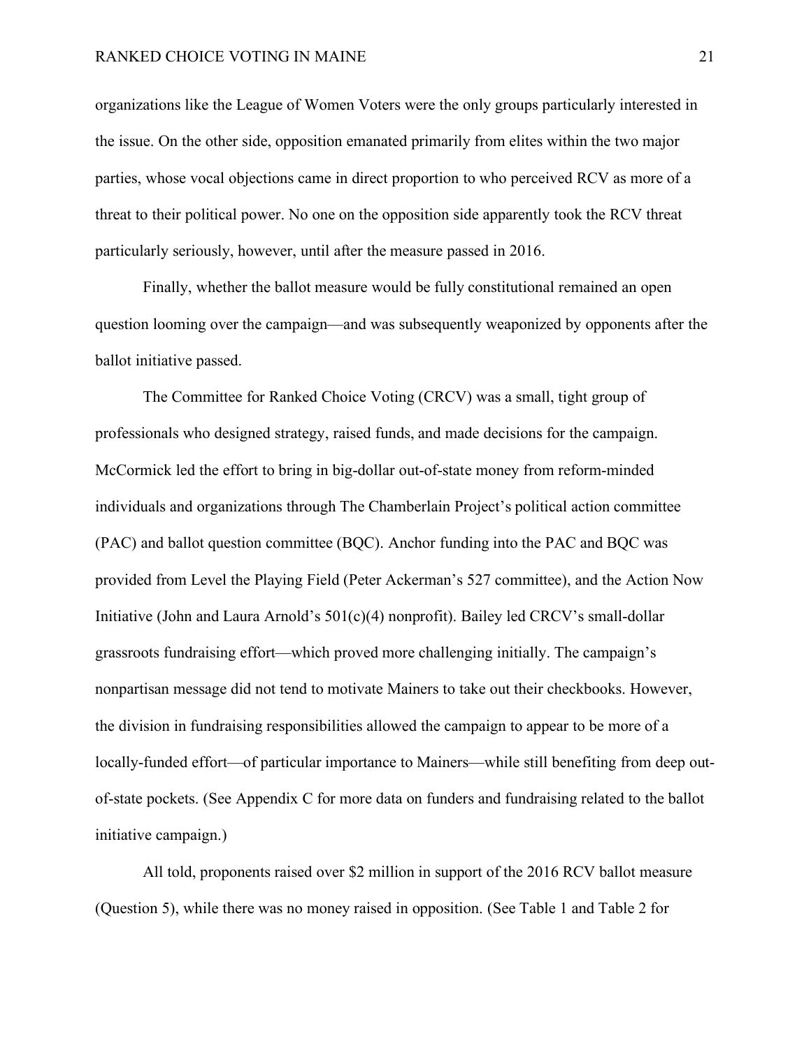organizations like the League of Women Voters were the only groups particularly interested in the issue. On the other side, opposition emanated primarily from elites within the two major parties, whose vocal objections came in direct proportion to who perceived RCV as more of a threat to their political power. No one on the opposition side apparently took the RCV threat particularly seriously, however, until after the measure passed in 2016.

Finally, whether the ballot measure would be fully constitutional remained an open question looming over the campaign—and was subsequently weaponized by opponents after the ballot initiative passed.

The Committee for Ranked Choice Voting (CRCV) was a small, tight group of professionals who designed strategy, raised funds, and made decisions for the campaign. McCormick led the effort to bring in big-dollar out-of-state money from reform-minded individuals and organizations through The Chamberlain Project's political action committee (PAC) and ballot question committee (BQC). Anchor funding into the PAC and BQC was provided from Level the Playing Field (Peter Ackerman's 527 committee), and the Action Now Initiative (John and Laura Arnold's 501(c)(4) nonprofit). Bailey led CRCV's small-dollar grassroots fundraising effort—which proved more challenging initially. The campaign's nonpartisan message did not tend to motivate Mainers to take out their checkbooks. However, the division in fundraising responsibilities allowed the campaign to appear to be more of a locally-funded effort—of particular importance to Mainers—while still benefiting from deep out-of-state pockets. (See Appendix C for more data on funders and fundraising related to the ballot initiative campaign.)

All told, proponents raised over $2 million in support of the 2016 RCV ballot measure (Question 5), while there was no money raised in opposition. (See Table 1 and Table 2 for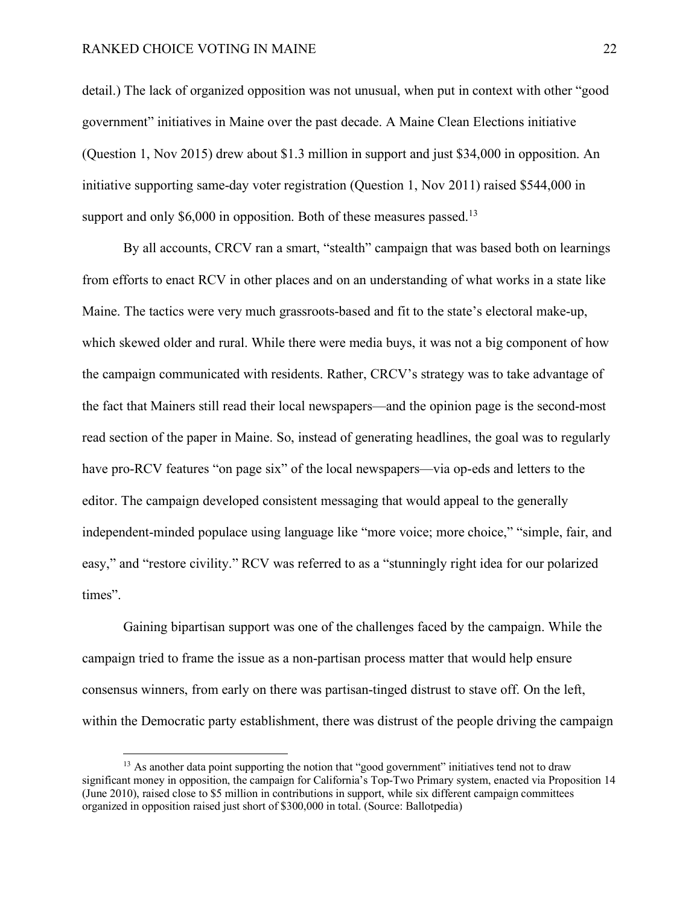detail.) The lack of organized opposition was not unusual, when put in context with other "good government" initiatives in Maine over the past decade. A Maine Clean Elections initiative (Question 1, Nov 2015) drew about $1.3 million in support and just $34,000 in opposition. An initiative supporting same-day voter registration (Question 1, Nov 2011) raised $544,000 in support and only $6,000 in opposition. Both of these measures passed.[13]

By all accounts, CRCV ran a smart, "stealth" campaign that was based both on learnings from efforts to enact RCV in other places and on an understanding of what works in a state like Maine. The tactics were very much grassroots-based and fit to the state's electoral make-up, which skewed older and rural. While there were media buys, it was not a big component of how the campaign communicated with residents. Rather, CRCV's strategy was to take advantage of the fact that Mainers still read their local newspapers—and the opinion page is the second-most read section of the paper in Maine. So, instead of generating headlines, the goal was to regularly have pro-RCV features "on page six" of the local newspapers—via op-eds and letters to the editor. The campaign developed consistent messaging that would appeal to the generally independent-minded populace using language like "more voice; more choice," "simple, fair, and easy," and "restore civility." RCV was referred to as a "stunningly right idea for our polarized times".

Gaining bipartisan support was one of the challenges faced by the campaign. While the campaign tried to frame the issue as a non-partisan process matter that would help ensure consensus winners, from early on there was partisan-tinged distrust to stave off. On the left, within the Democratic party establishment, there was distrust of the people driving the campaign

---

[13] As another data point supporting the notion that "good government" initiatives tend not to draw significant money in opposition, the campaign for California's Top-Two Primary system, enacted via Proposition 14 (June 2010), raised close to $5 million in contributions in support, while six different campaign committees organized in opposition raised just short of $300,000 in total. (Source: Ballotpedia)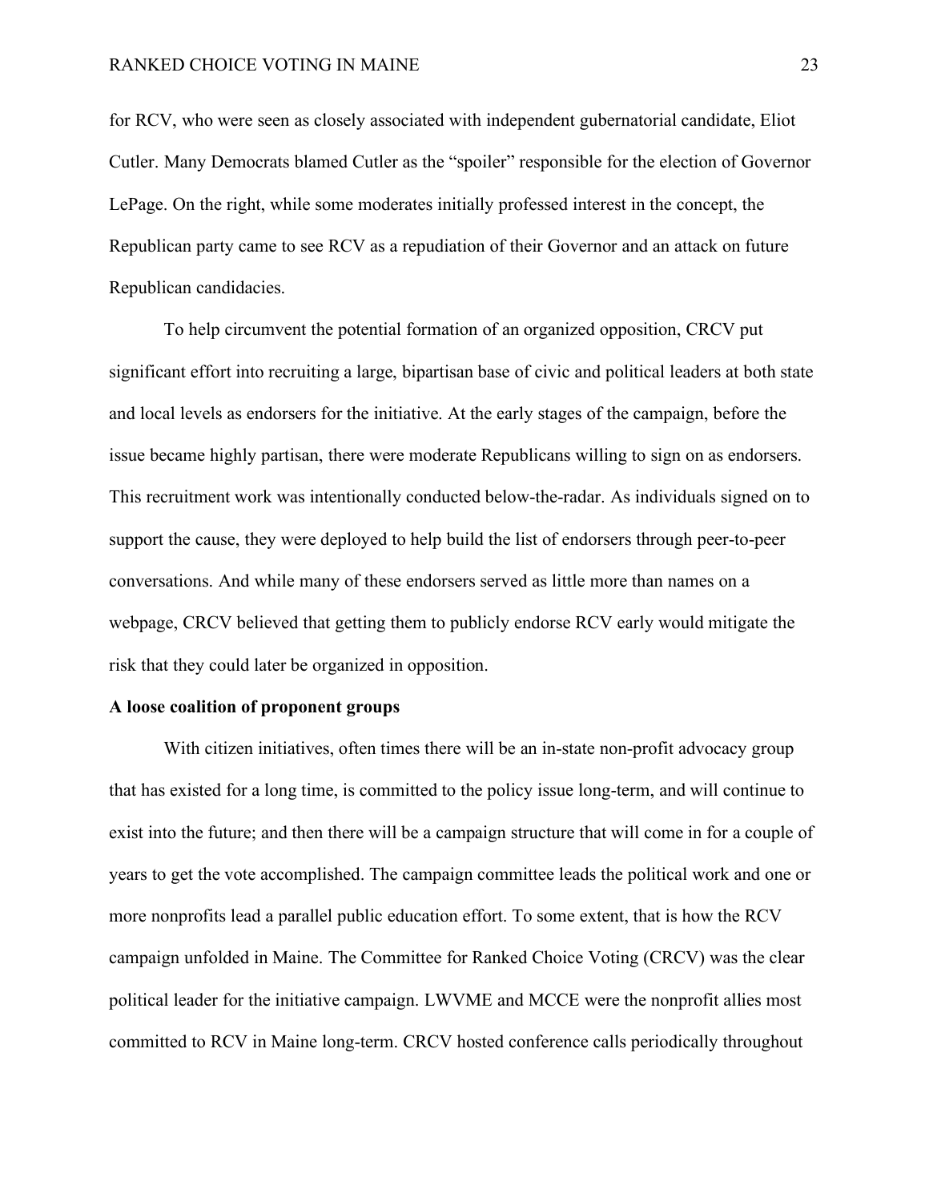for RCV, who were seen as closely associated with independent gubernatorial candidate, Eliot Cutler. Many Democrats blamed Cutler as the "spoiler" responsible for the election of Governor LePage. On the right, while some moderates initially professed interest in the concept, the Republican party came to see RCV as a repudiation of their Governor and an attack on future Republican candidacies.

To help circumvent the potential formation of an organized opposition, CRCV put significant effort into recruiting a large, bipartisan base of civic and political leaders at both state and local levels as endorsers for the initiative. At the early stages of the campaign, before the issue became highly partisan, there were moderate Republicans willing to sign on as endorsers. This recruitment work was intentionally conducted below-the-radar. As individuals signed on to support the cause, they were deployed to help build the list of endorsers through peer-to-peer conversations. And while many of these endorsers served as little more than names on a webpage, CRCV believed that getting them to publicly endorse RCV early would mitigate the risk that they could later be organized in opposition.

**A loose coalition of proponent groups**

With citizen initiatives, often times there will be an in-state non-profit advocacy group that has existed for a long time, is committed to the policy issue long-term, and will continue to exist into the future; and then there will be a campaign structure that will come in for a couple of years to get the vote accomplished. The campaign committee leads the political work and one or more nonprofits lead a parallel public education effort. To some extent, that is how the RCV campaign unfolded in Maine. The Committee for Ranked Choice Voting (CRCV) was the clear political leader for the initiative campaign. LWVME and MCCE were the nonprofit allies most committed to RCV in Maine long-term. CRCV hosted conference calls periodically throughout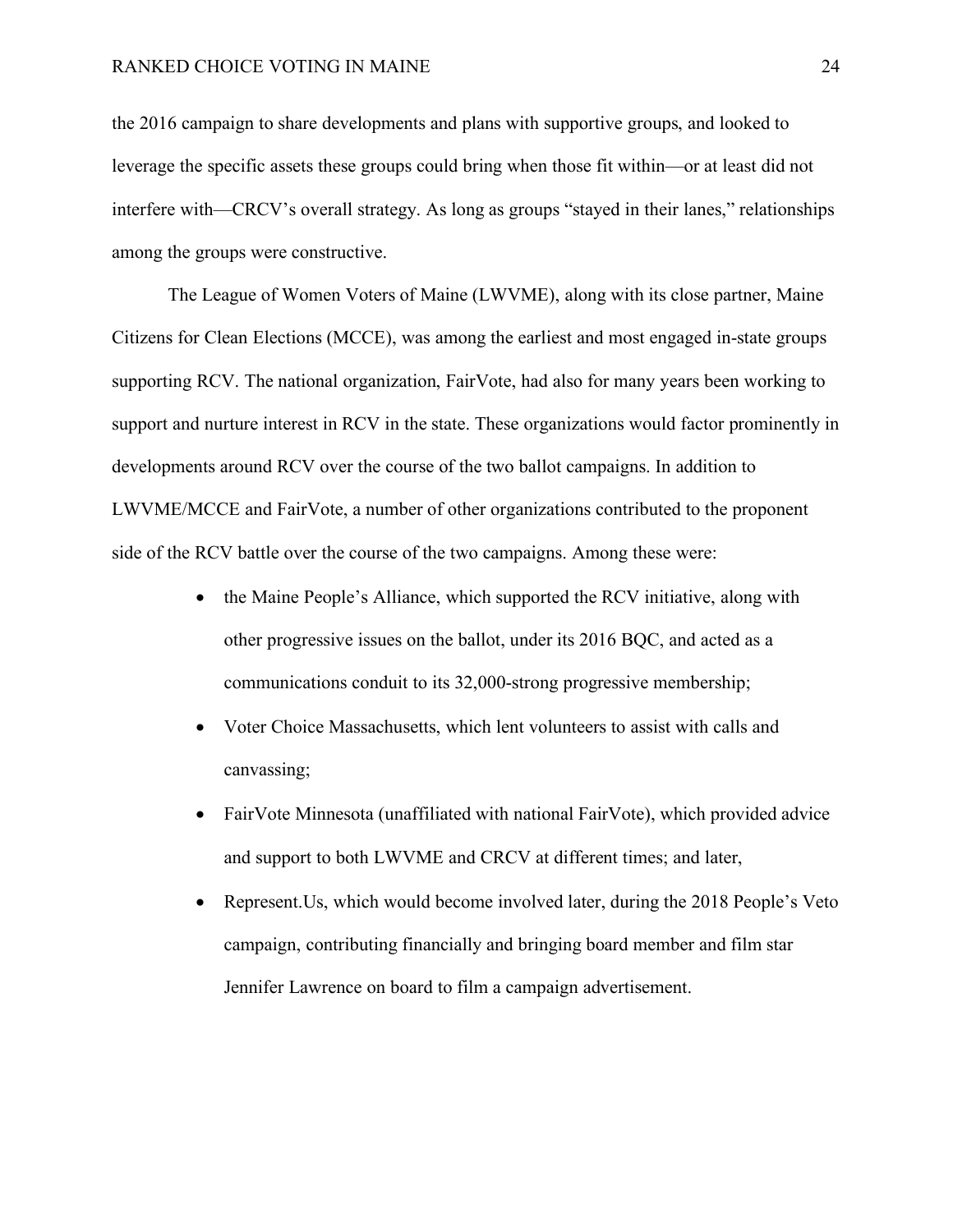the 2016 campaign to share developments and plans with supportive groups, and looked to leverage the specific assets these groups could bring when those fit within—or at least did not interfere with—CRCV's overall strategy. As long as groups "stayed in their lanes," relationships among the groups were constructive.

The League of Women Voters of Maine (LWVME), along with its close partner, Maine Citizens for Clean Elections (MCCE), was among the earliest and most engaged in-state groups supporting RCV. The national organization, FairVote, had also for many years been working to support and nurture interest in RCV in the state. These organizations would factor prominently in developments around RCV over the course of the two ballot campaigns. In addition to LWVME/MCCE and FairVote, a number of other organizations contributed to the proponent side of the RCV battle over the course of the two campaigns. Among these were:

- the Maine People's Alliance, which supported the RCV initiative, along with other progressive issues on the ballot, under its 2016 BQC, and acted as a communications conduit to its 32,000-strong progressive membership;
- Voter Choice Massachusetts, which lent volunteers to assist with calls and canvassing;
- FairVote Minnesota (unaffiliated with national FairVote), which provided advice and support to both LWVME and CRCV at different times; and later,
- Represent.Us, which would become involved later, during the 2018 People's Veto campaign, contributing financially and bringing board member and film star Jennifer Lawrence on board to film a campaign advertisement.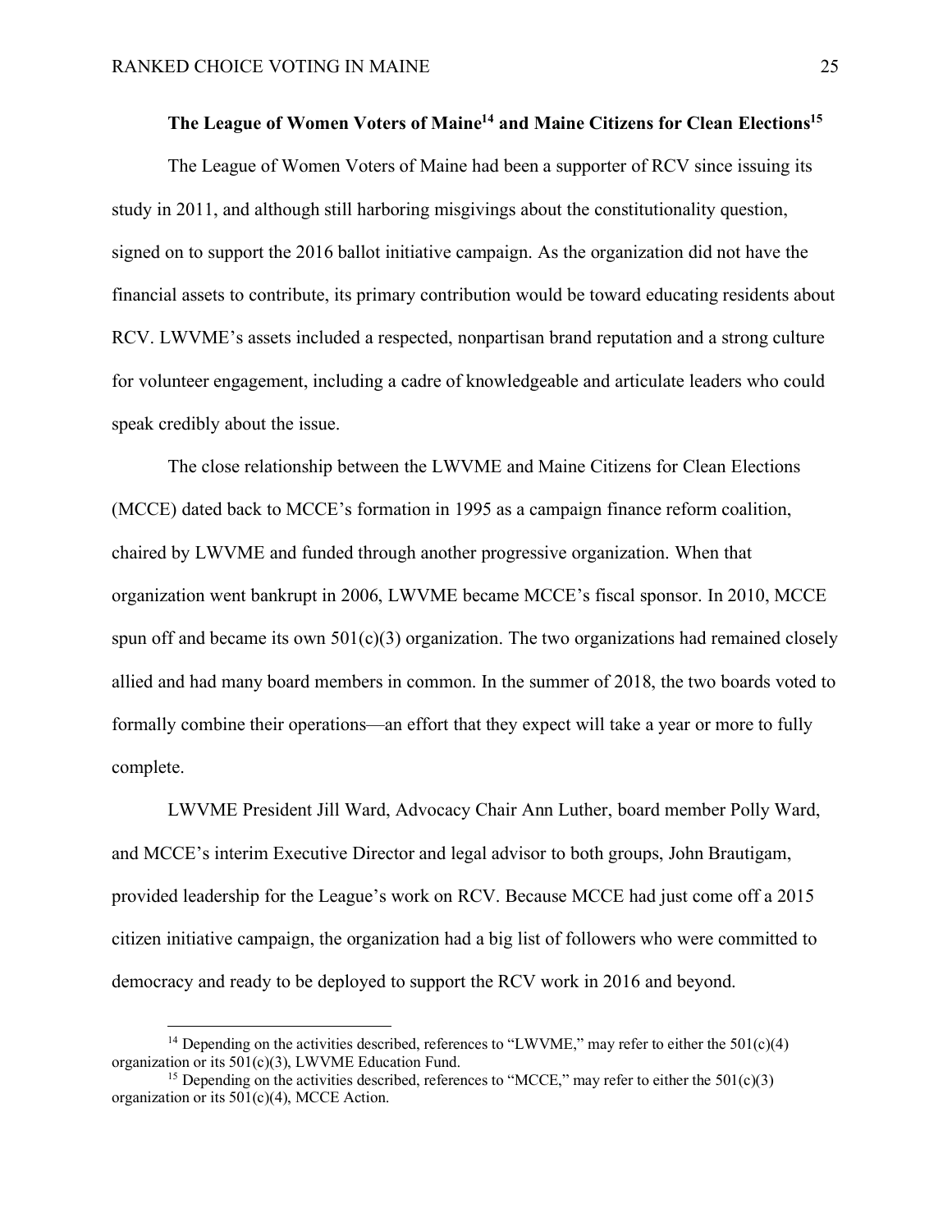**The League of Women Voters of Maine[14] and Maine Citizens for Clean Elections[15]**

The League of Women Voters of Maine had been a supporter of RCV since issuing its study in 2011, and although still harboring misgivings about the constitutionality question, signed on to support the 2016 ballot initiative campaign. As the organization did not have the financial assets to contribute, its primary contribution would be toward educating residents about RCV. LWVME's assets included a respected, nonpartisan brand reputation and a strong culture for volunteer engagement, including a cadre of knowledgeable and articulate leaders who could speak credibly about the issue.

The close relationship between the LWVME and Maine Citizens for Clean Elections (MCCE) dated back to MCCE's formation in 1995 as a campaign finance reform coalition, chaired by LWVME and funded through another progressive organization. When that organization went bankrupt in 2006, LWVME became MCCE's fiscal sponsor. In 2010, MCCE spun off and became its own 501(c)(3) organization. The two organizations had remained closely allied and had many board members in common. In the summer of 2018, the two boards voted to formally combine their operations—an effort that they expect will take a year or more to fully complete.

LWVME President Jill Ward, Advocacy Chair Ann Luther, board member Polly Ward, and MCCE's interim Executive Director and legal advisor to both groups, John Brautigam, provided leadership for the League's work on RCV. Because MCCE had just come off a 2015 citizen initiative campaign, the organization had a big list of followers who were committed to democracy and ready to be deployed to support the RCV work in 2016 and beyond.

---

[14] Depending on the activities described, references to "LWVME," may refer to either the 501(c)(4) organization or its 501(c)(3), LWVME Education Fund.

[15] Depending on the activities described, references to "MCCE," may refer to either the 501(c)(3) organization or its 501(c)(4), MCCE Action.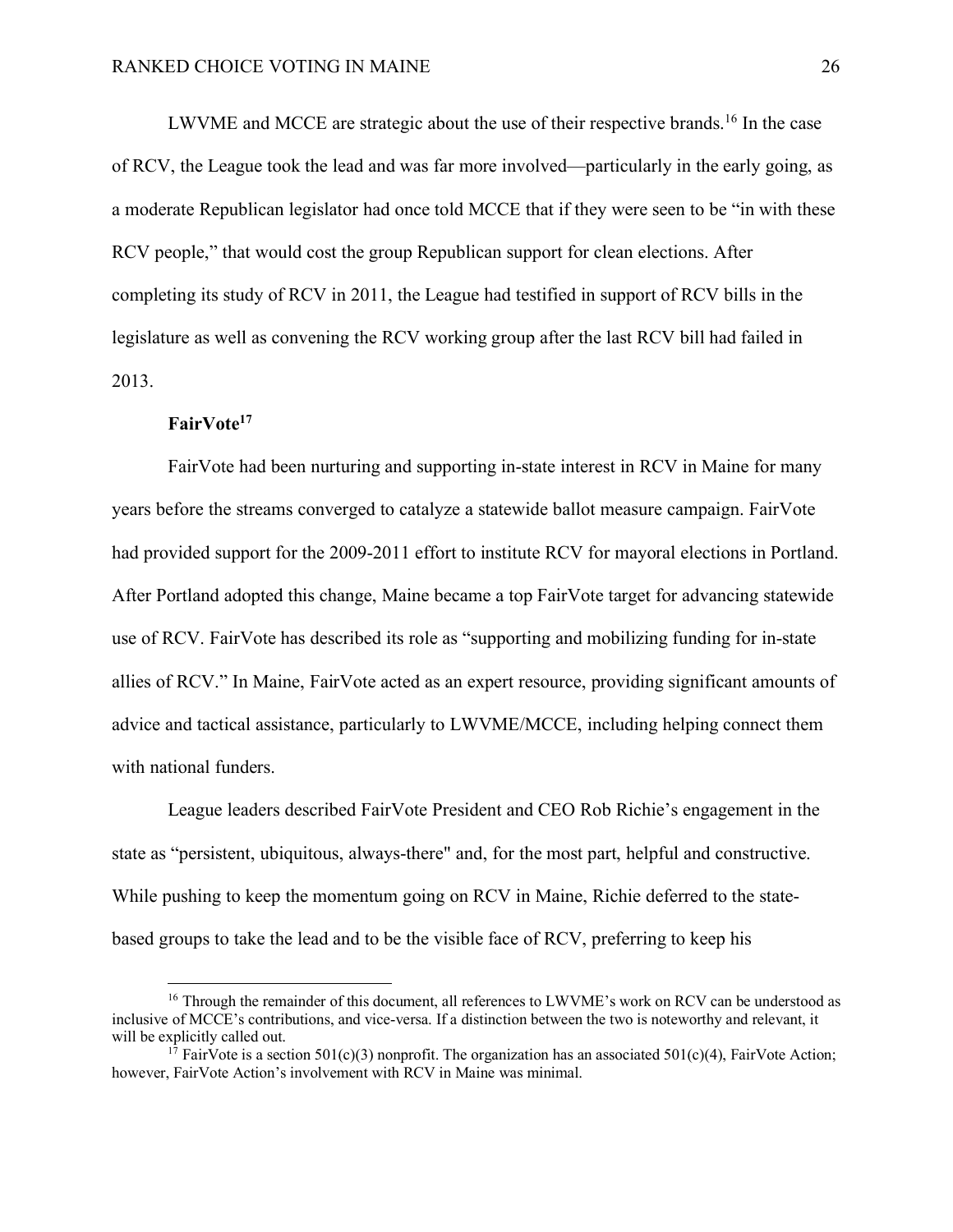LWVME and MCCE are strategic about the use of their respective brands.[16] In the case of RCV, the League took the lead and was far more involved—particularly in the early going, as a moderate Republican legislator had once told MCCE that if they were seen to be "in with these RCV people," that would cost the group Republican support for clean elections. After completing its study of RCV in 2011, the League had testified in support of RCV bills in the legislature as well as convening the RCV working group after the last RCV bill had failed in 2013.

### FairVote[17]

FairVote had been nurturing and supporting in-state interest in RCV in Maine for many years before the streams converged to catalyze a statewide ballot measure campaign. FairVote had provided support for the 2009-2011 effort to institute RCV for mayoral elections in Portland. After Portland adopted this change, Maine became a top FairVote target for advancing statewide use of RCV. FairVote has described its role as "supporting and mobilizing funding for in-state allies of RCV." In Maine, FairVote acted as an expert resource, providing significant amounts of advice and tactical assistance, particularly to LWVME/MCCE, including helping connect them with national funders.

League leaders described FairVote President and CEO Rob Richie's engagement in the state as "persistent, ubiquitous, always-there" and, for the most part, helpful and constructive. While pushing to keep the momentum going on RCV in Maine, Richie deferred to the state-based groups to take the lead and to be the visible face of RCV, preferring to keep his

---

[16] Through the remainder of this document, all references to LWVME's work on RCV can be understood as inclusive of MCCE's contributions, and vice-versa. If a distinction between the two is noteworthy and relevant, it will be explicitly called out.

[17] FairVote is a section 501(c)(3) nonprofit. The organization has an associated 501(c)(4), FairVote Action; however, FairVote Action's involvement with RCV in Maine was minimal.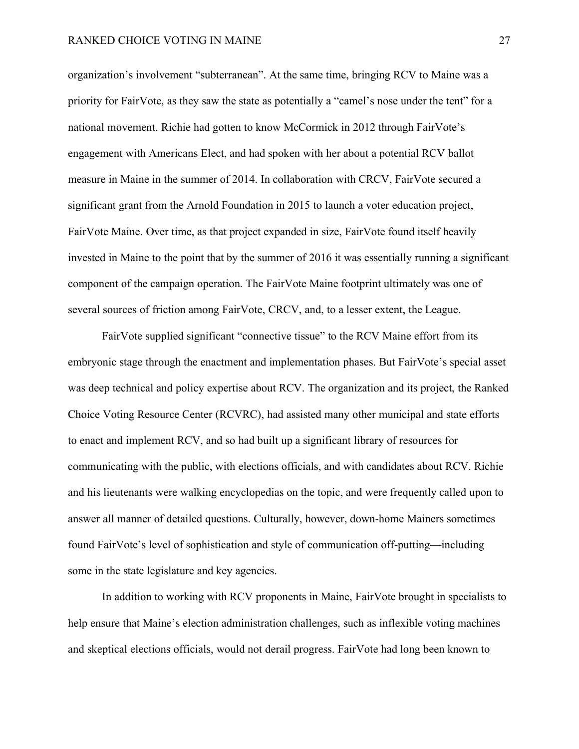organization's involvement "subterranean". At the same time, bringing RCV to Maine was a priority for FairVote, as they saw the state as potentially a "camel's nose under the tent" for a national movement. Richie had gotten to know McCormick in 2012 through FairVote's engagement with Americans Elect, and had spoken with her about a potential RCV ballot measure in Maine in the summer of 2014. In collaboration with CRCV, FairVote secured a significant grant from the Arnold Foundation in 2015 to launch a voter education project, FairVote Maine. Over time, as that project expanded in size, FairVote found itself heavily invested in Maine to the point that by the summer of 2016 it was essentially running a significant component of the campaign operation. The FairVote Maine footprint ultimately was one of several sources of friction among FairVote, CRCV, and, to a lesser extent, the League.

FairVote supplied significant "connective tissue" to the RCV Maine effort from its embryonic stage through the enactment and implementation phases. But FairVote's special asset was deep technical and policy expertise about RCV. The organization and its project, the Ranked Choice Voting Resource Center (RCVRC), had assisted many other municipal and state efforts to enact and implement RCV, and so had built up a significant library of resources for communicating with the public, with elections officials, and with candidates about RCV. Richie and his lieutenants were walking encyclopedias on the topic, and were frequently called upon to answer all manner of detailed questions. Culturally, however, down-home Mainers sometimes found FairVote's level of sophistication and style of communication off-putting—including some in the state legislature and key agencies.

In addition to working with RCV proponents in Maine, FairVote brought in specialists to help ensure that Maine's election administration challenges, such as inflexible voting machines and skeptical elections officials, would not derail progress. FairVote had long been known to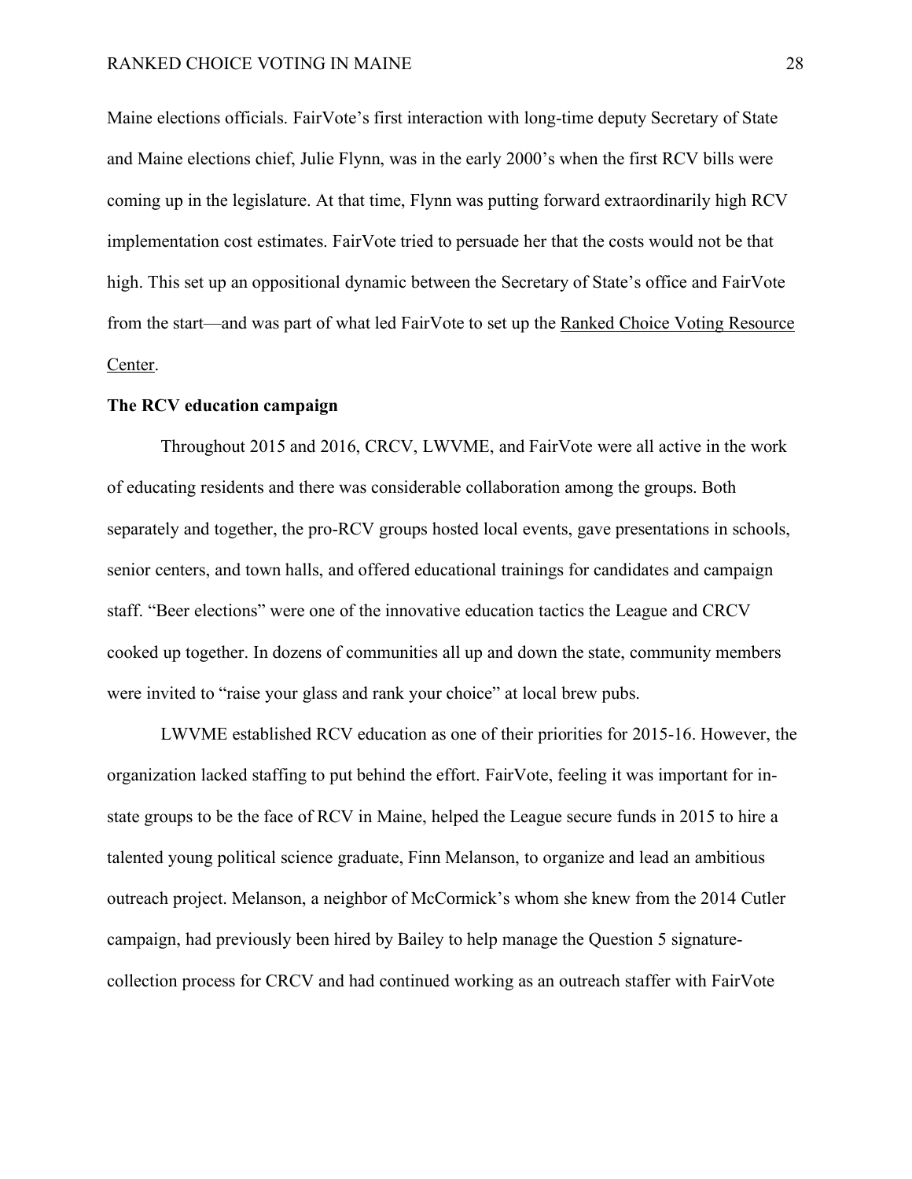Maine elections officials. FairVote's first interaction with long-time deputy Secretary of State and Maine elections chief, Julie Flynn, was in the early 2000's when the first RCV bills were coming up in the legislature. At that time, Flynn was putting forward extraordinarily high RCV implementation cost estimates. FairVote tried to persuade her that the costs would not be that high. This set up an oppositional dynamic between the Secretary of State's office and FairVote from the start—and was part of what led FairVote to set up the Ranked Choice Voting Resource Center.

**The RCV education campaign**

Throughout 2015 and 2016, CRCV, LWVME, and FairVote were all active in the work of educating residents and there was considerable collaboration among the groups. Both separately and together, the pro-RCV groups hosted local events, gave presentations in schools, senior centers, and town halls, and offered educational trainings for candidates and campaign staff. "Beer elections" were one of the innovative education tactics the League and CRCV cooked up together. In dozens of communities all up and down the state, community members were invited to "raise your glass and rank your choice" at local brew pubs.

LWVME established RCV education as one of their priorities for 2015-16. However, the organization lacked staffing to put behind the effort. FairVote, feeling it was important for in-state groups to be the face of RCV in Maine, helped the League secure funds in 2015 to hire a talented young political science graduate, Finn Melanson, to organize and lead an ambitious outreach project. Melanson, a neighbor of McCormick's whom she knew from the 2014 Cutler campaign, had previously been hired by Bailey to help manage the Question 5 signature-collection process for CRCV and had continued working as an outreach staffer with FairVote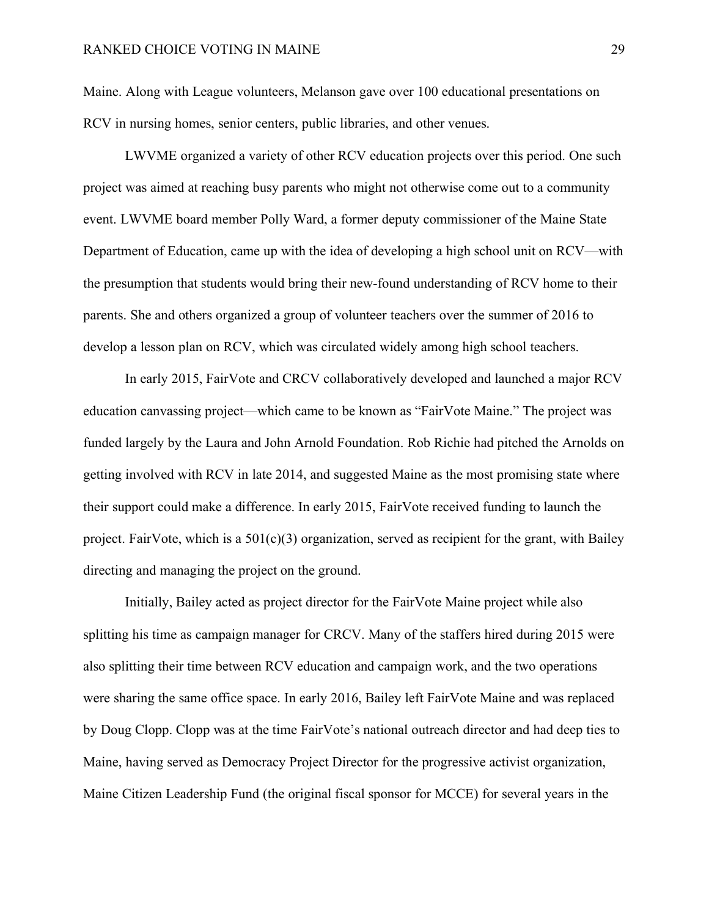Maine. Along with League volunteers, Melanson gave over 100 educational presentations on RCV in nursing homes, senior centers, public libraries, and other venues.

LWVME organized a variety of other RCV education projects over this period. One such project was aimed at reaching busy parents who might not otherwise come out to a community event. LWVME board member Polly Ward, a former deputy commissioner of the Maine State Department of Education, came up with the idea of developing a high school unit on RCV—with the presumption that students would bring their new-found understanding of RCV home to their parents. She and others organized a group of volunteer teachers over the summer of 2016 to develop a lesson plan on RCV, which was circulated widely among high school teachers.

In early 2015, FairVote and CRCV collaboratively developed and launched a major RCV education canvassing project—which came to be known as "FairVote Maine." The project was funded largely by the Laura and John Arnold Foundation. Rob Richie had pitched the Arnolds on getting involved with RCV in late 2014, and suggested Maine as the most promising state where their support could make a difference. In early 2015, FairVote received funding to launch the project. FairVote, which is a 501(c)(3) organization, served as recipient for the grant, with Bailey directing and managing the project on the ground.

Initially, Bailey acted as project director for the FairVote Maine project while also splitting his time as campaign manager for CRCV. Many of the staffers hired during 2015 were also splitting their time between RCV education and campaign work, and the two operations were sharing the same office space. In early 2016, Bailey left FairVote Maine and was replaced by Doug Clopp. Clopp was at the time FairVote's national outreach director and had deep ties to Maine, having served as Democracy Project Director for the progressive activist organization, Maine Citizen Leadership Fund (the original fiscal sponsor for MCCE) for several years in the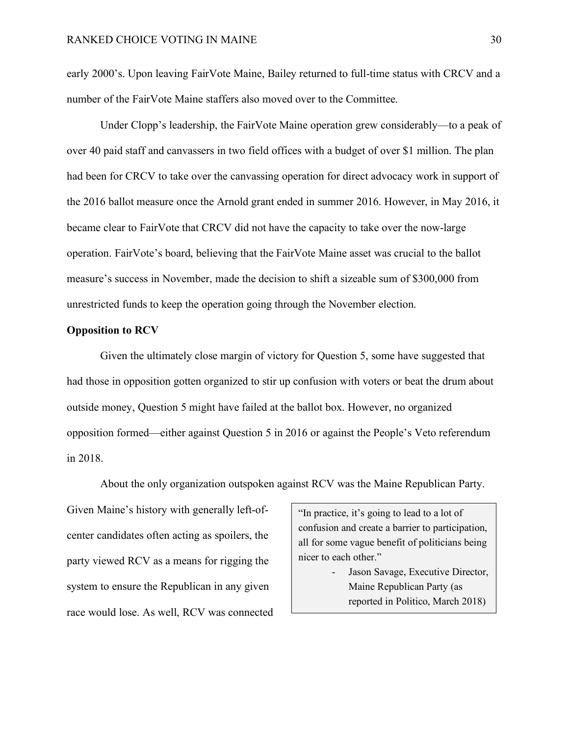early 2000's. Upon leaving FairVote Maine, Bailey returned to full-time status with CRCV and a number of the FairVote Maine staffers also moved over to the Committee.

Under Clopp's leadership, the FairVote Maine operation grew considerably—to a peak of over 40 paid staff and canvassers in two field offices with a budget of over $1 million. The plan had been for CRCV to take over the canvassing operation for direct advocacy work in support of the 2016 ballot measure once the Arnold grant ended in summer 2016. However, in May 2016, it became clear to FairVote that CRCV did not have the capacity to take over the now-large operation. FairVote's board, believing that the FairVote Maine asset was crucial to the ballot measure's success in November, made the decision to shift a sizeable sum of $300,000 from unrestricted funds to keep the operation going through the November election.

**Opposition to RCV**

Given the ultimately close margin of victory for Question 5, some have suggested that had those in opposition gotten organized to stir up confusion with voters or beat the drum about outside money, Question 5 might have failed at the ballot box. However, no organized opposition formed—either against Question 5 in 2016 or against the People's Veto referendum in 2018.

About the only organization outspoken against RCV was the Maine Republican Party. Given Maine's history with generally left-of-center candidates often acting as spoilers, the party viewed RCV as a means for rigging the system to ensure the Republican in any given race would lose. As well, RCV was connected

> "In practice, it's going to lead to a lot of confusion and create a barrier to participation, all for some vague benefit of politicians being nicer to each other."
>
> - Jason Savage, Executive Director, Maine Republican Party (as reported in Politico, March 2018)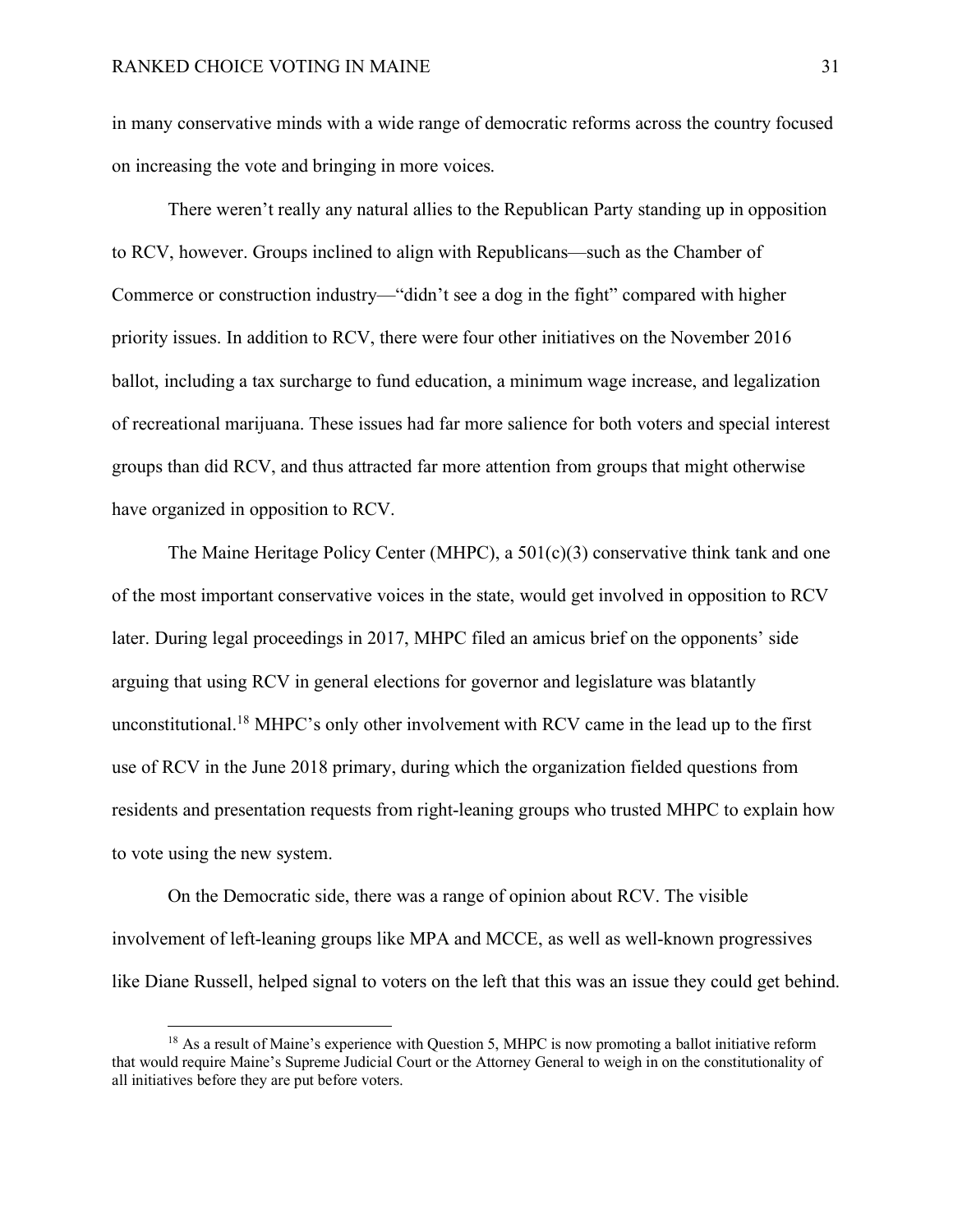in many conservative minds with a wide range of democratic reforms across the country focused on increasing the vote and bringing in more voices.

There weren't really any natural allies to the Republican Party standing up in opposition to RCV, however. Groups inclined to align with Republicans—such as the Chamber of Commerce or construction industry—"didn't see a dog in the fight" compared with higher priority issues. In addition to RCV, there were four other initiatives on the November 2016 ballot, including a tax surcharge to fund education, a minimum wage increase, and legalization of recreational marijuana. These issues had far more salience for both voters and special interest groups than did RCV, and thus attracted far more attention from groups that might otherwise have organized in opposition to RCV.

The Maine Heritage Policy Center (MHPC), a 501(c)(3) conservative think tank and one of the most important conservative voices in the state, would get involved in opposition to RCV later. During legal proceedings in 2017, MHPC filed an amicus brief on the opponents' side arguing that using RCV in general elections for governor and legislature was blatantly unconstitutional.[18] MHPC's only other involvement with RCV came in the lead up to the first use of RCV in the June 2018 primary, during which the organization fielded questions from residents and presentation requests from right-leaning groups who trusted MHPC to explain how to vote using the new system.

On the Democratic side, there was a range of opinion about RCV. The visible involvement of left-leaning groups like MPA and MCCE, as well as well-known progressives like Diane Russell, helped signal to voters on the left that this was an issue they could get behind.

[18] As a result of Maine's experience with Question 5, MHPC is now promoting a ballot initiative reform that would require Maine's Supreme Judicial Court or the Attorney General to weigh in on the constitutionality of all initiatives before they are put before voters.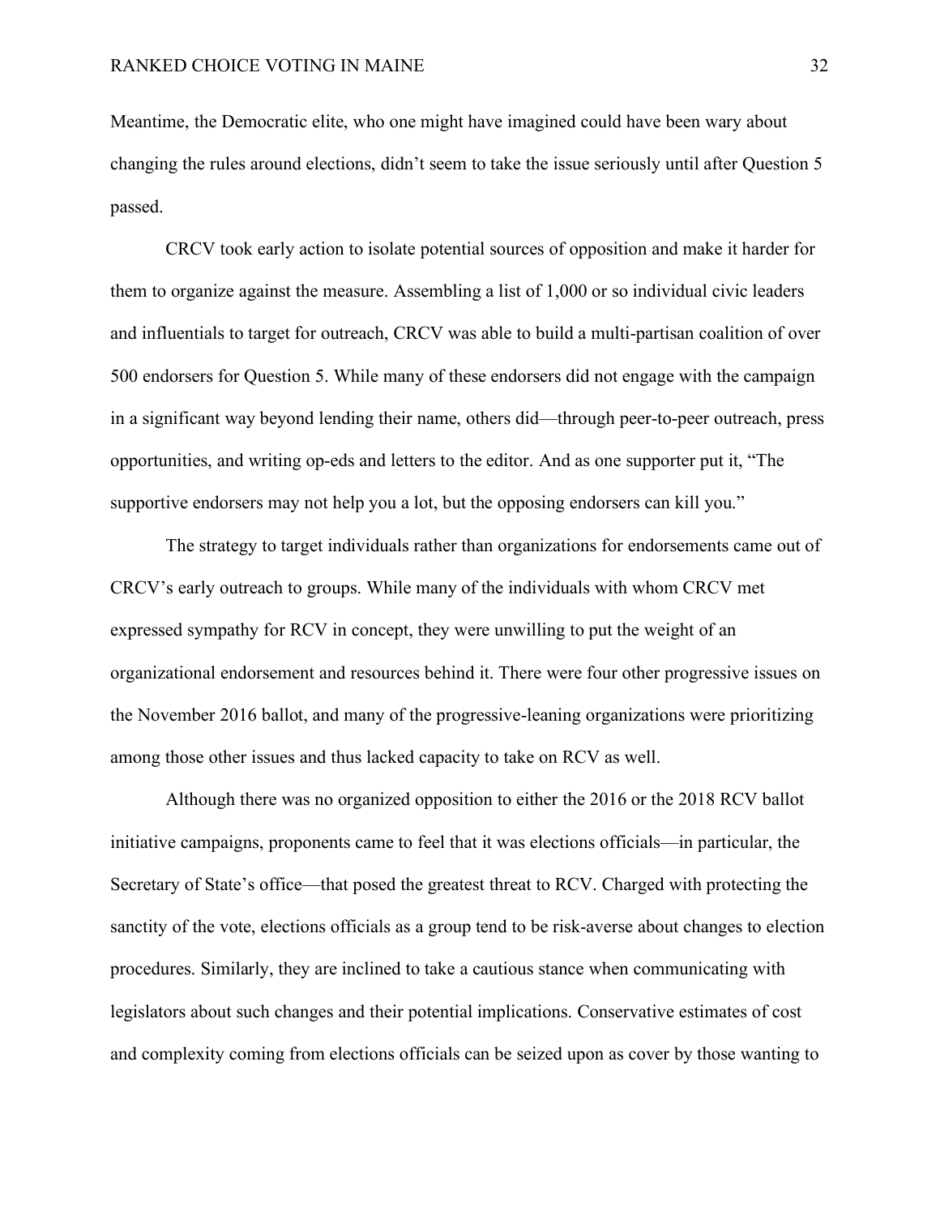Meantime, the Democratic elite, who one might have imagined could have been wary about changing the rules around elections, didn't seem to take the issue seriously until after Question 5 passed.

CRCV took early action to isolate potential sources of opposition and make it harder for them to organize against the measure. Assembling a list of 1,000 or so individual civic leaders and influentials to target for outreach, CRCV was able to build a multi-partisan coalition of over 500 endorsers for Question 5. While many of these endorsers did not engage with the campaign in a significant way beyond lending their name, others did—through peer-to-peer outreach, press opportunities, and writing op-eds and letters to the editor. And as one supporter put it, "The supportive endorsers may not help you a lot, but the opposing endorsers can kill you."

The strategy to target individuals rather than organizations for endorsements came out of CRCV's early outreach to groups. While many of the individuals with whom CRCV met expressed sympathy for RCV in concept, they were unwilling to put the weight of an organizational endorsement and resources behind it. There were four other progressive issues on the November 2016 ballot, and many of the progressive-leaning organizations were prioritizing among those other issues and thus lacked capacity to take on RCV as well.

Although there was no organized opposition to either the 2016 or the 2018 RCV ballot initiative campaigns, proponents came to feel that it was elections officials—in particular, the Secretary of State's office—that posed the greatest threat to RCV. Charged with protecting the sanctity of the vote, elections officials as a group tend to be risk-averse about changes to election procedures. Similarly, they are inclined to take a cautious stance when communicating with legislators about such changes and their potential implications. Conservative estimates of cost and complexity coming from elections officials can be seized upon as cover by those wanting to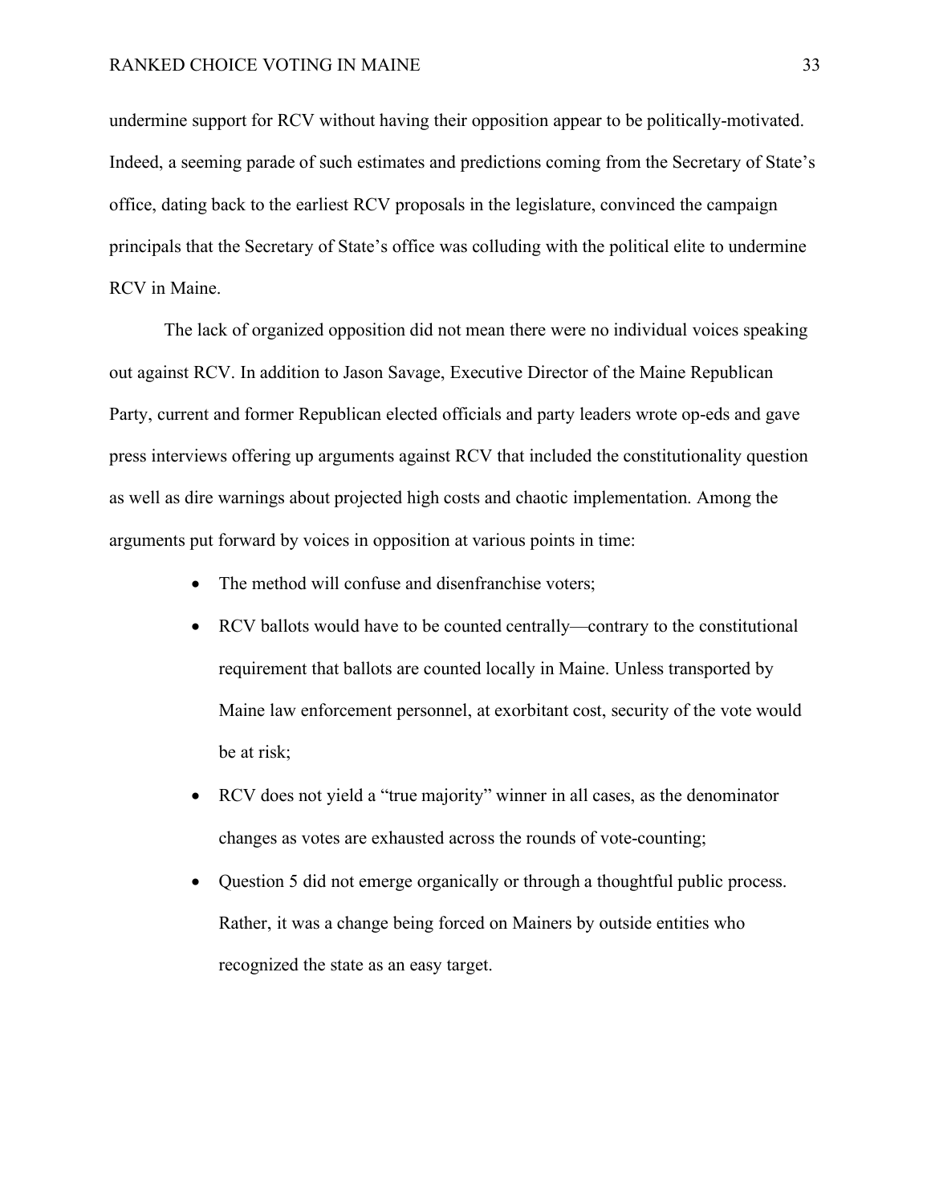undermine support for RCV without having their opposition appear to be politically-motivated. Indeed, a seeming parade of such estimates and predictions coming from the Secretary of State's office, dating back to the earliest RCV proposals in the legislature, convinced the campaign principals that the Secretary of State's office was colluding with the political elite to undermine RCV in Maine.

The lack of organized opposition did not mean there were no individual voices speaking out against RCV. In addition to Jason Savage, Executive Director of the Maine Republican Party, current and former Republican elected officials and party leaders wrote op-eds and gave press interviews offering up arguments against RCV that included the constitutionality question as well as dire warnings about projected high costs and chaotic implementation. Among the arguments put forward by voices in opposition at various points in time:

- The method will confuse and disenfranchise voters;
- RCV ballots would have to be counted centrally—contrary to the constitutional requirement that ballots are counted locally in Maine. Unless transported by Maine law enforcement personnel, at exorbitant cost, security of the vote would be at risk;
- RCV does not yield a "true majority" winner in all cases, as the denominator changes as votes are exhausted across the rounds of vote-counting;
- Question 5 did not emerge organically or through a thoughtful public process. Rather, it was a change being forced on Mainers by outside entities who recognized the state as an easy target.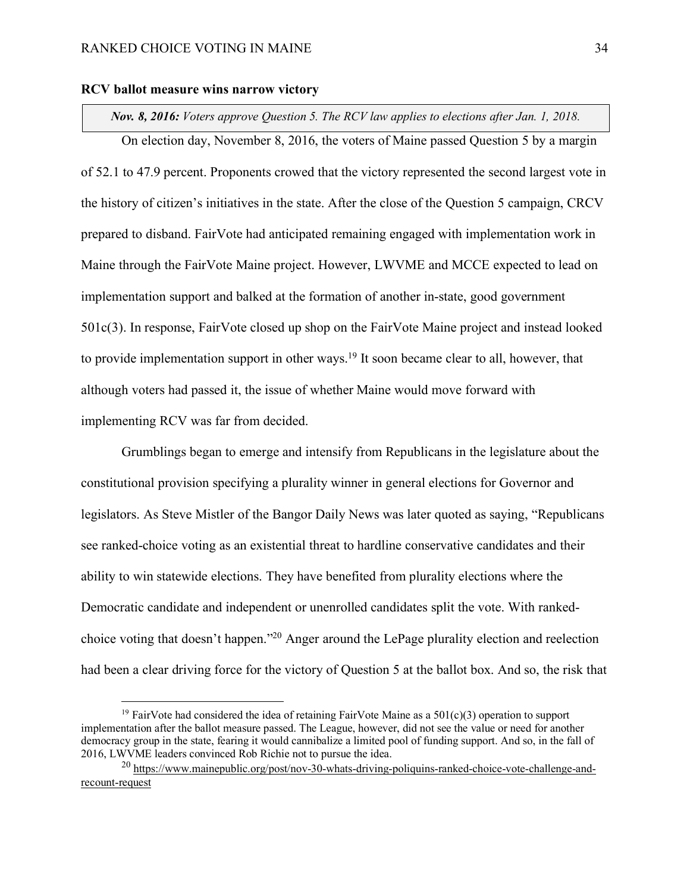**RCV ballot measure wins narrow victory**

> ***Nov. 8, 2016:*** *Voters approve Question 5. The RCV law applies to elections after Jan. 1, 2018.*

On election day, November 8, 2016, the voters of Maine passed Question 5 by a margin of 52.1 to 47.9 percent. Proponents crowed that the victory represented the second largest vote in the history of citizen's initiatives in the state. After the close of the Question 5 campaign, CRCV prepared to disband. FairVote had anticipated remaining engaged with implementation work in Maine through the FairVote Maine project. However, LWVME and MCCE expected to lead on implementation support and balked at the formation of another in-state, good government 501c(3). In response, FairVote closed up shop on the FairVote Maine project and instead looked to provide implementation support in other ways.[19] It soon became clear to all, however, that although voters had passed it, the issue of whether Maine would move forward with implementing RCV was far from decided.

Grumblings began to emerge and intensify from Republicans in the legislature about the constitutional provision specifying a plurality winner in general elections for Governor and legislators. As Steve Mistler of the Bangor Daily News was later quoted as saying, "Republicans see ranked-choice voting as an existential threat to hardline conservative candidates and their ability to win statewide elections. They have benefited from plurality elections where the Democratic candidate and independent or unenrolled candidates split the vote. With ranked-choice voting that doesn't happen."[20] Anger around the LePage plurality election and reelection had been a clear driving force for the victory of Question 5 at the ballot box. And so, the risk that

---

[19] FairVote had considered the idea of retaining FairVote Maine as a 501(c)(3) operation to support implementation after the ballot measure passed. The League, however, did not see the value or need for another democracy group in the state, fearing it would cannibalize a limited pool of funding support. And so, in the fall of 2016, LWVME leaders convinced Rob Richie not to pursue the idea.

[20] https://www.mainepublic.org/post/nov-30-whats-driving-poliquins-ranked-choice-vote-challenge-and-recount-request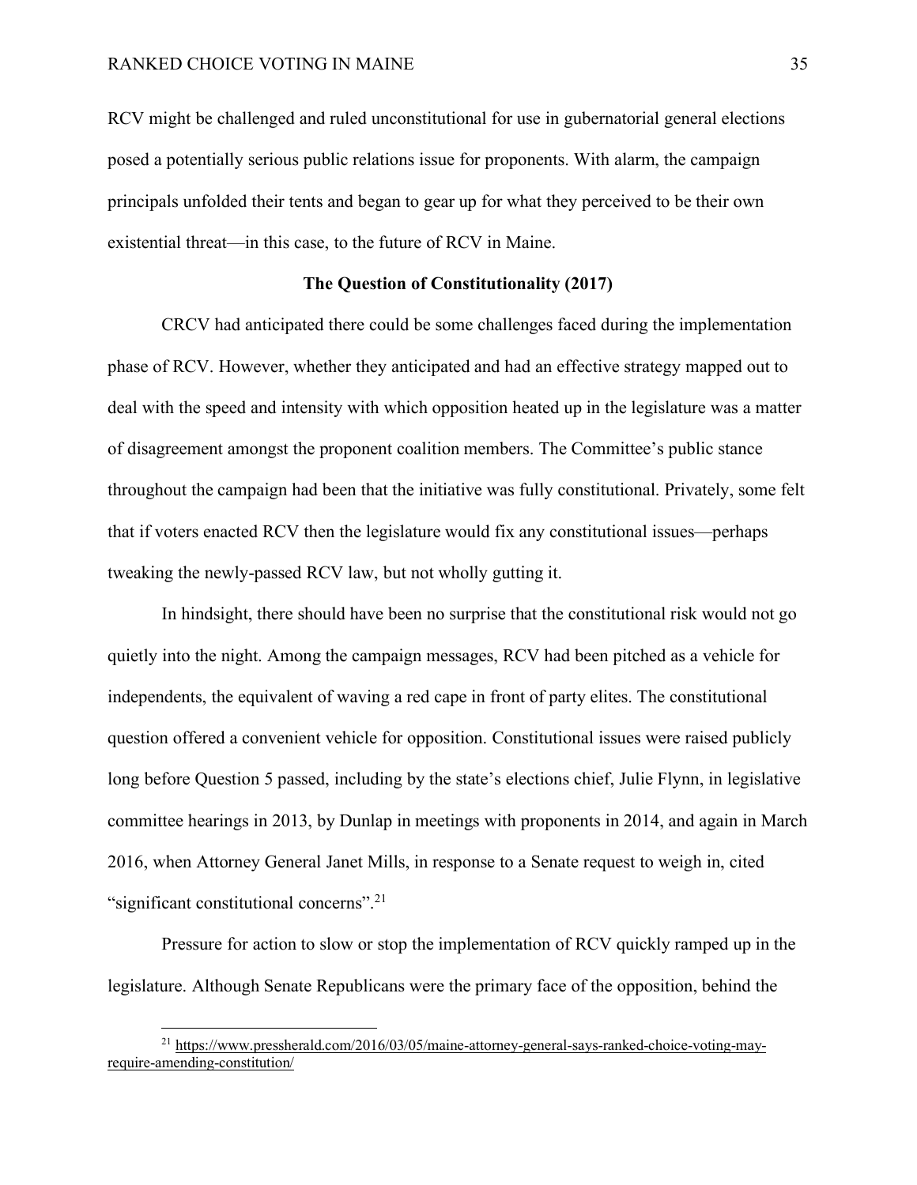RCV might be challenged and ruled unconstitutional for use in gubernatorial general elections posed a potentially serious public relations issue for proponents. With alarm, the campaign principals unfolded their tents and began to gear up for what they perceived to be their own existential threat—in this case, to the future of RCV in Maine.

### The Question of Constitutionality (2017)

CRCV had anticipated there could be some challenges faced during the implementation phase of RCV. However, whether they anticipated and had an effective strategy mapped out to deal with the speed and intensity with which opposition heated up in the legislature was a matter of disagreement amongst the proponent coalition members. The Committee's public stance throughout the campaign had been that the initiative was fully constitutional. Privately, some felt that if voters enacted RCV then the legislature would fix any constitutional issues—perhaps tweaking the newly-passed RCV law, but not wholly gutting it.

In hindsight, there should have been no surprise that the constitutional risk would not go quietly into the night. Among the campaign messages, RCV had been pitched as a vehicle for independents, the equivalent of waving a red cape in front of party elites. The constitutional question offered a convenient vehicle for opposition. Constitutional issues were raised publicly long before Question 5 passed, including by the state's elections chief, Julie Flynn, in legislative committee hearings in 2013, by Dunlap in meetings with proponents in 2014, and again in March 2016, when Attorney General Janet Mills, in response to a Senate request to weigh in, cited "significant constitutional concerns".[21]

Pressure for action to slow or stop the implementation of RCV quickly ramped up in the legislature. Although Senate Republicans were the primary face of the opposition, behind the

[21] https://www.pressherald.com/2016/03/05/maine-attorney-general-says-ranked-choice-voting-may-require-amending-constitution/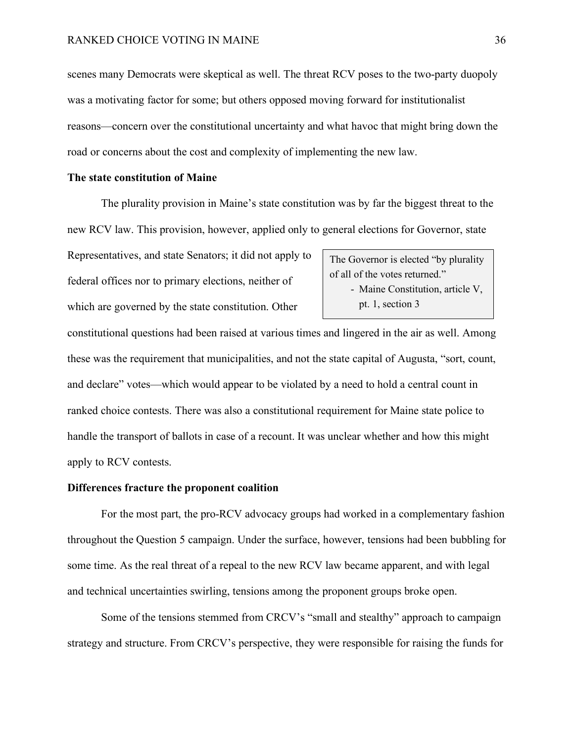scenes many Democrats were skeptical as well. The threat RCV poses to the two-party duopoly was a motivating factor for some; but others opposed moving forward for institutionalist reasons—concern over the constitutional uncertainty and what havoc that might bring down the road or concerns about the cost and complexity of implementing the new law.

**The state constitution of Maine**

The plurality provision in Maine's state constitution was by far the biggest threat to the new RCV law. This provision, however, applied only to general elections for Governor, state Representatives, and state Senators; it did not apply to federal offices nor to primary elections, neither of which are governed by the state constitution. Other constitutional questions had been raised at various times and lingered in the air as well. Among these was the requirement that municipalities, and not the state capital of Augusta, "sort, count, and declare" votes—which would appear to be violated by a need to hold a central count in ranked choice contests. There was also a constitutional requirement for Maine state police to handle the transport of ballots in case of a recount. It was unclear whether and how this might apply to RCV contests.

> The Governor is elected "by plurality of all of the votes returned."
> - Maine Constitution, article V, pt. 1, section 3

**Differences fracture the proponent coalition**

For the most part, the pro-RCV advocacy groups had worked in a complementary fashion throughout the Question 5 campaign. Under the surface, however, tensions had been bubbling for some time. As the real threat of a repeal to the new RCV law became apparent, and with legal and technical uncertainties swirling, tensions among the proponent groups broke open.

Some of the tensions stemmed from CRCV's "small and stealthy" approach to campaign strategy and structure. From CRCV's perspective, they were responsible for raising the funds for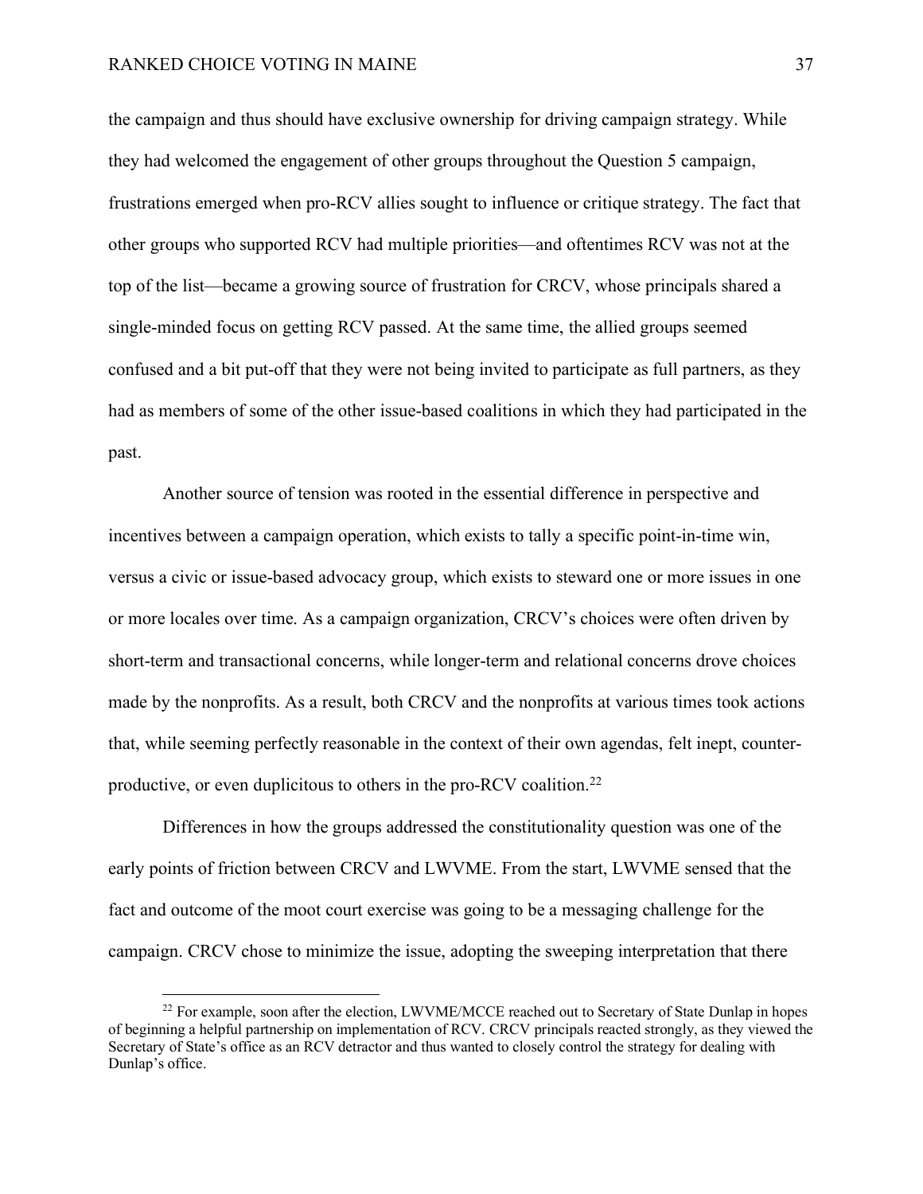the campaign and thus should have exclusive ownership for driving campaign strategy. While they had welcomed the engagement of other groups throughout the Question 5 campaign, frustrations emerged when pro-RCV allies sought to influence or critique strategy. The fact that other groups who supported RCV had multiple priorities—and oftentimes RCV was not at the top of the list—became a growing source of frustration for CRCV, whose principals shared a single-minded focus on getting RCV passed. At the same time, the allied groups seemed confused and a bit put-off that they were not being invited to participate as full partners, as they had as members of some of the other issue-based coalitions in which they had participated in the past.

Another source of tension was rooted in the essential difference in perspective and incentives between a campaign operation, which exists to tally a specific point-in-time win, versus a civic or issue-based advocacy group, which exists to steward one or more issues in one or more locales over time. As a campaign organization, CRCV's choices were often driven by short-term and transactional concerns, while longer-term and relational concerns drove choices made by the nonprofits. As a result, both CRCV and the nonprofits at various times took actions that, while seeming perfectly reasonable in the context of their own agendas, felt inept, counter-productive, or even duplicitous to others in the pro-RCV coalition.[22]

Differences in how the groups addressed the constitutionality question was one of the early points of friction between CRCV and LWVME. From the start, LWVME sensed that the fact and outcome of the moot court exercise was going to be a messaging challenge for the campaign. CRCV chose to minimize the issue, adopting the sweeping interpretation that there

[22] For example, soon after the election, LWVME/MCCE reached out to Secretary of State Dunlap in hopes of beginning a helpful partnership on implementation of RCV. CRCV principals reacted strongly, as they viewed the Secretary of State's office as an RCV detractor and thus wanted to closely control the strategy for dealing with Dunlap's office.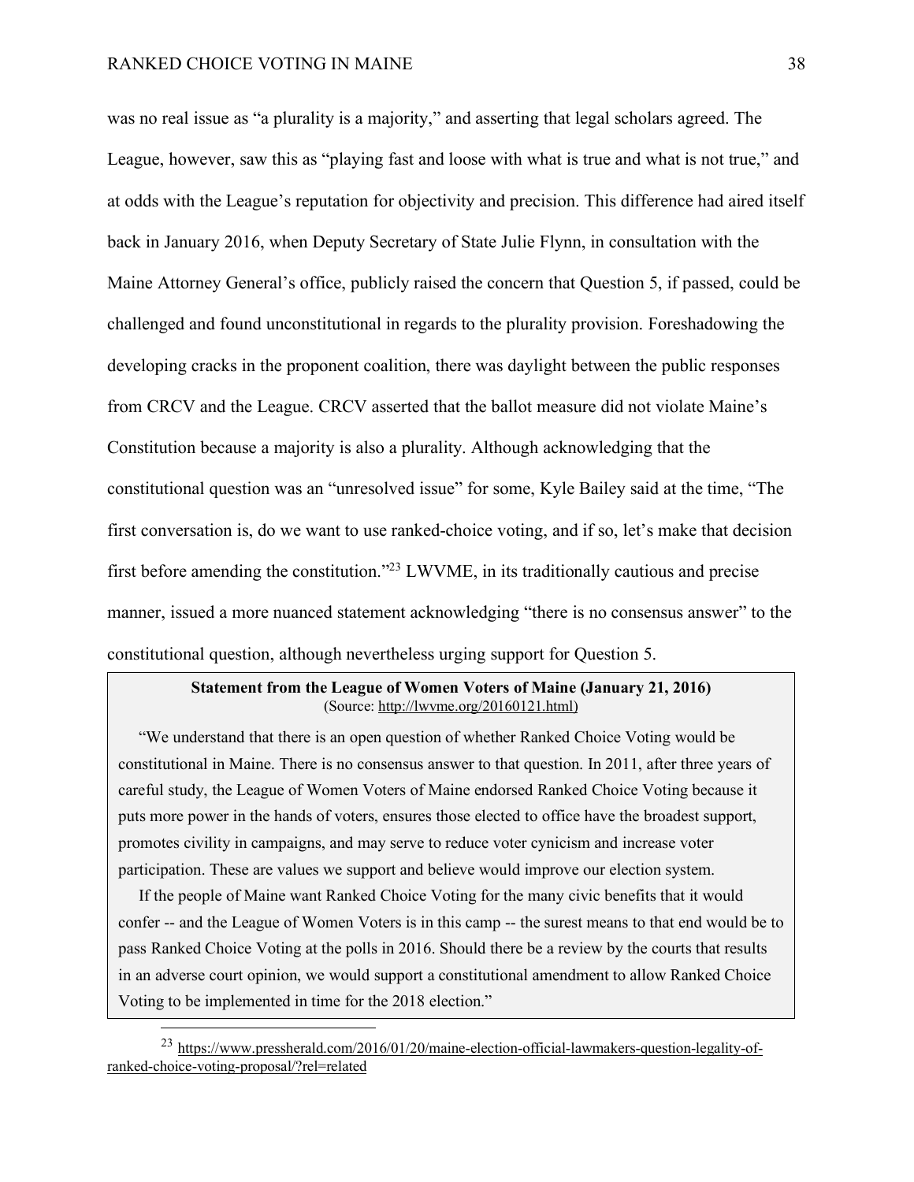was no real issue as "a plurality is a majority," and asserting that legal scholars agreed. The League, however, saw this as "playing fast and loose with what is true and what is not true," and at odds with the League's reputation for objectivity and precision. This difference had aired itself back in January 2016, when Deputy Secretary of State Julie Flynn, in consultation with the Maine Attorney General's office, publicly raised the concern that Question 5, if passed, could be challenged and found unconstitutional in regards to the plurality provision. Foreshadowing the developing cracks in the proponent coalition, there was daylight between the public responses from CRCV and the League. CRCV asserted that the ballot measure did not violate Maine's Constitution because a majority is also a plurality. Although acknowledging that the constitutional question was an "unresolved issue" for some, Kyle Bailey said at the time, "The first conversation is, do we want to use ranked-choice voting, and if so, let's make that decision first before amending the constitution."[23] LWVME, in its traditionally cautious and precise manner, issued a more nuanced statement acknowledging "there is no consensus answer" to the constitutional question, although nevertheless urging support for Question 5.

**Statement from the League of Women Voters of Maine (January 21, 2016)**
(Source: http://lwvme.org/20160121.html)

"We understand that there is an open question of whether Ranked Choice Voting would be constitutional in Maine. There is no consensus answer to that question. In 2011, after three years of careful study, the League of Women Voters of Maine endorsed Ranked Choice Voting because it puts more power in the hands of voters, ensures those elected to office have the broadest support, promotes civility in campaigns, and may serve to reduce voter cynicism and increase voter participation. These are values we support and believe would improve our election system.

If the people of Maine want Ranked Choice Voting for the many civic benefits that it would confer -- and the League of Women Voters is in this camp -- the surest means to that end would be to pass Ranked Choice Voting at the polls in 2016. Should there be a review by the courts that results in an adverse court opinion, we would support a constitutional amendment to allow Ranked Choice Voting to be implemented in time for the 2018 election."

[23] https://www.pressherald.com/2016/01/20/maine-election-official-lawmakers-question-legality-of-ranked-choice-voting-proposal/?rel=related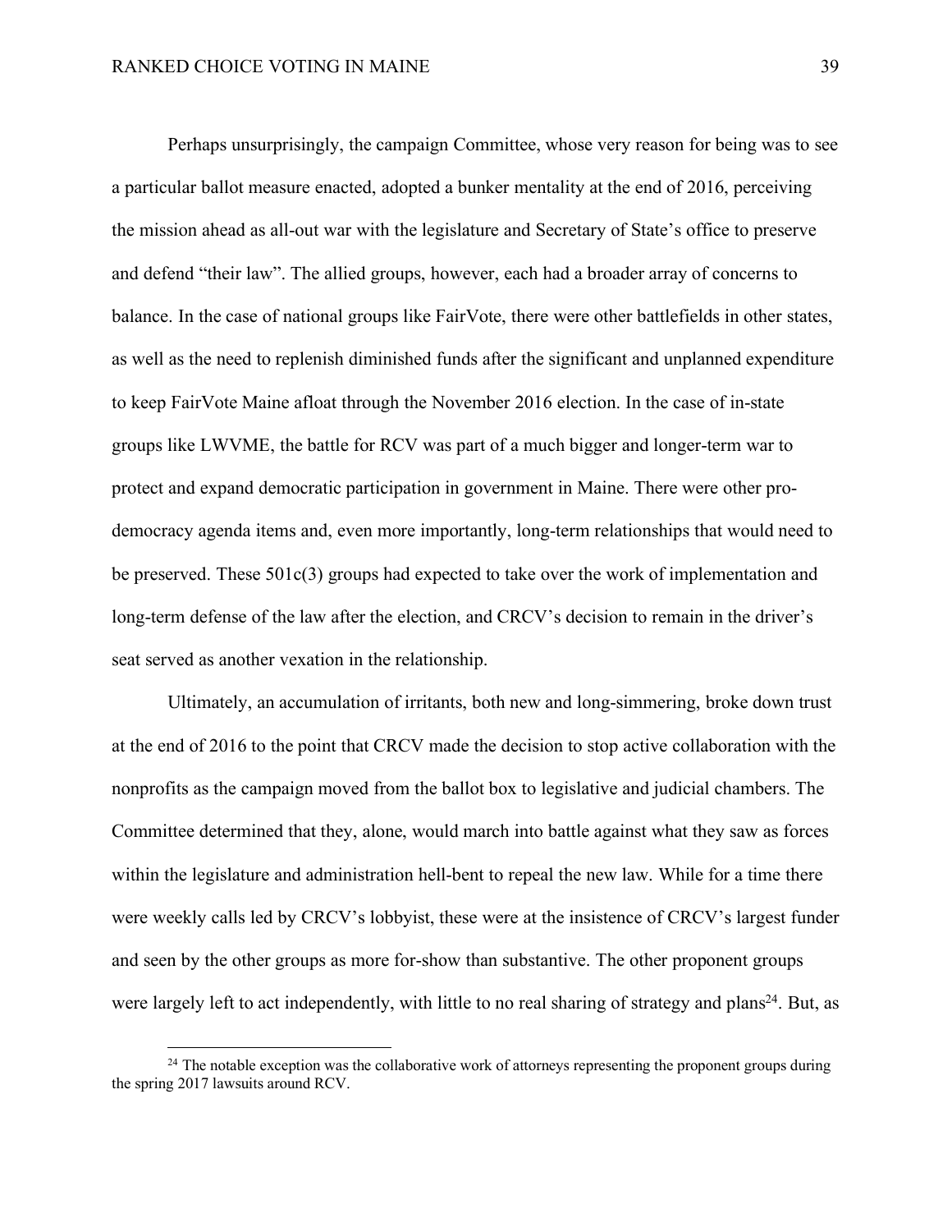Perhaps unsurprisingly, the campaign Committee, whose very reason for being was to see a particular ballot measure enacted, adopted a bunker mentality at the end of 2016, perceiving the mission ahead as all-out war with the legislature and Secretary of State's office to preserve and defend "their law". The allied groups, however, each had a broader array of concerns to balance. In the case of national groups like FairVote, there were other battlefields in other states, as well as the need to replenish diminished funds after the significant and unplanned expenditure to keep FairVote Maine afloat through the November 2016 election. In the case of in-state groups like LWVME, the battle for RCV was part of a much bigger and longer-term war to protect and expand democratic participation in government in Maine. There were other pro-democracy agenda items and, even more importantly, long-term relationships that would need to be preserved. These 501c(3) groups had expected to take over the work of implementation and long-term defense of the law after the election, and CRCV's decision to remain in the driver's seat served as another vexation in the relationship.

Ultimately, an accumulation of irritants, both new and long-simmering, broke down trust at the end of 2016 to the point that CRCV made the decision to stop active collaboration with the nonprofits as the campaign moved from the ballot box to legislative and judicial chambers. The Committee determined that they, alone, would march into battle against what they saw as forces within the legislature and administration hell-bent to repeal the new law. While for a time there were weekly calls led by CRCV's lobbyist, these were at the insistence of CRCV's largest funder and seen by the other groups as more for-show than substantive. The other proponent groups were largely left to act independently, with little to no real sharing of strategy and plans[24]. But, as

[24] The notable exception was the collaborative work of attorneys representing the proponent groups during the spring 2017 lawsuits around RCV.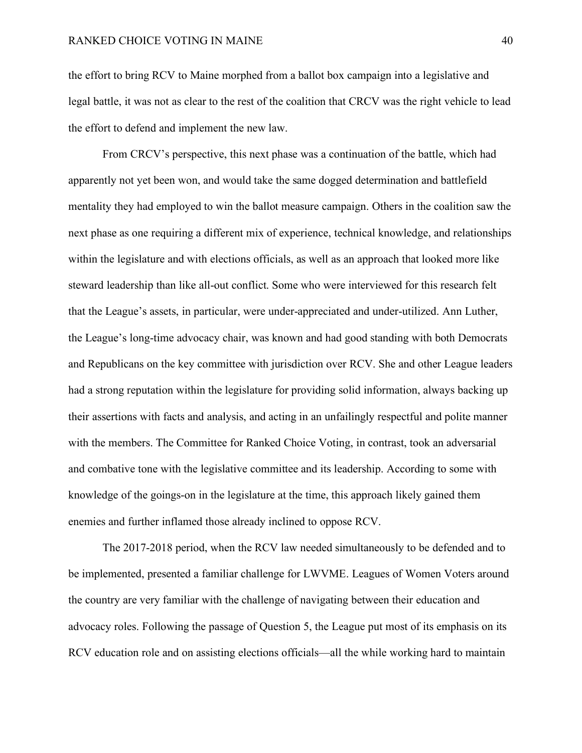the effort to bring RCV to Maine morphed from a ballot box campaign into a legislative and legal battle, it was not as clear to the rest of the coalition that CRCV was the right vehicle to lead the effort to defend and implement the new law.

From CRCV's perspective, this next phase was a continuation of the battle, which had apparently not yet been won, and would take the same dogged determination and battlefield mentality they had employed to win the ballot measure campaign. Others in the coalition saw the next phase as one requiring a different mix of experience, technical knowledge, and relationships within the legislature and with elections officials, as well as an approach that looked more like steward leadership than like all-out conflict. Some who were interviewed for this research felt that the League's assets, in particular, were under-appreciated and under-utilized. Ann Luther, the League's long-time advocacy chair, was known and had good standing with both Democrats and Republicans on the key committee with jurisdiction over RCV. She and other League leaders had a strong reputation within the legislature for providing solid information, always backing up their assertions with facts and analysis, and acting in an unfailingly respectful and polite manner with the members. The Committee for Ranked Choice Voting, in contrast, took an adversarial and combative tone with the legislative committee and its leadership. According to some with knowledge of the goings-on in the legislature at the time, this approach likely gained them enemies and further inflamed those already inclined to oppose RCV.

The 2017-2018 period, when the RCV law needed simultaneously to be defended and to be implemented, presented a familiar challenge for LWVME. Leagues of Women Voters around the country are very familiar with the challenge of navigating between their education and advocacy roles. Following the passage of Question 5, the League put most of its emphasis on its RCV education role and on assisting elections officials—all the while working hard to maintain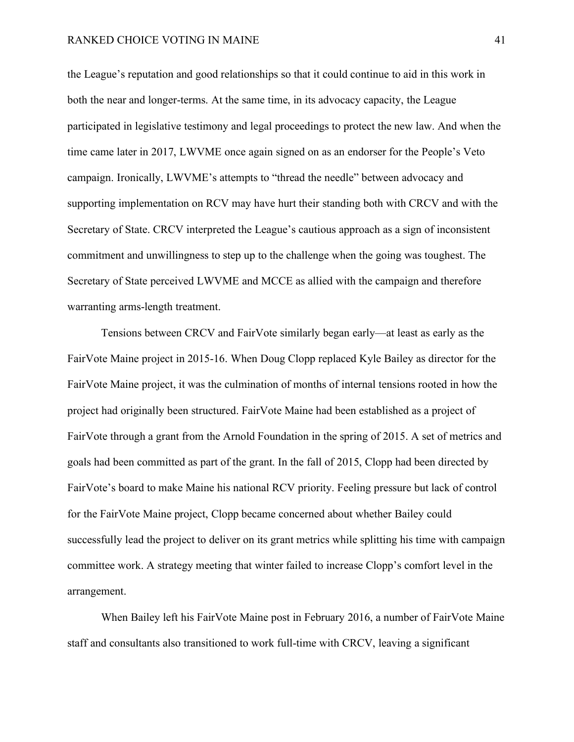the League's reputation and good relationships so that it could continue to aid in this work in both the near and longer-terms. At the same time, in its advocacy capacity, the League participated in legislative testimony and legal proceedings to protect the new law. And when the time came later in 2017, LWVME once again signed on as an endorser for the People's Veto campaign. Ironically, LWVME's attempts to "thread the needle" between advocacy and supporting implementation on RCV may have hurt their standing both with CRCV and with the Secretary of State. CRCV interpreted the League's cautious approach as a sign of inconsistent commitment and unwillingness to step up to the challenge when the going was toughest. The Secretary of State perceived LWVME and MCCE as allied with the campaign and therefore warranting arms-length treatment.

Tensions between CRCV and FairVote similarly began early—at least as early as the FairVote Maine project in 2015-16. When Doug Clopp replaced Kyle Bailey as director for the FairVote Maine project, it was the culmination of months of internal tensions rooted in how the project had originally been structured. FairVote Maine had been established as a project of FairVote through a grant from the Arnold Foundation in the spring of 2015. A set of metrics and goals had been committed as part of the grant. In the fall of 2015, Clopp had been directed by FairVote's board to make Maine his national RCV priority. Feeling pressure but lack of control for the FairVote Maine project, Clopp became concerned about whether Bailey could successfully lead the project to deliver on its grant metrics while splitting his time with campaign committee work. A strategy meeting that winter failed to increase Clopp's comfort level in the arrangement.

When Bailey left his FairVote Maine post in February 2016, a number of FairVote Maine staff and consultants also transitioned to work full-time with CRCV, leaving a significant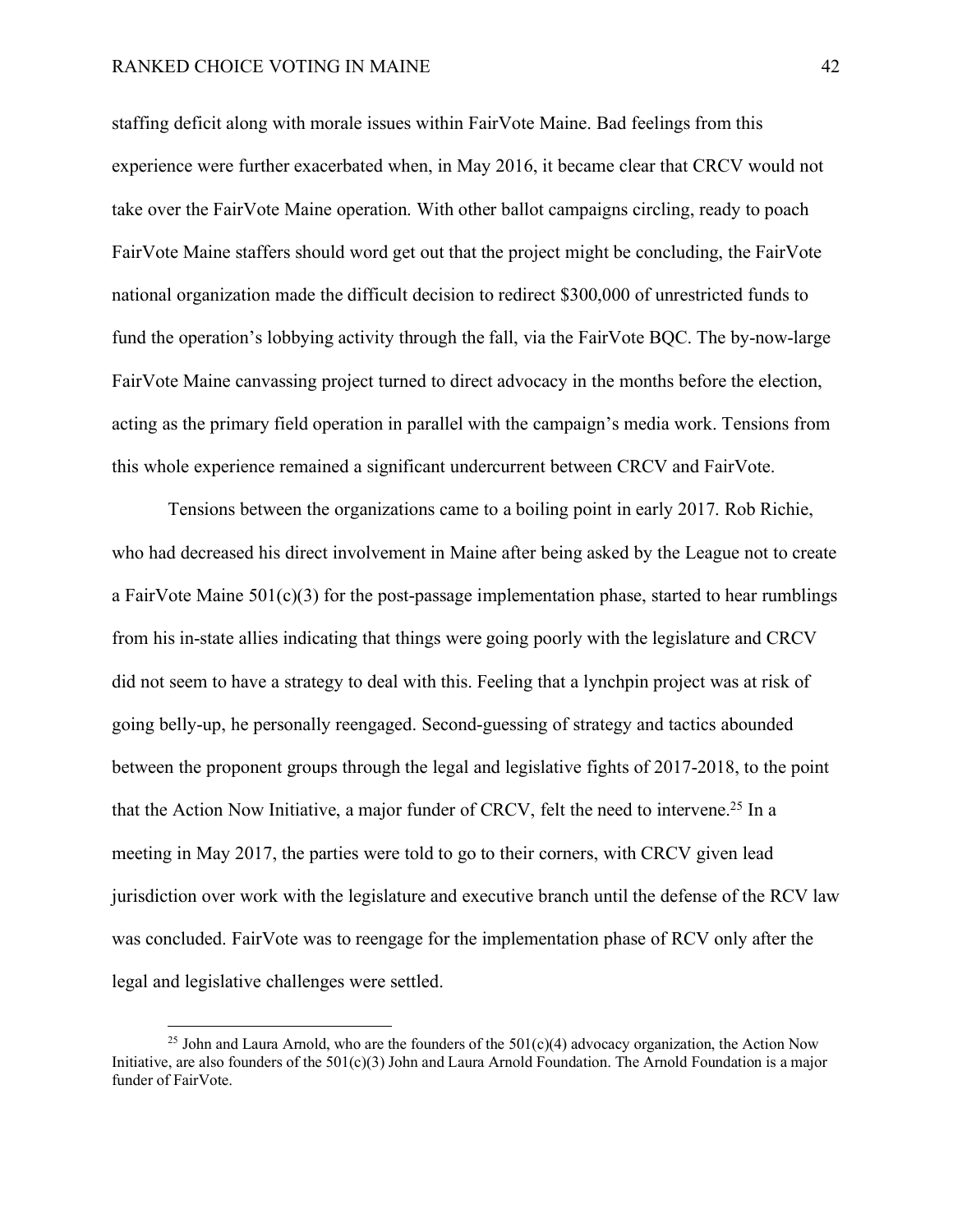staffing deficit along with morale issues within FairVote Maine. Bad feelings from this experience were further exacerbated when, in May 2016, it became clear that CRCV would not take over the FairVote Maine operation. With other ballot campaigns circling, ready to poach FairVote Maine staffers should word get out that the project might be concluding, the FairVote national organization made the difficult decision to redirect $300,000 of unrestricted funds to fund the operation's lobbying activity through the fall, via the FairVote BQC. The by-now-large FairVote Maine canvassing project turned to direct advocacy in the months before the election, acting as the primary field operation in parallel with the campaign's media work. Tensions from this whole experience remained a significant undercurrent between CRCV and FairVote.

Tensions between the organizations came to a boiling point in early 2017. Rob Richie, who had decreased his direct involvement in Maine after being asked by the League not to create a FairVote Maine 501(c)(3) for the post-passage implementation phase, started to hear rumblings from his in-state allies indicating that things were going poorly with the legislature and CRCV did not seem to have a strategy to deal with this. Feeling that a lynchpin project was at risk of going belly-up, he personally reengaged. Second-guessing of strategy and tactics abounded between the proponent groups through the legal and legislative fights of 2017-2018, to the point that the Action Now Initiative, a major funder of CRCV, felt the need to intervene.[25] In a meeting in May 2017, the parties were told to go to their corners, with CRCV given lead jurisdiction over work with the legislature and executive branch until the defense of the RCV law was concluded. FairVote was to reengage for the implementation phase of RCV only after the legal and legislative challenges were settled.

[25] John and Laura Arnold, who are the founders of the 501(c)(4) advocacy organization, the Action Now Initiative, are also founders of the 501(c)(3) John and Laura Arnold Foundation. The Arnold Foundation is a major funder of FairVote.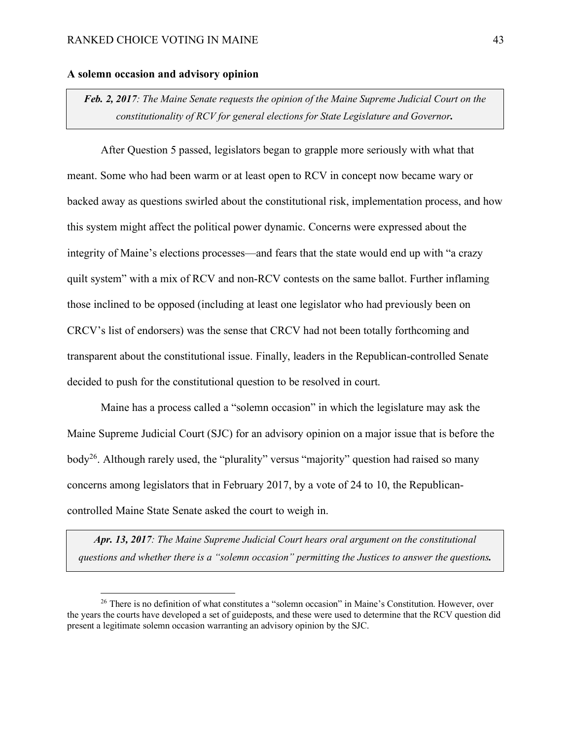### A solemn occasion and advisory opinion

> ***Feb. 2, 2017**: The Maine Senate requests the opinion of the Maine Supreme Judicial Court on the constitutionality of RCV for general elections for State Legislature and Governor.*

After Question 5 passed, legislators began to grapple more seriously with what that meant. Some who had been warm or at least open to RCV in concept now became wary or backed away as questions swirled about the constitutional risk, implementation process, and how this system might affect the political power dynamic. Concerns were expressed about the integrity of Maine's elections processes—and fears that the state would end up with "a crazy quilt system" with a mix of RCV and non-RCV contests on the same ballot. Further inflaming those inclined to be opposed (including at least one legislator who had previously been on CRCV's list of endorsers) was the sense that CRCV had not been totally forthcoming and transparent about the constitutional issue. Finally, leaders in the Republican-controlled Senate decided to push for the constitutional question to be resolved in court.

Maine has a process called a "solemn occasion" in which the legislature may ask the Maine Supreme Judicial Court (SJC) for an advisory opinion on a major issue that is before the body[26]. Although rarely used, the "plurality" versus "majority" question had raised so many concerns among legislators that in February 2017, by a vote of 24 to 10, the Republican-controlled Maine State Senate asked the court to weigh in.

> ***Apr. 13, 2017**: The Maine Supreme Judicial Court hears oral argument on the constitutional questions and whether there is a "solemn occasion" permitting the Justices to answer the questions.*

[26] There is no definition of what constitutes a "solemn occasion" in Maine's Constitution. However, over the years the courts have developed a set of guideposts, and these were used to determine that the RCV question did present a legitimate solemn occasion warranting an advisory opinion by the SJC.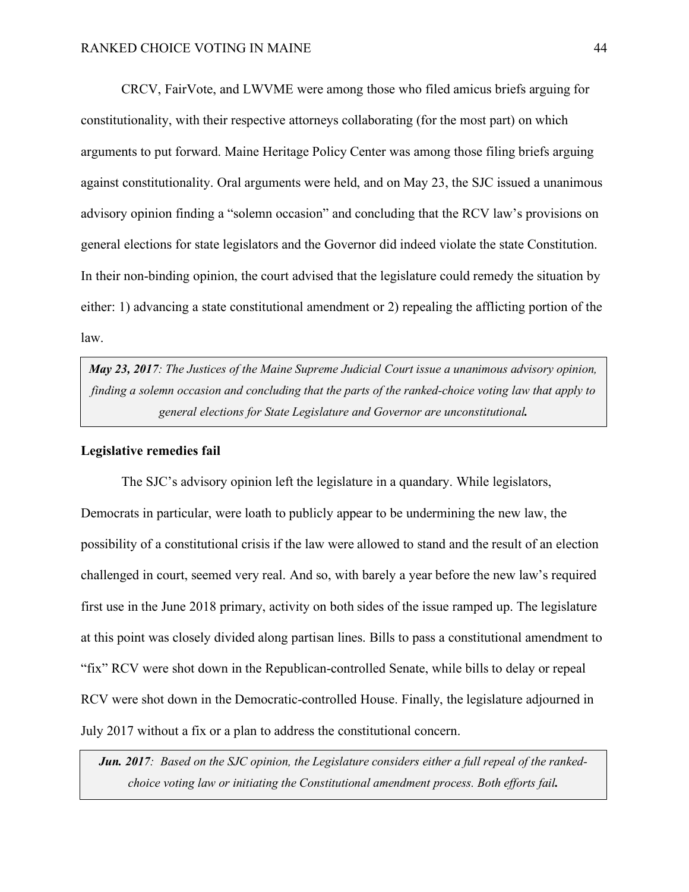CRCV, FairVote, and LWVME were among those who filed amicus briefs arguing for constitutionality, with their respective attorneys collaborating (for the most part) on which arguments to put forward. Maine Heritage Policy Center was among those filing briefs arguing against constitutionality. Oral arguments were held, and on May 23, the SJC issued a unanimous advisory opinion finding a "solemn occasion" and concluding that the RCV law's provisions on general elections for state legislators and the Governor did indeed violate the state Constitution. In their non-binding opinion, the court advised that the legislature could remedy the situation by either: 1) advancing a state constitutional amendment or 2) repealing the afflicting portion of the law.

> ***May 23, 2017**: The Justices of the Maine Supreme Judicial Court issue a unanimous advisory opinion, finding a solemn occasion and concluding that the parts of the ranked-choice voting law that apply to general elections for State Legislature and Governor are unconstitutional**.***

**Legislative remedies fail**

The SJC's advisory opinion left the legislature in a quandary. While legislators, Democrats in particular, were loath to publicly appear to be undermining the new law, the possibility of a constitutional crisis if the law were allowed to stand and the result of an election challenged in court, seemed very real. And so, with barely a year before the new law's required first use in the June 2018 primary, activity on both sides of the issue ramped up. The legislature at this point was closely divided along partisan lines. Bills to pass a constitutional amendment to "fix" RCV were shot down in the Republican-controlled Senate, while bills to delay or repeal RCV were shot down in the Democratic-controlled House. Finally, the legislature adjourned in July 2017 without a fix or a plan to address the constitutional concern.

> ***Jun. 2017**: Based on the SJC opinion, the Legislature considers either a full repeal of the ranked-choice voting law or initiating the Constitutional amendment process. Both efforts fail**.***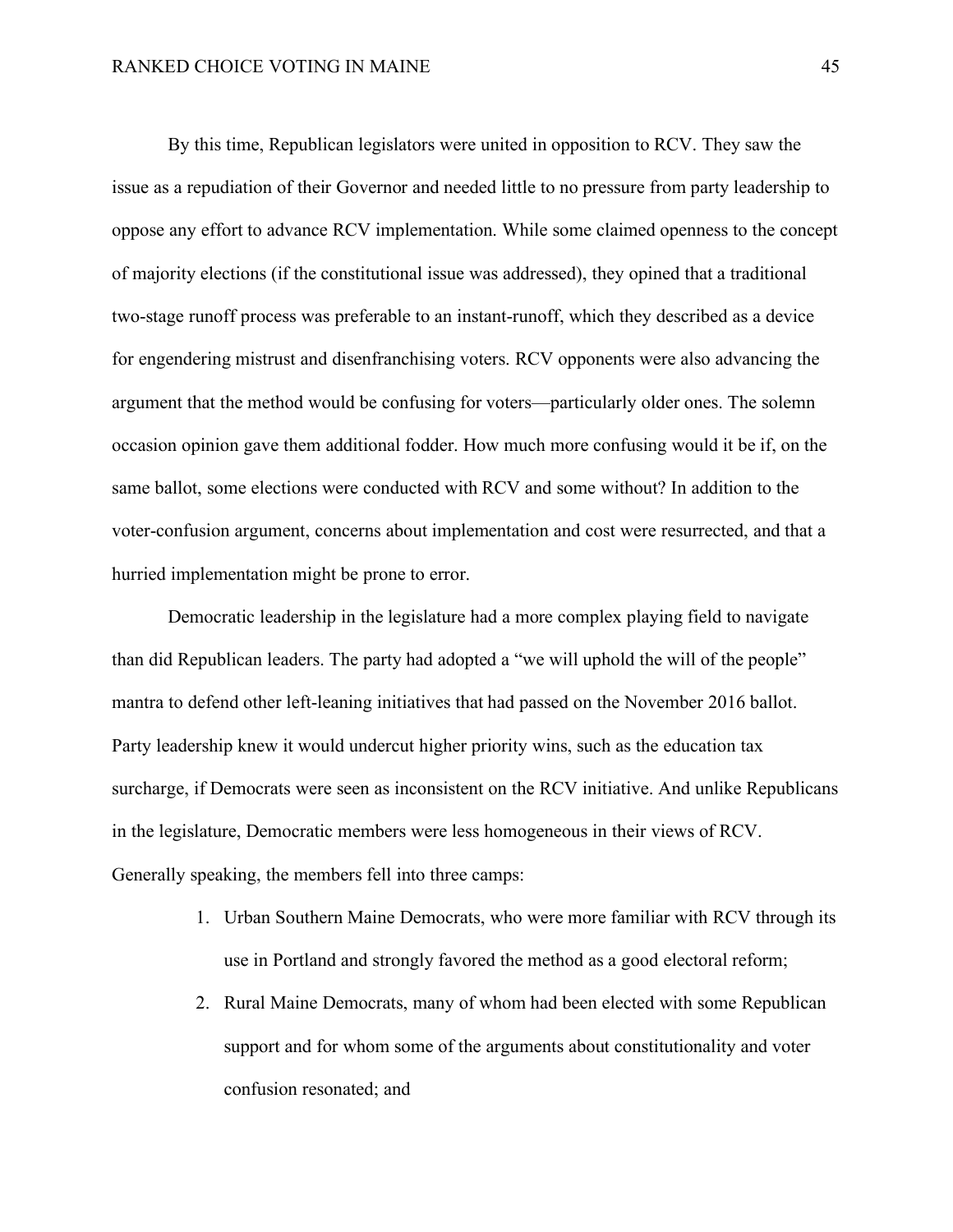By this time, Republican legislators were united in opposition to RCV. They saw the issue as a repudiation of their Governor and needed little to no pressure from party leadership to oppose any effort to advance RCV implementation. While some claimed openness to the concept of majority elections (if the constitutional issue was addressed), they opined that a traditional two-stage runoff process was preferable to an instant-runoff, which they described as a device for engendering mistrust and disenfranchising voters. RCV opponents were also advancing the argument that the method would be confusing for voters—particularly older ones. The solemn occasion opinion gave them additional fodder. How much more confusing would it be if, on the same ballot, some elections were conducted with RCV and some without? In addition to the voter-confusion argument, concerns about implementation and cost were resurrected, and that a hurried implementation might be prone to error.

Democratic leadership in the legislature had a more complex playing field to navigate than did Republican leaders. The party had adopted a "we will uphold the will of the people" mantra to defend other left-leaning initiatives that had passed on the November 2016 ballot. Party leadership knew it would undercut higher priority wins, such as the education tax surcharge, if Democrats were seen as inconsistent on the RCV initiative. And unlike Republicans in the legislature, Democratic members were less homogeneous in their views of RCV. Generally speaking, the members fell into three camps:

1. Urban Southern Maine Democrats, who were more familiar with RCV through its use in Portland and strongly favored the method as a good electoral reform;
2. Rural Maine Democrats, many of whom had been elected with some Republican support and for whom some of the arguments about constitutionality and voter confusion resonated; and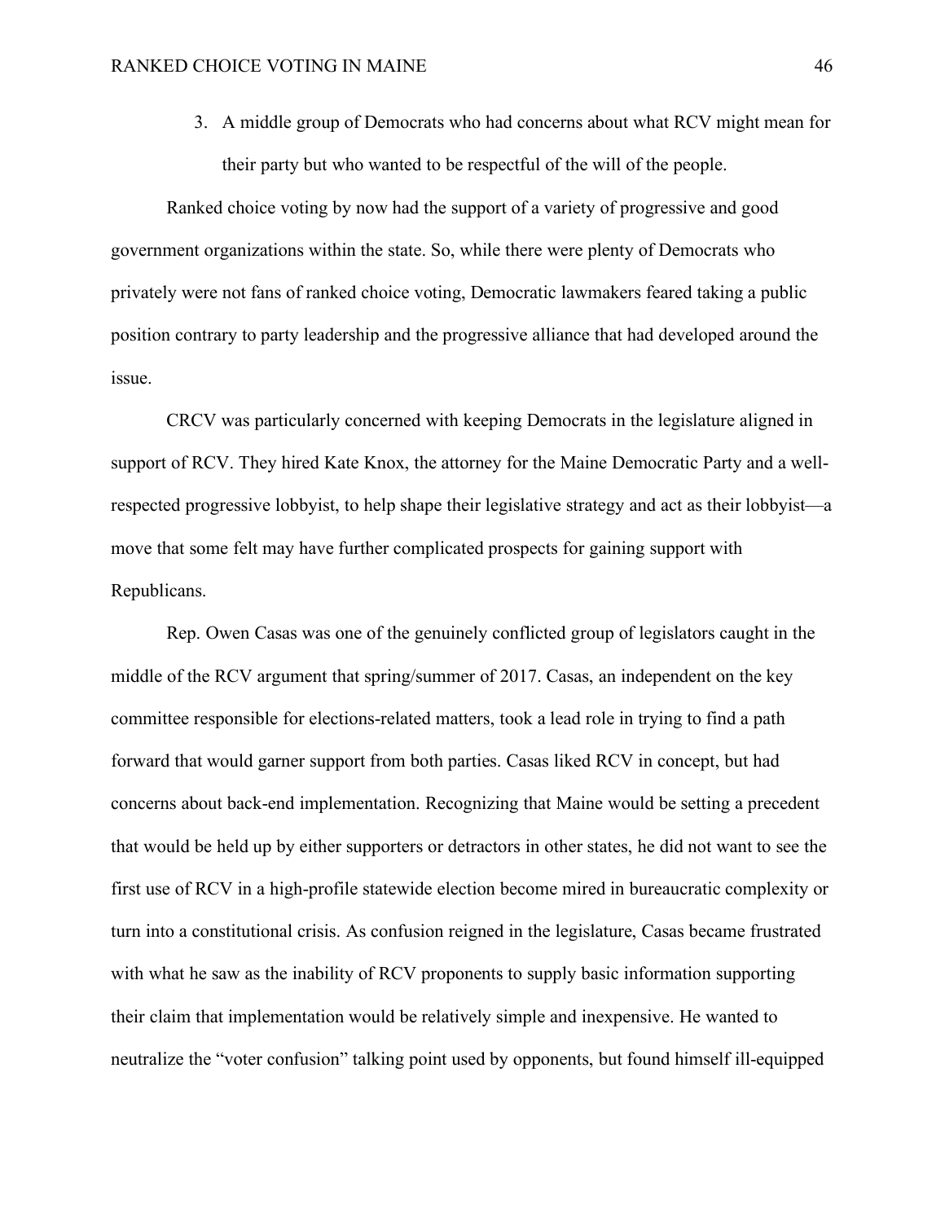3. A middle group of Democrats who had concerns about what RCV might mean for their party but who wanted to be respectful of the will of the people.

Ranked choice voting by now had the support of a variety of progressive and good government organizations within the state. So, while there were plenty of Democrats who privately were not fans of ranked choice voting, Democratic lawmakers feared taking a public position contrary to party leadership and the progressive alliance that had developed around the issue.

CRCV was particularly concerned with keeping Democrats in the legislature aligned in support of RCV. They hired Kate Knox, the attorney for the Maine Democratic Party and a well-respected progressive lobbyist, to help shape their legislative strategy and act as their lobbyist—a move that some felt may have further complicated prospects for gaining support with Republicans.

Rep. Owen Casas was one of the genuinely conflicted group of legislators caught in the middle of the RCV argument that spring/summer of 2017. Casas, an independent on the key committee responsible for elections-related matters, took a lead role in trying to find a path forward that would garner support from both parties. Casas liked RCV in concept, but had concerns about back-end implementation. Recognizing that Maine would be setting a precedent that would be held up by either supporters or detractors in other states, he did not want to see the first use of RCV in a high-profile statewide election become mired in bureaucratic complexity or turn into a constitutional crisis. As confusion reigned in the legislature, Casas became frustrated with what he saw as the inability of RCV proponents to supply basic information supporting their claim that implementation would be relatively simple and inexpensive. He wanted to neutralize the "voter confusion" talking point used by opponents, but found himself ill-equipped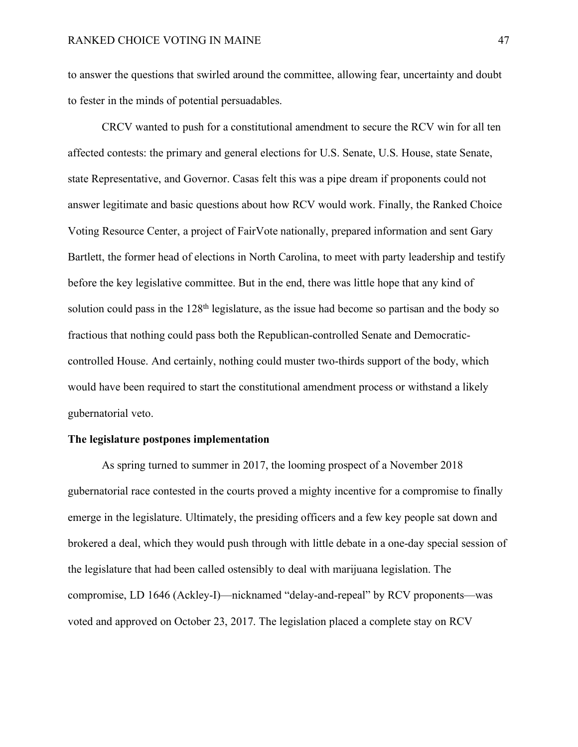to answer the questions that swirled around the committee, allowing fear, uncertainty and doubt to fester in the minds of potential persuadables.

CRCV wanted to push for a constitutional amendment to secure the RCV win for all ten affected contests: the primary and general elections for U.S. Senate, U.S. House, state Senate, state Representative, and Governor. Casas felt this was a pipe dream if proponents could not answer legitimate and basic questions about how RCV would work. Finally, the Ranked Choice Voting Resource Center, a project of FairVote nationally, prepared information and sent Gary Bartlett, the former head of elections in North Carolina, to meet with party leadership and testify before the key legislative committee. But in the end, there was little hope that any kind of solution could pass in the 128th legislature, as the issue had become so partisan and the body so fractious that nothing could pass both the Republican-controlled Senate and Democratic-controlled House. And certainly, nothing could muster two-thirds support of the body, which would have been required to start the constitutional amendment process or withstand a likely gubernatorial veto.

**The legislature postpones implementation**

As spring turned to summer in 2017, the looming prospect of a November 2018 gubernatorial race contested in the courts proved a mighty incentive for a compromise to finally emerge in the legislature. Ultimately, the presiding officers and a few key people sat down and brokered a deal, which they would push through with little debate in a one-day special session of the legislature that had been called ostensibly to deal with marijuana legislation. The compromise, LD 1646 (Ackley-I)—nicknamed "delay-and-repeal" by RCV proponents—was voted and approved on October 23, 2017. The legislation placed a complete stay on RCV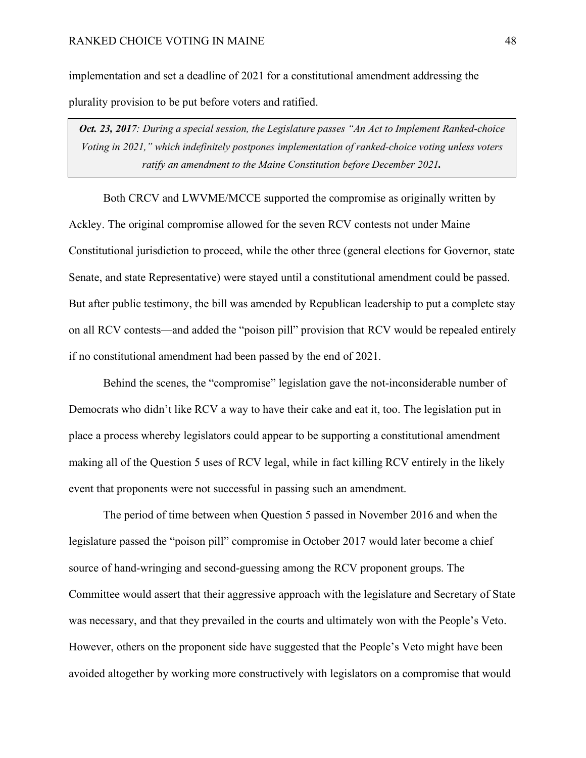implementation and set a deadline of 2021 for a constitutional amendment addressing the plurality provision to be put before voters and ratified.

> ***Oct. 23, 2017**: During a special session, the Legislature passes "An Act to Implement Ranked-choice Voting in 2021," which indefinitely postpones implementation of ranked-choice voting unless voters ratify an amendment to the Maine Constitution before December 2021.*

Both CRCV and LWVME/MCCE supported the compromise as originally written by Ackley. The original compromise allowed for the seven RCV contests not under Maine Constitutional jurisdiction to proceed, while the other three (general elections for Governor, state Senate, and state Representative) were stayed until a constitutional amendment could be passed. But after public testimony, the bill was amended by Republican leadership to put a complete stay on all RCV contests—and added the "poison pill" provision that RCV would be repealed entirely if no constitutional amendment had been passed by the end of 2021.

Behind the scenes, the "compromise" legislation gave the not-inconsiderable number of Democrats who didn't like RCV a way to have their cake and eat it, too. The legislation put in place a process whereby legislators could appear to be supporting a constitutional amendment making all of the Question 5 uses of RCV legal, while in fact killing RCV entirely in the likely event that proponents were not successful in passing such an amendment.

The period of time between when Question 5 passed in November 2016 and when the legislature passed the "poison pill" compromise in October 2017 would later become a chief source of hand-wringing and second-guessing among the RCV proponent groups. The Committee would assert that their aggressive approach with the legislature and Secretary of State was necessary, and that they prevailed in the courts and ultimately won with the People's Veto. However, others on the proponent side have suggested that the People's Veto might have been avoided altogether by working more constructively with legislators on a compromise that would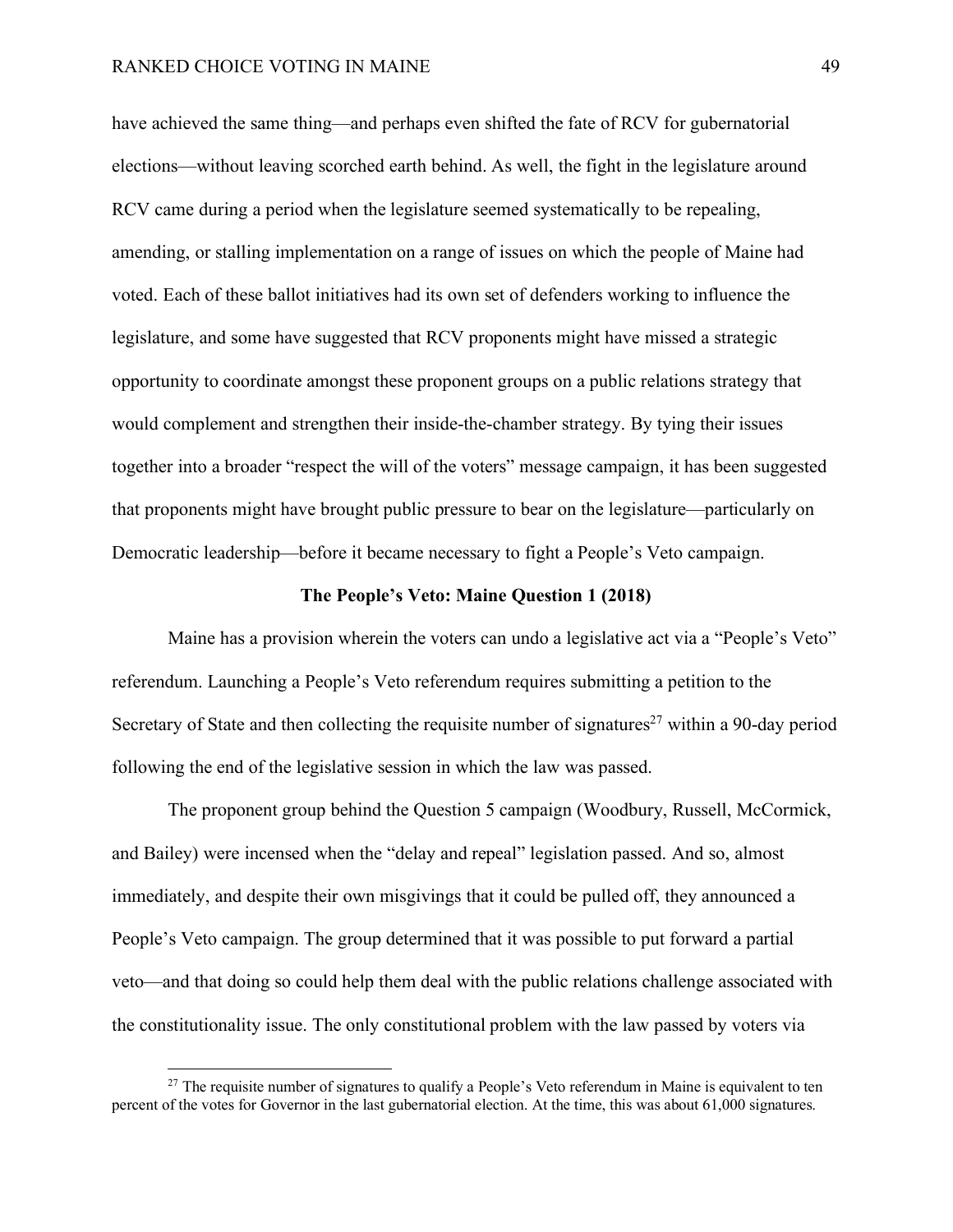have achieved the same thing—and perhaps even shifted the fate of RCV for gubernatorial elections—without leaving scorched earth behind. As well, the fight in the legislature around RCV came during a period when the legislature seemed systematically to be repealing, amending, or stalling implementation on a range of issues on which the people of Maine had voted. Each of these ballot initiatives had its own set of defenders working to influence the legislature, and some have suggested that RCV proponents might have missed a strategic opportunity to coordinate amongst these proponent groups on a public relations strategy that would complement and strengthen their inside-the-chamber strategy. By tying their issues together into a broader "respect the will of the voters" message campaign, it has been suggested that proponents might have brought public pressure to bear on the legislature—particularly on Democratic leadership—before it became necessary to fight a People's Veto campaign.

### The People's Veto: Maine Question 1 (2018)

Maine has a provision wherein the voters can undo a legislative act via a "People's Veto" referendum. Launching a People's Veto referendum requires submitting a petition to the Secretary of State and then collecting the requisite number of signatures[27] within a 90-day period following the end of the legislative session in which the law was passed.

The proponent group behind the Question 5 campaign (Woodbury, Russell, McCormick, and Bailey) were incensed when the "delay and repeal" legislation passed. And so, almost immediately, and despite their own misgivings that it could be pulled off, they announced a People's Veto campaign. The group determined that it was possible to put forward a partial veto—and that doing so could help them deal with the public relations challenge associated with the constitutionality issue. The only constitutional problem with the law passed by voters via

[27] The requisite number of signatures to qualify a People's Veto referendum in Maine is equivalent to ten percent of the votes for Governor in the last gubernatorial election. At the time, this was about 61,000 signatures.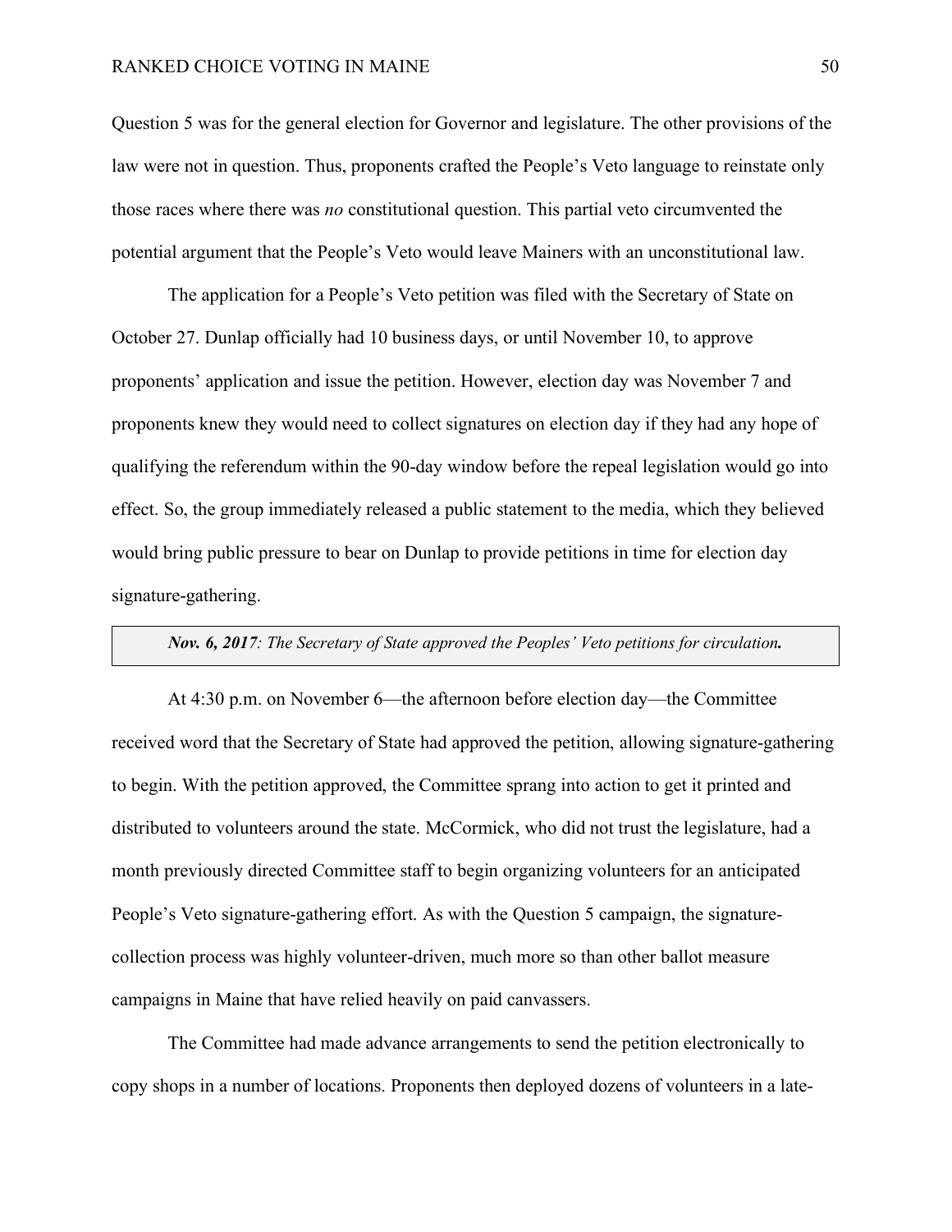Question 5 was for the general election for Governor and legislature. The other provisions of the law were not in question. Thus, proponents crafted the People's Veto language to reinstate only those races where there was *no* constitutional question. This partial veto circumvented the potential argument that the People's Veto would leave Mainers with an unconstitutional law.

The application for a People's Veto petition was filed with the Secretary of State on October 27. Dunlap officially had 10 business days, or until November 10, to approve proponents' application and issue the petition. However, election day was November 7 and proponents knew they would need to collect signatures on election day if they had any hope of qualifying the referendum within the 90-day window before the repeal legislation would go into effect. So, the group immediately released a public statement to the media, which they believed would bring public pressure to bear on Dunlap to provide petitions in time for election day signature-gathering.

> ***Nov. 6, 2017****: The Secretary of State approved the Peoples' Veto petitions for circulation.*

At 4:30 p.m. on November 6—the afternoon before election day—the Committee received word that the Secretary of State had approved the petition, allowing signature-gathering to begin. With the petition approved, the Committee sprang into action to get it printed and distributed to volunteers around the state. McCormick, who did not trust the legislature, had a month previously directed Committee staff to begin organizing volunteers for an anticipated People's Veto signature-gathering effort. As with the Question 5 campaign, the signature-collection process was highly volunteer-driven, much more so than other ballot measure campaigns in Maine that have relied heavily on paid canvassers.

The Committee had made advance arrangements to send the petition electronically to copy shops in a number of locations. Proponents then deployed dozens of volunteers in a late-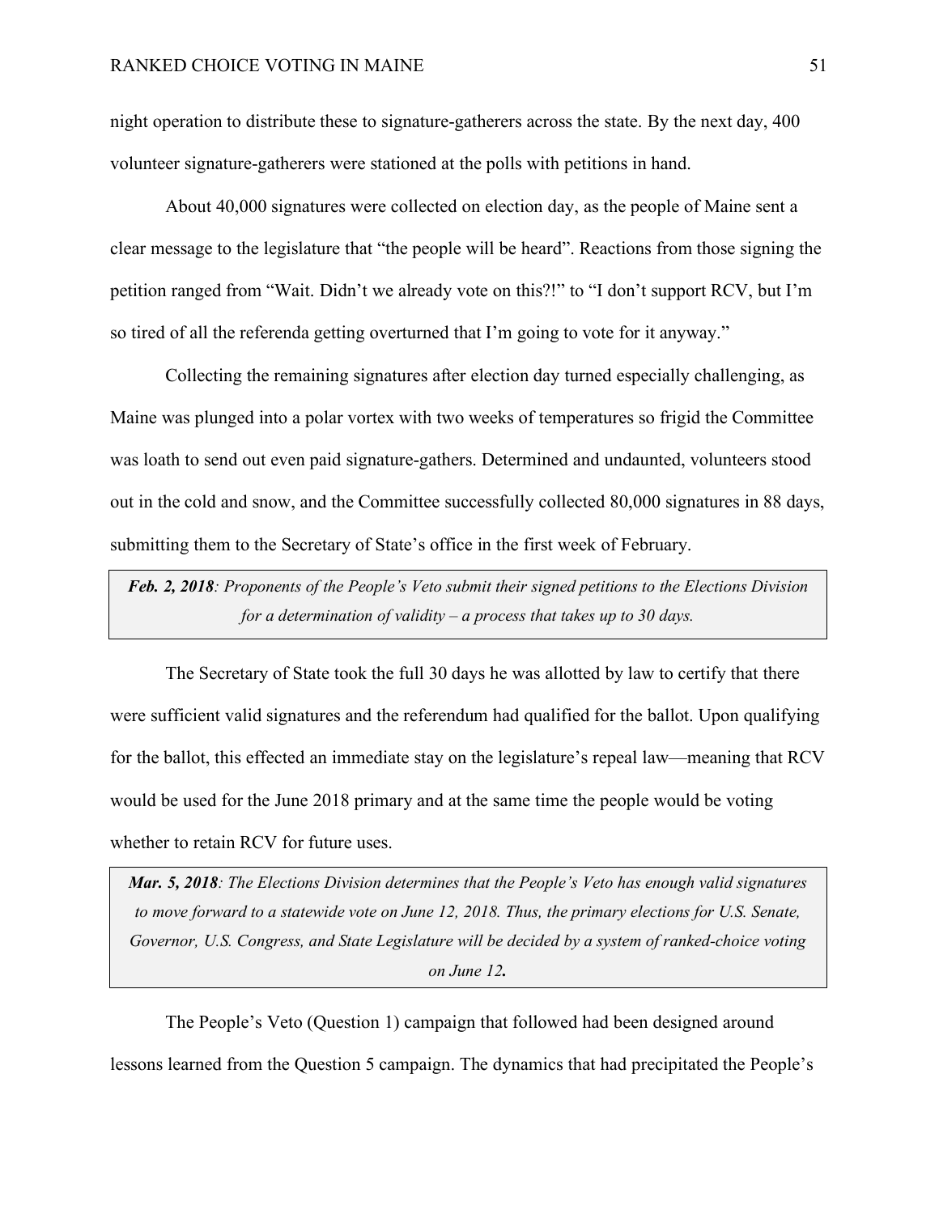night operation to distribute these to signature-gatherers across the state. By the next day, 400 volunteer signature-gatherers were stationed at the polls with petitions in hand.

About 40,000 signatures were collected on election day, as the people of Maine sent a clear message to the legislature that "the people will be heard". Reactions from those signing the petition ranged from "Wait. Didn't we already vote on this?!" to "I don't support RCV, but I'm so tired of all the referenda getting overturned that I'm going to vote for it anyway."

Collecting the remaining signatures after election day turned especially challenging, as Maine was plunged into a polar vortex with two weeks of temperatures so frigid the Committee was loath to send out even paid signature-gathers. Determined and undaunted, volunteers stood out in the cold and snow, and the Committee successfully collected 80,000 signatures in 88 days, submitting them to the Secretary of State's office in the first week of February.

> ***Feb. 2, 2018****: Proponents of the People's Veto submit their signed petitions to the Elections Division for a determination of validity – a process that takes up to 30 days.*

The Secretary of State took the full 30 days he was allotted by law to certify that there were sufficient valid signatures and the referendum had qualified for the ballot. Upon qualifying for the ballot, this effected an immediate stay on the legislature's repeal law—meaning that RCV would be used for the June 2018 primary and at the same time the people would be voting whether to retain RCV for future uses.

> ***Mar. 5, 2018****: The Elections Division determines that the People's Veto has enough valid signatures to move forward to a statewide vote on June 12, 2018. Thus, the primary elections for U.S. Senate, Governor, U.S. Congress, and State Legislature will be decided by a system of ranked-choice voting on June 12.*

The People's Veto (Question 1) campaign that followed had been designed around lessons learned from the Question 5 campaign. The dynamics that had precipitated the People's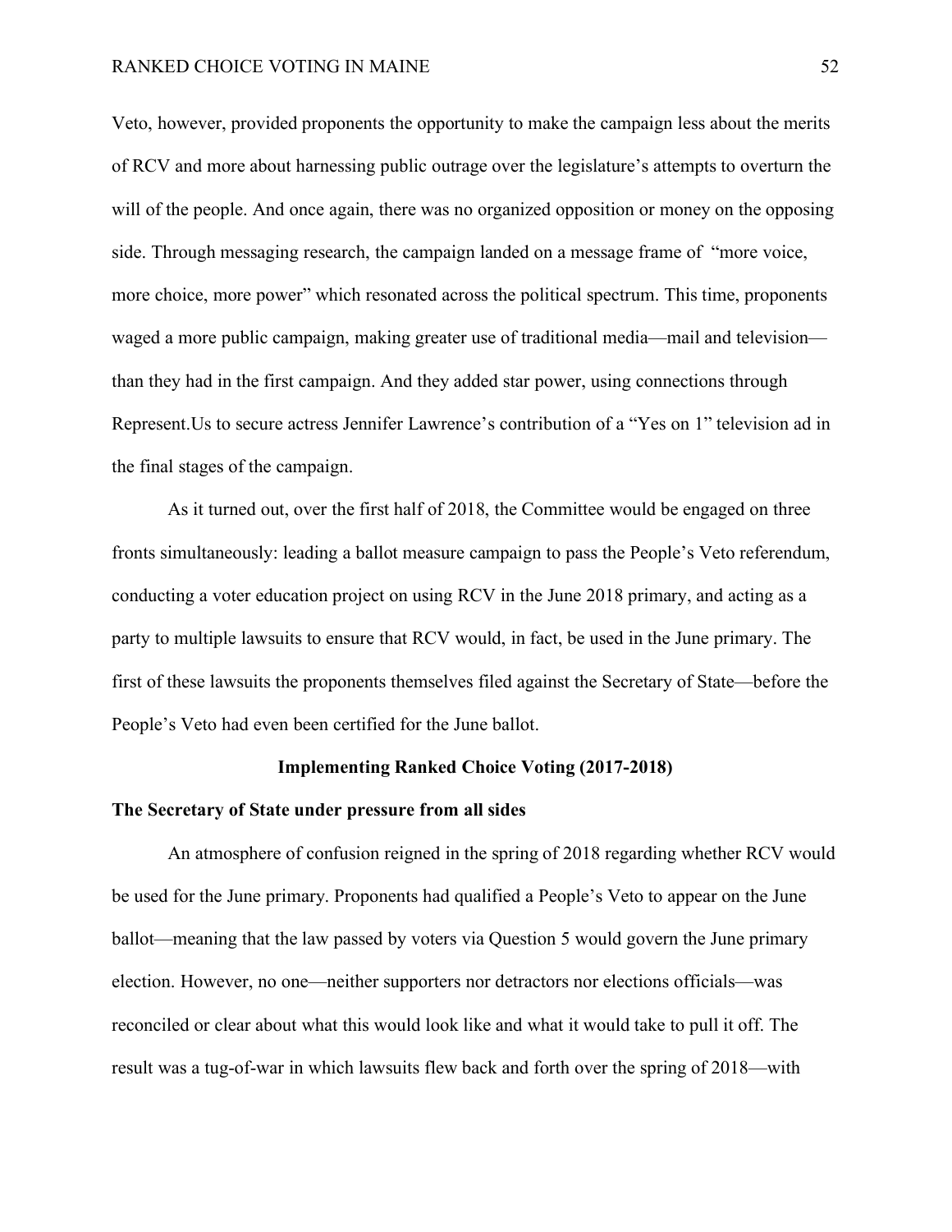Veto, however, provided proponents the opportunity to make the campaign less about the merits of RCV and more about harnessing public outrage over the legislature's attempts to overturn the will of the people. And once again, there was no organized opposition or money on the opposing side. Through messaging research, the campaign landed on a message frame of "more voice, more choice, more power" which resonated across the political spectrum. This time, proponents waged a more public campaign, making greater use of traditional media—mail and television—than they had in the first campaign. And they added star power, using connections through Represent.Us to secure actress Jennifer Lawrence's contribution of a "Yes on 1" television ad in the final stages of the campaign.

As it turned out, over the first half of 2018, the Committee would be engaged on three fronts simultaneously: leading a ballot measure campaign to pass the People's Veto referendum, conducting a voter education project on using RCV in the June 2018 primary, and acting as a party to multiple lawsuits to ensure that RCV would, in fact, be used in the June primary. The first of these lawsuits the proponents themselves filed against the Secretary of State—before the People's Veto had even been certified for the June ballot.

## Implementing Ranked Choice Voting (2017-2018)

### The Secretary of State under pressure from all sides

An atmosphere of confusion reigned in the spring of 2018 regarding whether RCV would be used for the June primary. Proponents had qualified a People's Veto to appear on the June ballot—meaning that the law passed by voters via Question 5 would govern the June primary election. However, no one—neither supporters nor detractors nor elections officials—was reconciled or clear about what this would look like and what it would take to pull it off. The result was a tug-of-war in which lawsuits flew back and forth over the spring of 2018—with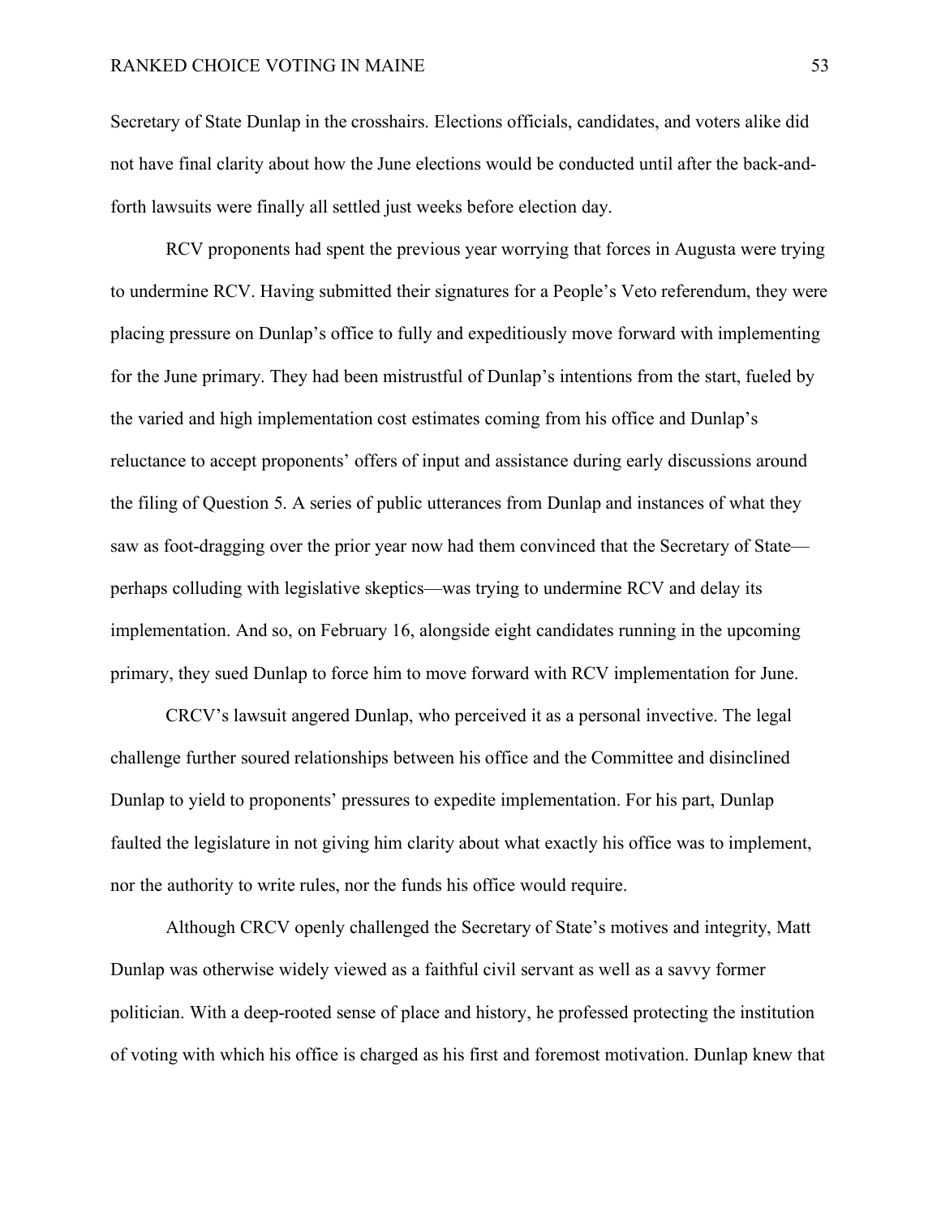Secretary of State Dunlap in the crosshairs. Elections officials, candidates, and voters alike did not have final clarity about how the June elections would be conducted until after the back-and-forth lawsuits were finally all settled just weeks before election day.

RCV proponents had spent the previous year worrying that forces in Augusta were trying to undermine RCV. Having submitted their signatures for a People's Veto referendum, they were placing pressure on Dunlap's office to fully and expeditiously move forward with implementing for the June primary. They had been mistrustful of Dunlap's intentions from the start, fueled by the varied and high implementation cost estimates coming from his office and Dunlap's reluctance to accept proponents' offers of input and assistance during early discussions around the filing of Question 5. A series of public utterances from Dunlap and instances of what they saw as foot-dragging over the prior year now had them convinced that the Secretary of State—perhaps colluding with legislative skeptics—was trying to undermine RCV and delay its implementation. And so, on February 16, alongside eight candidates running in the upcoming primary, they sued Dunlap to force him to move forward with RCV implementation for June.

CRCV's lawsuit angered Dunlap, who perceived it as a personal invective. The legal challenge further soured relationships between his office and the Committee and disinclined Dunlap to yield to proponents' pressures to expedite implementation. For his part, Dunlap faulted the legislature in not giving him clarity about what exactly his office was to implement, nor the authority to write rules, nor the funds his office would require.

Although CRCV openly challenged the Secretary of State's motives and integrity, Matt Dunlap was otherwise widely viewed as a faithful civil servant as well as a savvy former politician. With a deep-rooted sense of place and history, he professed protecting the institution of voting with which his office is charged as his first and foremost motivation. Dunlap knew that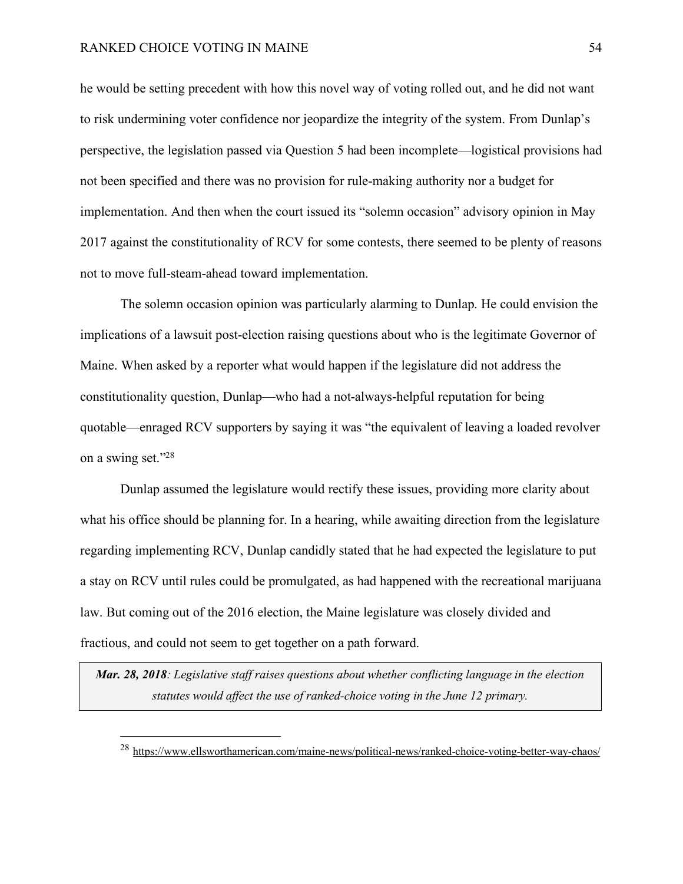he would be setting precedent with how this novel way of voting rolled out, and he did not want to risk undermining voter confidence nor jeopardize the integrity of the system. From Dunlap's perspective, the legislation passed via Question 5 had been incomplete—logistical provisions had not been specified and there was no provision for rule-making authority nor a budget for implementation. And then when the court issued its "solemn occasion" advisory opinion in May 2017 against the constitutionality of RCV for some contests, there seemed to be plenty of reasons not to move full-steam-ahead toward implementation.

The solemn occasion opinion was particularly alarming to Dunlap. He could envision the implications of a lawsuit post-election raising questions about who is the legitimate Governor of Maine. When asked by a reporter what would happen if the legislature did not address the constitutionality question, Dunlap—who had a not-always-helpful reputation for being quotable—enraged RCV supporters by saying it was "the equivalent of leaving a loaded revolver on a swing set."[28]

Dunlap assumed the legislature would rectify these issues, providing more clarity about what his office should be planning for. In a hearing, while awaiting direction from the legislature regarding implementing RCV, Dunlap candidly stated that he had expected the legislature to put a stay on RCV until rules could be promulgated, as had happened with the recreational marijuana law. But coming out of the 2016 election, the Maine legislature was closely divided and fractious, and could not seem to get together on a path forward.

> ***Mar. 28, 2018****: Legislative staff raises questions about whether conflicting language in the election statutes would affect the use of ranked-choice voting in the June 12 primary.*

[28] https://www.ellsworthamerican.com/maine-news/political-news/ranked-choice-voting-better-way-chaos/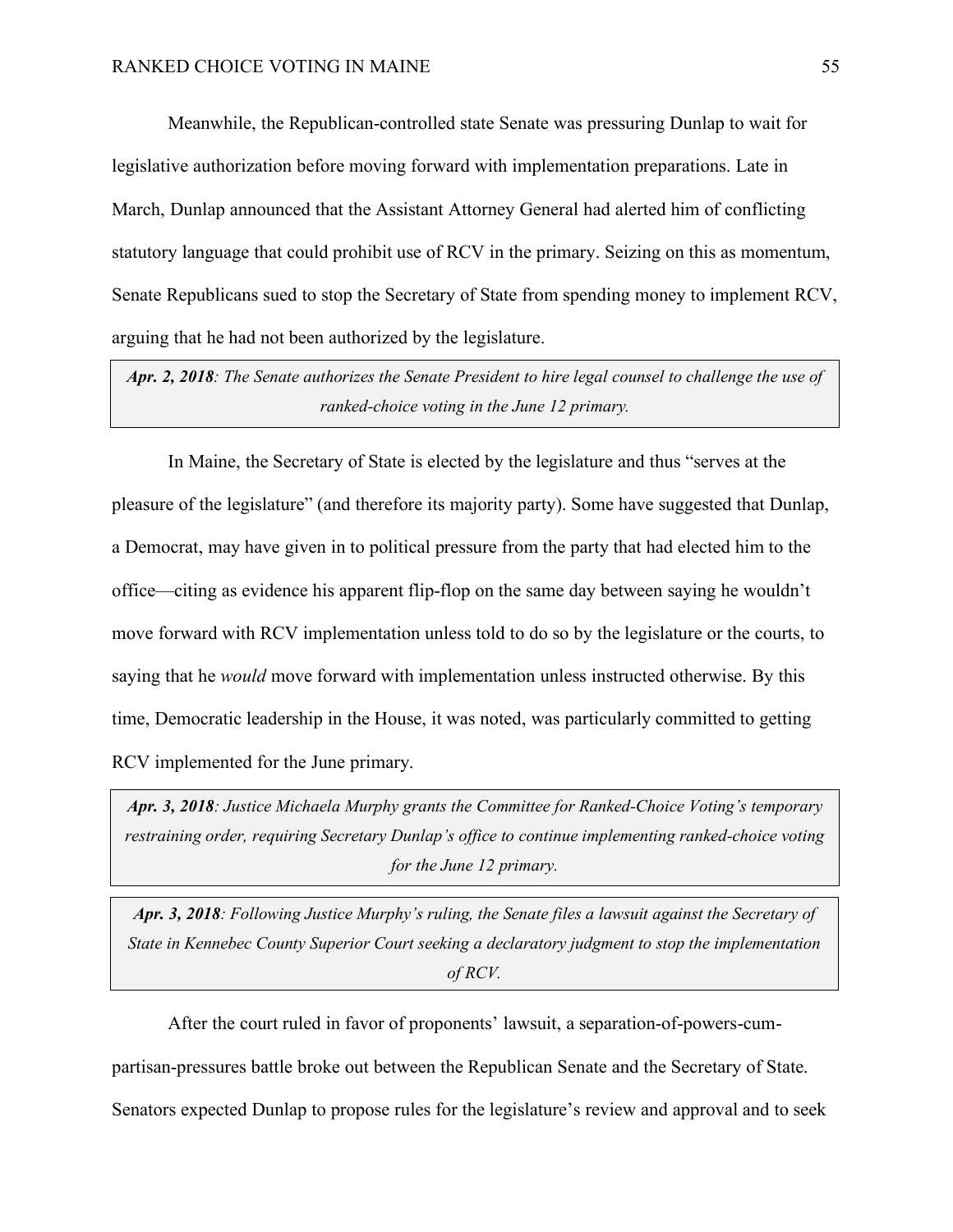Meanwhile, the Republican-controlled state Senate was pressuring Dunlap to wait for legislative authorization before moving forward with implementation preparations. Late in March, Dunlap announced that the Assistant Attorney General had alerted him of conflicting statutory language that could prohibit use of RCV in the primary. Seizing on this as momentum, Senate Republicans sued to stop the Secretary of State from spending money to implement RCV, arguing that he had not been authorized by the legislature.

> ***Apr. 2, 2018****: The Senate authorizes the Senate President to hire legal counsel to challenge the use of ranked-choice voting in the June 12 primary.*

In Maine, the Secretary of State is elected by the legislature and thus "serves at the pleasure of the legislature" (and therefore its majority party). Some have suggested that Dunlap, a Democrat, may have given in to political pressure from the party that had elected him to the office—citing as evidence his apparent flip-flop on the same day between saying he wouldn't move forward with RCV implementation unless told to do so by the legislature or the courts, to saying that he *would* move forward with implementation unless instructed otherwise. By this time, Democratic leadership in the House, it was noted, was particularly committed to getting RCV implemented for the June primary.

> ***Apr. 3, 2018****: Justice Michaela Murphy grants the Committee for Ranked-Choice Voting's temporary restraining order, requiring Secretary Dunlap's office to continue implementing ranked-choice voting for the June 12 primary.*

> ***Apr. 3, 2018****: Following Justice Murphy's ruling, the Senate files a lawsuit against the Secretary of State in Kennebec County Superior Court seeking a declaratory judgment to stop the implementation of RCV.*

After the court ruled in favor of proponents' lawsuit, a separation-of-powers-cum-partisan-pressures battle broke out between the Republican Senate and the Secretary of State. Senators expected Dunlap to propose rules for the legislature's review and approval and to seek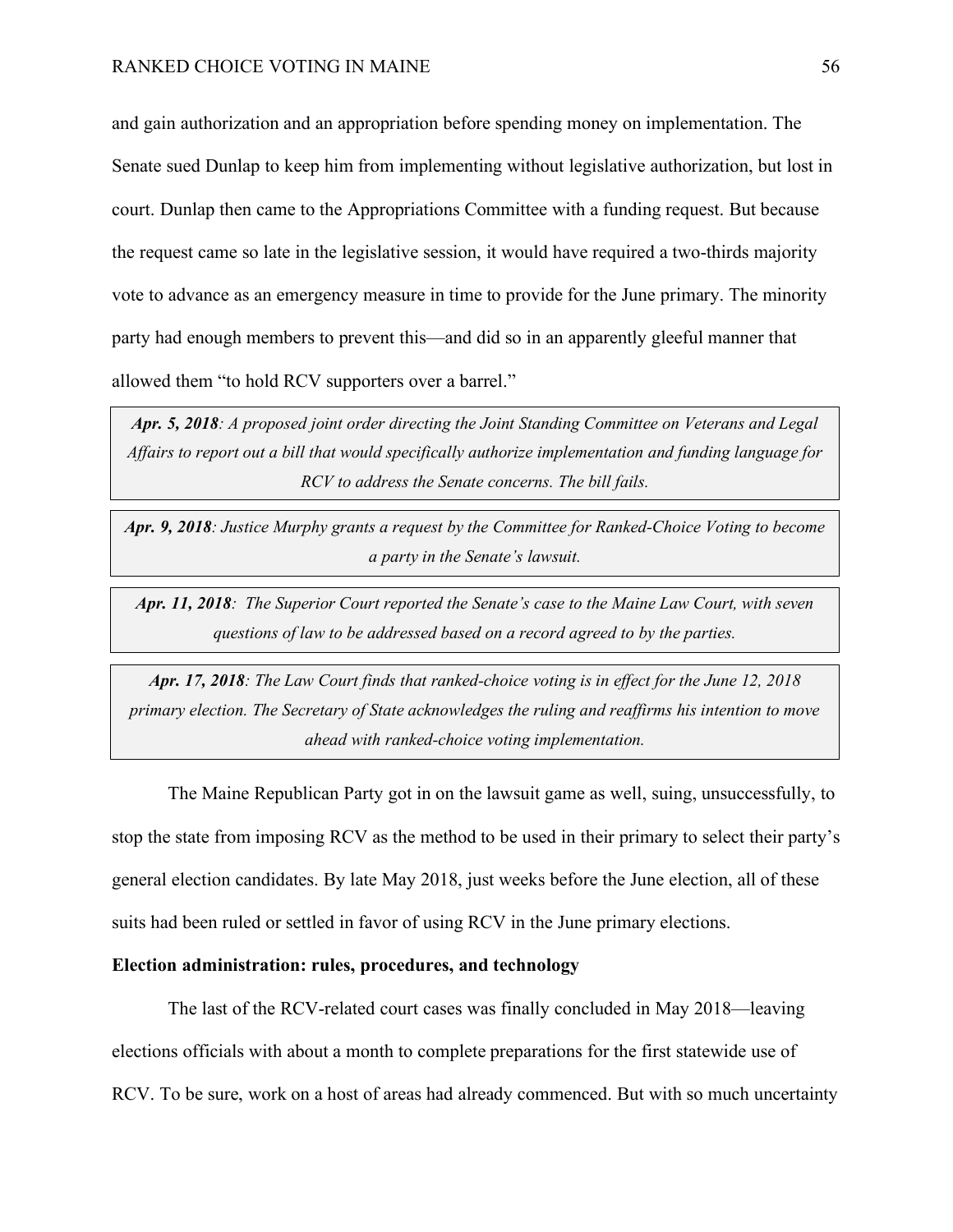and gain authorization and an appropriation before spending money on implementation. The Senate sued Dunlap to keep him from implementing without legislative authorization, but lost in court. Dunlap then came to the Appropriations Committee with a funding request. But because the request came so late in the legislative session, it would have required a two-thirds majority vote to advance as an emergency measure in time to provide for the June primary. The minority party had enough members to prevent this—and did so in an apparently gleeful manner that allowed them "to hold RCV supporters over a barrel."

> ***Apr. 5, 2018****: A proposed joint order directing the Joint Standing Committee on Veterans and Legal Affairs to report out a bill that would specifically authorize implementation and funding language for RCV to address the Senate concerns. The bill fails.*

> ***Apr. 9, 2018****: Justice Murphy grants a request by the Committee for Ranked-Choice Voting to become a party in the Senate's lawsuit.*

> ***Apr. 11, 2018****: The Superior Court reported the Senate's case to the Maine Law Court, with seven questions of law to be addressed based on a record agreed to by the parties.*

> ***Apr. 17, 2018****: The Law Court finds that ranked-choice voting is in effect for the June 12, 2018 primary election. The Secretary of State acknowledges the ruling and reaffirms his intention to move ahead with ranked-choice voting implementation.*

The Maine Republican Party got in on the lawsuit game as well, suing, unsuccessfully, to stop the state from imposing RCV as the method to be used in their primary to select their party's general election candidates. By late May 2018, just weeks before the June election, all of these suits had been ruled or settled in favor of using RCV in the June primary elections.

**Election administration: rules, procedures, and technology**

The last of the RCV-related court cases was finally concluded in May 2018—leaving elections officials with about a month to complete preparations for the first statewide use of RCV. To be sure, work on a host of areas had already commenced. But with so much uncertainty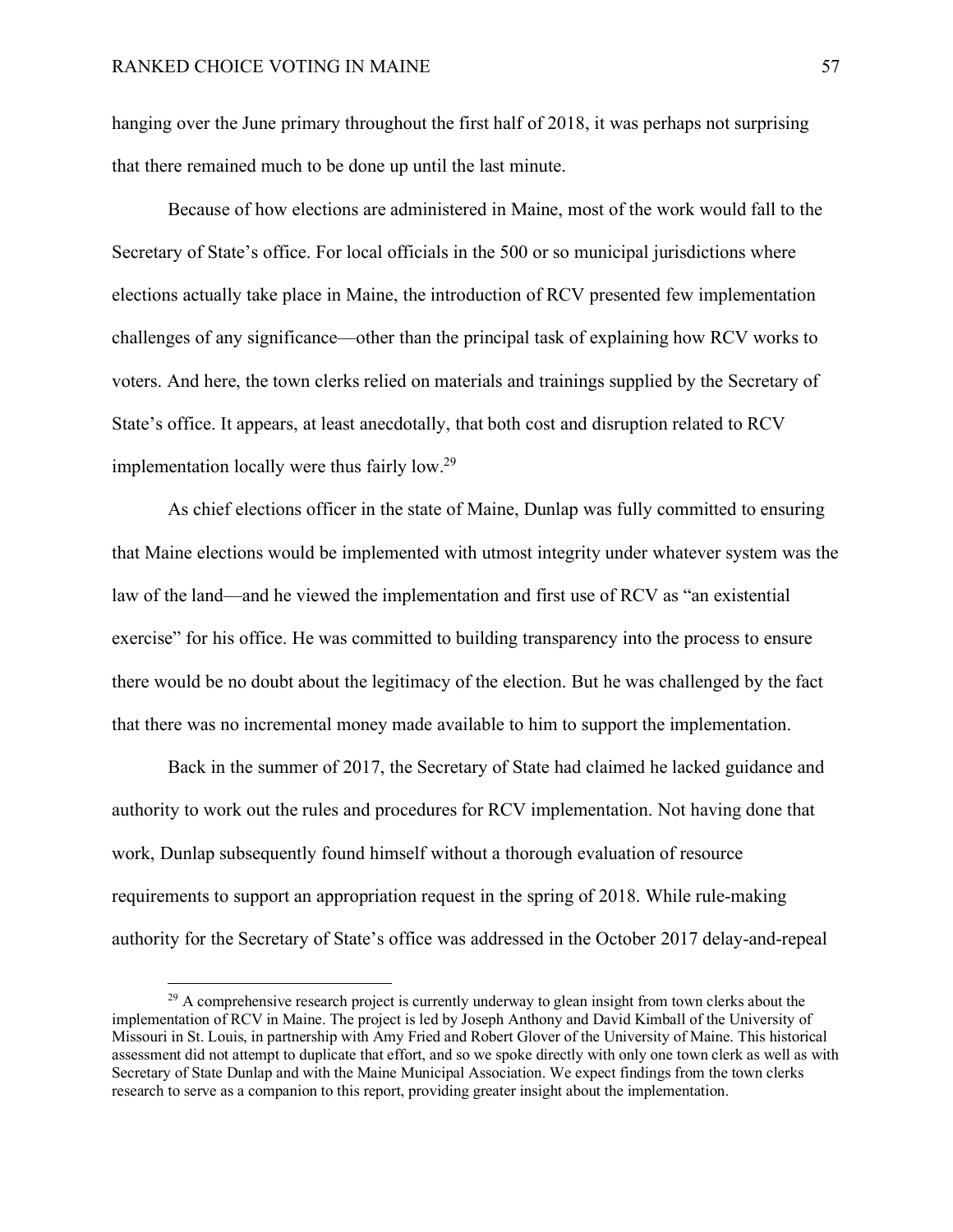hanging over the June primary throughout the first half of 2018, it was perhaps not surprising that there remained much to be done up until the last minute.

Because of how elections are administered in Maine, most of the work would fall to the Secretary of State's office. For local officials in the 500 or so municipal jurisdictions where elections actually take place in Maine, the introduction of RCV presented few implementation challenges of any significance—other than the principal task of explaining how RCV works to voters. And here, the town clerks relied on materials and trainings supplied by the Secretary of State's office. It appears, at least anecdotally, that both cost and disruption related to RCV implementation locally were thus fairly low.[29]

As chief elections officer in the state of Maine, Dunlap was fully committed to ensuring that Maine elections would be implemented with utmost integrity under whatever system was the law of the land—and he viewed the implementation and first use of RCV as "an existential exercise" for his office. He was committed to building transparency into the process to ensure there would be no doubt about the legitimacy of the election. But he was challenged by the fact that there was no incremental money made available to him to support the implementation.

Back in the summer of 2017, the Secretary of State had claimed he lacked guidance and authority to work out the rules and procedures for RCV implementation. Not having done that work, Dunlap subsequently found himself without a thorough evaluation of resource requirements to support an appropriation request in the spring of 2018. While rule-making authority for the Secretary of State's office was addressed in the October 2017 delay-and-repeal

[29] A comprehensive research project is currently underway to glean insight from town clerks about the implementation of RCV in Maine. The project is led by Joseph Anthony and David Kimball of the University of Missouri in St. Louis, in partnership with Amy Fried and Robert Glover of the University of Maine. This historical assessment did not attempt to duplicate that effort, and so we spoke directly with only one town clerk as well as with Secretary of State Dunlap and with the Maine Municipal Association. We expect findings from the town clerks research to serve as a companion to this report, providing greater insight about the implementation.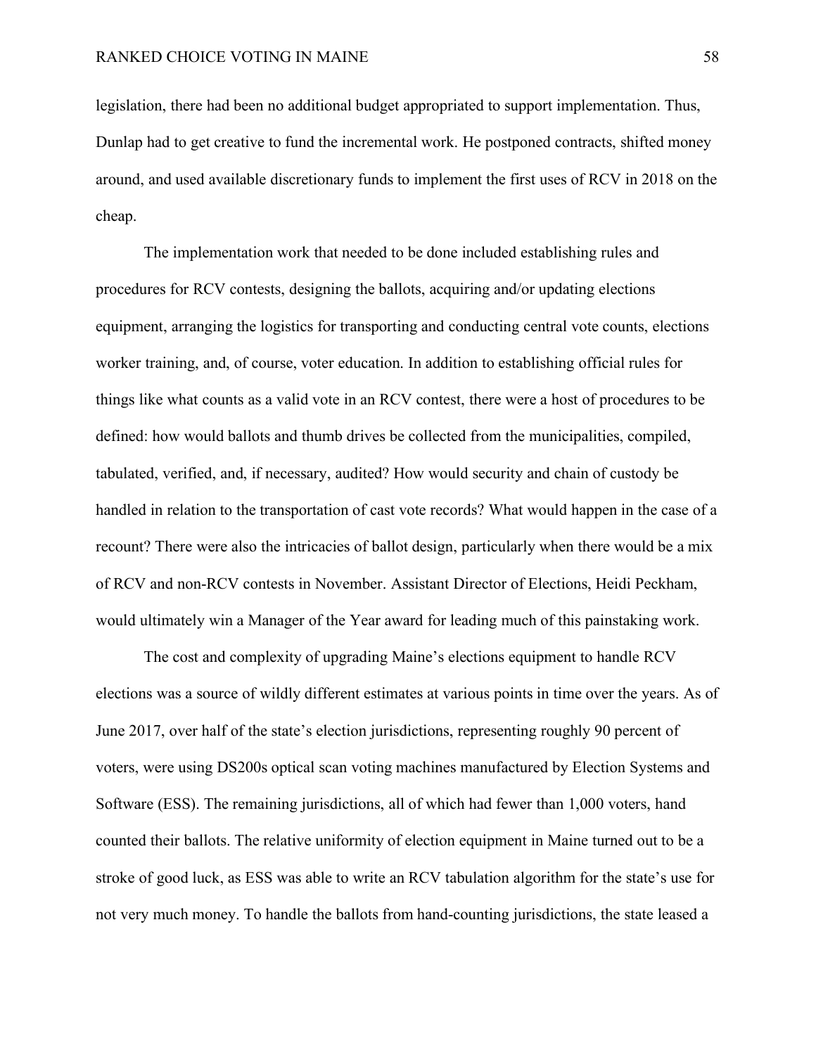legislation, there had been no additional budget appropriated to support implementation. Thus, Dunlap had to get creative to fund the incremental work. He postponed contracts, shifted money around, and used available discretionary funds to implement the first uses of RCV in 2018 on the cheap.

The implementation work that needed to be done included establishing rules and procedures for RCV contests, designing the ballots, acquiring and/or updating elections equipment, arranging the logistics for transporting and conducting central vote counts, elections worker training, and, of course, voter education. In addition to establishing official rules for things like what counts as a valid vote in an RCV contest, there were a host of procedures to be defined: how would ballots and thumb drives be collected from the municipalities, compiled, tabulated, verified, and, if necessary, audited? How would security and chain of custody be handled in relation to the transportation of cast vote records? What would happen in the case of a recount? There were also the intricacies of ballot design, particularly when there would be a mix of RCV and non-RCV contests in November. Assistant Director of Elections, Heidi Peckham, would ultimately win a Manager of the Year award for leading much of this painstaking work.

The cost and complexity of upgrading Maine's elections equipment to handle RCV elections was a source of wildly different estimates at various points in time over the years. As of June 2017, over half of the state's election jurisdictions, representing roughly 90 percent of voters, were using DS200s optical scan voting machines manufactured by Election Systems and Software (ESS). The remaining jurisdictions, all of which had fewer than 1,000 voters, hand counted their ballots. The relative uniformity of election equipment in Maine turned out to be a stroke of good luck, as ESS was able to write an RCV tabulation algorithm for the state's use for not very much money. To handle the ballots from hand-counting jurisdictions, the state leased a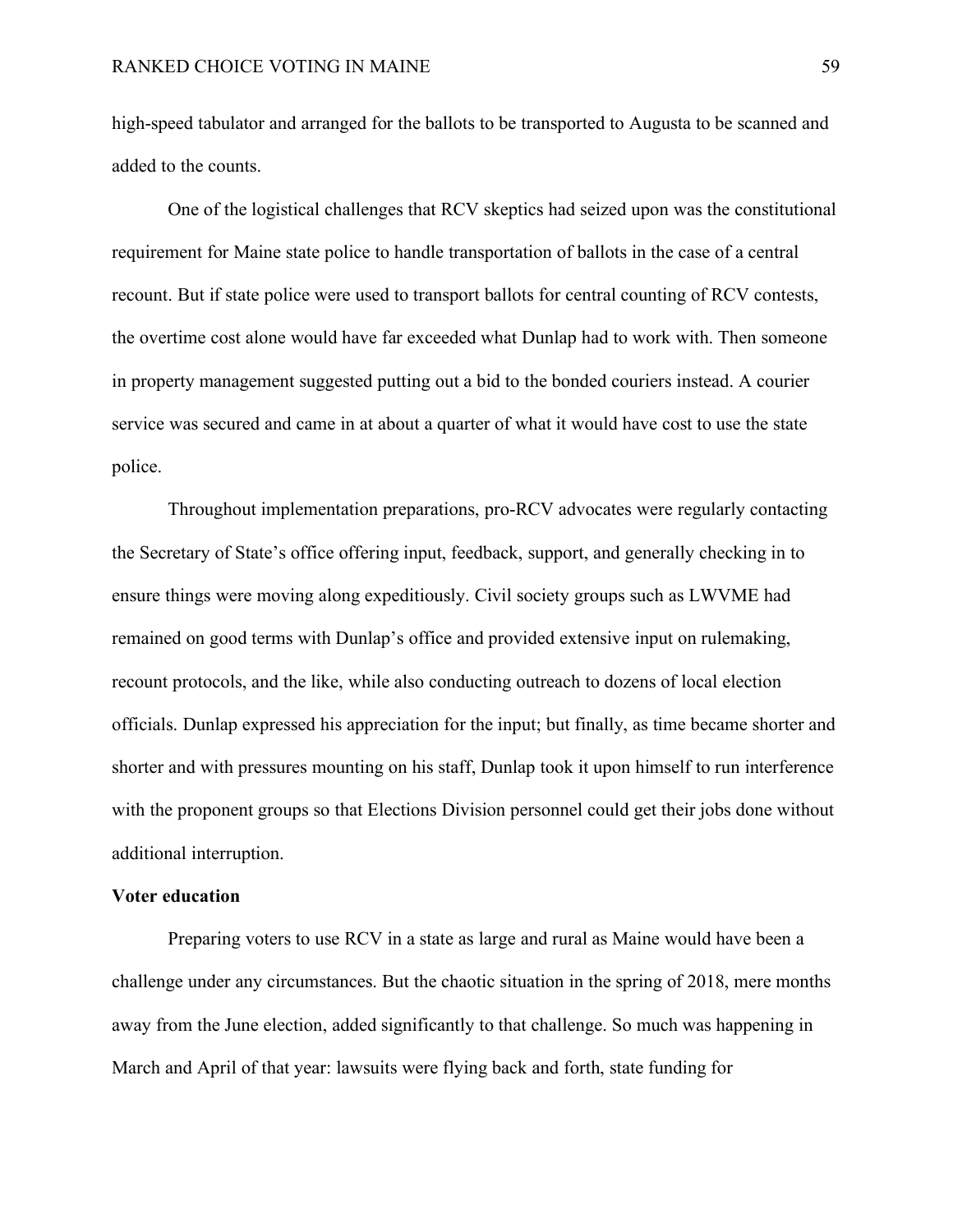high-speed tabulator and arranged for the ballots to be transported to Augusta to be scanned and added to the counts.

One of the logistical challenges that RCV skeptics had seized upon was the constitutional requirement for Maine state police to handle transportation of ballots in the case of a central recount. But if state police were used to transport ballots for central counting of RCV contests, the overtime cost alone would have far exceeded what Dunlap had to work with. Then someone in property management suggested putting out a bid to the bonded couriers instead. A courier service was secured and came in at about a quarter of what it would have cost to use the state police.

Throughout implementation preparations, pro-RCV advocates were regularly contacting the Secretary of State's office offering input, feedback, support, and generally checking in to ensure things were moving along expeditiously. Civil society groups such as LWVME had remained on good terms with Dunlap's office and provided extensive input on rulemaking, recount protocols, and the like, while also conducting outreach to dozens of local election officials. Dunlap expressed his appreciation for the input; but finally, as time became shorter and shorter and with pressures mounting on his staff, Dunlap took it upon himself to run interference with the proponent groups so that Elections Division personnel could get their jobs done without additional interruption.

**Voter education**

Preparing voters to use RCV in a state as large and rural as Maine would have been a challenge under any circumstances. But the chaotic situation in the spring of 2018, mere months away from the June election, added significantly to that challenge. So much was happening in March and April of that year: lawsuits were flying back and forth, state funding for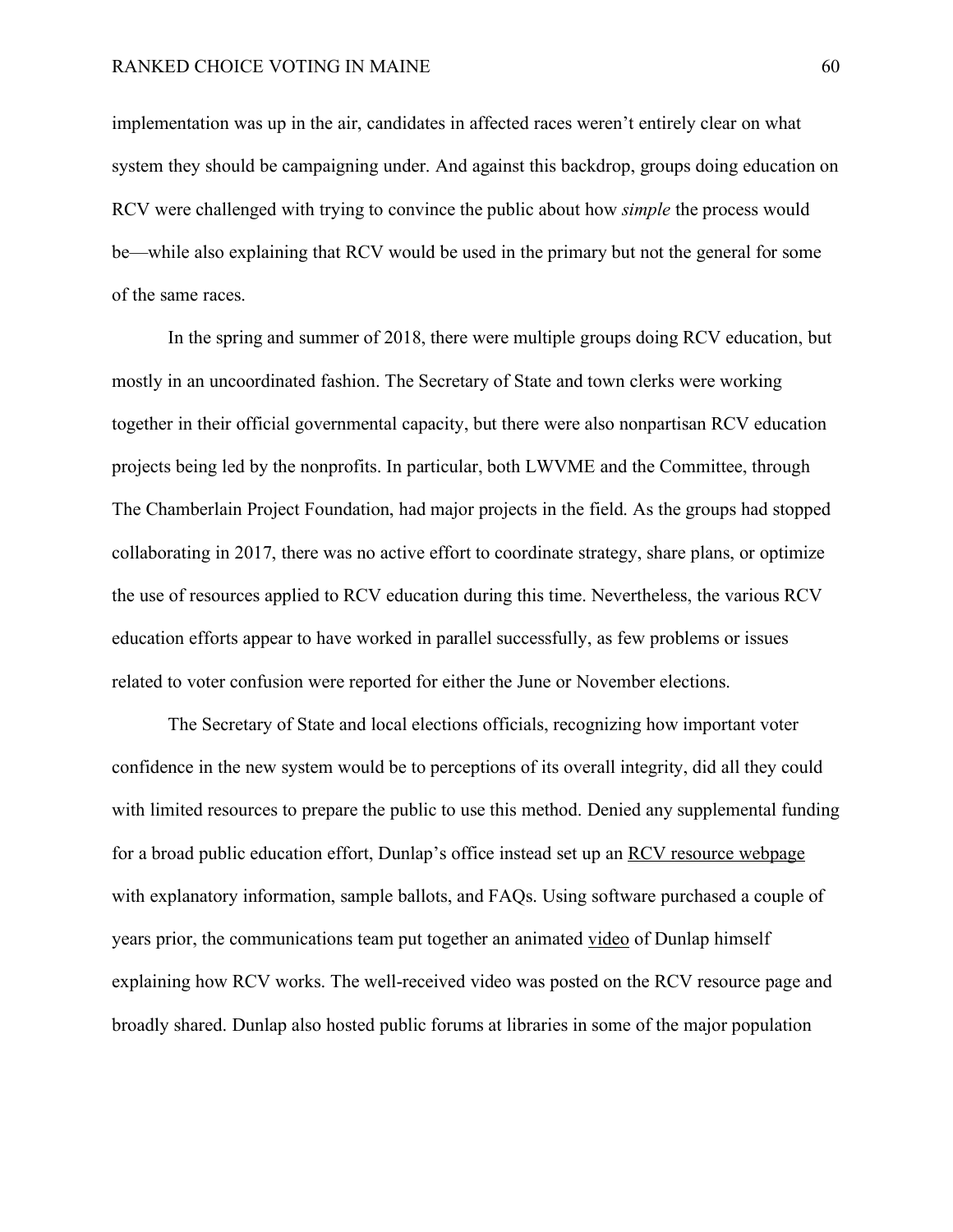implementation was up in the air, candidates in affected races weren't entirely clear on what system they should be campaigning under. And against this backdrop, groups doing education on RCV were challenged with trying to convince the public about how *simple* the process would be—while also explaining that RCV would be used in the primary but not the general for some of the same races.

In the spring and summer of 2018, there were multiple groups doing RCV education, but mostly in an uncoordinated fashion. The Secretary of State and town clerks were working together in their official governmental capacity, but there were also nonpartisan RCV education projects being led by the nonprofits. In particular, both LWVME and the Committee, through The Chamberlain Project Foundation, had major projects in the field. As the groups had stopped collaborating in 2017, there was no active effort to coordinate strategy, share plans, or optimize the use of resources applied to RCV education during this time. Nevertheless, the various RCV education efforts appear to have worked in parallel successfully, as few problems or issues related to voter confusion were reported for either the June or November elections.

The Secretary of State and local elections officials, recognizing how important voter confidence in the new system would be to perceptions of its overall integrity, did all they could with limited resources to prepare the public to use this method. Denied any supplemental funding for a broad public education effort, Dunlap's office instead set up an RCV resource webpage with explanatory information, sample ballots, and FAQs. Using software purchased a couple of years prior, the communications team put together an animated video of Dunlap himself explaining how RCV works. The well-received video was posted on the RCV resource page and broadly shared. Dunlap also hosted public forums at libraries in some of the major population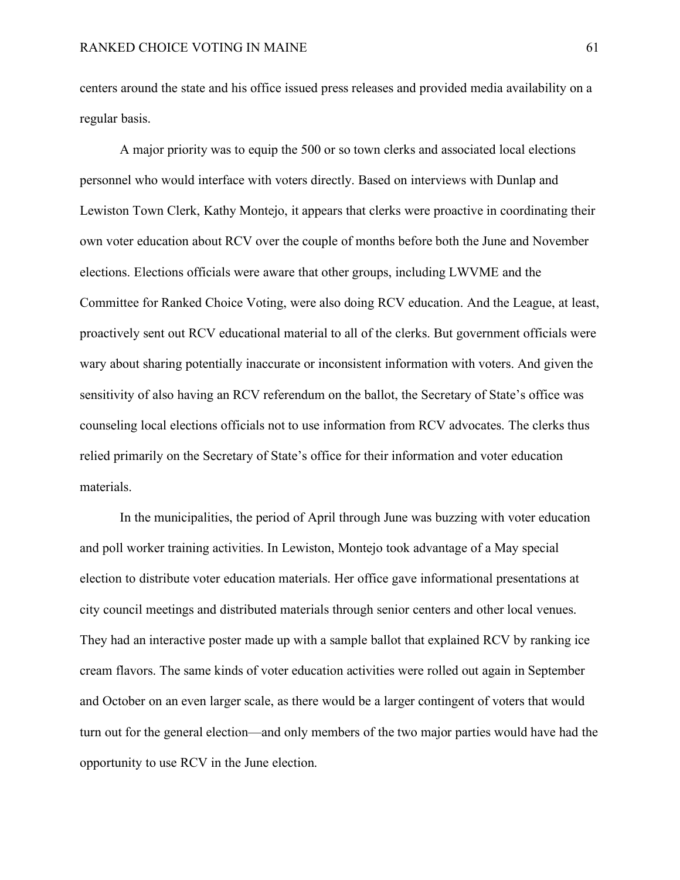centers around the state and his office issued press releases and provided media availability on a regular basis.

A major priority was to equip the 500 or so town clerks and associated local elections personnel who would interface with voters directly. Based on interviews with Dunlap and Lewiston Town Clerk, Kathy Montejo, it appears that clerks were proactive in coordinating their own voter education about RCV over the couple of months before both the June and November elections. Elections officials were aware that other groups, including LWVME and the Committee for Ranked Choice Voting, were also doing RCV education. And the League, at least, proactively sent out RCV educational material to all of the clerks. But government officials were wary about sharing potentially inaccurate or inconsistent information with voters. And given the sensitivity of also having an RCV referendum on the ballot, the Secretary of State's office was counseling local elections officials not to use information from RCV advocates. The clerks thus relied primarily on the Secretary of State's office for their information and voter education materials.

In the municipalities, the period of April through June was buzzing with voter education and poll worker training activities. In Lewiston, Montejo took advantage of a May special election to distribute voter education materials. Her office gave informational presentations at city council meetings and distributed materials through senior centers and other local venues. They had an interactive poster made up with a sample ballot that explained RCV by ranking ice cream flavors. The same kinds of voter education activities were rolled out again in September and October on an even larger scale, as there would be a larger contingent of voters that would turn out for the general election—and only members of the two major parties would have had the opportunity to use RCV in the June election.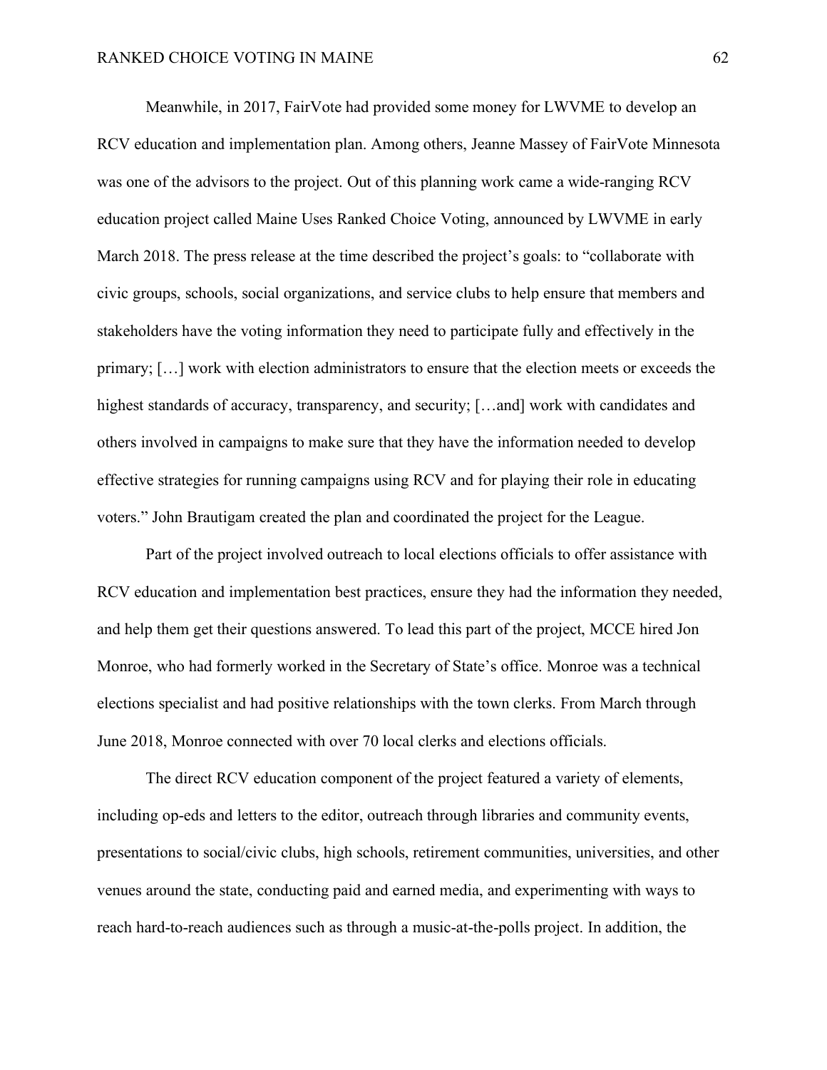Meanwhile, in 2017, FairVote had provided some money for LWVME to develop an RCV education and implementation plan. Among others, Jeanne Massey of FairVote Minnesota was one of the advisors to the project. Out of this planning work came a wide-ranging RCV education project called Maine Uses Ranked Choice Voting, announced by LWVME in early March 2018. The press release at the time described the project's goals: to "collaborate with civic groups, schools, social organizations, and service clubs to help ensure that members and stakeholders have the voting information they need to participate fully and effectively in the primary; […] work with election administrators to ensure that the election meets or exceeds the highest standards of accuracy, transparency, and security; […and] work with candidates and others involved in campaigns to make sure that they have the information needed to develop effective strategies for running campaigns using RCV and for playing their role in educating voters." John Brautigam created the plan and coordinated the project for the League.

Part of the project involved outreach to local elections officials to offer assistance with RCV education and implementation best practices, ensure they had the information they needed, and help them get their questions answered. To lead this part of the project, MCCE hired Jon Monroe, who had formerly worked in the Secretary of State's office. Monroe was a technical elections specialist and had positive relationships with the town clerks. From March through June 2018, Monroe connected with over 70 local clerks and elections officials.

The direct RCV education component of the project featured a variety of elements, including op-eds and letters to the editor, outreach through libraries and community events, presentations to social/civic clubs, high schools, retirement communities, universities, and other venues around the state, conducting paid and earned media, and experimenting with ways to reach hard-to-reach audiences such as through a music-at-the-polls project. In addition, the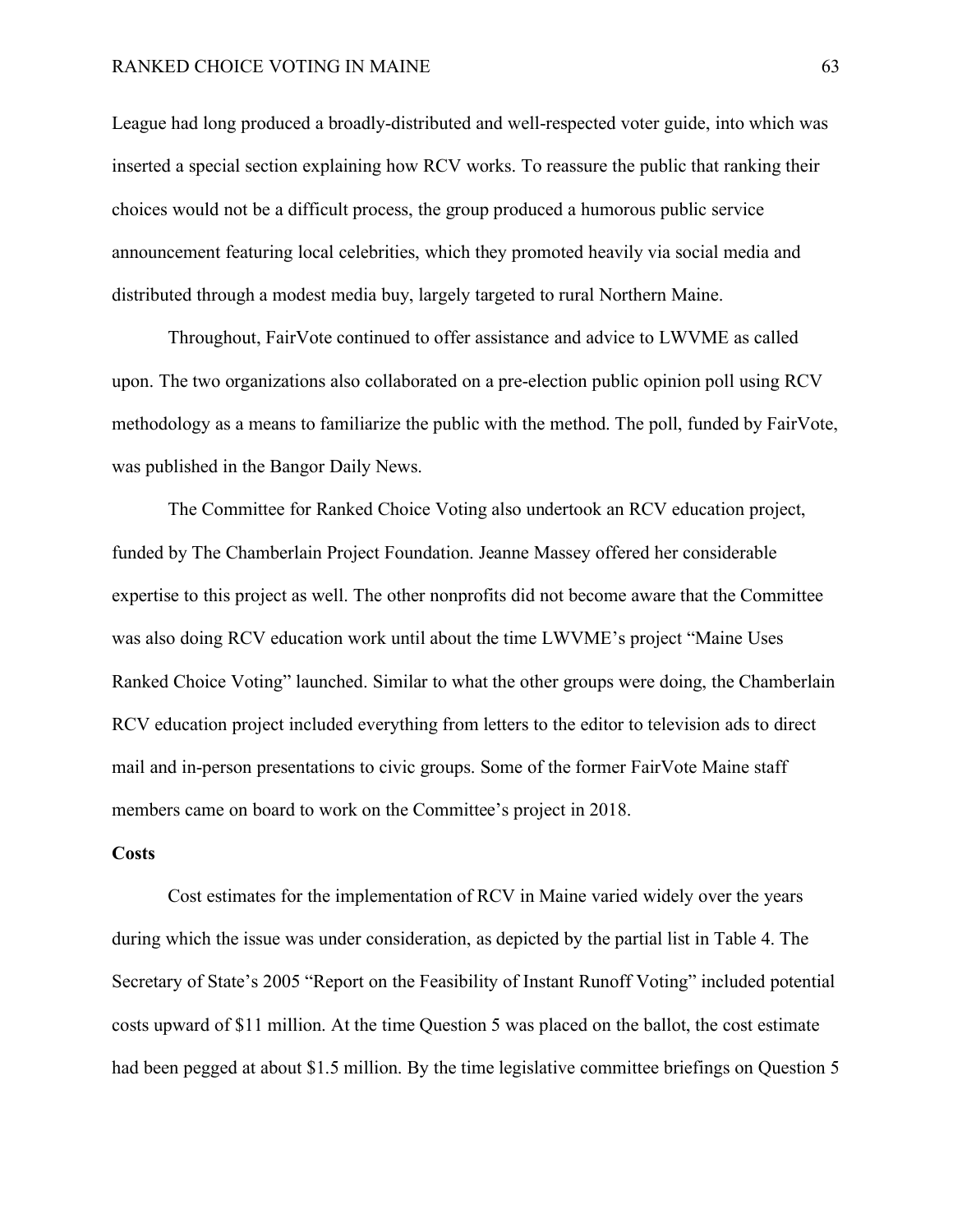League had long produced a broadly-distributed and well-respected voter guide, into which was inserted a special section explaining how RCV works. To reassure the public that ranking their choices would not be a difficult process, the group produced a humorous public service announcement featuring local celebrities, which they promoted heavily via social media and distributed through a modest media buy, largely targeted to rural Northern Maine.

Throughout, FairVote continued to offer assistance and advice to LWVME as called upon. The two organizations also collaborated on a pre-election public opinion poll using RCV methodology as a means to familiarize the public with the method. The poll, funded by FairVote, was published in the Bangor Daily News.

The Committee for Ranked Choice Voting also undertook an RCV education project, funded by The Chamberlain Project Foundation. Jeanne Massey offered her considerable expertise to this project as well. The other nonprofits did not become aware that the Committee was also doing RCV education work until about the time LWVME's project "Maine Uses Ranked Choice Voting" launched. Similar to what the other groups were doing, the Chamberlain RCV education project included everything from letters to the editor to television ads to direct mail and in-person presentations to civic groups. Some of the former FairVote Maine staff members came on board to work on the Committee's project in 2018.

**Costs**

Cost estimates for the implementation of RCV in Maine varied widely over the years during which the issue was under consideration, as depicted by the partial list in Table 4. The Secretary of State's 2005 "Report on the Feasibility of Instant Runoff Voting" included potential costs upward of $11 million. At the time Question 5 was placed on the ballot, the cost estimate had been pegged at about $1.5 million. By the time legislative committee briefings on Question 5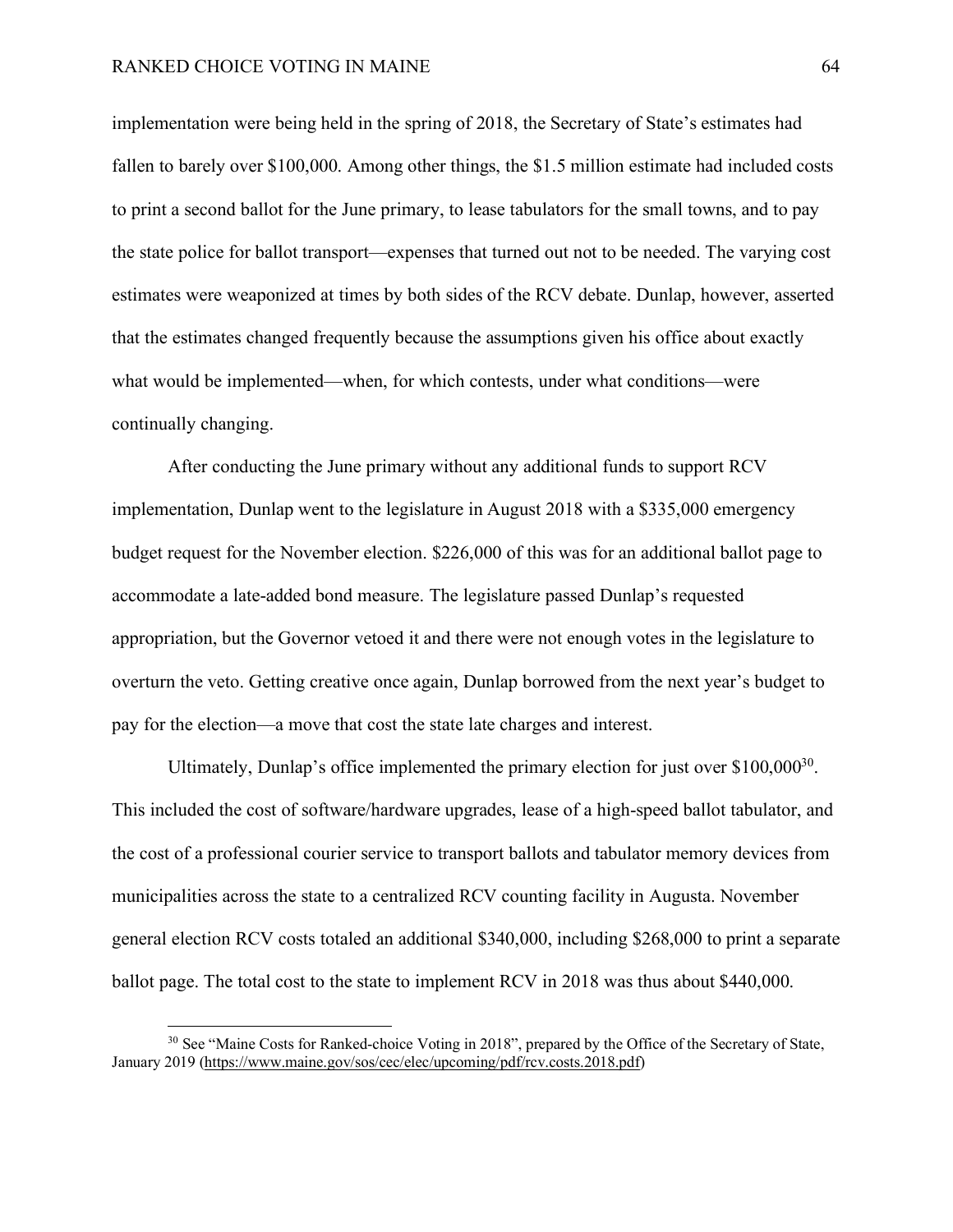implementation were being held in the spring of 2018, the Secretary of State's estimates had fallen to barely over $100,000. Among other things, the $1.5 million estimate had included costs to print a second ballot for the June primary, to lease tabulators for the small towns, and to pay the state police for ballot transport—expenses that turned out not to be needed. The varying cost estimates were weaponized at times by both sides of the RCV debate. Dunlap, however, asserted that the estimates changed frequently because the assumptions given his office about exactly what would be implemented—when, for which contests, under what conditions—were continually changing.

After conducting the June primary without any additional funds to support RCV implementation, Dunlap went to the legislature in August 2018 with a $335,000 emergency budget request for the November election. $226,000 of this was for an additional ballot page to accommodate a late-added bond measure. The legislature passed Dunlap's requested appropriation, but the Governor vetoed it and there were not enough votes in the legislature to overturn the veto. Getting creative once again, Dunlap borrowed from the next year's budget to pay for the election—a move that cost the state late charges and interest.

Ultimately, Dunlap's office implemented the primary election for just over $100,000[30]. This included the cost of software/hardware upgrades, lease of a high-speed ballot tabulator, and the cost of a professional courier service to transport ballots and tabulator memory devices from municipalities across the state to a centralized RCV counting facility in Augusta. November general election RCV costs totaled an additional $340,000, including $268,000 to print a separate ballot page. The total cost to the state to implement RCV in 2018 was thus about $440,000.

---

[30] See "Maine Costs for Ranked-choice Voting in 2018", prepared by the Office of the Secretary of State, January 2019 (https://www.maine.gov/sos/cec/elec/upcoming/pdf/rcv.costs.2018.pdf)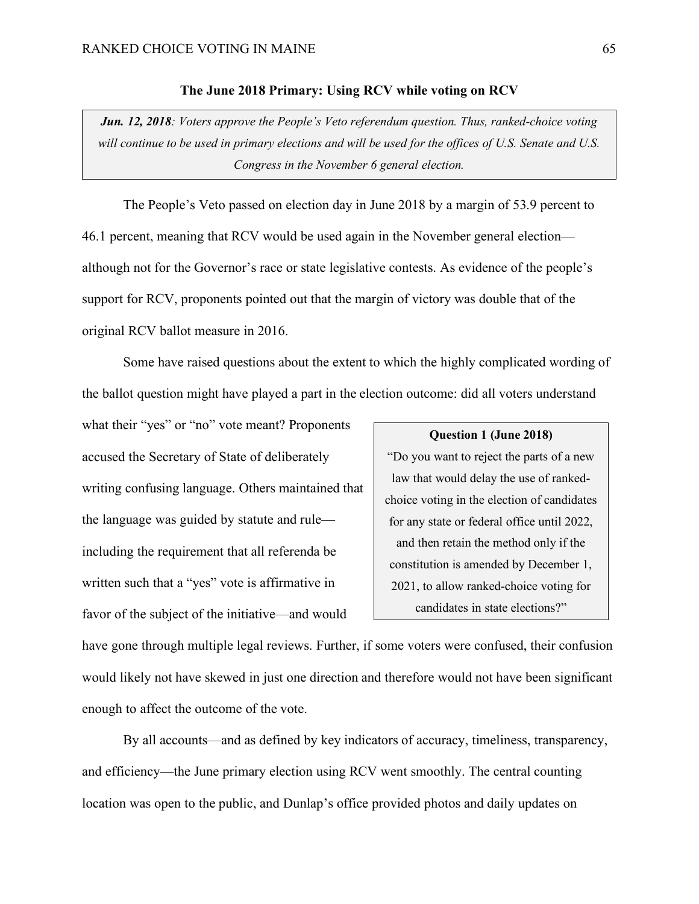### The June 2018 Primary: Using RCV while voting on RCV

> ***Jun. 12, 2018****: Voters approve the People's Veto referendum question. Thus, ranked-choice voting will continue to be used in primary elections and will be used for the offices of U.S. Senate and U.S. Congress in the November 6 general election.*

The People's Veto passed on election day in June 2018 by a margin of 53.9 percent to 46.1 percent, meaning that RCV would be used again in the November general election—although not for the Governor's race or state legislative contests. As evidence of the people's support for RCV, proponents pointed out that the margin of victory was double that of the original RCV ballot measure in 2016.

Some have raised questions about the extent to which the highly complicated wording of the ballot question might have played a part in the election outcome: did all voters understand what their "yes" or "no" vote meant? Proponents accused the Secretary of State of deliberately writing confusing language. Others maintained that the language was guided by statute and rule—including the requirement that all referenda be written such that a "yes" vote is affirmative in favor of the subject of the initiative—and would have gone through multiple legal reviews. Further, if some voters were confused, their confusion would likely not have skewed in just one direction and therefore would not have been significant enough to affect the outcome of the vote.

> **Question 1 (June 2018)**
>
> "Do you want to reject the parts of a new law that would delay the use of ranked-choice voting in the election of candidates for any state or federal office until 2022, and then retain the method only if the constitution is amended by December 1, 2021, to allow ranked-choice voting for candidates in state elections?"

By all accounts—and as defined by key indicators of accuracy, timeliness, transparency, and efficiency—the June primary election using RCV went smoothly. The central counting location was open to the public, and Dunlap's office provided photos and daily updates on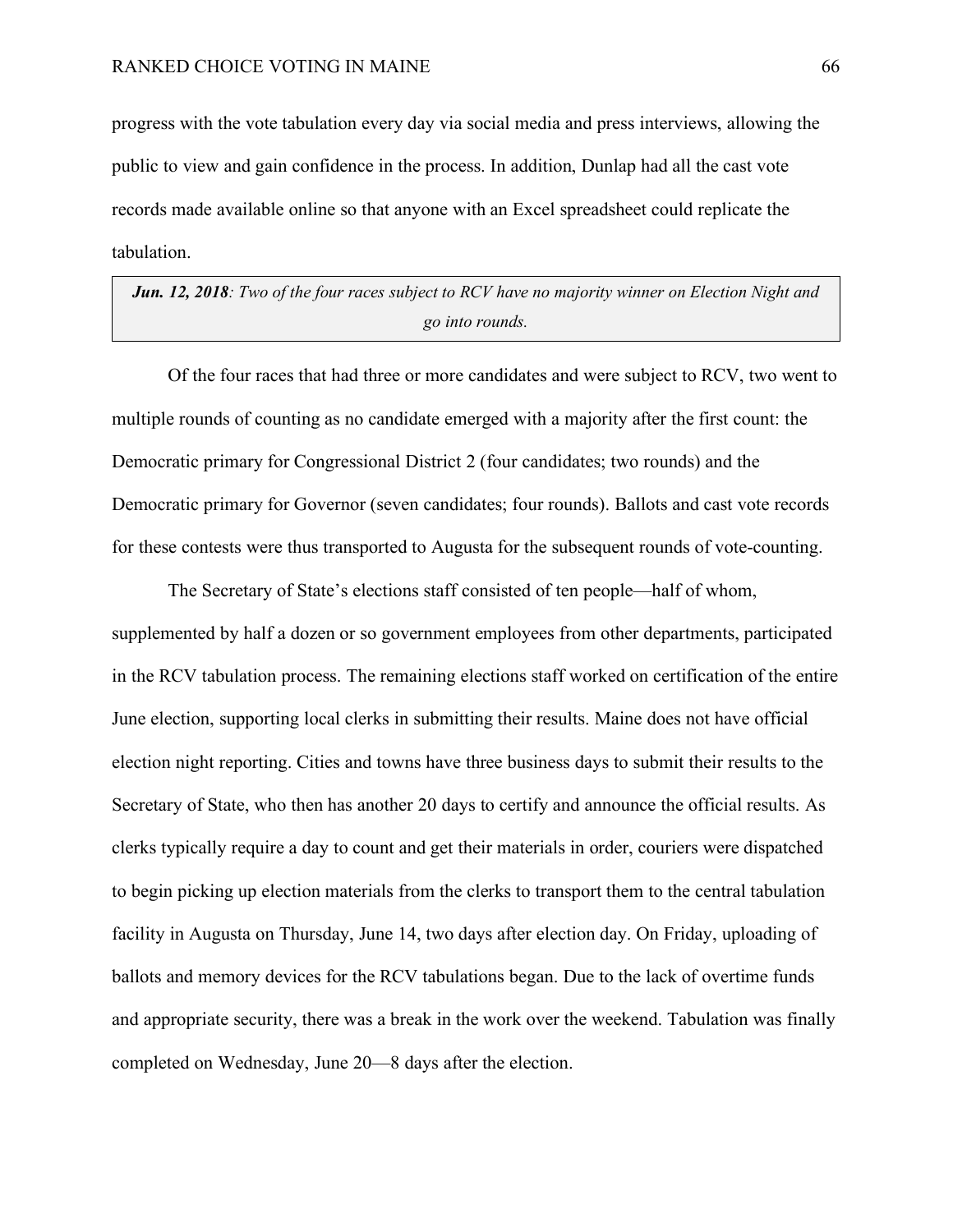progress with the vote tabulation every day via social media and press interviews, allowing the public to view and gain confidence in the process. In addition, Dunlap had all the cast vote records made available online so that anyone with an Excel spreadsheet could replicate the tabulation.

> ***Jun. 12, 2018****: Two of the four races subject to RCV have no majority winner on Election Night and go into rounds.*

Of the four races that had three or more candidates and were subject to RCV, two went to multiple rounds of counting as no candidate emerged with a majority after the first count: the Democratic primary for Congressional District 2 (four candidates; two rounds) and the Democratic primary for Governor (seven candidates; four rounds). Ballots and cast vote records for these contests were thus transported to Augusta for the subsequent rounds of vote-counting.

The Secretary of State's elections staff consisted of ten people—half of whom, supplemented by half a dozen or so government employees from other departments, participated in the RCV tabulation process. The remaining elections staff worked on certification of the entire June election, supporting local clerks in submitting their results. Maine does not have official election night reporting. Cities and towns have three business days to submit their results to the Secretary of State, who then has another 20 days to certify and announce the official results. As clerks typically require a day to count and get their materials in order, couriers were dispatched to begin picking up election materials from the clerks to transport them to the central tabulation facility in Augusta on Thursday, June 14, two days after election day. On Friday, uploading of ballots and memory devices for the RCV tabulations began. Due to the lack of overtime funds and appropriate security, there was a break in the work over the weekend. Tabulation was finally completed on Wednesday, June 20—8 days after the election.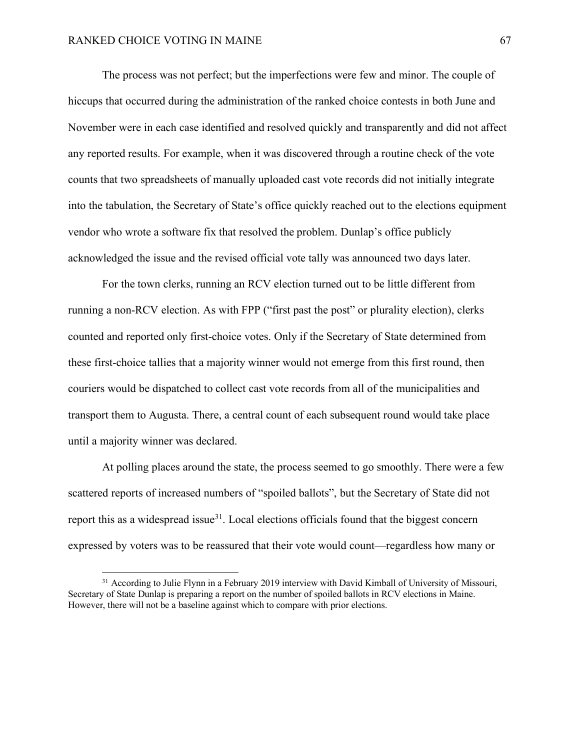The process was not perfect; but the imperfections were few and minor. The couple of hiccups that occurred during the administration of the ranked choice contests in both June and November were in each case identified and resolved quickly and transparently and did not affect any reported results. For example, when it was discovered through a routine check of the vote counts that two spreadsheets of manually uploaded cast vote records did not initially integrate into the tabulation, the Secretary of State's office quickly reached out to the elections equipment vendor who wrote a software fix that resolved the problem. Dunlap's office publicly acknowledged the issue and the revised official vote tally was announced two days later.

For the town clerks, running an RCV election turned out to be little different from running a non-RCV election. As with FPP ("first past the post" or plurality election), clerks counted and reported only first-choice votes. Only if the Secretary of State determined from these first-choice tallies that a majority winner would not emerge from this first round, then couriers would be dispatched to collect cast vote records from all of the municipalities and transport them to Augusta. There, a central count of each subsequent round would take place until a majority winner was declared.

At polling places around the state, the process seemed to go smoothly. There were a few scattered reports of increased numbers of "spoiled ballots", but the Secretary of State did not report this as a widespread issue[31]. Local elections officials found that the biggest concern expressed by voters was to be reassured that their vote would count—regardless how many or

[31] According to Julie Flynn in a February 2019 interview with David Kimball of University of Missouri, Secretary of State Dunlap is preparing a report on the number of spoiled ballots in RCV elections in Maine. However, there will not be a baseline against which to compare with prior elections.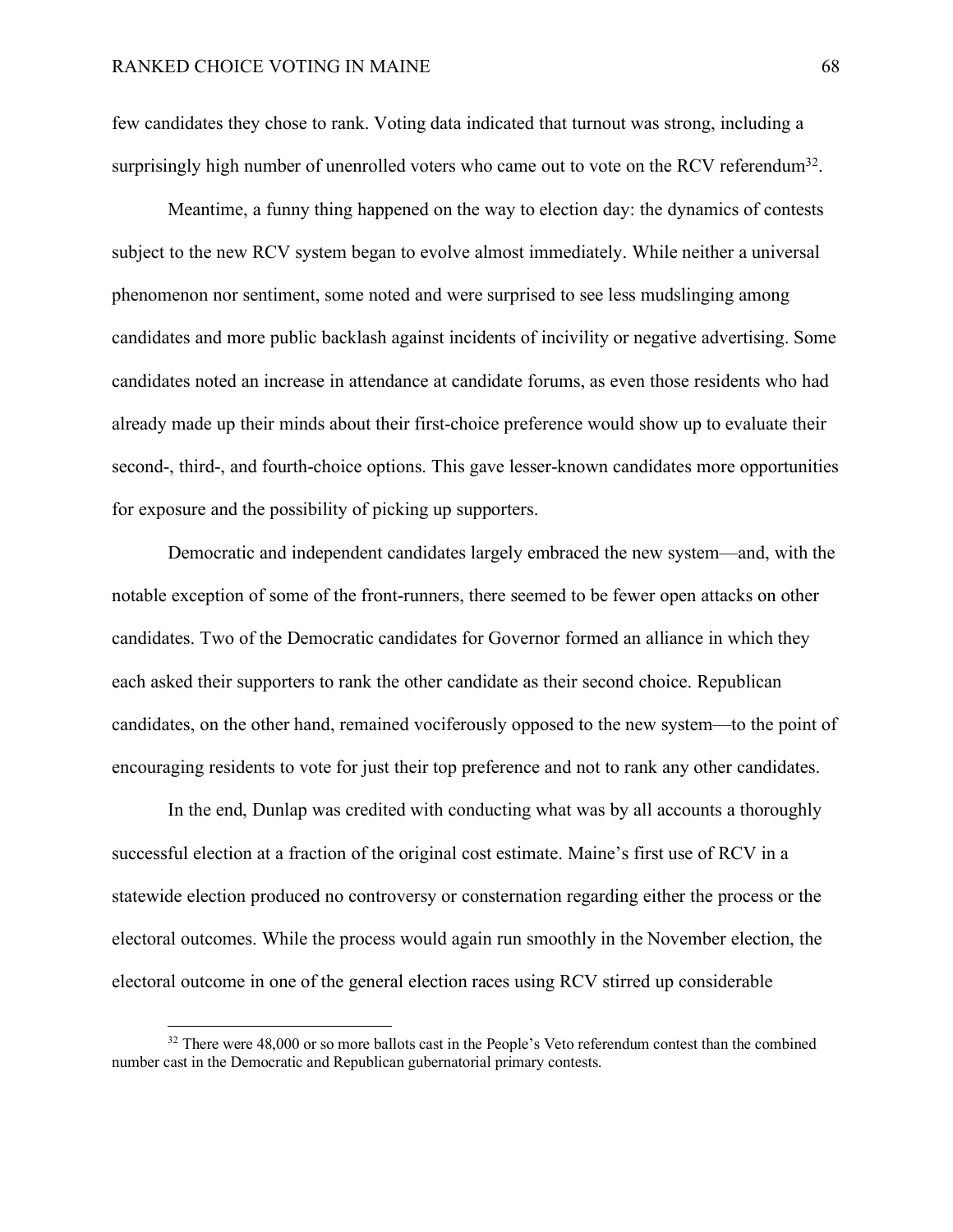few candidates they chose to rank. Voting data indicated that turnout was strong, including a surprisingly high number of unenrolled voters who came out to vote on the RCV referendum[32].

Meantime, a funny thing happened on the way to election day: the dynamics of contests subject to the new RCV system began to evolve almost immediately. While neither a universal phenomenon nor sentiment, some noted and were surprised to see less mudslinging among candidates and more public backlash against incidents of incivility or negative advertising. Some candidates noted an increase in attendance at candidate forums, as even those residents who had already made up their minds about their first-choice preference would show up to evaluate their second-, third-, and fourth-choice options. This gave lesser-known candidates more opportunities for exposure and the possibility of picking up supporters.

Democratic and independent candidates largely embraced the new system—and, with the notable exception of some of the front-runners, there seemed to be fewer open attacks on other candidates. Two of the Democratic candidates for Governor formed an alliance in which they each asked their supporters to rank the other candidate as their second choice. Republican candidates, on the other hand, remained vociferously opposed to the new system—to the point of encouraging residents to vote for just their top preference and not to rank any other candidates.

In the end, Dunlap was credited with conducting what was by all accounts a thoroughly successful election at a fraction of the original cost estimate. Maine's first use of RCV in a statewide election produced no controversy or consternation regarding either the process or the electoral outcomes. While the process would again run smoothly in the November election, the electoral outcome in one of the general election races using RCV stirred up considerable

[32] There were 48,000 or so more ballots cast in the People's Veto referendum contest than the combined number cast in the Democratic and Republican gubernatorial primary contests.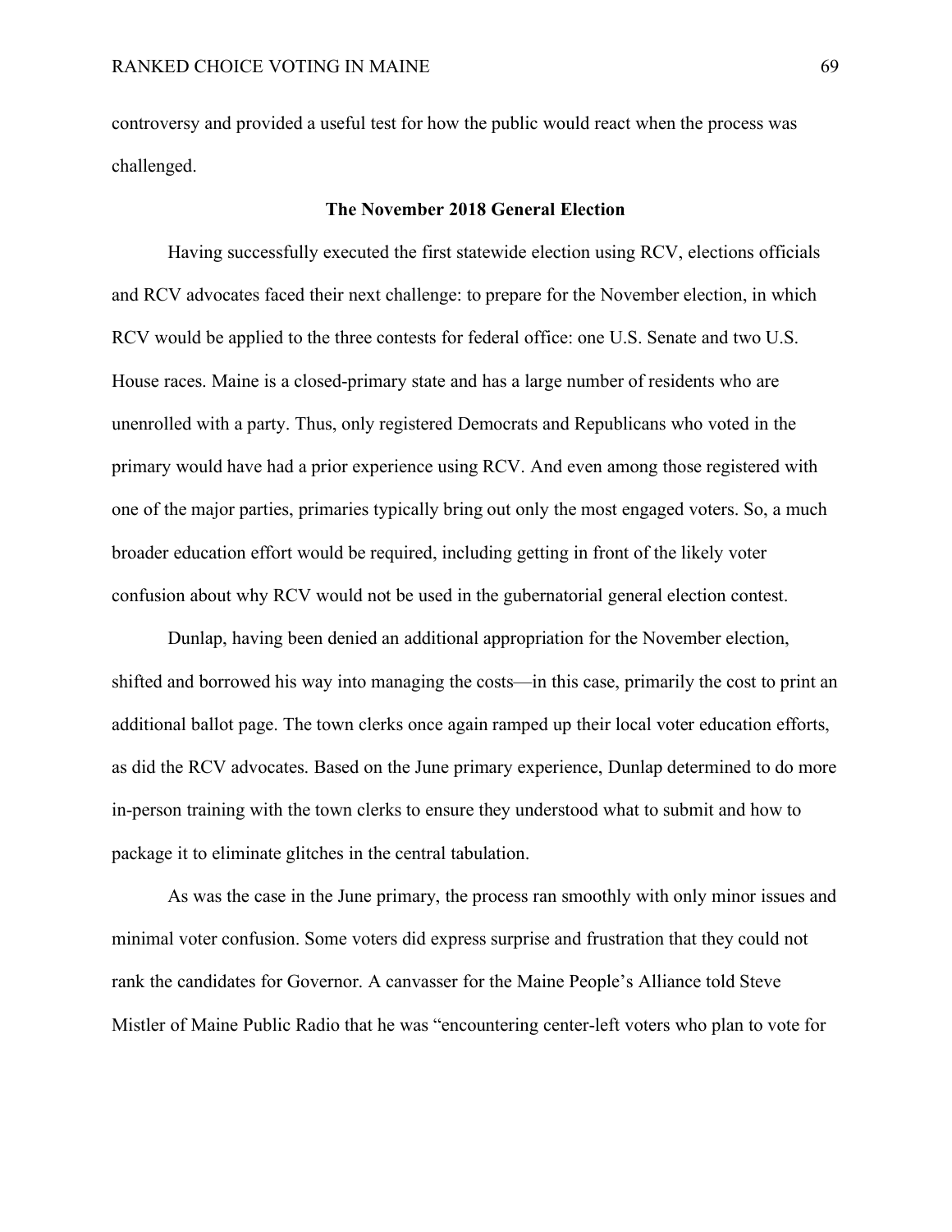controversy and provided a useful test for how the public would react when the process was challenged.

## The November 2018 General Election

Having successfully executed the first statewide election using RCV, elections officials and RCV advocates faced their next challenge: to prepare for the November election, in which RCV would be applied to the three contests for federal office: one U.S. Senate and two U.S. House races. Maine is a closed-primary state and has a large number of residents who are unenrolled with a party. Thus, only registered Democrats and Republicans who voted in the primary would have had a prior experience using RCV. And even among those registered with one of the major parties, primaries typically bring out only the most engaged voters. So, a much broader education effort would be required, including getting in front of the likely voter confusion about why RCV would not be used in the gubernatorial general election contest.

Dunlap, having been denied an additional appropriation for the November election, shifted and borrowed his way into managing the costs—in this case, primarily the cost to print an additional ballot page. The town clerks once again ramped up their local voter education efforts, as did the RCV advocates. Based on the June primary experience, Dunlap determined to do more in-person training with the town clerks to ensure they understood what to submit and how to package it to eliminate glitches in the central tabulation.

As was the case in the June primary, the process ran smoothly with only minor issues and minimal voter confusion. Some voters did express surprise and frustration that they could not rank the candidates for Governor. A canvasser for the Maine People's Alliance told Steve Mistler of Maine Public Radio that he was "encountering center-left voters who plan to vote for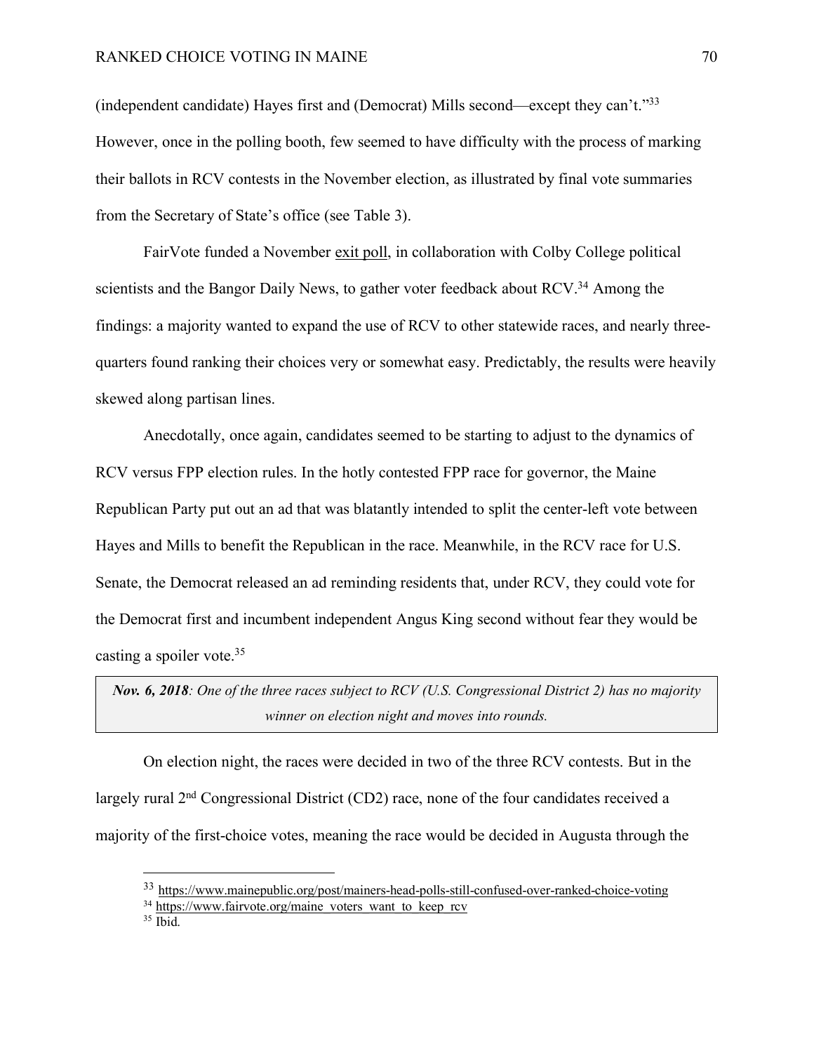(independent candidate) Hayes first and (Democrat) Mills second—except they can't."[33] However, once in the polling booth, few seemed to have difficulty with the process of marking their ballots in RCV contests in the November election, as illustrated by final vote summaries from the Secretary of State's office (see Table 3).

FairVote funded a November exit poll, in collaboration with Colby College political scientists and the Bangor Daily News, to gather voter feedback about RCV.[34] Among the findings: a majority wanted to expand the use of RCV to other statewide races, and nearly three-quarters found ranking their choices very or somewhat easy. Predictably, the results were heavily skewed along partisan lines.

Anecdotally, once again, candidates seemed to be starting to adjust to the dynamics of RCV versus FPP election rules. In the hotly contested FPP race for governor, the Maine Republican Party put out an ad that was blatantly intended to split the center-left vote between Hayes and Mills to benefit the Republican in the race. Meanwhile, in the RCV race for U.S. Senate, the Democrat released an ad reminding residents that, under RCV, they could vote for the Democrat first and incumbent independent Angus King second without fear they would be casting a spoiler vote.[35]

> ***Nov. 6, 2018****: One of the three races subject to RCV (U.S. Congressional District 2) has no majority winner on election night and moves into rounds.*

On election night, the races were decided in two of the three RCV contests. But in the largely rural 2nd Congressional District (CD2) race, none of the four candidates received a majority of the first-choice votes, meaning the race would be decided in Augusta through the

---

[33] https://www.mainepublic.org/post/mainers-head-polls-still-confused-over-ranked-choice-voting

[34] https://www.fairvote.org/maine_voters_want_to_keep_rcv

[35] Ibid.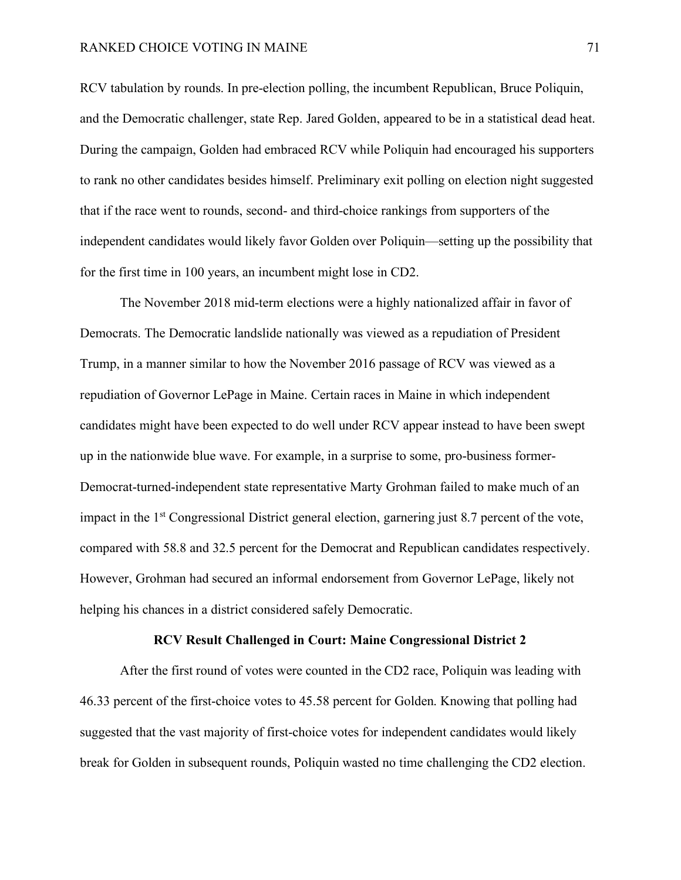RCV tabulation by rounds. In pre-election polling, the incumbent Republican, Bruce Poliquin, and the Democratic challenger, state Rep. Jared Golden, appeared to be in a statistical dead heat. During the campaign, Golden had embraced RCV while Poliquin had encouraged his supporters to rank no other candidates besides himself. Preliminary exit polling on election night suggested that if the race went to rounds, second- and third-choice rankings from supporters of the independent candidates would likely favor Golden over Poliquin—setting up the possibility that for the first time in 100 years, an incumbent might lose in CD2.

The November 2018 mid-term elections were a highly nationalized affair in favor of Democrats. The Democratic landslide nationally was viewed as a repudiation of President Trump, in a manner similar to how the November 2016 passage of RCV was viewed as a repudiation of Governor LePage in Maine. Certain races in Maine in which independent candidates might have been expected to do well under RCV appear instead to have been swept up in the nationwide blue wave. For example, in a surprise to some, pro-business former-Democrat-turned-independent state representative Marty Grohman failed to make much of an impact in the 1st Congressional District general election, garnering just 8.7 percent of the vote, compared with 58.8 and 32.5 percent for the Democrat and Republican candidates respectively. However, Grohman had secured an informal endorsement from Governor LePage, likely not helping his chances in a district considered safely Democratic.

### RCV Result Challenged in Court: Maine Congressional District 2

After the first round of votes were counted in the CD2 race, Poliquin was leading with 46.33 percent of the first-choice votes to 45.58 percent for Golden. Knowing that polling had suggested that the vast majority of first-choice votes for independent candidates would likely break for Golden in subsequent rounds, Poliquin wasted no time challenging the CD2 election.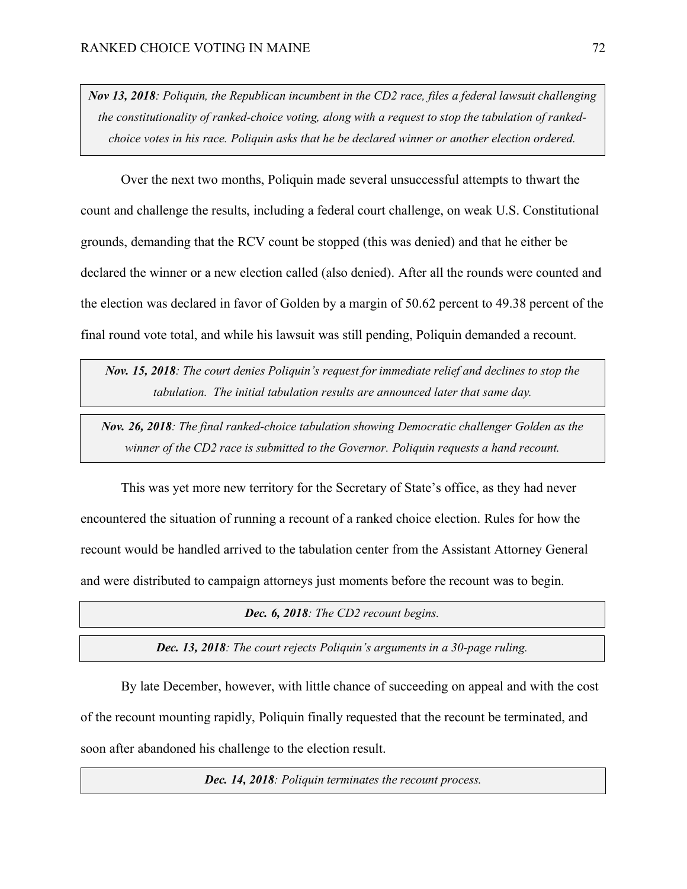> ***Nov 13, 2018****: Poliquin, the Republican incumbent in the CD2 race, files a federal lawsuit challenging the constitutionality of ranked-choice voting, along with a request to stop the tabulation of ranked-choice votes in his race. Poliquin asks that he be declared winner or another election ordered.*

Over the next two months, Poliquin made several unsuccessful attempts to thwart the count and challenge the results, including a federal court challenge, on weak U.S. Constitutional grounds, demanding that the RCV count be stopped (this was denied) and that he either be declared the winner or a new election called (also denied). After all the rounds were counted and the election was declared in favor of Golden by a margin of 50.62 percent to 49.38 percent of the final round vote total, and while his lawsuit was still pending, Poliquin demanded a recount.

> ***Nov. 15, 2018****: The court denies Poliquin's request for immediate relief and declines to stop the tabulation. The initial tabulation results are announced later that same day.*

> ***Nov. 26, 2018****: The final ranked-choice tabulation showing Democratic challenger Golden as the winner of the CD2 race is submitted to the Governor. Poliquin requests a hand recount.*

This was yet more new territory for the Secretary of State's office, as they had never encountered the situation of running a recount of a ranked choice election. Rules for how the recount would be handled arrived to the tabulation center from the Assistant Attorney General and were distributed to campaign attorneys just moments before the recount was to begin.

> ***Dec. 6, 2018****: The CD2 recount begins.*

> ***Dec. 13, 2018****: The court rejects Poliquin's arguments in a 30-page ruling.*

By late December, however, with little chance of succeeding on appeal and with the cost of the recount mounting rapidly, Poliquin finally requested that the recount be terminated, and soon after abandoned his challenge to the election result.

> ***Dec. 14, 2018****: Poliquin terminates the recount process.*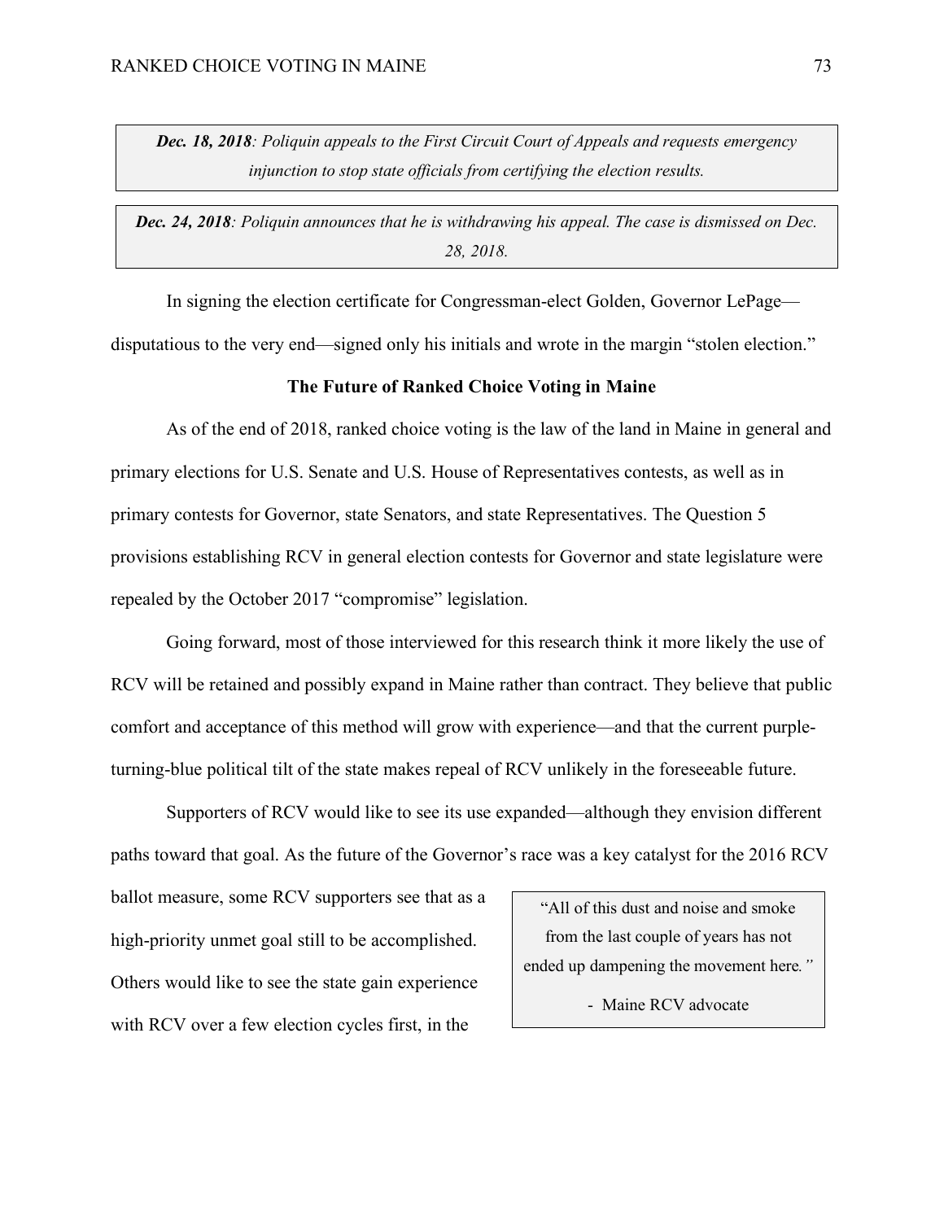***Dec. 18, 2018****: Poliquin appeals to the First Circuit Court of Appeals and requests emergency injunction to stop state officials from certifying the election results.*

***Dec. 24, 2018****: Poliquin announces that he is withdrawing his appeal. The case is dismissed on Dec. 28, 2018.*

In signing the election certificate for Congressman-elect Golden, Governor LePage—disputatious to the very end—signed only his initials and wrote in the margin "stolen election."

**The Future of Ranked Choice Voting in Maine**

As of the end of 2018, ranked choice voting is the law of the land in Maine in general and primary elections for U.S. Senate and U.S. House of Representatives contests, as well as in primary contests for Governor, state Senators, and state Representatives. The Question 5 provisions establishing RCV in general election contests for Governor and state legislature were repealed by the October 2017 "compromise" legislation.

Going forward, most of those interviewed for this research think it more likely the use of RCV will be retained and possibly expand in Maine rather than contract. They believe that public comfort and acceptance of this method will grow with experience—and that the current purple-turning-blue political tilt of the state makes repeal of RCV unlikely in the foreseeable future.

Supporters of RCV would like to see its use expanded—although they envision different paths toward that goal. As the future of the Governor's race was a key catalyst for the 2016 RCV ballot measure, some RCV supporters see that as a high-priority unmet goal still to be accomplished. Others would like to see the state gain experience with RCV over a few election cycles first, in the

> "All of this dust and noise and smoke from the last couple of years has not ended up dampening the movement here*."*
>
> \- Maine RCV advocate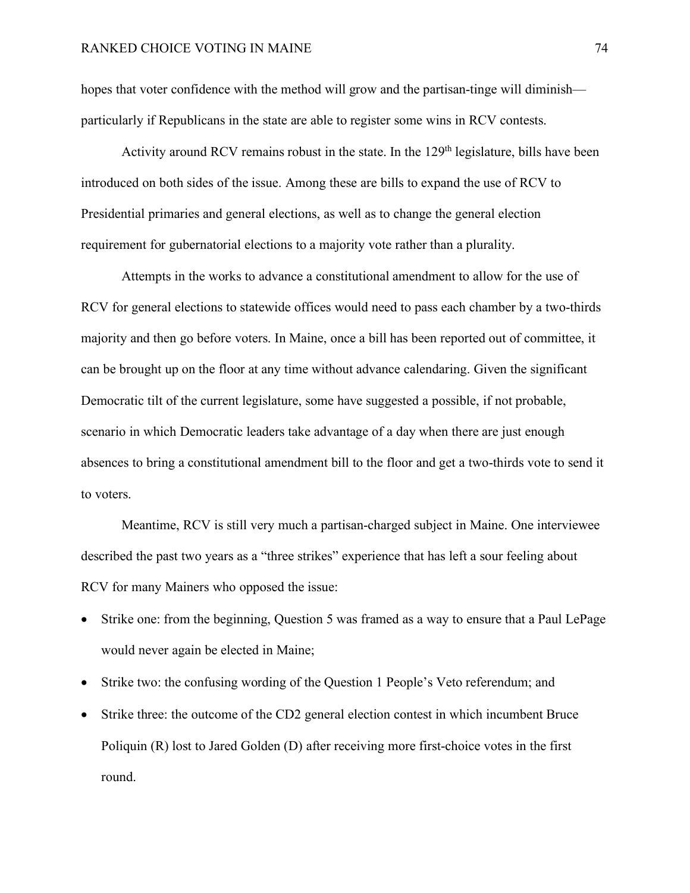hopes that voter confidence with the method will grow and the partisan-tinge will diminish—particularly if Republicans in the state are able to register some wins in RCV contests.

Activity around RCV remains robust in the state. In the 129th legislature, bills have been introduced on both sides of the issue. Among these are bills to expand the use of RCV to Presidential primaries and general elections, as well as to change the general election requirement for gubernatorial elections to a majority vote rather than a plurality.

Attempts in the works to advance a constitutional amendment to allow for the use of RCV for general elections to statewide offices would need to pass each chamber by a two-thirds majority and then go before voters. In Maine, once a bill has been reported out of committee, it can be brought up on the floor at any time without advance calendaring. Given the significant Democratic tilt of the current legislature, some have suggested a possible, if not probable, scenario in which Democratic leaders take advantage of a day when there are just enough absences to bring a constitutional amendment bill to the floor and get a two-thirds vote to send it to voters.

Meantime, RCV is still very much a partisan-charged subject in Maine. One interviewee described the past two years as a "three strikes" experience that has left a sour feeling about RCV for many Mainers who opposed the issue:

- Strike one: from the beginning, Question 5 was framed as a way to ensure that a Paul LePage would never again be elected in Maine;
- Strike two: the confusing wording of the Question 1 People's Veto referendum; and
- Strike three: the outcome of the CD2 general election contest in which incumbent Bruce Poliquin (R) lost to Jared Golden (D) after receiving more first-choice votes in the first round.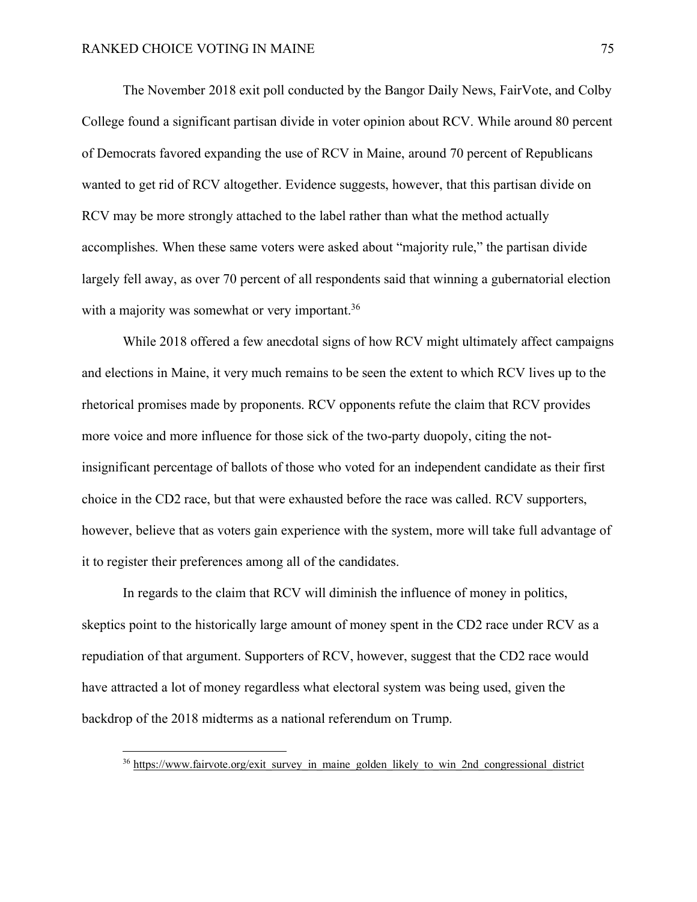The November 2018 exit poll conducted by the Bangor Daily News, FairVote, and Colby College found a significant partisan divide in voter opinion about RCV. While around 80 percent of Democrats favored expanding the use of RCV in Maine, around 70 percent of Republicans wanted to get rid of RCV altogether. Evidence suggests, however, that this partisan divide on RCV may be more strongly attached to the label rather than what the method actually accomplishes. When these same voters were asked about "majority rule," the partisan divide largely fell away, as over 70 percent of all respondents said that winning a gubernatorial election with a majority was somewhat or very important.[36]

While 2018 offered a few anecdotal signs of how RCV might ultimately affect campaigns and elections in Maine, it very much remains to be seen the extent to which RCV lives up to the rhetorical promises made by proponents. RCV opponents refute the claim that RCV provides more voice and more influence for those sick of the two-party duopoly, citing the not-insignificant percentage of ballots of those who voted for an independent candidate as their first choice in the CD2 race, but that were exhausted before the race was called. RCV supporters, however, believe that as voters gain experience with the system, more will take full advantage of it to register their preferences among all of the candidates.

In regards to the claim that RCV will diminish the influence of money in politics, skeptics point to the historically large amount of money spent in the CD2 race under RCV as a repudiation of that argument. Supporters of RCV, however, suggest that the CD2 race would have attracted a lot of money regardless what electoral system was being used, given the backdrop of the 2018 midterms as a national referendum on Trump.

---

[36] https://www.fairvote.org/exit_survey_in_maine_golden_likely_to_win_2nd_congressional_district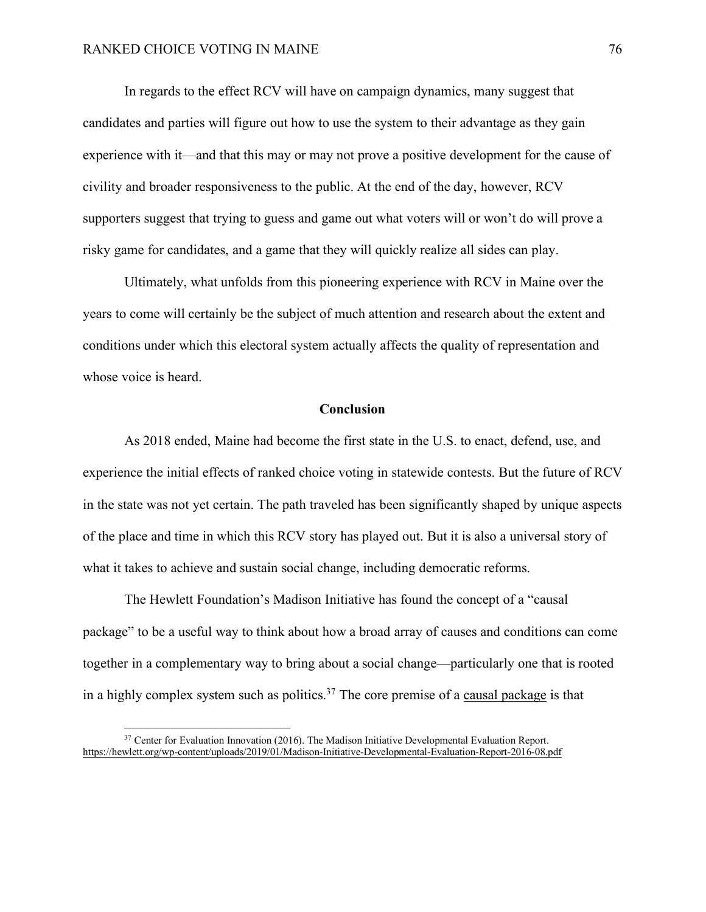In regards to the effect RCV will have on campaign dynamics, many suggest that candidates and parties will figure out how to use the system to their advantage as they gain experience with it—and that this may or may not prove a positive development for the cause of civility and broader responsiveness to the public. At the end of the day, however, RCV supporters suggest that trying to guess and game out what voters will or won't do will prove a risky game for candidates, and a game that they will quickly realize all sides can play.

Ultimately, what unfolds from this pioneering experience with RCV in Maine over the years to come will certainly be the subject of much attention and research about the extent and conditions under which this electoral system actually affects the quality of representation and whose voice is heard.

## Conclusion

As 2018 ended, Maine had become the first state in the U.S. to enact, defend, use, and experience the initial effects of ranked choice voting in statewide contests. But the future of RCV in the state was not yet certain. The path traveled has been significantly shaped by unique aspects of the place and time in which this RCV story has played out. But it is also a universal story of what it takes to achieve and sustain social change, including democratic reforms.

The Hewlett Foundation's Madison Initiative has found the concept of a "causal package" to be a useful way to think about how a broad array of causes and conditions can come together in a complementary way to bring about a social change—particularly one that is rooted in a highly complex system such as politics.[37] The core premise of a causal package is that

[37] Center for Evaluation Innovation (2016). The Madison Initiative Developmental Evaluation Report. https://hewlett.org/wp-content/uploads/2019/01/Madison-Initiative-Developmental-Evaluation-Report-2016-08.pdf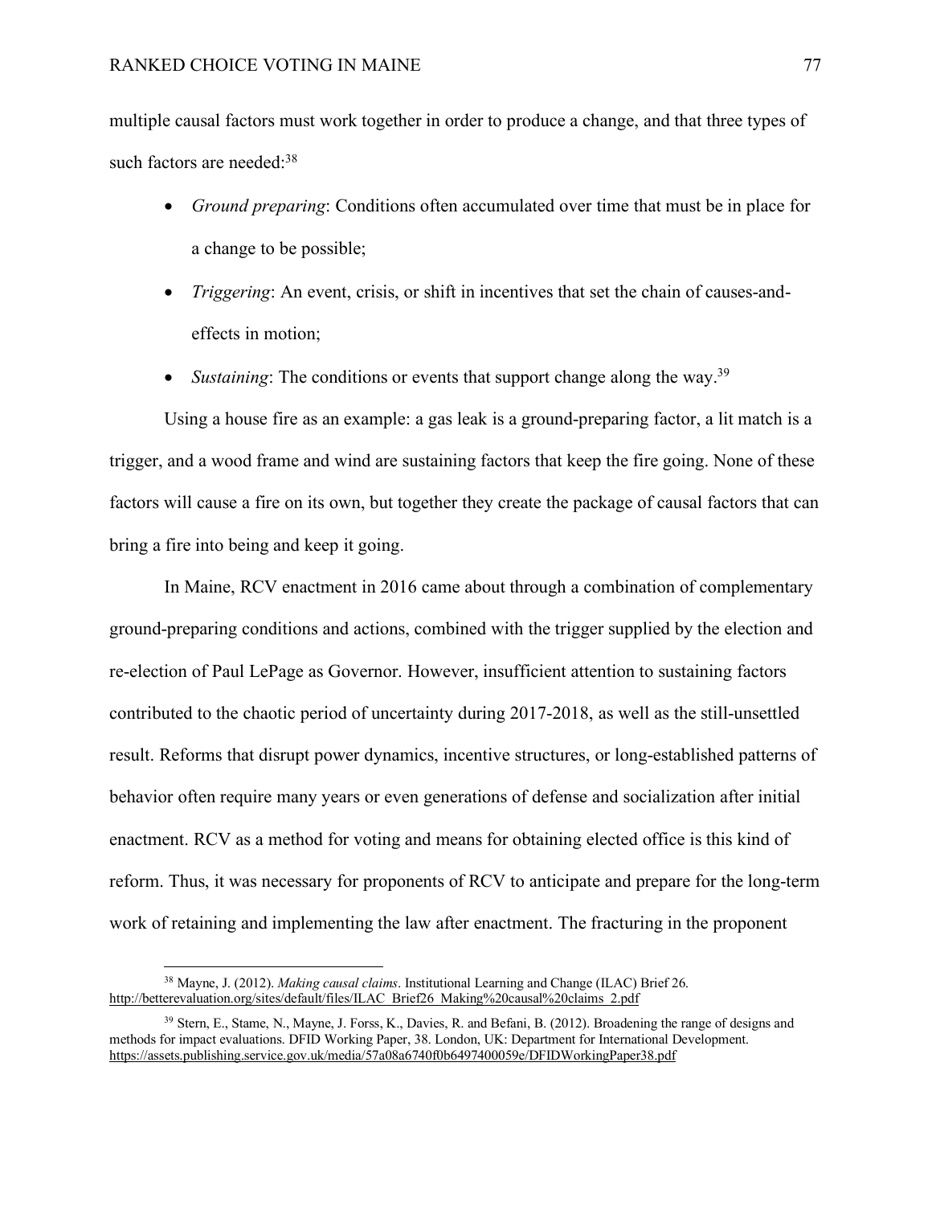multiple causal factors must work together in order to produce a change, and that three types of such factors are needed:[38]

- *Ground preparing*: Conditions often accumulated over time that must be in place for a change to be possible;
- *Triggering*: An event, crisis, or shift in incentives that set the chain of causes-and-effects in motion;
- *Sustaining*: The conditions or events that support change along the way.[39]

Using a house fire as an example: a gas leak is a ground-preparing factor, a lit match is a trigger, and a wood frame and wind are sustaining factors that keep the fire going. None of these factors will cause a fire on its own, but together they create the package of causal factors that can bring a fire into being and keep it going.

In Maine, RCV enactment in 2016 came about through a combination of complementary ground-preparing conditions and actions, combined with the trigger supplied by the election and re-election of Paul LePage as Governor. However, insufficient attention to sustaining factors contributed to the chaotic period of uncertainty during 2017-2018, as well as the still-unsettled result. Reforms that disrupt power dynamics, incentive structures, or long-established patterns of behavior often require many years or even generations of defense and socialization after initial enactment. RCV as a method for voting and means for obtaining elected office is this kind of reform. Thus, it was necessary for proponents of RCV to anticipate and prepare for the long-term work of retaining and implementing the law after enactment. The fracturing in the proponent

---

[38] Mayne, J. (2012). *Making causal claims*. Institutional Learning and Change (ILAC) Brief 26. http://betterevaluation.org/sites/default/files/ILAC_Brief26_Making%20causal%20claims_2.pdf

[39] Stern, E., Stame, N., Mayne, J. Forss, K., Davies, R. and Befani, B. (2012). Broadening the range of designs and methods for impact evaluations. DFID Working Paper, 38. London, UK: Department for International Development. https://assets.publishing.service.gov.uk/media/57a08a6740f0b6497400059e/DFIDWorkingPaper38.pdf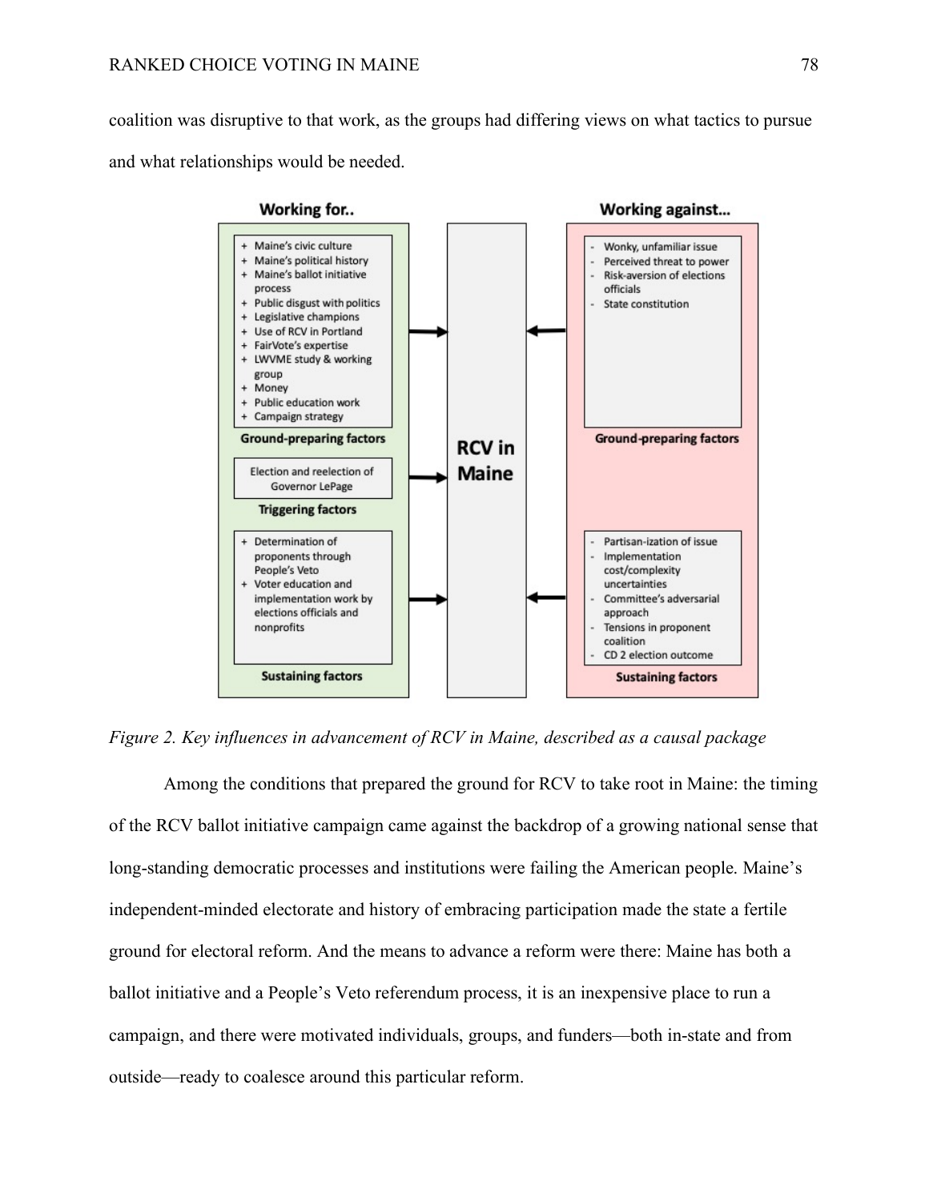coalition was disruptive to that work, as the groups had differing views on what tactics to pursue and what relationships would be needed.

**Working for..**

**Ground-preparing factors**

+ Maine's civic culture
+ Maine's political history
+ Maine's ballot initiative process
+ Public disgust with politics
+ Legislative champions
+ Use of RCV in Portland
+ FairVote's expertise
+ LWVME study & working group
+ Money
+ Public education work
+ Campaign strategy

**Triggering factors**

Election and reelection of Governor LePage

**Sustaining factors**

+ Determination of proponents through People's Veto
+ Voter education and implementation work by elections officials and nonprofits

**RCV in Maine**

**Working against...**

**Ground-preparing factors**

- Wonky, unfamiliar issue
- Perceived threat to power
- Risk-aversion of elections officials
- State constitution

**Sustaining factors**

- Partisan-ization of issue
- Implementation cost/complexity uncertainties
- Committee's adversarial approach
- Tensions in proponent coalition
- CD 2 election outcome

*Figure 2. Key influences in advancement of RCV in Maine, described as a causal package*

Among the conditions that prepared the ground for RCV to take root in Maine: the timing of the RCV ballot initiative campaign came against the backdrop of a growing national sense that long-standing democratic processes and institutions were failing the American people. Maine's independent-minded electorate and history of embracing participation made the state a fertile ground for electoral reform. And the means to advance a reform were there: Maine has both a ballot initiative and a People's Veto referendum process, it is an inexpensive place to run a campaign, and there were motivated individuals, groups, and funders—both in-state and from outside—ready to coalesce around this particular reform.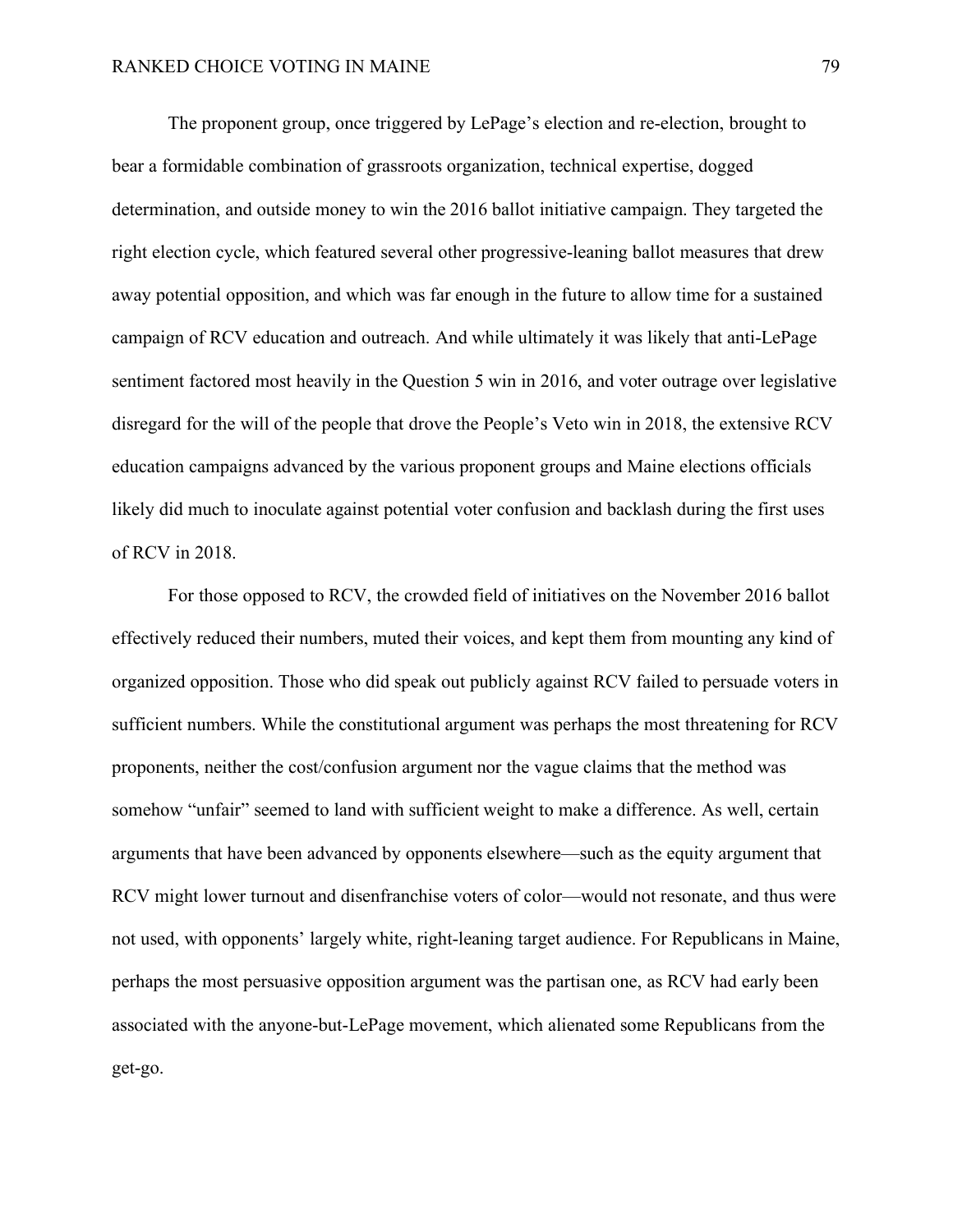The proponent group, once triggered by LePage's election and re-election, brought to bear a formidable combination of grassroots organization, technical expertise, dogged determination, and outside money to win the 2016 ballot initiative campaign. They targeted the right election cycle, which featured several other progressive-leaning ballot measures that drew away potential opposition, and which was far enough in the future to allow time for a sustained campaign of RCV education and outreach. And while ultimately it was likely that anti-LePage sentiment factored most heavily in the Question 5 win in 2016, and voter outrage over legislative disregard for the will of the people that drove the People's Veto win in 2018, the extensive RCV education campaigns advanced by the various proponent groups and Maine elections officials likely did much to inoculate against potential voter confusion and backlash during the first uses of RCV in 2018.

For those opposed to RCV, the crowded field of initiatives on the November 2016 ballot effectively reduced their numbers, muted their voices, and kept them from mounting any kind of organized opposition. Those who did speak out publicly against RCV failed to persuade voters in sufficient numbers. While the constitutional argument was perhaps the most threatening for RCV proponents, neither the cost/confusion argument nor the vague claims that the method was somehow "unfair" seemed to land with sufficient weight to make a difference. As well, certain arguments that have been advanced by opponents elsewhere—such as the equity argument that RCV might lower turnout and disenfranchise voters of color—would not resonate, and thus were not used, with opponents' largely white, right-leaning target audience. For Republicans in Maine, perhaps the most persuasive opposition argument was the partisan one, as RCV had early been associated with the anyone-but-LePage movement, which alienated some Republicans from the get-go.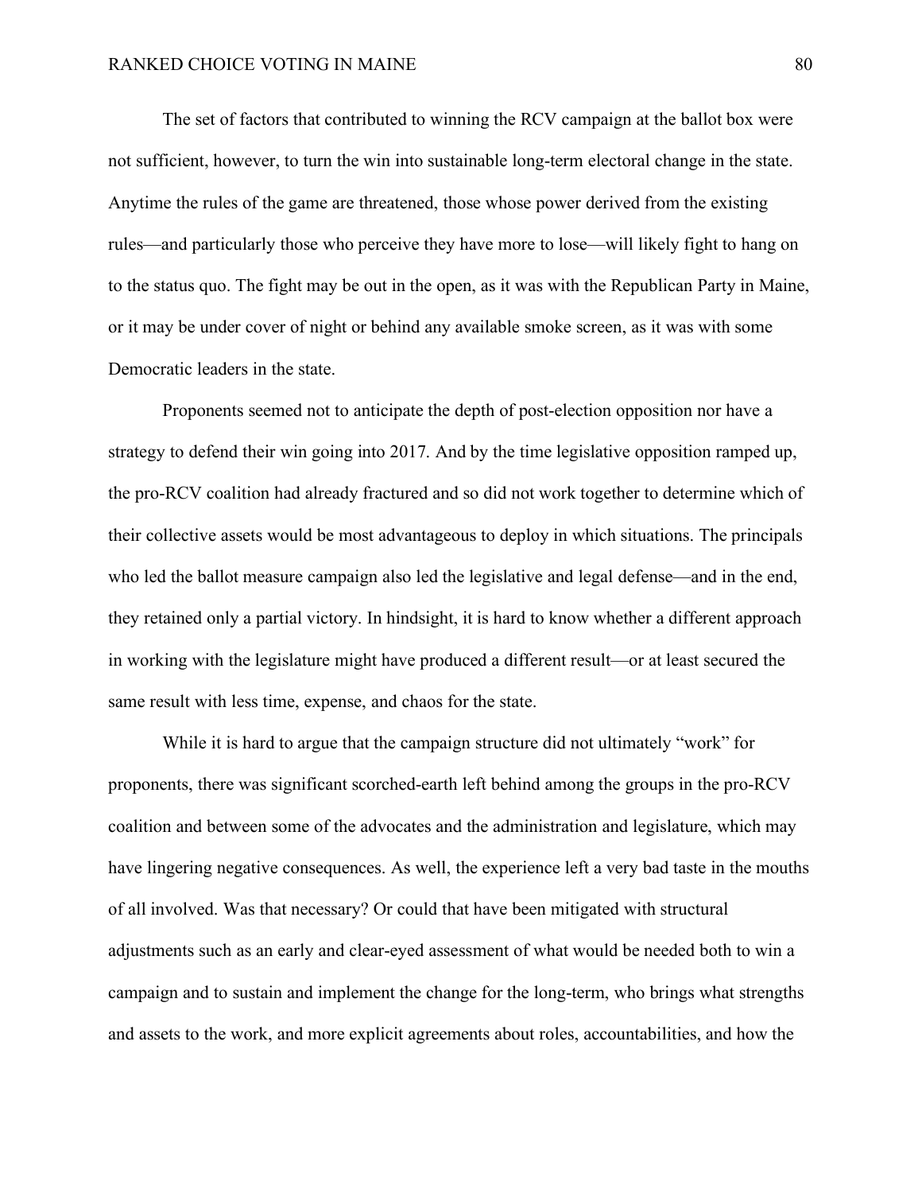The set of factors that contributed to winning the RCV campaign at the ballot box were not sufficient, however, to turn the win into sustainable long-term electoral change in the state. Anytime the rules of the game are threatened, those whose power derived from the existing rules—and particularly those who perceive they have more to lose—will likely fight to hang on to the status quo. The fight may be out in the open, as it was with the Republican Party in Maine, or it may be under cover of night or behind any available smoke screen, as it was with some Democratic leaders in the state.

Proponents seemed not to anticipate the depth of post-election opposition nor have a strategy to defend their win going into 2017. And by the time legislative opposition ramped up, the pro-RCV coalition had already fractured and so did not work together to determine which of their collective assets would be most advantageous to deploy in which situations. The principals who led the ballot measure campaign also led the legislative and legal defense—and in the end, they retained only a partial victory. In hindsight, it is hard to know whether a different approach in working with the legislature might have produced a different result—or at least secured the same result with less time, expense, and chaos for the state.

While it is hard to argue that the campaign structure did not ultimately "work" for proponents, there was significant scorched-earth left behind among the groups in the pro-RCV coalition and between some of the advocates and the administration and legislature, which may have lingering negative consequences. As well, the experience left a very bad taste in the mouths of all involved. Was that necessary? Or could that have been mitigated with structural adjustments such as an early and clear-eyed assessment of what would be needed both to win a campaign and to sustain and implement the change for the long-term, who brings what strengths and assets to the work, and more explicit agreements about roles, accountabilities, and how the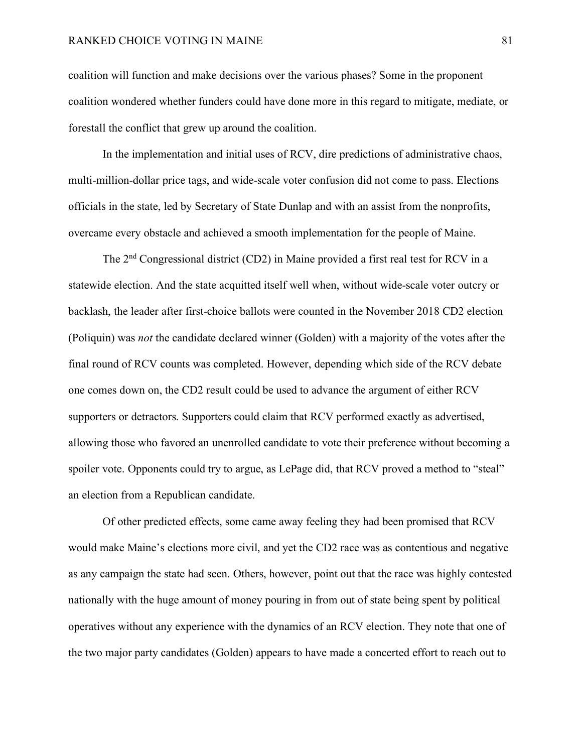coalition will function and make decisions over the various phases? Some in the proponent coalition wondered whether funders could have done more in this regard to mitigate, mediate, or forestall the conflict that grew up around the coalition.

In the implementation and initial uses of RCV, dire predictions of administrative chaos, multi-million-dollar price tags, and wide-scale voter confusion did not come to pass. Elections officials in the state, led by Secretary of State Dunlap and with an assist from the nonprofits, overcame every obstacle and achieved a smooth implementation for the people of Maine.

The 2nd Congressional district (CD2) in Maine provided a first real test for RCV in a statewide election. And the state acquitted itself well when, without wide-scale voter outcry or backlash, the leader after first-choice ballots were counted in the November 2018 CD2 election (Poliquin) was *not* the candidate declared winner (Golden) with a majority of the votes after the final round of RCV counts was completed. However, depending which side of the RCV debate one comes down on, the CD2 result could be used to advance the argument of either RCV supporters or detractors. Supporters could claim that RCV performed exactly as advertised, allowing those who favored an unenrolled candidate to vote their preference without becoming a spoiler vote. Opponents could try to argue, as LePage did, that RCV proved a method to "steal" an election from a Republican candidate.

Of other predicted effects, some came away feeling they had been promised that RCV would make Maine's elections more civil, and yet the CD2 race was as contentious and negative as any campaign the state had seen. Others, however, point out that the race was highly contested nationally with the huge amount of money pouring in from out of state being spent by political operatives without any experience with the dynamics of an RCV election. They note that one of the two major party candidates (Golden) appears to have made a concerted effort to reach out to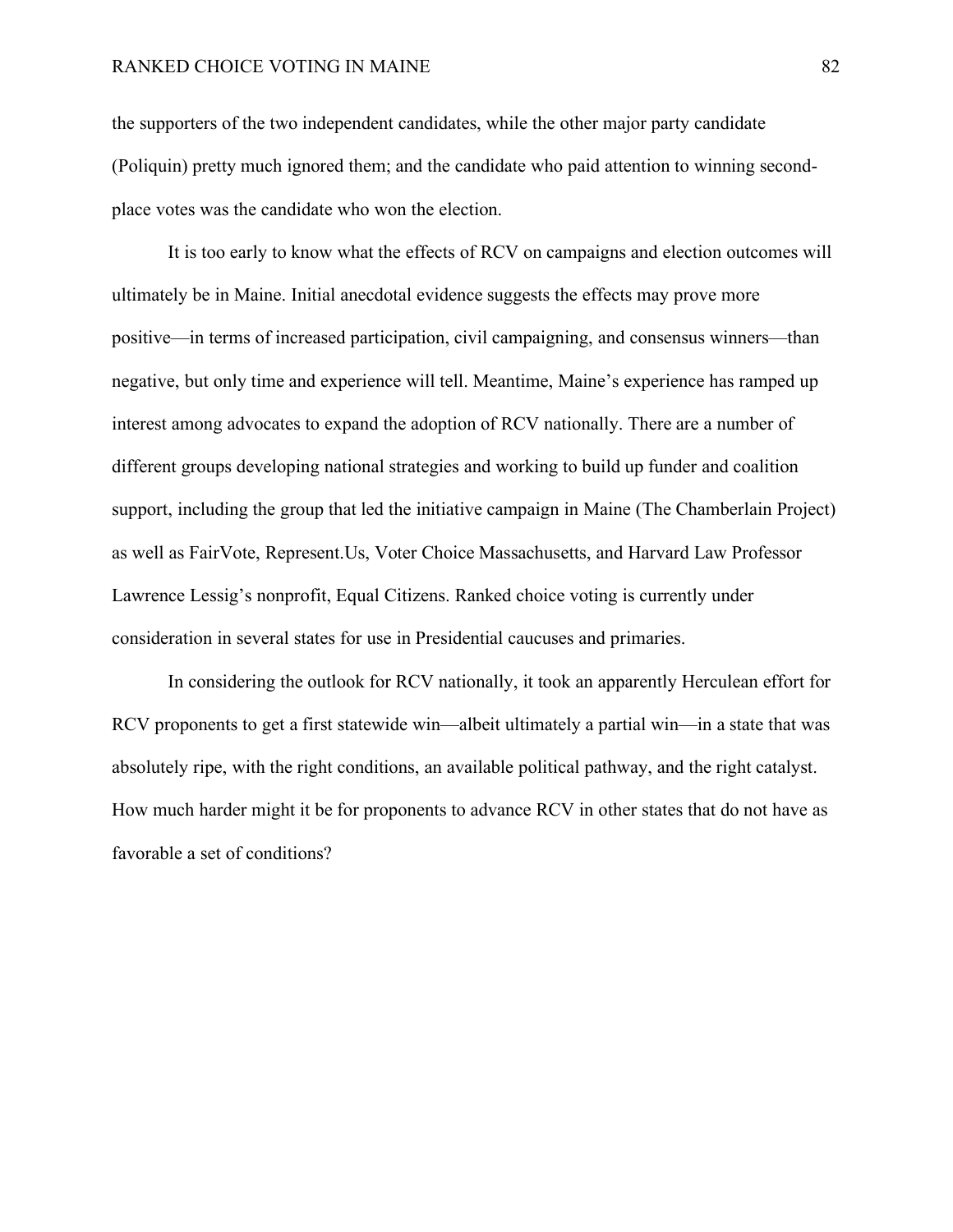the supporters of the two independent candidates, while the other major party candidate (Poliquin) pretty much ignored them; and the candidate who paid attention to winning second-place votes was the candidate who won the election.

It is too early to know what the effects of RCV on campaigns and election outcomes will ultimately be in Maine. Initial anecdotal evidence suggests the effects may prove more positive—in terms of increased participation, civil campaigning, and consensus winners—than negative, but only time and experience will tell. Meantime, Maine's experience has ramped up interest among advocates to expand the adoption of RCV nationally. There are a number of different groups developing national strategies and working to build up funder and coalition support, including the group that led the initiative campaign in Maine (The Chamberlain Project) as well as FairVote, Represent.Us, Voter Choice Massachusetts, and Harvard Law Professor Lawrence Lessig's nonprofit, Equal Citizens. Ranked choice voting is currently under consideration in several states for use in Presidential caucuses and primaries.

In considering the outlook for RCV nationally, it took an apparently Herculean effort for RCV proponents to get a first statewide win—albeit ultimately a partial win—in a state that was absolutely ripe, with the right conditions, an available political pathway, and the right catalyst. How much harder might it be for proponents to advance RCV in other states that do not have as favorable a set of conditions?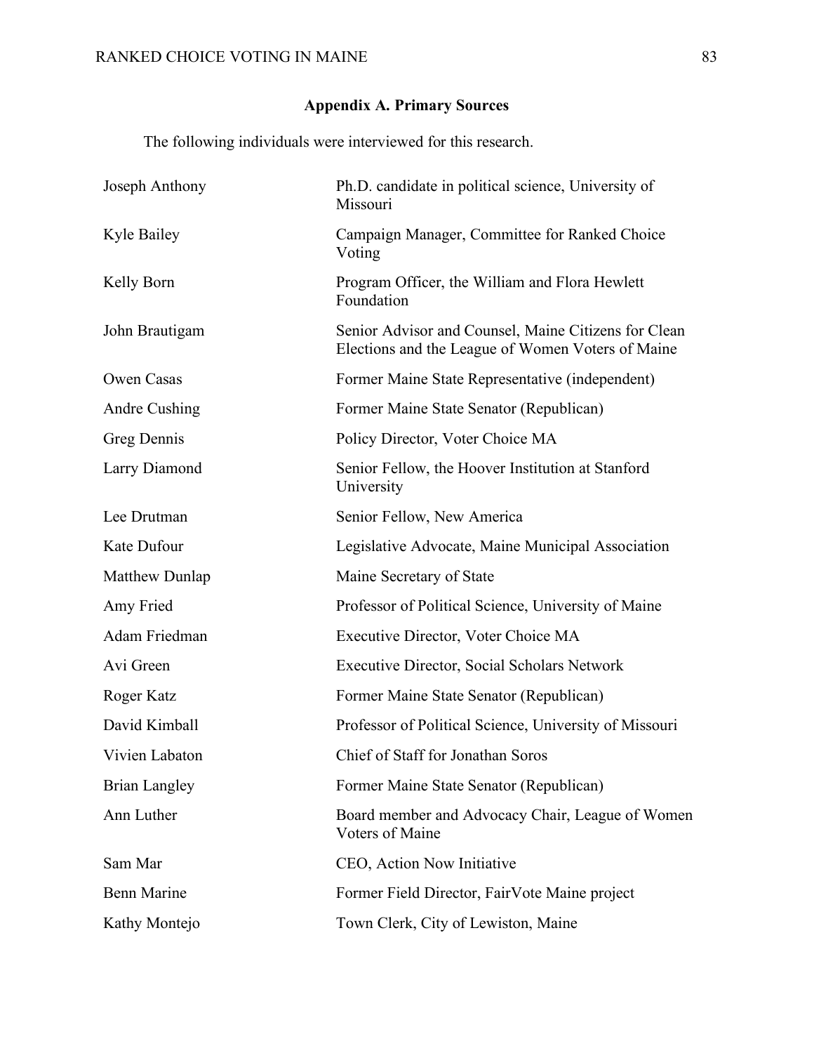## Appendix A. Primary Sources

The following individuals were interviewed for this research.

| | |
|---|---|
| Joseph Anthony | Ph.D. candidate in political science, University of Missouri |
| Kyle Bailey | Campaign Manager, Committee for Ranked Choice Voting |
| Kelly Born | Program Officer, the William and Flora Hewlett Foundation |
| John Brautigam | Senior Advisor and Counsel, Maine Citizens for Clean Elections and the League of Women Voters of Maine |
| Owen Casas | Former Maine State Representative (independent) |
| Andre Cushing | Former Maine State Senator (Republican) |
| Greg Dennis | Policy Director, Voter Choice MA |
| Larry Diamond | Senior Fellow, the Hoover Institution at Stanford University |
| Lee Drutman | Senior Fellow, New America |
| Kate Dufour | Legislative Advocate, Maine Municipal Association |
| Matthew Dunlap | Maine Secretary of State |
| Amy Fried | Professor of Political Science, University of Maine |
| Adam Friedman | Executive Director, Voter Choice MA |
| Avi Green | Executive Director, Social Scholars Network |
| Roger Katz | Former Maine State Senator (Republican) |
| David Kimball | Professor of Political Science, University of Missouri |
| Vivien Labaton | Chief of Staff for Jonathan Soros |
| Brian Langley | Former Maine State Senator (Republican) |
| Ann Luther | Board member and Advocacy Chair, League of Women Voters of Maine |
| Sam Mar | CEO, Action Now Initiative |
| Benn Marine | Former Field Director, FairVote Maine project |
| Kathy Montejo | Town Clerk, City of Lewiston, Maine |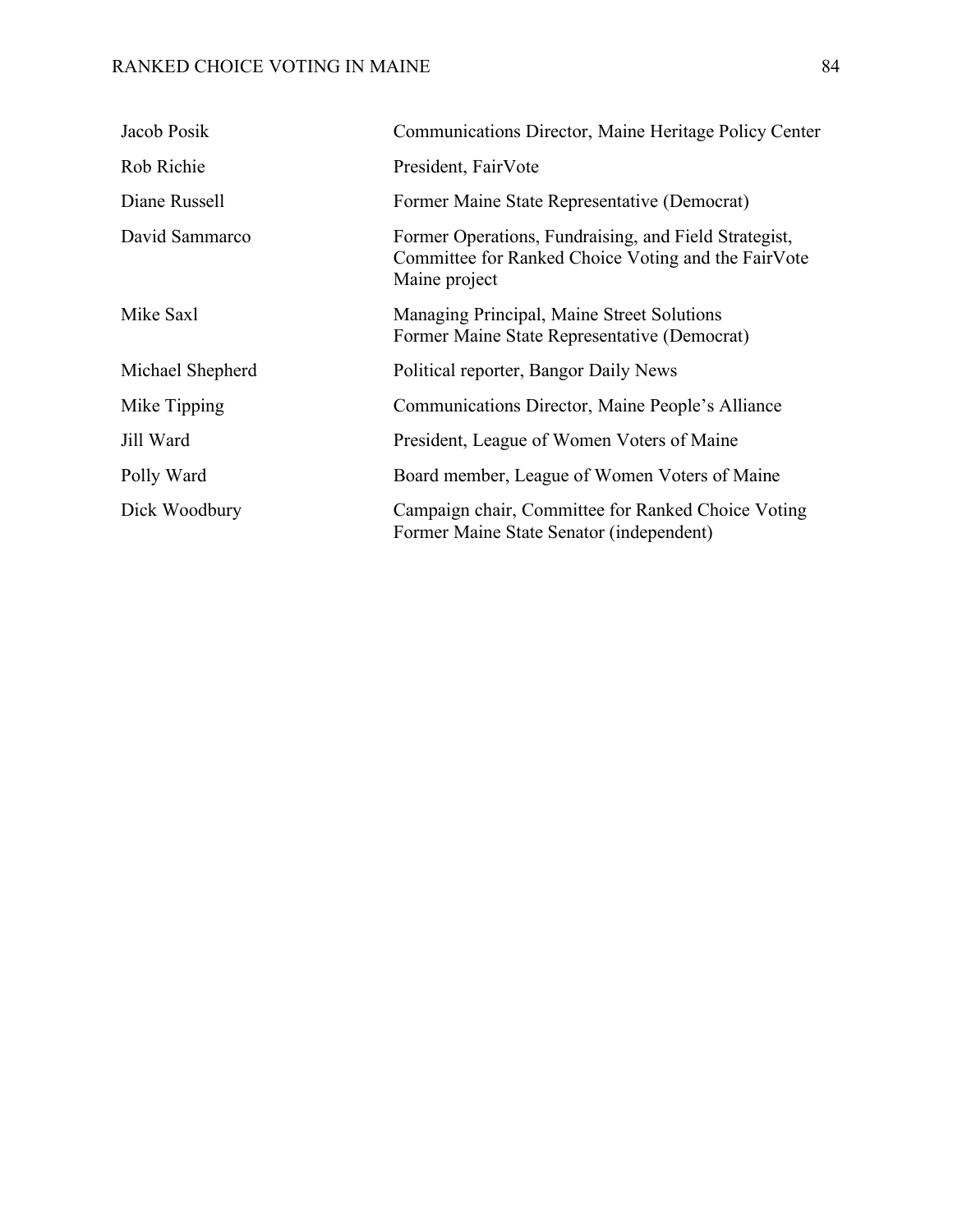| | |
|---|---|
| Jacob Posik | Communications Director, Maine Heritage Policy Center |
| Rob Richie | President, FairVote |
| Diane Russell | Former Maine State Representative (Democrat) |
| David Sammarco | Former Operations, Fundraising, and Field Strategist, Committee for Ranked Choice Voting and the FairVote Maine project |
| Mike Saxl | Managing Principal, Maine Street Solutions<br>Former Maine State Representative (Democrat) |
| Michael Shepherd | Political reporter, Bangor Daily News |
| Mike Tipping | Communications Director, Maine People's Alliance |
| Jill Ward | President, League of Women Voters of Maine |
| Polly Ward | Board member, League of Women Voters of Maine |
| Dick Woodbury | Campaign chair, Committee for Ranked Choice Voting<br>Former Maine State Senator (independent) |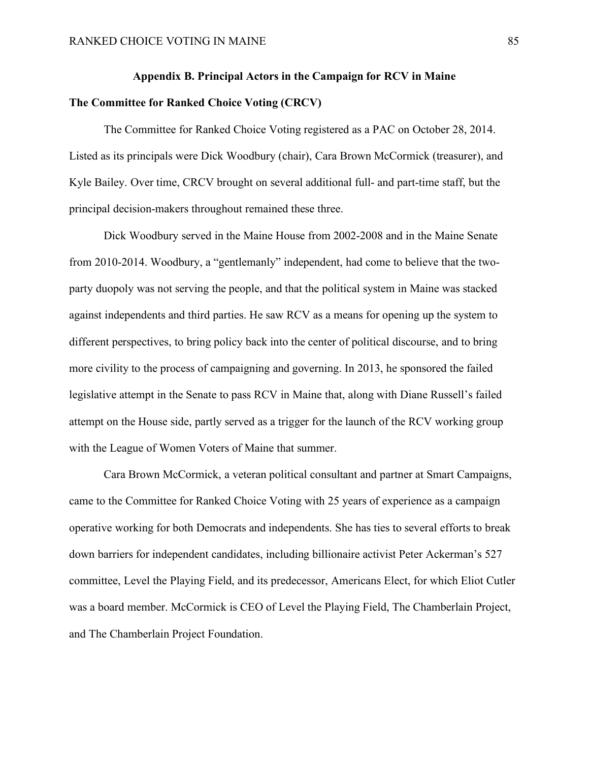## Appendix B. Principal Actors in the Campaign for RCV in Maine

### The Committee for Ranked Choice Voting (CRCV)

The Committee for Ranked Choice Voting registered as a PAC on October 28, 2014. Listed as its principals were Dick Woodbury (chair), Cara Brown McCormick (treasurer), and Kyle Bailey. Over time, CRCV brought on several additional full- and part-time staff, but the principal decision-makers throughout remained these three.

Dick Woodbury served in the Maine House from 2002-2008 and in the Maine Senate from 2010-2014. Woodbury, a "gentlemanly" independent, had come to believe that the two-party duopoly was not serving the people, and that the political system in Maine was stacked against independents and third parties. He saw RCV as a means for opening up the system to different perspectives, to bring policy back into the center of political discourse, and to bring more civility to the process of campaigning and governing. In 2013, he sponsored the failed legislative attempt in the Senate to pass RCV in Maine that, along with Diane Russell's failed attempt on the House side, partly served as a trigger for the launch of the RCV working group with the League of Women Voters of Maine that summer.

Cara Brown McCormick, a veteran political consultant and partner at Smart Campaigns, came to the Committee for Ranked Choice Voting with 25 years of experience as a campaign operative working for both Democrats and independents. She has ties to several efforts to break down barriers for independent candidates, including billionaire activist Peter Ackerman's 527 committee, Level the Playing Field, and its predecessor, Americans Elect, for which Eliot Cutler was a board member. McCormick is CEO of Level the Playing Field, The Chamberlain Project, and The Chamberlain Project Foundation.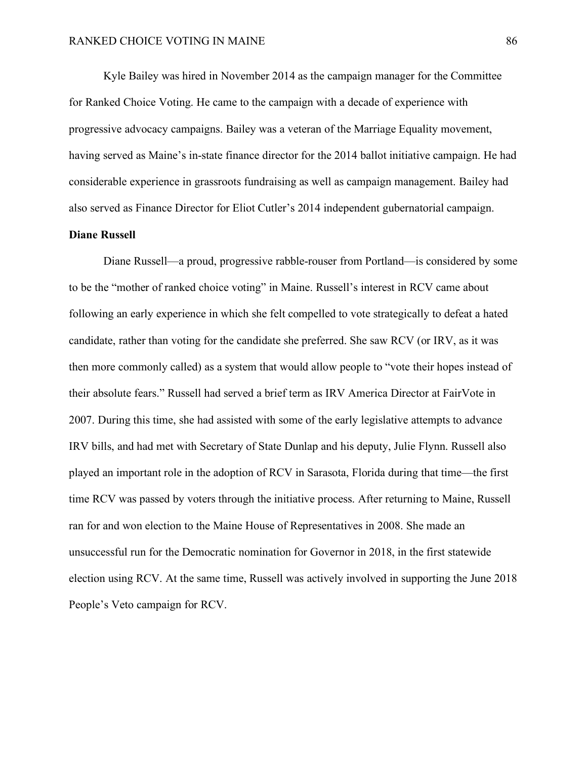Kyle Bailey was hired in November 2014 as the campaign manager for the Committee for Ranked Choice Voting. He came to the campaign with a decade of experience with progressive advocacy campaigns. Bailey was a veteran of the Marriage Equality movement, having served as Maine's in-state finance director for the 2014 ballot initiative campaign. He had considerable experience in grassroots fundraising as well as campaign management. Bailey had also served as Finance Director for Eliot Cutler's 2014 independent gubernatorial campaign.

**Diane Russell**

Diane Russell—a proud, progressive rabble-rouser from Portland—is considered by some to be the "mother of ranked choice voting" in Maine. Russell's interest in RCV came about following an early experience in which she felt compelled to vote strategically to defeat a hated candidate, rather than voting for the candidate she preferred. She saw RCV (or IRV, as it was then more commonly called) as a system that would allow people to "vote their hopes instead of their absolute fears." Russell had served a brief term as IRV America Director at FairVote in 2007. During this time, she had assisted with some of the early legislative attempts to advance IRV bills, and had met with Secretary of State Dunlap and his deputy, Julie Flynn. Russell also played an important role in the adoption of RCV in Sarasota, Florida during that time—the first time RCV was passed by voters through the initiative process. After returning to Maine, Russell ran for and won election to the Maine House of Representatives in 2008. She made an unsuccessful run for the Democratic nomination for Governor in 2018, in the first statewide election using RCV. At the same time, Russell was actively involved in supporting the June 2018 People's Veto campaign for RCV.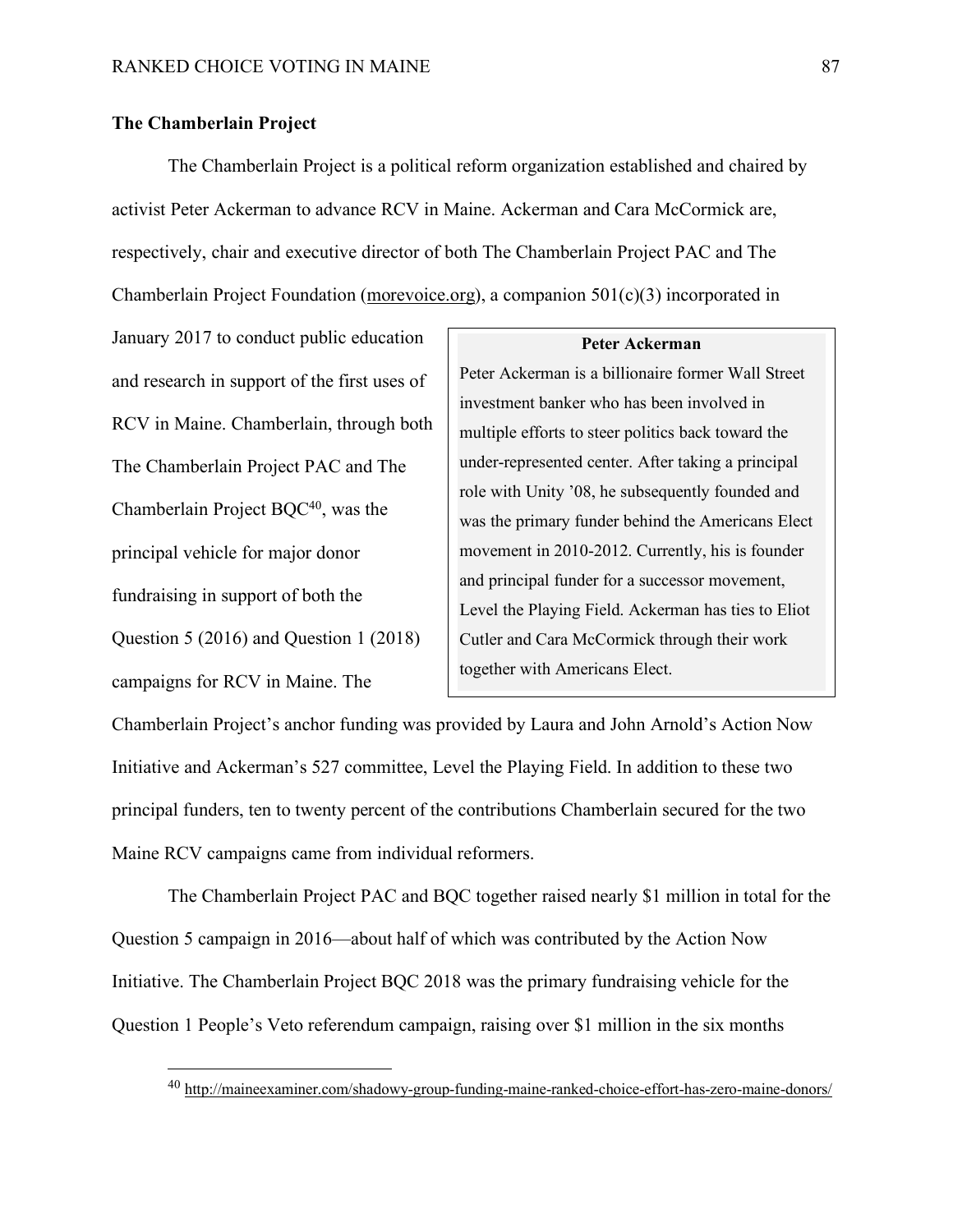### The Chamberlain Project

The Chamberlain Project is a political reform organization established and chaired by activist Peter Ackerman to advance RCV in Maine. Ackerman and Cara McCormick are, respectively, chair and executive director of both The Chamberlain Project PAC and The Chamberlain Project Foundation (morevoice.org), a companion 501(c)(3) incorporated in January 2017 to conduct public education and research in support of the first uses of RCV in Maine. Chamberlain, through both The Chamberlain Project PAC and The Chamberlain Project BQC[40], was the principal vehicle for major donor fundraising in support of both the Question 5 (2016) and Question 1 (2018) campaigns for RCV in Maine. The Chamberlain Project's anchor funding was provided by Laura and John Arnold's Action Now Initiative and Ackerman's 527 committee, Level the Playing Field. In addition to these two principal funders, ten to twenty percent of the contributions Chamberlain secured for the two Maine RCV campaigns came from individual reformers.

> **Peter Ackerman**
>
> Peter Ackerman is a billionaire former Wall Street investment banker who has been involved in multiple efforts to steer politics back toward the under-represented center. After taking a principal role with Unity '08, he subsequently founded and was the primary funder behind the Americans Elect movement in 2010-2012. Currently, his is founder and principal funder for a successor movement, Level the Playing Field. Ackerman has ties to Eliot Cutler and Cara McCormick through their work together with Americans Elect.

The Chamberlain Project PAC and BQC together raised nearly $1 million in total for the Question 5 campaign in 2016—about half of which was contributed by the Action Now Initiative. The Chamberlain Project BQC 2018 was the primary fundraising vehicle for the Question 1 People's Veto referendum campaign, raising over $1 million in the six months

[40] http://maineexaminer.com/shadowy-group-funding-maine-ranked-choice-effort-has-zero-maine-donors/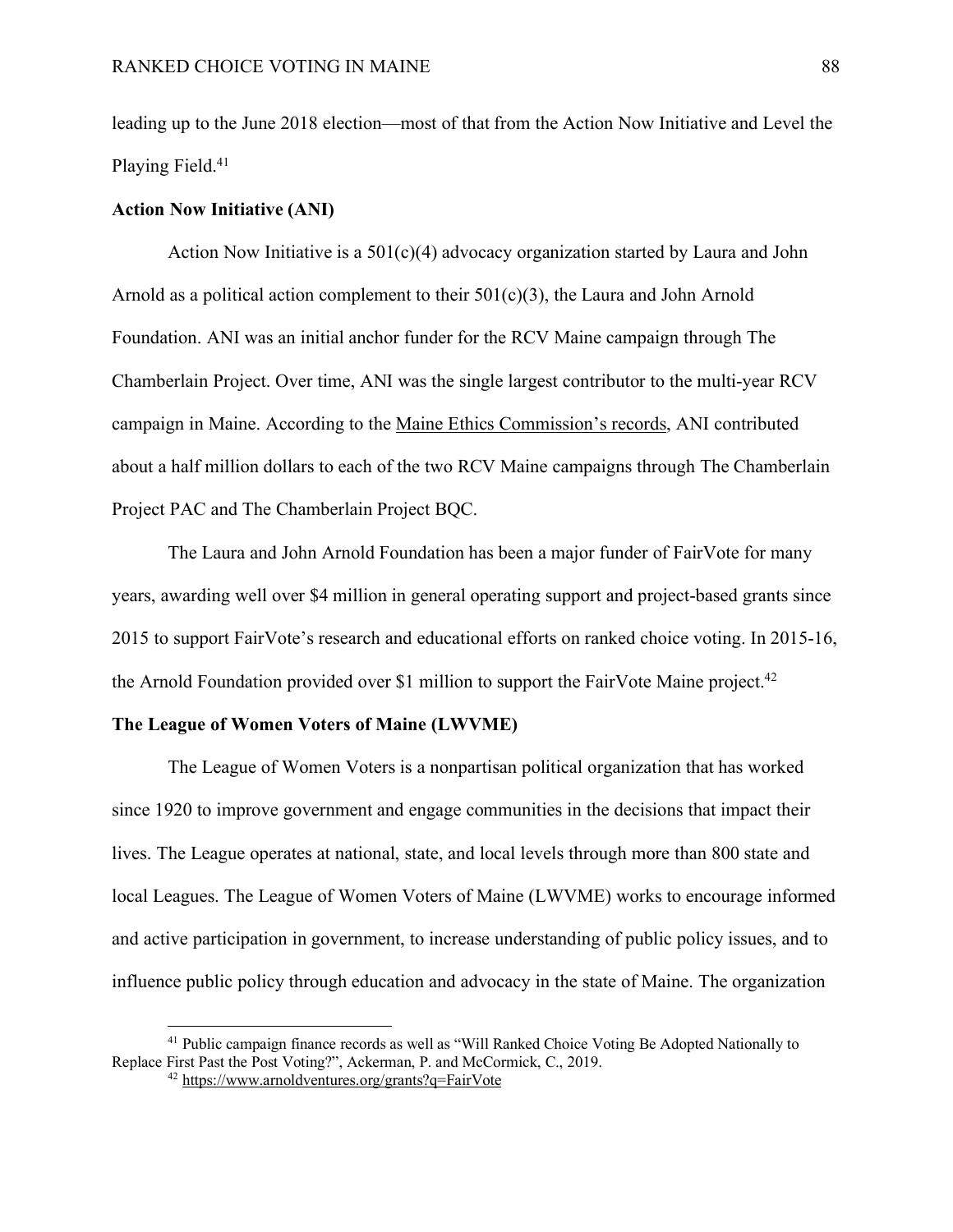leading up to the June 2018 election—most of that from the Action Now Initiative and Level the Playing Field.[41]

**Action Now Initiative (ANI)**

Action Now Initiative is a 501(c)(4) advocacy organization started by Laura and John Arnold as a political action complement to their 501(c)(3), the Laura and John Arnold Foundation. ANI was an initial anchor funder for the RCV Maine campaign through The Chamberlain Project. Over time, ANI was the single largest contributor to the multi-year RCV campaign in Maine. According to the Maine Ethics Commission's records, ANI contributed about a half million dollars to each of the two RCV Maine campaigns through The Chamberlain Project PAC and The Chamberlain Project BQC.

The Laura and John Arnold Foundation has been a major funder of FairVote for many years, awarding well over $4 million in general operating support and project-based grants since 2015 to support FairVote's research and educational efforts on ranked choice voting. In 2015-16, the Arnold Foundation provided over $1 million to support the FairVote Maine project.[42]

**The League of Women Voters of Maine (LWVME)**

The League of Women Voters is a nonpartisan political organization that has worked since 1920 to improve government and engage communities in the decisions that impact their lives. The League operates at national, state, and local levels through more than 800 state and local Leagues. The League of Women Voters of Maine (LWVME) works to encourage informed and active participation in government, to increase understanding of public policy issues, and to influence public policy through education and advocacy in the state of Maine. The organization

---

[41] Public campaign finance records as well as "Will Ranked Choice Voting Be Adopted Nationally to Replace First Past the Post Voting?", Ackerman, P. and McCormick, C., 2019.

[42] https://www.arnoldventures.org/grants?q=FairVote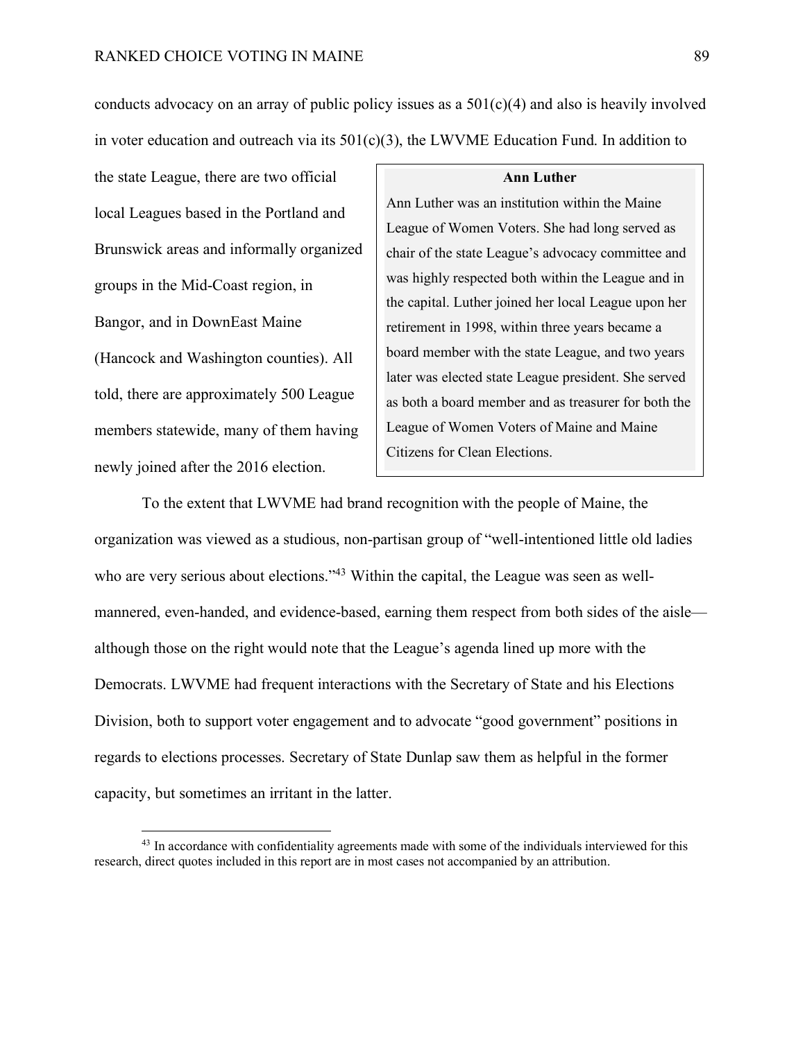conducts advocacy on an array of public policy issues as a 501(c)(4) and also is heavily involved in voter education and outreach via its 501(c)(3), the LWVME Education Fund. In addition to the state League, there are two official local Leagues based in the Portland and Brunswick areas and informally organized groups in the Mid-Coast region, in Bangor, and in DownEast Maine (Hancock and Washington counties). All told, there are approximately 500 League members statewide, many of them having newly joined after the 2016 election.

> **Ann Luther**
>
> Ann Luther was an institution within the Maine League of Women Voters. She had long served as chair of the state League's advocacy committee and was highly respected both within the League and in the capital. Luther joined her local League upon her retirement in 1998, within three years became a board member with the state League, and two years later was elected state League president. She served as both a board member and as treasurer for both the League of Women Voters of Maine and Maine Citizens for Clean Elections.

To the extent that LWVME had brand recognition with the people of Maine, the organization was viewed as a studious, non-partisan group of "well-intentioned little old ladies who are very serious about elections."[43] Within the capital, the League was seen as well-mannered, even-handed, and evidence-based, earning them respect from both sides of the aisle—although those on the right would note that the League's agenda lined up more with the Democrats. LWVME had frequent interactions with the Secretary of State and his Elections Division, both to support voter engagement and to advocate "good government" positions in regards to elections processes. Secretary of State Dunlap saw them as helpful in the former capacity, but sometimes an irritant in the latter.

[43] In accordance with confidentiality agreements made with some of the individuals interviewed for this research, direct quotes included in this report are in most cases not accompanied by an attribution.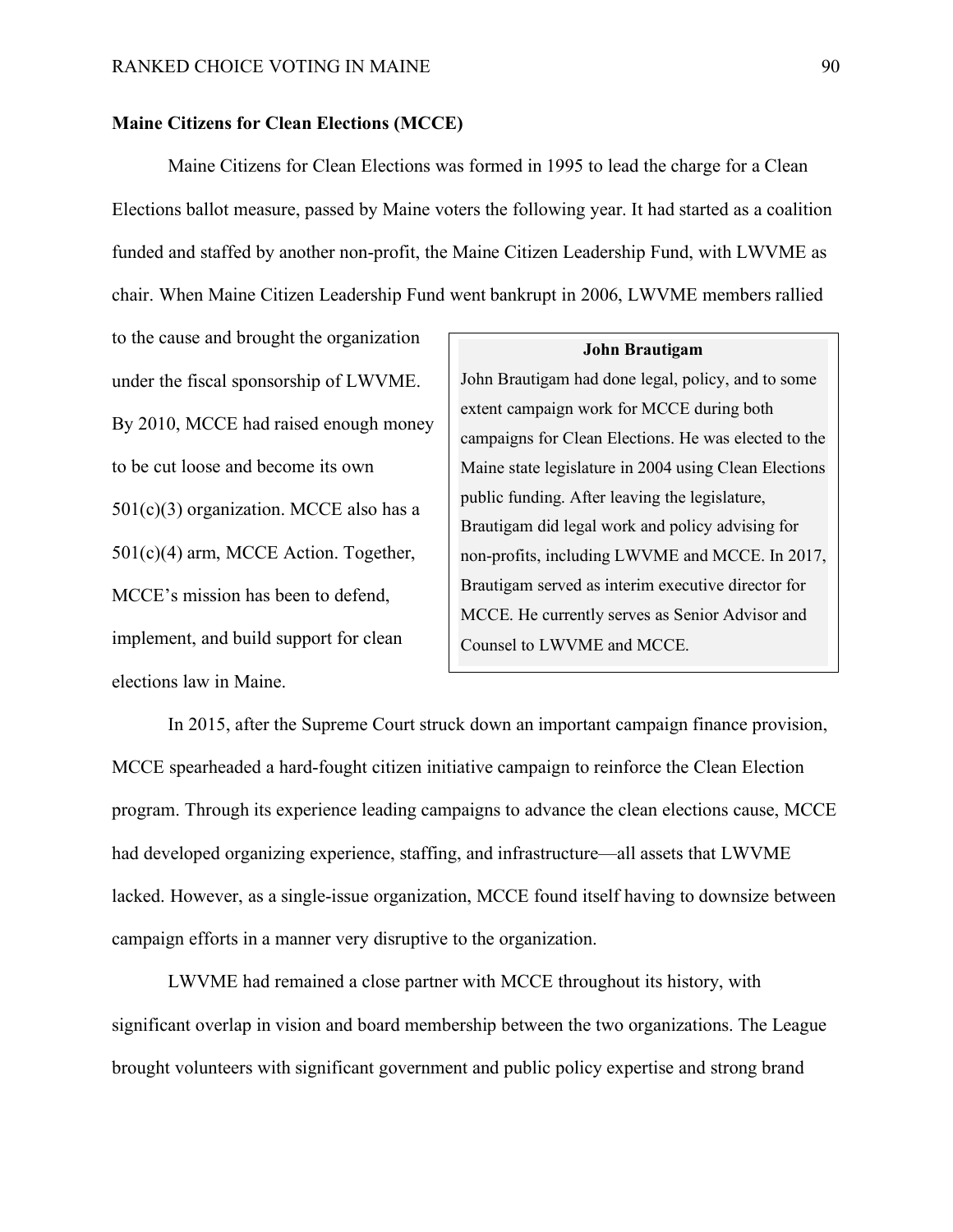**Maine Citizens for Clean Elections (MCCE)**

Maine Citizens for Clean Elections was formed in 1995 to lead the charge for a Clean Elections ballot measure, passed by Maine voters the following year. It had started as a coalition funded and staffed by another non-profit, the Maine Citizen Leadership Fund, with LWVME as chair. When Maine Citizen Leadership Fund went bankrupt in 2006, LWVME members rallied to the cause and brought the organization under the fiscal sponsorship of LWVME. By 2010, MCCE had raised enough money to be cut loose and become its own 501(c)(3) organization. MCCE also has a 501(c)(4) arm, MCCE Action. Together, MCCE's mission has been to defend, implement, and build support for clean elections law in Maine.

> **John Brautigam**
>
> John Brautigam had done legal, policy, and to some extent campaign work for MCCE during both campaigns for Clean Elections. He was elected to the Maine state legislature in 2004 using Clean Elections public funding. After leaving the legislature, Brautigam did legal work and policy advising for non-profits, including LWVME and MCCE. In 2017, Brautigam served as interim executive director for MCCE. He currently serves as Senior Advisor and Counsel to LWVME and MCCE.

In 2015, after the Supreme Court struck down an important campaign finance provision, MCCE spearheaded a hard-fought citizen initiative campaign to reinforce the Clean Election program. Through its experience leading campaigns to advance the clean elections cause, MCCE had developed organizing experience, staffing, and infrastructure—all assets that LWVME lacked. However, as a single-issue organization, MCCE found itself having to downsize between campaign efforts in a manner very disruptive to the organization.

LWVME had remained a close partner with MCCE throughout its history, with significant overlap in vision and board membership between the two organizations. The League brought volunteers with significant government and public policy expertise and strong brand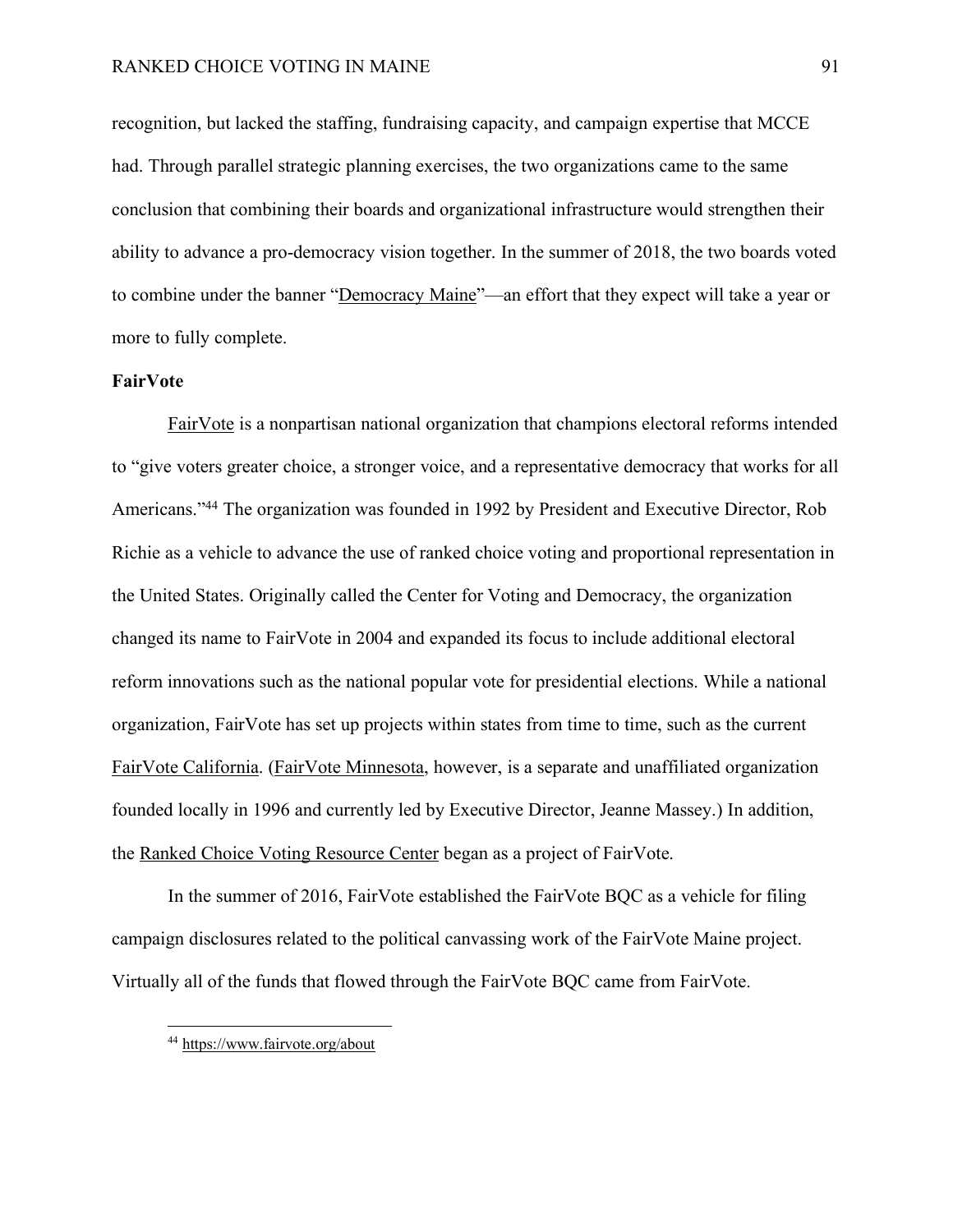recognition, but lacked the staffing, fundraising capacity, and campaign expertise that MCCE had. Through parallel strategic planning exercises, the two organizations came to the same conclusion that combining their boards and organizational infrastructure would strengthen their ability to advance a pro-democracy vision together. In the summer of 2018, the two boards voted to combine under the banner "Democracy Maine"—an effort that they expect will take a year or more to fully complete.

**FairVote**

FairVote is a nonpartisan national organization that champions electoral reforms intended to "give voters greater choice, a stronger voice, and a representative democracy that works for all Americans."[44] The organization was founded in 1992 by President and Executive Director, Rob Richie as a vehicle to advance the use of ranked choice voting and proportional representation in the United States. Originally called the Center for Voting and Democracy, the organization changed its name to FairVote in 2004 and expanded its focus to include additional electoral reform innovations such as the national popular vote for presidential elections. While a national organization, FairVote has set up projects within states from time to time, such as the current FairVote California. (FairVote Minnesota, however, is a separate and unaffiliated organization founded locally in 1996 and currently led by Executive Director, Jeanne Massey.) In addition, the Ranked Choice Voting Resource Center began as a project of FairVote.

In the summer of 2016, FairVote established the FairVote BQC as a vehicle for filing campaign disclosures related to the political canvassing work of the FairVote Maine project. Virtually all of the funds that flowed through the FairVote BQC came from FairVote.

---

[44] https://www.fairvote.org/about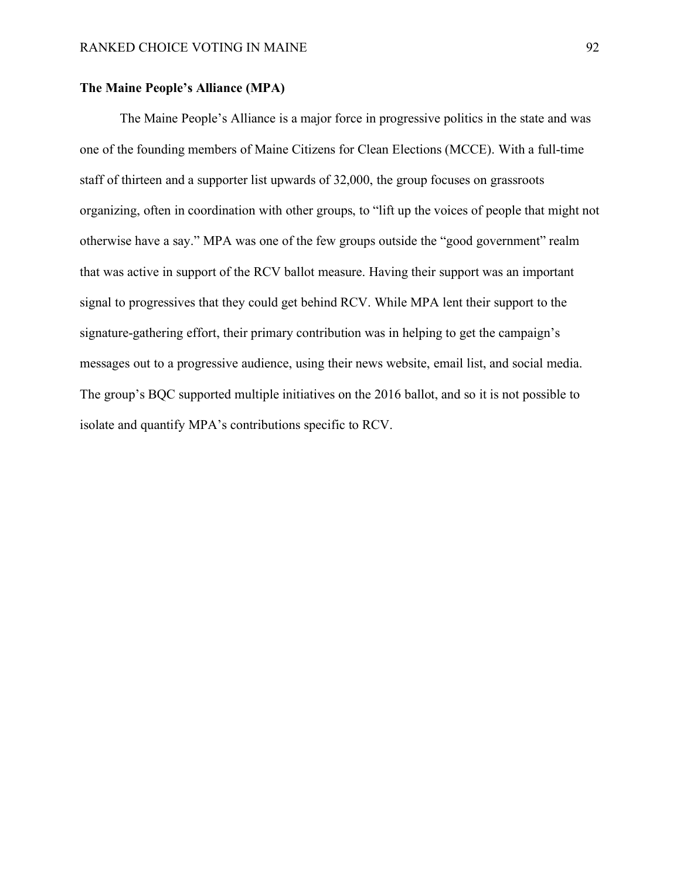### The Maine People's Alliance (MPA)

The Maine People's Alliance is a major force in progressive politics in the state and was one of the founding members of Maine Citizens for Clean Elections (MCCE). With a full-time staff of thirteen and a supporter list upwards of 32,000, the group focuses on grassroots organizing, often in coordination with other groups, to "lift up the voices of people that might not otherwise have a say." MPA was one of the few groups outside the "good government" realm that was active in support of the RCV ballot measure. Having their support was an important signal to progressives that they could get behind RCV. While MPA lent their support to the signature-gathering effort, their primary contribution was in helping to get the campaign's messages out to a progressive audience, using their news website, email list, and social media. The group's BQC supported multiple initiatives on the 2016 ballot, and so it is not possible to isolate and quantify MPA's contributions specific to RCV.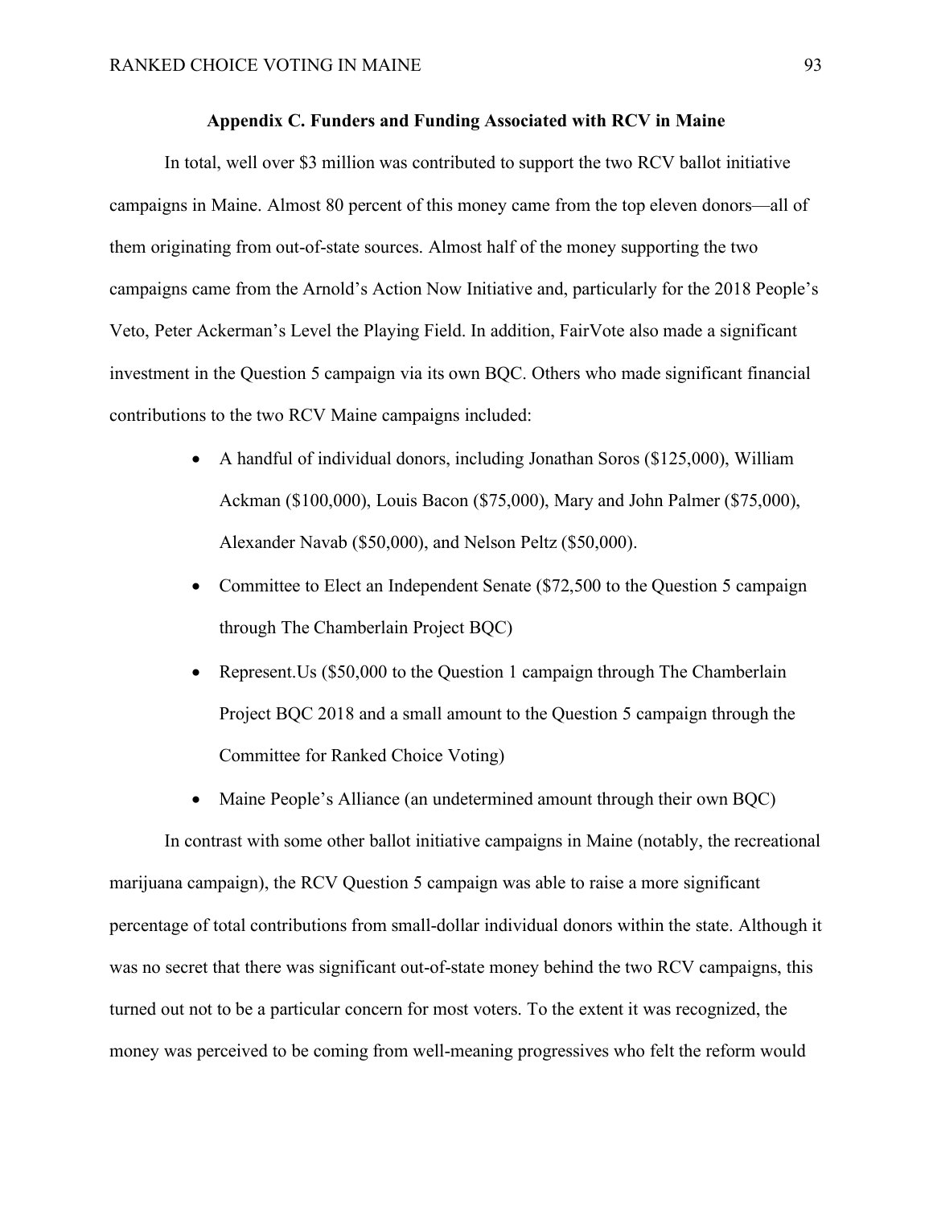## Appendix C. Funders and Funding Associated with RCV in Maine

In total, well over $3 million was contributed to support the two RCV ballot initiative campaigns in Maine. Almost 80 percent of this money came from the top eleven donors—all of them originating from out-of-state sources. Almost half of the money supporting the two campaigns came from the Arnold's Action Now Initiative and, particularly for the 2018 People's Veto, Peter Ackerman's Level the Playing Field. In addition, FairVote also made a significant investment in the Question 5 campaign via its own BQC. Others who made significant financial contributions to the two RCV Maine campaigns included:

- A handful of individual donors, including Jonathan Soros ($125,000), William Ackman ($100,000), Louis Bacon ($75,000), Mary and John Palmer ($75,000), Alexander Navab ($50,000), and Nelson Peltz ($50,000).
- Committee to Elect an Independent Senate ($72,500 to the Question 5 campaign through The Chamberlain Project BQC)
- Represent.Us ($50,000 to the Question 1 campaign through The Chamberlain Project BQC 2018 and a small amount to the Question 5 campaign through the Committee for Ranked Choice Voting)
- Maine People's Alliance (an undetermined amount through their own BQC)

In contrast with some other ballot initiative campaigns in Maine (notably, the recreational marijuana campaign), the RCV Question 5 campaign was able to raise a more significant percentage of total contributions from small-dollar individual donors within the state. Although it was no secret that there was significant out-of-state money behind the two RCV campaigns, this turned out not to be a particular concern for most voters. To the extent it was recognized, the money was perceived to be coming from well-meaning progressives who felt the reform would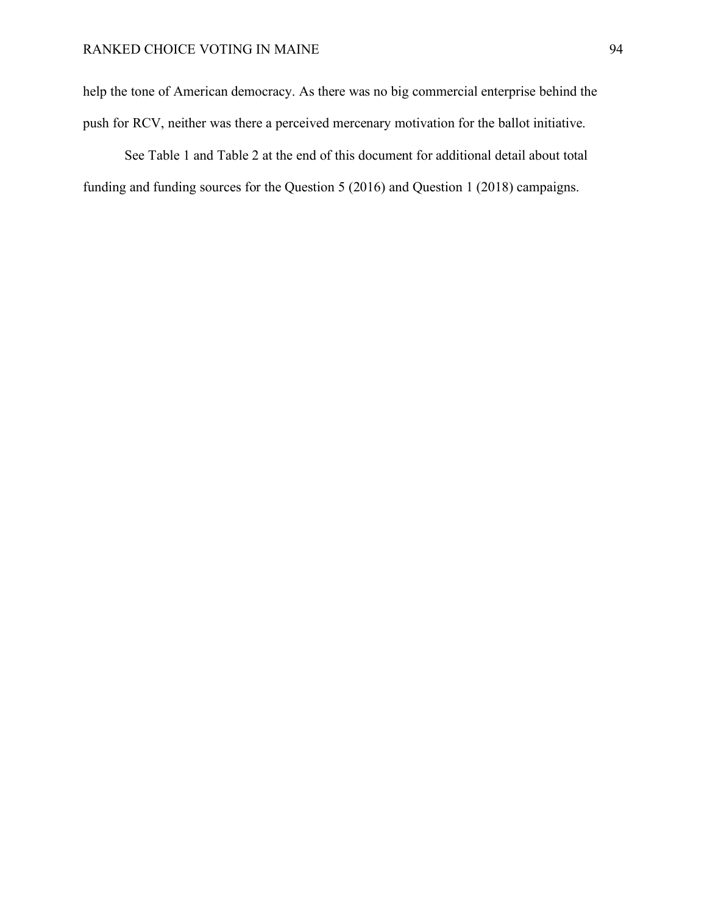help the tone of American democracy. As there was no big commercial enterprise behind the push for RCV, neither was there a perceived mercenary motivation for the ballot initiative.

See Table 1 and Table 2 at the end of this document for additional detail about total funding and funding sources for the Question 5 (2016) and Question 1 (2018) campaigns.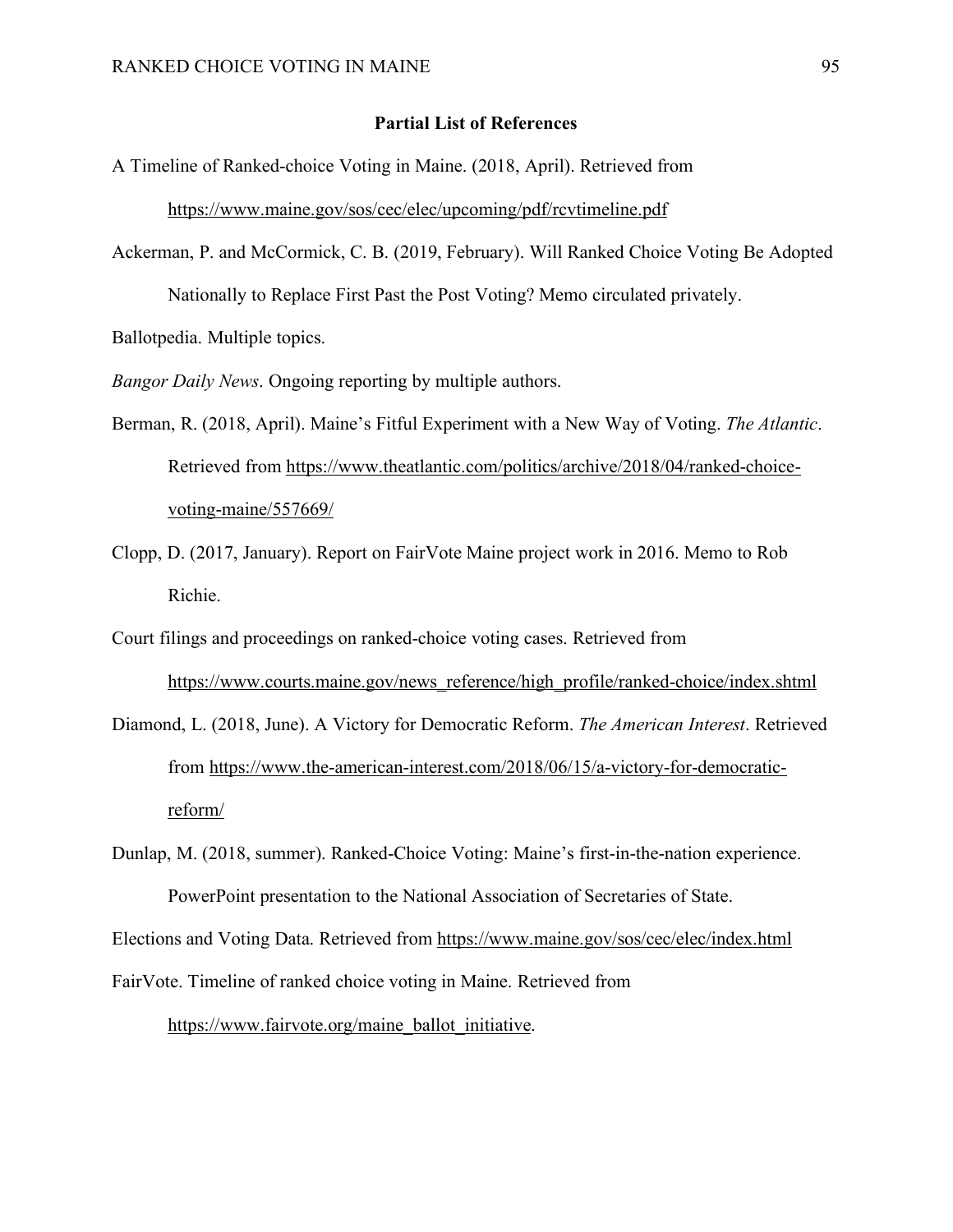**Partial List of References**

A Timeline of Ranked-choice Voting in Maine. (2018, April). Retrieved from https://www.maine.gov/sos/cec/elec/upcoming/pdf/rcvtimeline.pdf

Ackerman, P. and McCormick, C. B. (2019, February). Will Ranked Choice Voting Be Adopted Nationally to Replace First Past the Post Voting? Memo circulated privately.

Ballotpedia. Multiple topics.

*Bangor Daily News*. Ongoing reporting by multiple authors.

Berman, R. (2018, April). Maine's Fitful Experiment with a New Way of Voting. *The Atlantic*. Retrieved from https://www.theatlantic.com/politics/archive/2018/04/ranked-choice-voting-maine/557669/

Clopp, D. (2017, January). Report on FairVote Maine project work in 2016. Memo to Rob Richie.

Court filings and proceedings on ranked-choice voting cases. Retrieved from https://www.courts.maine.gov/news_reference/high_profile/ranked-choice/index.shtml

Diamond, L. (2018, June). A Victory for Democratic Reform. *The American Interest*. Retrieved from https://www.the-american-interest.com/2018/06/15/a-victory-for-democratic-reform/

Dunlap, M. (2018, summer). Ranked-Choice Voting: Maine's first-in-the-nation experience. PowerPoint presentation to the National Association of Secretaries of State.

Elections and Voting Data. Retrieved from https://www.maine.gov/sos/cec/elec/index.html

FairVote. Timeline of ranked choice voting in Maine. Retrieved from https://www.fairvote.org/maine_ballot_initiative.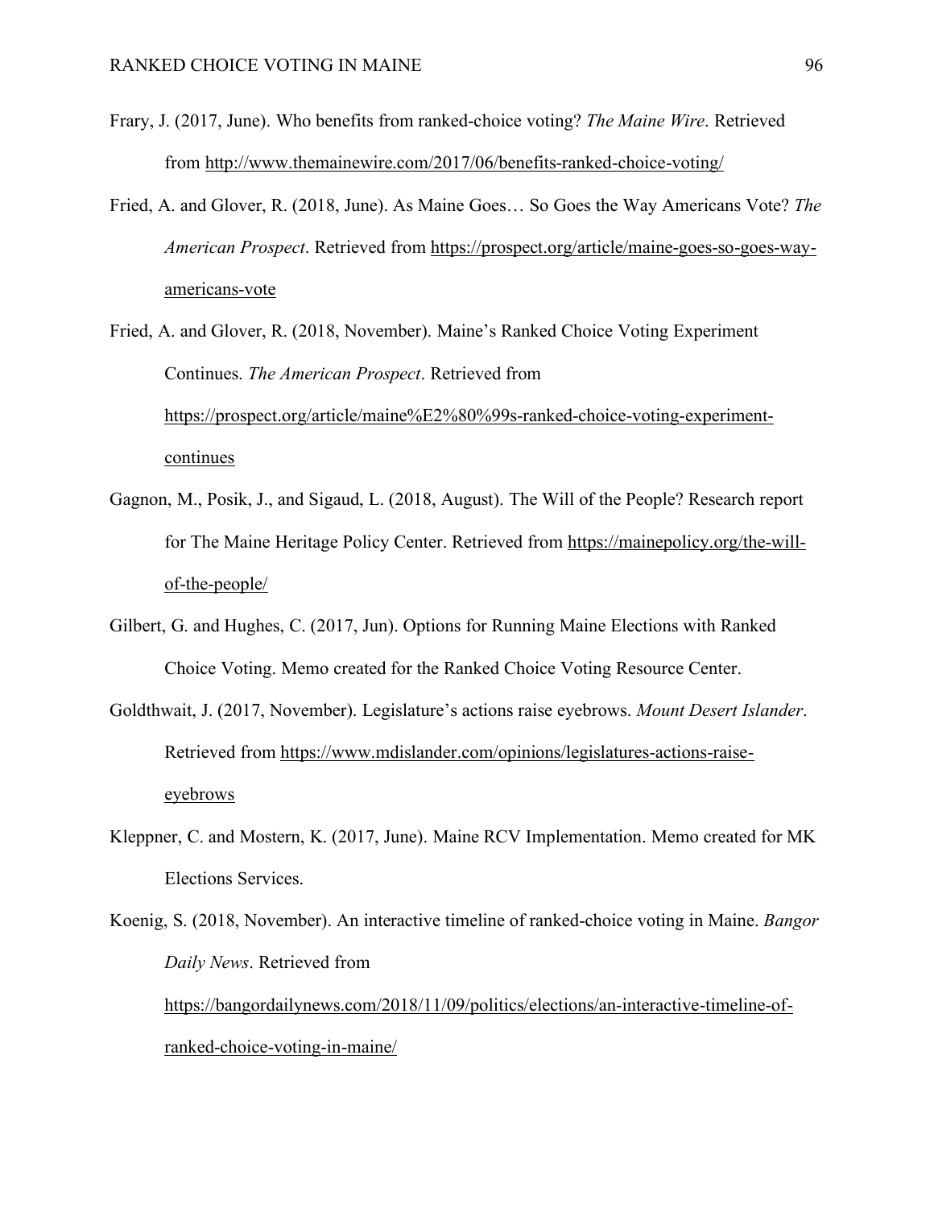Frary, J. (2017, June). Who benefits from ranked-choice voting? *The Maine Wire*. Retrieved from http://www.themainewire.com/2017/06/benefits-ranked-choice-voting/

Fried, A. and Glover, R. (2018, June). As Maine Goes… So Goes the Way Americans Vote? *The American Prospect*. Retrieved from https://prospect.org/article/maine-goes-so-goes-way-americans-vote

Fried, A. and Glover, R. (2018, November). Maine's Ranked Choice Voting Experiment Continues. *The American Prospect*. Retrieved from https://prospect.org/article/maine%E2%80%99s-ranked-choice-voting-experiment-continues

Gagnon, M., Posik, J., and Sigaud, L. (2018, August). The Will of the People? Research report for The Maine Heritage Policy Center. Retrieved from https://mainepolicy.org/the-will-of-the-people/

Gilbert, G. and Hughes, C. (2017, Jun). Options for Running Maine Elections with Ranked Choice Voting. Memo created for the Ranked Choice Voting Resource Center.

Goldthwait, J. (2017, November). Legislature's actions raise eyebrows. *Mount Desert Islander*. Retrieved from https://www.mdislander.com/opinions/legislatures-actions-raise-eyebrows

Kleppner, C. and Mostern, K. (2017, June). Maine RCV Implementation. Memo created for MK Elections Services.

Koenig, S. (2018, November). An interactive timeline of ranked-choice voting in Maine. *Bangor Daily News*. Retrieved from https://bangordailynews.com/2018/11/09/politics/elections/an-interactive-timeline-of-ranked-choice-voting-in-maine/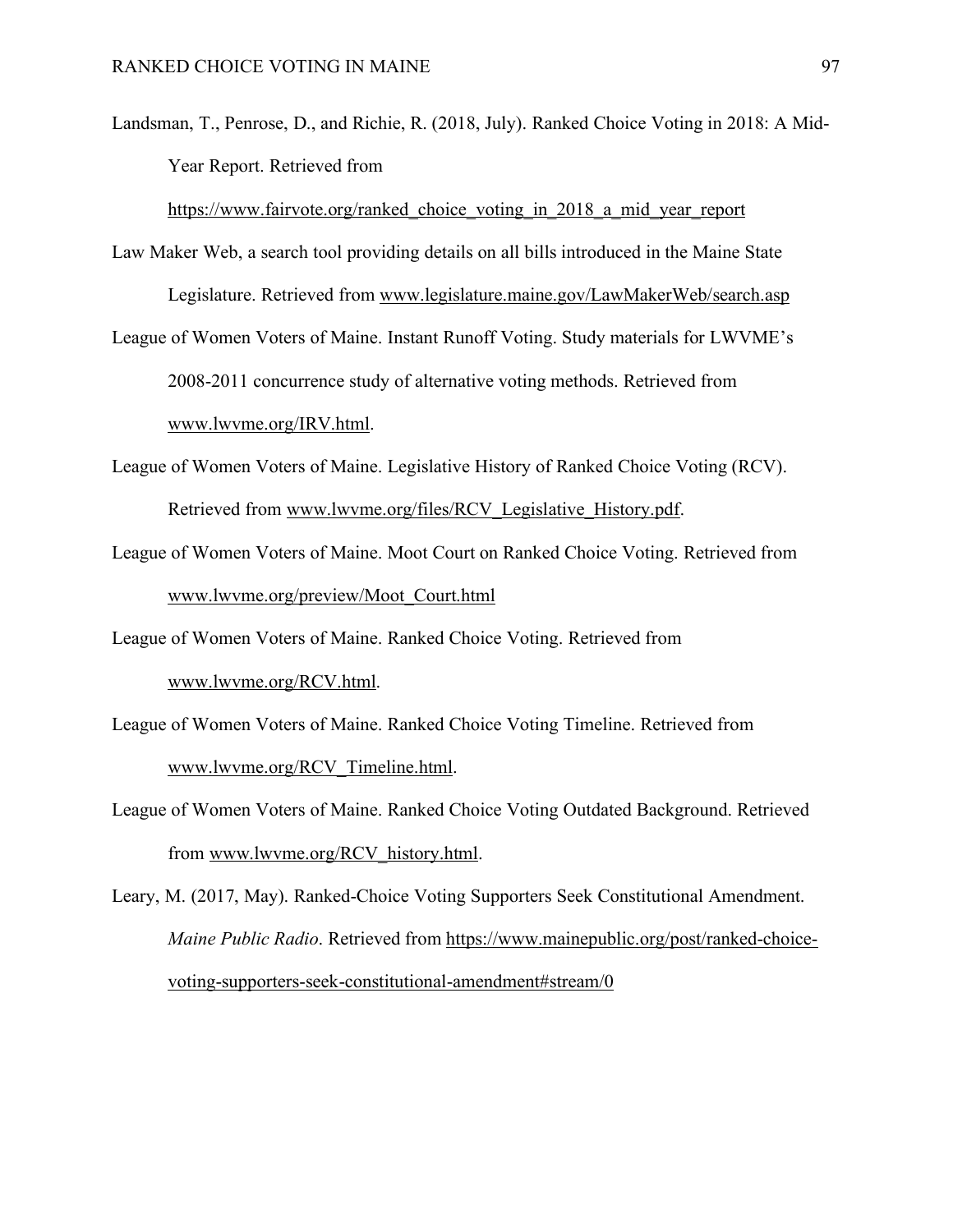Landsman, T., Penrose, D., and Richie, R. (2018, July). Ranked Choice Voting in 2018: A Mid-Year Report. Retrieved from https://www.fairvote.org/ranked_choice_voting_in_2018_a_mid_year_report

Law Maker Web, a search tool providing details on all bills introduced in the Maine State Legislature. Retrieved from www.legislature.maine.gov/LawMakerWeb/search.asp

League of Women Voters of Maine. Instant Runoff Voting. Study materials for LWVME's 2008-2011 concurrence study of alternative voting methods. Retrieved from www.lwvme.org/IRV.html.

League of Women Voters of Maine. Legislative History of Ranked Choice Voting (RCV). Retrieved from www.lwvme.org/files/RCV_Legislative_History.pdf.

League of Women Voters of Maine. Moot Court on Ranked Choice Voting. Retrieved from www.lwvme.org/preview/Moot_Court.html

League of Women Voters of Maine. Ranked Choice Voting. Retrieved from www.lwvme.org/RCV.html.

League of Women Voters of Maine. Ranked Choice Voting Timeline. Retrieved from www.lwvme.org/RCV_Timeline.html.

League of Women Voters of Maine. Ranked Choice Voting Outdated Background. Retrieved from www.lwvme.org/RCV_history.html.

Leary, M. (2017, May). Ranked-Choice Voting Supporters Seek Constitutional Amendment. *Maine Public Radio*. Retrieved from https://www.mainepublic.org/post/ranked-choice-voting-supporters-seek-constitutional-amendment#stream/0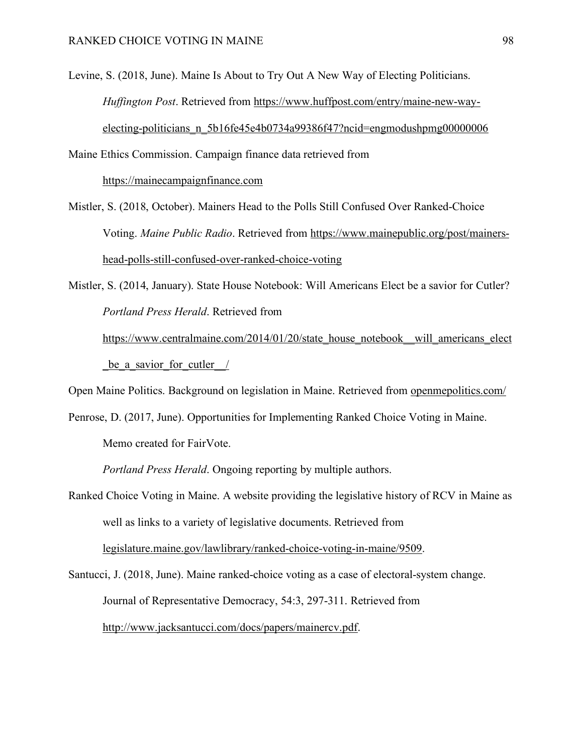Levine, S. (2018, June). Maine Is About to Try Out A New Way of Electing Politicians. *Huffington Post*. Retrieved from https://www.huffpost.com/entry/maine-new-way-electing-politicians_n_5b16fe45e4b0734a99386f47?ncid=engmodushpmg00000006

Maine Ethics Commission. Campaign finance data retrieved from https://mainecampaignfinance.com

Mistler, S. (2018, October). Mainers Head to the Polls Still Confused Over Ranked-Choice Voting. *Maine Public Radio*. Retrieved from https://www.mainepublic.org/post/mainers-head-polls-still-confused-over-ranked-choice-voting

Mistler, S. (2014, January). State House Notebook: Will Americans Elect be a savior for Cutler? *Portland Press Herald*. Retrieved from https://www.centralmaine.com/2014/01/20/state_house_notebook__will_americans_elect_be_a_savior_for_cutler__/

Open Maine Politics. Background on legislation in Maine. Retrieved from openmepolitics.com/

Penrose, D. (2017, June). Opportunities for Implementing Ranked Choice Voting in Maine. Memo created for FairVote.

*Portland Press Herald*. Ongoing reporting by multiple authors.

Ranked Choice Voting in Maine. A website providing the legislative history of RCV in Maine as well as links to a variety of legislative documents. Retrieved from legislature.maine.gov/lawlibrary/ranked-choice-voting-in-maine/9509.

Santucci, J. (2018, June). Maine ranked-choice voting as a case of electoral-system change. Journal of Representative Democracy, 54:3, 297-311. Retrieved from http://www.jacksantucci.com/docs/papers/mainercv.pdf.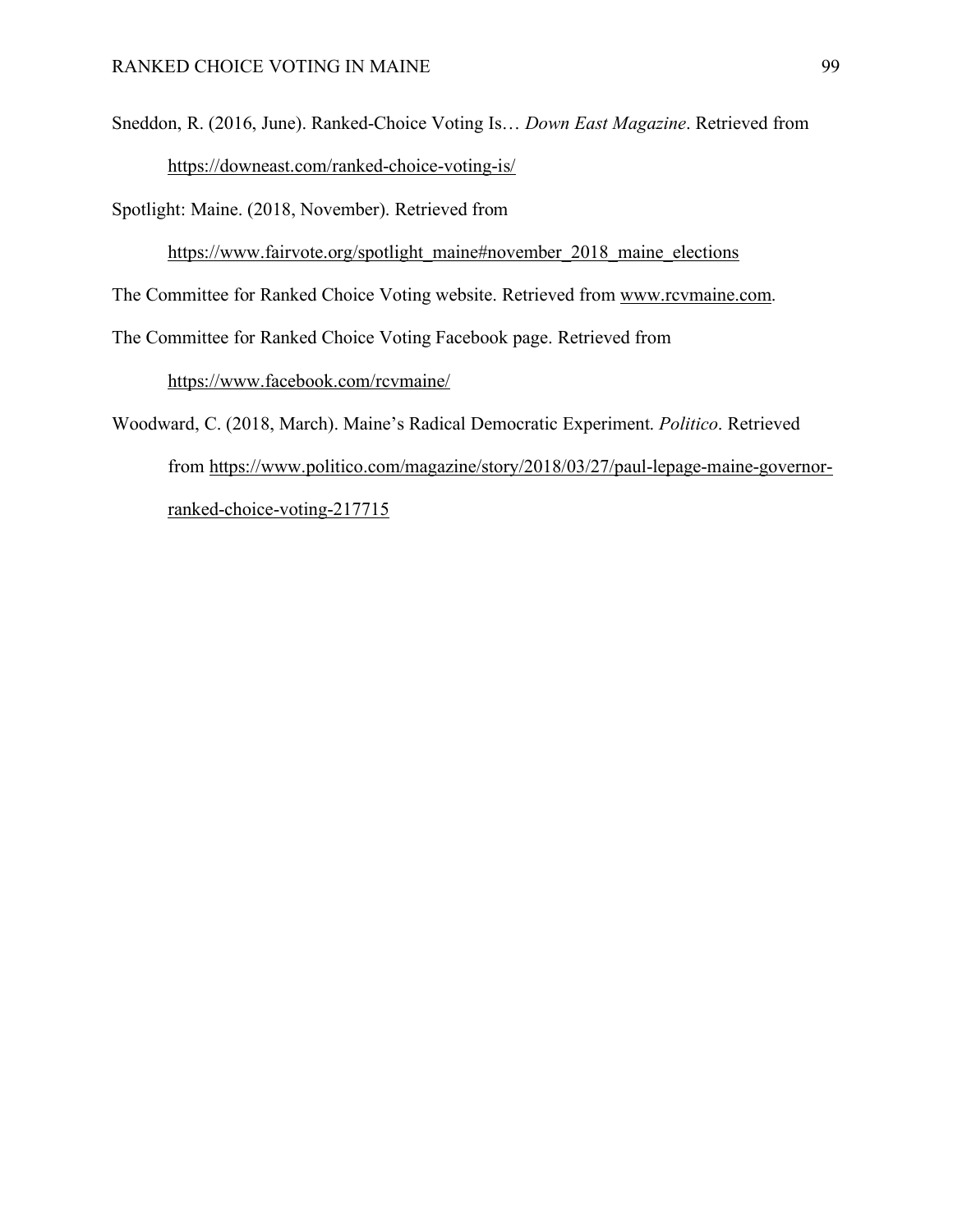Sneddon, R. (2016, June). Ranked-Choice Voting Is… *Down East Magazine*. Retrieved from https://downeast.com/ranked-choice-voting-is/

Spotlight: Maine. (2018, November). Retrieved from https://www.fairvote.org/spotlight_maine#november_2018_maine_elections

The Committee for Ranked Choice Voting website. Retrieved from www.rcvmaine.com.

The Committee for Ranked Choice Voting Facebook page. Retrieved from https://www.facebook.com/rcvmaine/

Woodward, C. (2018, March). Maine's Radical Democratic Experiment. *Politico*. Retrieved from https://www.politico.com/magazine/story/2018/03/27/paul-lepage-maine-governor-ranked-choice-voting-217715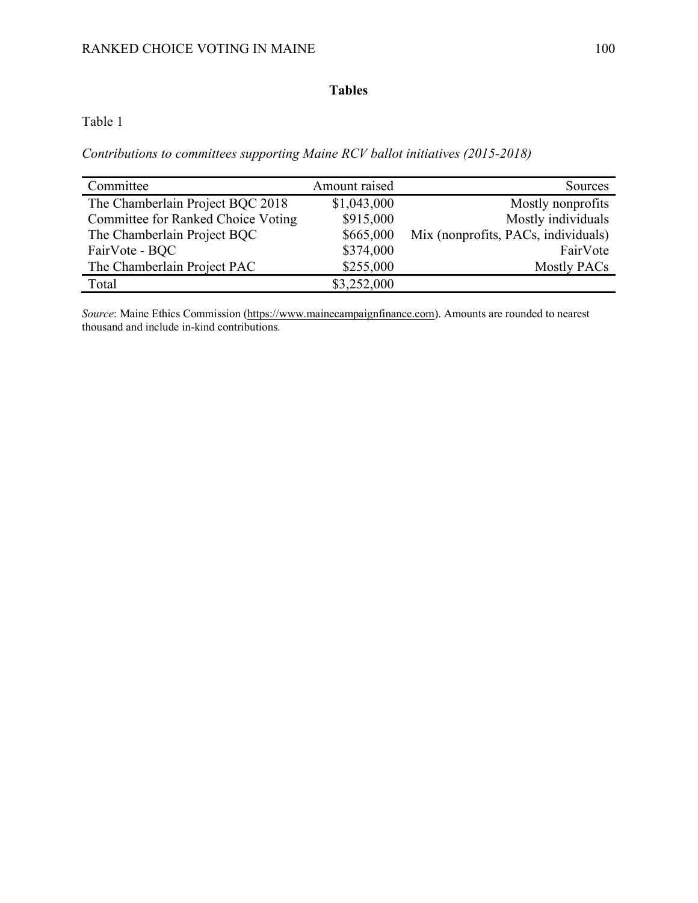## Tables

Table 1

*Contributions to committees supporting Maine RCV ballot initiatives (2015-2018)*

| Committee | Amount raised | Sources |
|---|---:|---:|
| The Chamberlain Project BQC 2018 | $1,043,000 | Mostly nonprofits |
| Committee for Ranked Choice Voting | $915,000 | Mostly individuals |
| The Chamberlain Project BQC | $665,000 | Mix (nonprofits, PACs, individuals) |
| FairVote - BQC | $374,000 | FairVote |
| The Chamberlain Project PAC | $255,000 | Mostly PACs |
| Total | $3,252,000 | |

*Source*: Maine Ethics Commission (https://www.mainecampaignfinance.com). Amounts are rounded to nearest thousand and include in-kind contributions.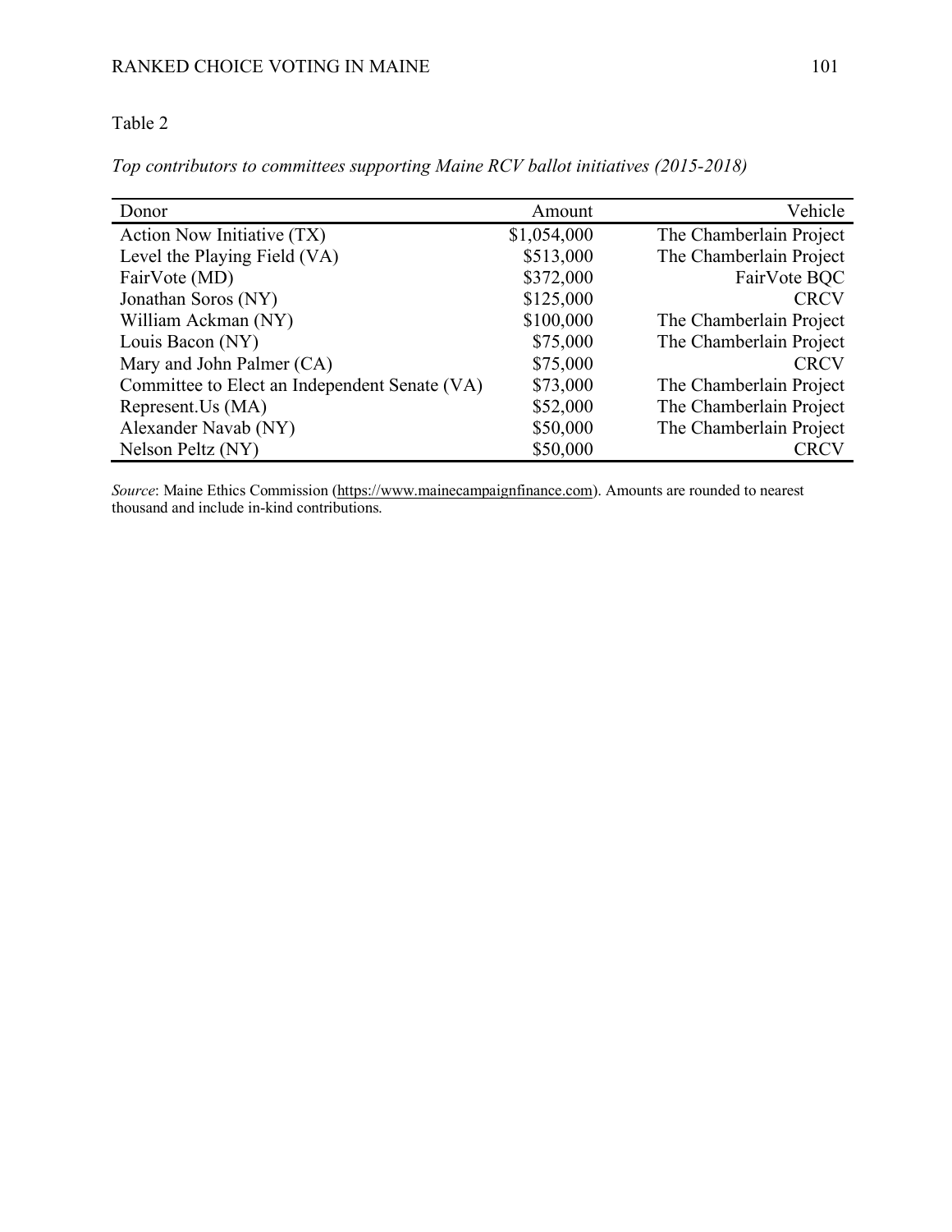Table 2

*Top contributors to committees supporting Maine RCV ballot initiatives (2015-2018)*

| Donor | Amount | Vehicle |
| --- | ---: | ---: |
| Action Now Initiative (TX) | $1,054,000 | The Chamberlain Project |
| Level the Playing Field (VA) | $513,000 | The Chamberlain Project |
| FairVote (MD) | $372,000 | FairVote BQC |
| Jonathan Soros (NY) | $125,000 | CRCV |
| William Ackman (NY) | $100,000 | The Chamberlain Project |
| Louis Bacon (NY) | $75,000 | The Chamberlain Project |
| Mary and John Palmer (CA) | $75,000 | CRCV |
| Committee to Elect an Independent Senate (VA) | $73,000 | The Chamberlain Project |
| Represent.Us (MA) | $52,000 | The Chamberlain Project |
| Alexander Navab (NY) | $50,000 | The Chamberlain Project |
| Nelson Peltz (NY) | $50,000 | CRCV |

*Source*: Maine Ethics Commission (https://www.mainecampaignfinance.com). Amounts are rounded to nearest thousand and include in-kind contributions.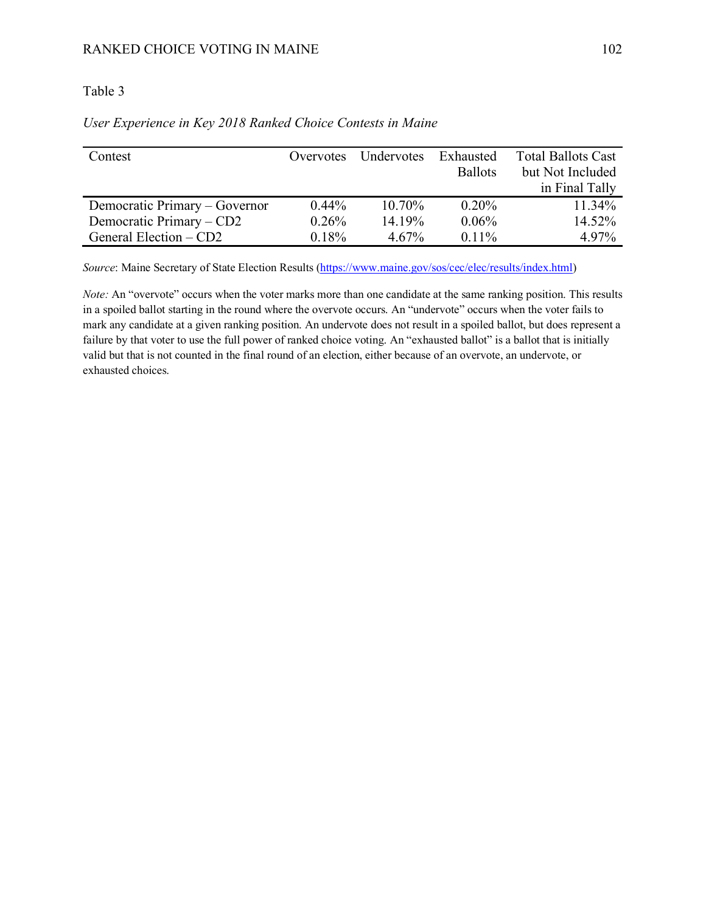Table 3

*User Experience in Key 2018 Ranked Choice Contests in Maine*

| Contest | Overvotes | Undervotes | Exhausted Ballots | Total Ballots Cast but Not Included in Final Tally |
|---|---|---|---|---|
| Democratic Primary – Governor | 0.44% | 10.70% | 0.20% | 11.34% |
| Democratic Primary – CD2 | 0.26% | 14.19% | 0.06% | 14.52% |
| General Election – CD2 | 0.18% | 4.67% | 0.11% | 4.97% |

*Source*: Maine Secretary of State Election Results (https://www.maine.gov/sos/cec/elec/results/index.html)

*Note:* An "overvote" occurs when the voter marks more than one candidate at the same ranking position. This results in a spoiled ballot starting in the round where the overvote occurs. An "undervote" occurs when the voter fails to mark any candidate at a given ranking position. An undervote does not result in a spoiled ballot, but does represent a failure by that voter to use the full power of ranked choice voting. An "exhausted ballot" is a ballot that is initially valid but that is not counted in the final round of an election, either because of an overvote, an undervote, or exhausted choices.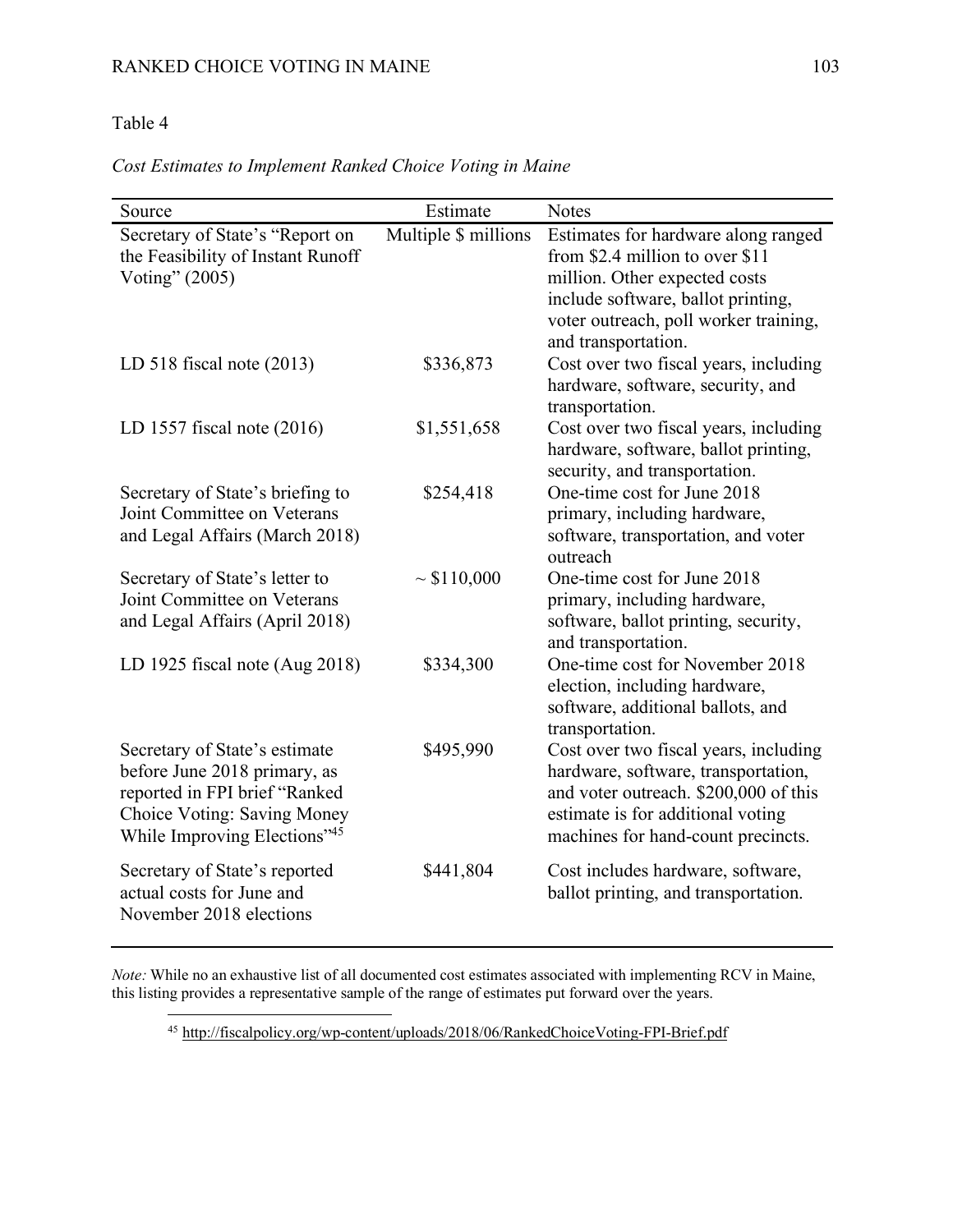Table 4

*Cost Estimates to Implement Ranked Choice Voting in Maine*

| Source | Estimate | Notes |
|---|---|---|
| Secretary of State's "Report on the Feasibility of Instant Runoff Voting" (2005) | Multiple $ millions | Estimates for hardware along ranged from $2.4 million to over $11 million. Other expected costs include software, ballot printing, voter outreach, poll worker training, and transportation. |
| LD 518 fiscal note (2013) | $336,873 | Cost over two fiscal years, including hardware, software, security, and transportation. |
| LD 1557 fiscal note (2016) | $1,551,658 | Cost over two fiscal years, including hardware, software, ballot printing, security, and transportation. |
| Secretary of State's briefing to Joint Committee on Veterans and Legal Affairs (March 2018) | $254,418 | One-time cost for June 2018 primary, including hardware, software, transportation, and voter outreach |
| Secretary of State's letter to Joint Committee on Veterans and Legal Affairs (April 2018) | ~ $110,000 | One-time cost for June 2018 primary, including hardware, software, ballot printing, security, and transportation. |
| LD 1925 fiscal note (Aug 2018) | $334,300 | One-time cost for November 2018 election, including hardware, software, additional ballots, and transportation. |
| Secretary of State's estimate before June 2018 primary, as reported in FPI brief "Ranked Choice Voting: Saving Money While Improving Elections"[45] | $495,990 | Cost over two fiscal years, including hardware, software, transportation, and voter outreach. $200,000 of this estimate is for additional voting machines for hand-count precincts. |
| Secretary of State's reported actual costs for June and November 2018 elections | $441,804 | Cost includes hardware, software, ballot printing, and transportation. |

*Note:* While no an exhaustive list of all documented cost estimates associated with implementing RCV in Maine, this listing provides a representative sample of the range of estimates put forward over the years.

[45] http://fiscalpolicy.org/wp-content/uploads/2018/06/RankedChoiceVoting-FPI-Brief.pdf